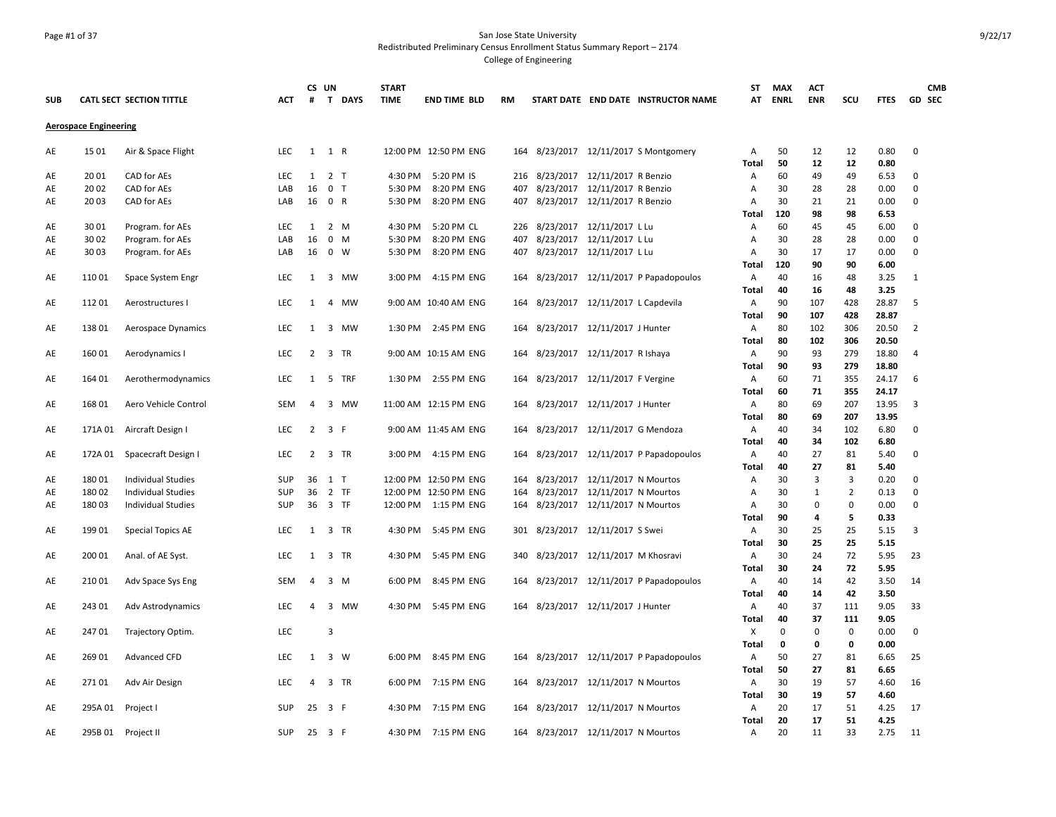San Jose State University
Redistributed Preliminary Census Enrollment Status Summary Report – 2174
College of Engineering

9/22/17

| SUB | CATL SECT | SECTION TITTLE | ACT | CS # | UN T | DAYS | START TIME | END TIME | BLD | RM | START DATE | END DATE | INSTRUCTOR NAME | ST AT | MAX ENRL | ACT ENR | SCU | FTES | GD | CMB SEC |
|---|---|---|---|---|---|---|---|---|---|---|---|---|---|---|---|---|---|---|---|---|
| **Aerospace Engineering** | | | | | | | | | | | | | | | | | | | | |
| AE | 15 01 | Air & Space Flight | LEC | 1 | 1 | R | 12:00 PM | 12:50 PM | ENG | 164 | 8/23/2017 | 12/11/2017 | S Montgomery | A | 50 | 12 | 12 | 0.80 | 0 | |
| | | | | | | | | | | | | | | **Total** | **50** | **12** | **12** | **0.80** | | |
| AE | 20 01 | CAD for AEs | LEC | 1 | 2 | T | 4:30 PM | 5:20 PM | IS | 216 | 8/23/2017 | 12/11/2017 | R Benzio | A | 60 | 49 | 49 | 6.53 | 0 | |
| AE | 20 02 | CAD for AEs | LAB | 16 | 0 | T | 5:30 PM | 8:20 PM | ENG | 407 | 8/23/2017 | 12/11/2017 | R Benzio | A | 30 | 28 | 28 | 0.00 | 0 | |
| AE | 20 03 | CAD for AEs | LAB | 16 | 0 | R | 5:30 PM | 8:20 PM | ENG | 407 | 8/23/2017 | 12/11/2017 | R Benzio | A | 30 | 21 | 21 | 0.00 | 0 | |
| | | | | | | | | | | | | | | **Total** | **120** | **98** | **98** | **6.53** | | |
| AE | 30 01 | Program. for AEs | LEC | 1 | 2 | M | 4:30 PM | 5:20 PM | CL | 226 | 8/23/2017 | 12/11/2017 | L Lu | A | 60 | 45 | 45 | 6.00 | 0 | |
| AE | 30 02 | Program. for AEs | LAB | 16 | 0 | M | 5:30 PM | 8:20 PM | ENG | 407 | 8/23/2017 | 12/11/2017 | L Lu | A | 30 | 28 | 28 | 0.00 | 0 | |
| AE | 30 03 | Program. for AEs | LAB | 16 | 0 | W | 5:30 PM | 8:20 PM | ENG | 407 | 8/23/2017 | 12/11/2017 | L Lu | A | 30 | 17 | 17 | 0.00 | 0 | |
| | | | | | | | | | | | | | | **Total** | **120** | **90** | **90** | **6.00** | | |
| AE | 110 01 | Space System Engr | LEC | 1 | 3 | MW | 3:00 PM | 4:15 PM | ENG | 164 | 8/23/2017 | 12/11/2017 | P Papadopoulos | A | 40 | 16 | 48 | 3.25 | 1 | |
| | | | | | | | | | | | | | | **Total** | **40** | **16** | **48** | **3.25** | | |
| AE | 112 01 | Aerostructures I | LEC | 1 | 4 | MW | 9:00 AM | 10:40 AM | ENG | 164 | 8/23/2017 | 12/11/2017 | L Capdevila | A | 90 | 107 | 428 | 28.87 | 5 | |
| | | | | | | | | | | | | | | **Total** | **90** | **107** | **428** | **28.87** | | |
| AE | 138 01 | Aerospace Dynamics | LEC | 1 | 3 | MW | 1:30 PM | 2:45 PM | ENG | 164 | 8/23/2017 | 12/11/2017 | J Hunter | A | 80 | 102 | 306 | 20.50 | 2 | |
| | | | | | | | | | | | | | | **Total** | **80** | **102** | **306** | **20.50** | | |
| AE | 160 01 | Aerodynamics I | LEC | 2 | 3 | TR | 9:00 AM | 10:15 AM | ENG | 164 | 8/23/2017 | 12/11/2017 | R Ishaya | A | 90 | 93 | 279 | 18.80 | 4 | |
| | | | | | | | | | | | | | | **Total** | **90** | **93** | **279** | **18.80** | | |
| AE | 164 01 | Aerothermodynamics | LEC | 1 | 5 | TRF | 1:30 PM | 2:55 PM | ENG | 164 | 8/23/2017 | 12/11/2017 | F Vergine | A | 60 | 71 | 355 | 24.17 | 6 | |
| | | | | | | | | | | | | | | **Total** | **60** | **71** | **355** | **24.17** | | |
| AE | 168 01 | Aero Vehicle Control | SEM | 4 | 3 | MW | 11:00 AM | 12:15 PM | ENG | 164 | 8/23/2017 | 12/11/2017 | J Hunter | A | 80 | 69 | 207 | 13.95 | 3 | |
| | | | | | | | | | | | | | | **Total** | **80** | **69** | **207** | **13.95** | | |
| AE | 171A 01 | Aircraft Design I | LEC | 2 | 3 | F | 9:00 AM | 11:45 AM | ENG | 164 | 8/23/2017 | 12/11/2017 | G Mendoza | A | 40 | 34 | 102 | 6.80 | 0 | |
| | | | | | | | | | | | | | | **Total** | **40** | **34** | **102** | **6.80** | | |
| AE | 172A 01 | Spacecraft Design I | LEC | 2 | 3 | TR | 3:00 PM | 4:15 PM | ENG | 164 | 8/23/2017 | 12/11/2017 | P Papadopoulos | A | 40 | 27 | 81 | 5.40 | 0 | |
| | | | | | | | | | | | | | | **Total** | **40** | **27** | **81** | **5.40** | | |
| AE | 180 01 | Individual Studies | SUP | 36 | 1 | T | 12:00 PM | 12:50 PM | ENG | 164 | 8/23/2017 | 12/11/2017 | N Mourtos | A | 30 | 3 | 3 | 0.20 | 0 | |
| AE | 180 02 | Individual Studies | SUP | 36 | 2 | TF | 12:00 PM | 12:50 PM | ENG | 164 | 8/23/2017 | 12/11/2017 | N Mourtos | A | 30 | 1 | 2 | 0.13 | 0 | |
| AE | 180 03 | Individual Studies | SUP | 36 | 3 | TF | 12:00 PM | 1:15 PM | ENG | 164 | 8/23/2017 | 12/11/2017 | N Mourtos | A | 30 | 0 | 0 | 0.00 | 0 | |
| | | | | | | | | | | | | | | **Total** | **90** | **4** | **5** | **0.33** | | |
| AE | 199 01 | Special Topics AE | LEC | 1 | 3 | TR | 4:30 PM | 5:45 PM | ENG | 301 | 8/23/2017 | 12/11/2017 | S Swei | A | 30 | 25 | 25 | 5.15 | 3 | |
| | | | | | | | | | | | | | | **Total** | **30** | **25** | **25** | **5.15** | | |
| AE | 200 01 | Anal. of AE Syst. | LEC | 1 | 3 | TR | 4:30 PM | 5:45 PM | ENG | 340 | 8/23/2017 | 12/11/2017 | M Khosravi | A | 30 | 24 | 72 | 5.95 | 23 | |
| | | | | | | | | | | | | | | **Total** | **30** | **24** | **72** | **5.95** | | |
| AE | 210 01 | Adv Space Sys Eng | SEM | 4 | 3 | M | 6:00 PM | 8:45 PM | ENG | 164 | 8/23/2017 | 12/11/2017 | P Papadopoulos | A | 40 | 14 | 42 | 3.50 | 14 | |
| | | | | | | | | | | | | | | **Total** | **40** | **14** | **42** | **3.50** | | |
| AE | 243 01 | Adv Astrodynamics | LEC | 4 | 3 | MW | 4:30 PM | 5:45 PM | ENG | 164 | 8/23/2017 | 12/11/2017 | J Hunter | A | 40 | 37 | 111 | 9.05 | 33 | |
| | | | | | | | | | | | | | | **Total** | **40** | **37** | **111** | **9.05** | | |
| AE | 247 01 | Trajectory Optim. | LEC | | 3 | | | | | | | | | X | 0 | 0 | 0 | 0.00 | 0 | |
| | | | | | | | | | | | | | | **Total** | **0** | **0** | **0** | **0.00** | | |
| AE | 269 01 | Advanced CFD | LEC | 1 | 3 | W | 6:00 PM | 8:45 PM | ENG | 164 | 8/23/2017 | 12/11/2017 | P Papadopoulos | A | 50 | 27 | 81 | 6.65 | 25 | |
| | | | | | | | | | | | | | | **Total** | **50** | **27** | **81** | **6.65** | | |
| AE | 271 01 | Adv Air Design | LEC | 4 | 3 | TR | 6:00 PM | 7:15 PM | ENG | 164 | 8/23/2017 | 12/11/2017 | N Mourtos | A | 30 | 19 | 57 | 4.60 | 16 | |
| | | | | | | | | | | | | | | **Total** | **30** | **19** | **57** | **4.60** | | |
| AE | 295A 01 | Project I | SUP | 25 | 3 | F | 4:30 PM | 7:15 PM | ENG | 164 | 8/23/2017 | 12/11/2017 | N Mourtos | A | 20 | 17 | 51 | 4.25 | 17 | |
| | | | | | | | | | | | | | | **Total** | **20** | **17** | **51** | **4.25** | | |
| AE | 295B 01 | Project II | SUP | 25 | 3 | F | 4:30 PM | 7:15 PM | ENG | 164 | 8/23/2017 | 12/11/2017 | N Mourtos | A | 20 | 11 | 33 | 2.75 | 11 | |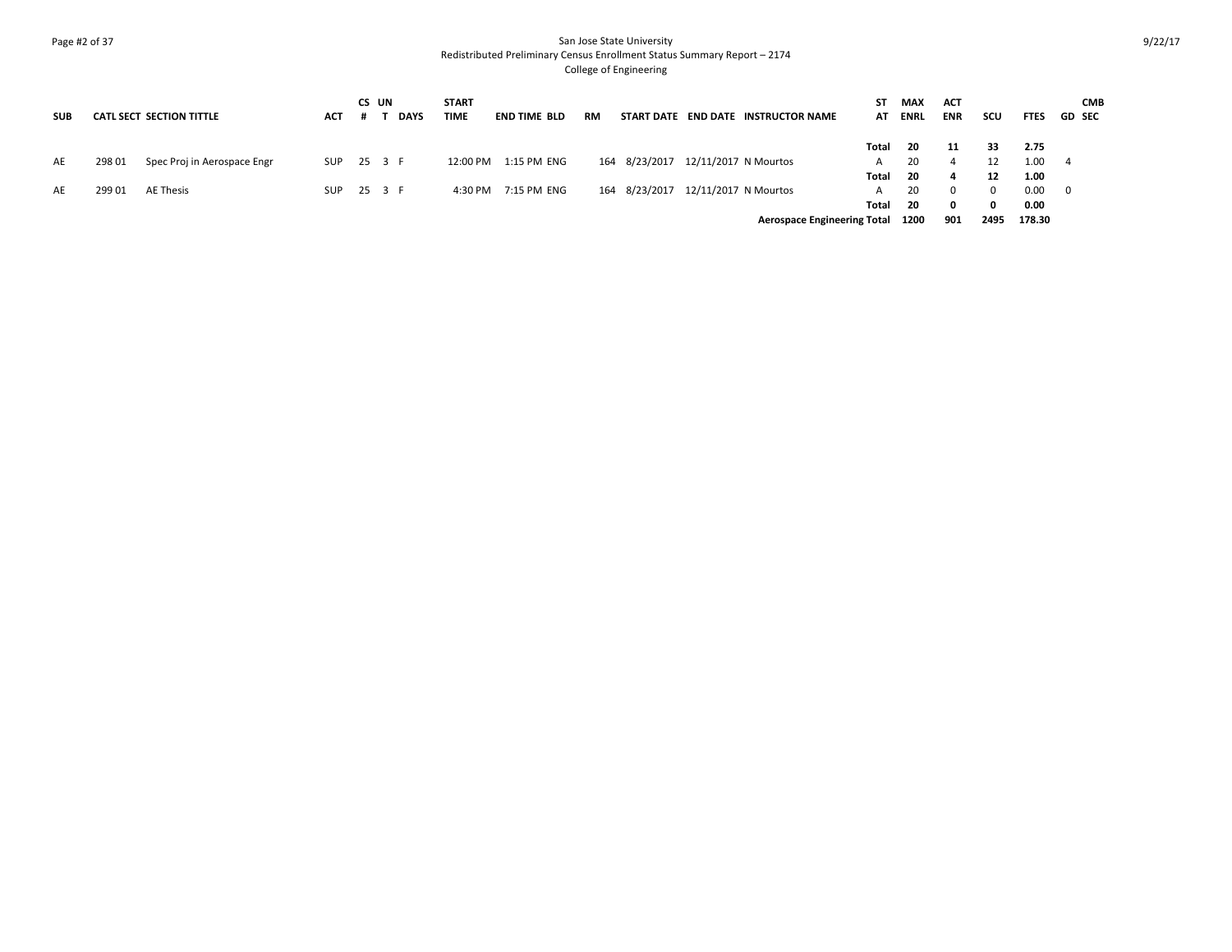# San Jose State University
## Redistributed Preliminary Census Enrollment Status Summary Report – 2174
### College of Engineering

| SUB | CATL | SECT | SECTION TITTLE | ACT | CS # | UN T | DAYS | START TIME | END TIME | BLD | RM | START DATE | END DATE | INSTRUCTOR NAME | ST AT | MAX ENRL | ACT ENR | SCU | FTES | GD | CMB SEC |
|---|---|---|---|---|---|---|---|---|---|---|---|---|---|---|---|---|---|---|---|---|---|
| | | | | | | | | | | | | | | | **Total** | **20** | **11** | **33** | **2.75** | | |
| AE | 298 | 01 | Spec Proj in Aerospace Engr | SUP | 25 | 3 | F | 12:00 PM | 1:15 PM | ENG | 164 | 8/23/2017 | 12/11/2017 | N Mourtos | A | 20 | 4 | 12 | 1.00 | 4 | |
| | | | | | | | | | | | | | | | **Total** | **20** | **4** | **12** | **1.00** | | |
| AE | 299 | 01 | AE Thesis | SUP | 25 | 3 | F | 4:30 PM | 7:15 PM | ENG | 164 | 8/23/2017 | 12/11/2017 | N Mourtos | A | 20 | 0 | 0 | 0.00 | 0 | |
| | | | | | | | | | | | | | | | **Total** | **20** | **0** | **0** | **0.00** | | |
| | | | | | | | | | | | | | | **Aerospace Engineering Total** | | **1200** | **901** | **2495** | **178.30** | | |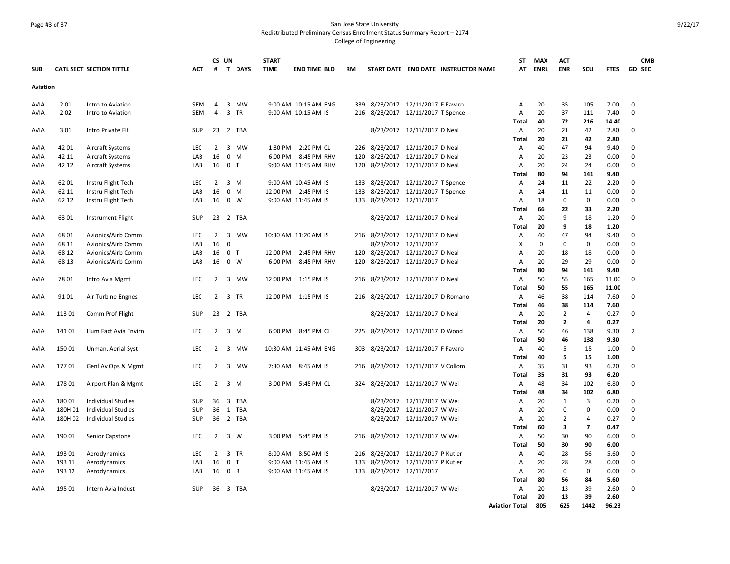San Jose State University
Redistributed Preliminary Census Enrollment Status Summary Report – 2174
College of Engineering

| SUB | CATL SECT | SECTION TITTLE | ACT | CS # | UN T | DAYS | START TIME | END TIME | BLD | RM | START DATE | END DATE | INSTRUCTOR NAME | ST AT | MAX ENRL | ACT ENR | SCU | FTES | GD | CMB SEC |
|---|---|---|---|---|---|---|---|---|---|---|---|---|---|---|---|---|---|---|---|---|
| **Aviation** | | | | | | | | | | | | | | | | | | | | |
| AVIA | 2 01 | Intro to Aviation | SEM | 4 | 3 | MW | 9:00 AM | 10:15 AM | ENG | 339 | 8/23/2017 | 12/11/2017 | F Favaro | A | 20 | 35 | 105 | 7.00 | 0 | |
| AVIA | 2 02 | Intro to Aviation | SEM | 4 | 3 | TR | 9:00 AM | 10:15 AM | IS | 216 | 8/23/2017 | 12/11/2017 | T Spence | A | 20 | 37 | 111 | 7.40 | 0 | |
| | | | | | | | | | | | | | | **Total** | **40** | **72** | **216** | **14.40** | | |
| AVIA | 3 01 | Intro Private Flt | SUP | 23 | 2 | TBA | | | | | 8/23/2017 | 12/11/2017 | D Neal | A | 20 | 21 | 42 | 2.80 | 0 | |
| | | | | | | | | | | | | | | **Total** | **20** | **21** | **42** | **2.80** | | |
| AVIA | 42 01 | Aircraft Systems | LEC | 2 | 3 | MW | 1:30 PM | 2:20 PM | CL | 226 | 8/23/2017 | 12/11/2017 | D Neal | A | 40 | 47 | 94 | 9.40 | 0 | |
| AVIA | 42 11 | Aircraft Systems | LAB | 16 | 0 | M | 6:00 PM | 8:45 PM | RHV | 120 | 8/23/2017 | 12/11/2017 | D Neal | A | 20 | 23 | 23 | 0.00 | 0 | |
| AVIA | 42 12 | Aircraft Systems | LAB | 16 | 0 | T | 9:00 AM | 11:45 AM | RHV | 120 | 8/23/2017 | 12/11/2017 | D Neal | A | 20 | 24 | 24 | 0.00 | 0 | |
| | | | | | | | | | | | | | | **Total** | **80** | **94** | **141** | **9.40** | | |
| AVIA | 62 01 | Instru Flight Tech | LEC | 2 | 3 | M | 9:00 AM | 10:45 AM | IS | 133 | 8/23/2017 | 12/11/2017 | T Spence | A | 24 | 11 | 22 | 2.20 | 0 | |
| AVIA | 62 11 | Instru Flight Tech | LAB | 16 | 0 | M | 12:00 PM | 2:45 PM | IS | 133 | 8/23/2017 | 12/11/2017 | T Spence | A | 24 | 11 | 11 | 0.00 | 0 | |
| AVIA | 62 12 | Instru Flight Tech | LAB | 16 | 0 | W | 9:00 AM | 11:45 AM | IS | 133 | 8/23/2017 | 12/11/2017 | | A | 18 | 0 | 0 | 0.00 | 0 | |
| | | | | | | | | | | | | | | **Total** | **66** | **22** | **33** | **2.20** | | |
| AVIA | 63 01 | Instrument Flight | SUP | 23 | 2 | TBA | | | | | 8/23/2017 | 12/11/2017 | D Neal | A | 20 | 9 | 18 | 1.20 | 0 | |
| | | | | | | | | | | | | | | **Total** | **20** | **9** | **18** | **1.20** | | |
| AVIA | 68 01 | Avionics/Airb Comm | LEC | 2 | 3 | MW | 10:30 AM | 11:20 AM | IS | 216 | 8/23/2017 | 12/11/2017 | D Neal | A | 40 | 47 | 94 | 9.40 | 0 | |
| AVIA | 68 11 | Avionics/Airb Comm | LAB | 16 | 0 | | | | | | 8/23/2017 | 12/11/2017 | | X | 0 | 0 | 0 | 0.00 | 0 | |
| AVIA | 68 12 | Avionics/Airb Comm | LAB | 16 | 0 | T | 12:00 PM | 2:45 PM | RHV | 120 | 8/23/2017 | 12/11/2017 | D Neal | A | 20 | 18 | 18 | 0.00 | 0 | |
| AVIA | 68 13 | Avionics/Airb Comm | LAB | 16 | 0 | W | 6:00 PM | 8:45 PM | RHV | 120 | 8/23/2017 | 12/11/2017 | D Neal | A | 20 | 29 | 29 | 0.00 | 0 | |
| | | | | | | | | | | | | | | **Total** | **80** | **94** | **141** | **9.40** | | |
| AVIA | 78 01 | Intro Avia Mgmt | LEC | 2 | 3 | MW | 12:00 PM | 1:15 PM | IS | 216 | 8/23/2017 | 12/11/2017 | D Neal | A | 50 | 55 | 165 | 11.00 | 0 | |
| | | | | | | | | | | | | | | **Total** | **50** | **55** | **165** | **11.00** | | |
| AVIA | 91 01 | Air Turbine Engnes | LEC | 2 | 3 | TR | 12:00 PM | 1:15 PM | IS | 216 | 8/23/2017 | 12/11/2017 | D Romano | A | 46 | 38 | 114 | 7.60 | 0 | |
| | | | | | | | | | | | | | | **Total** | **46** | **38** | **114** | **7.60** | | |
| AVIA | 113 01 | Comm Prof Flight | SUP | 23 | 2 | TBA | | | | | 8/23/2017 | 12/11/2017 | D Neal | A | 20 | 2 | 4 | 0.27 | 0 | |
| | | | | | | | | | | | | | | **Total** | **20** | **2** | **4** | **0.27** | | |
| AVIA | 141 01 | Hum Fact Avia Envirn | LEC | 2 | 3 | M | 6:00 PM | 8:45 PM | CL | 225 | 8/23/2017 | 12/11/2017 | D Wood | A | 50 | 46 | 138 | 9.30 | 2 | |
| | | | | | | | | | | | | | | **Total** | **50** | **46** | **138** | **9.30** | | |
| AVIA | 150 01 | Unman. Aerial Syst | LEC | 2 | 3 | MW | 10:30 AM | 11:45 AM | ENG | 303 | 8/23/2017 | 12/11/2017 | F Favaro | A | 40 | 5 | 15 | 1.00 | 0 | |
| | | | | | | | | | | | | | | **Total** | **40** | **5** | **15** | **1.00** | | |
| AVIA | 177 01 | Genl Av Ops & Mgmt | LEC | 2 | 3 | MW | 7:30 AM | 8:45 AM | IS | 216 | 8/23/2017 | 12/11/2017 | V Collom | A | 35 | 31 | 93 | 6.20 | 0 | |
| | | | | | | | | | | | | | | **Total** | **35** | **31** | **93** | **6.20** | | |
| AVIA | 178 01 | Airport Plan & Mgmt | LEC | 2 | 3 | M | 3:00 PM | 5:45 PM | CL | 324 | 8/23/2017 | 12/11/2017 | W Wei | A | 48 | 34 | 102 | 6.80 | 0 | |
| | | | | | | | | | | | | | | **Total** | **48** | **34** | **102** | **6.80** | | |
| AVIA | 180 01 | Individual Studies | SUP | 36 | 3 | TBA | | | | | 8/23/2017 | 12/11/2017 | W Wei | A | 20 | 1 | 3 | 0.20 | 0 | |
| AVIA | 180H 01 | Individual Studies | SUP | 36 | 1 | TBA | | | | | 8/23/2017 | 12/11/2017 | W Wei | A | 20 | 0 | 0 | 0.00 | 0 | |
| AVIA | 180H 02 | Individual Studies | SUP | 36 | 2 | TBA | | | | | 8/23/2017 | 12/11/2017 | W Wei | A | 20 | 2 | 4 | 0.27 | 0 | |
| | | | | | | | | | | | | | | **Total** | **60** | **3** | **7** | **0.47** | | |
| AVIA | 190 01 | Senior Capstone | LEC | 2 | 3 | W | 3:00 PM | 5:45 PM | IS | 216 | 8/23/2017 | 12/11/2017 | W Wei | A | 50 | 30 | 90 | 6.00 | 0 | |
| | | | | | | | | | | | | | | **Total** | **50** | **30** | **90** | **6.00** | | |
| AVIA | 193 01 | Aerodynamics | LEC | 2 | 3 | TR | 8:00 AM | 8:50 AM | IS | 216 | 8/23/2017 | 12/11/2017 | P Kutler | A | 40 | 28 | 56 | 5.60 | 0 | |
| AVIA | 193 11 | Aerodynamics | LAB | 16 | 0 | T | 9:00 AM | 11:45 AM | IS | 133 | 8/23/2017 | 12/11/2017 | P Kutler | A | 20 | 28 | 28 | 0.00 | 0 | |
| AVIA | 193 12 | Aerodynamics | LAB | 16 | 0 | R | 9:00 AM | 11:45 AM | IS | 133 | 8/23/2017 | 12/11/2017 | | A | 20 | 0 | 0 | 0.00 | 0 | |
| | | | | | | | | | | | | | | **Total** | **80** | **56** | **84** | **5.60** | | |
| AVIA | 195 01 | Intern Avia Indust | SUP | 36 | 3 | TBA | | | | | 8/23/2017 | 12/11/2017 | W Wei | A | 20 | 13 | 39 | 2.60 | 0 | |
| | | | | | | | | | | | | | | **Total** | **20** | **13** | **39** | **2.60** | | |
| | | | | | | | | | | | | | | **Aviation Total** | **805** | **625** | **1442** | **96.23** | | |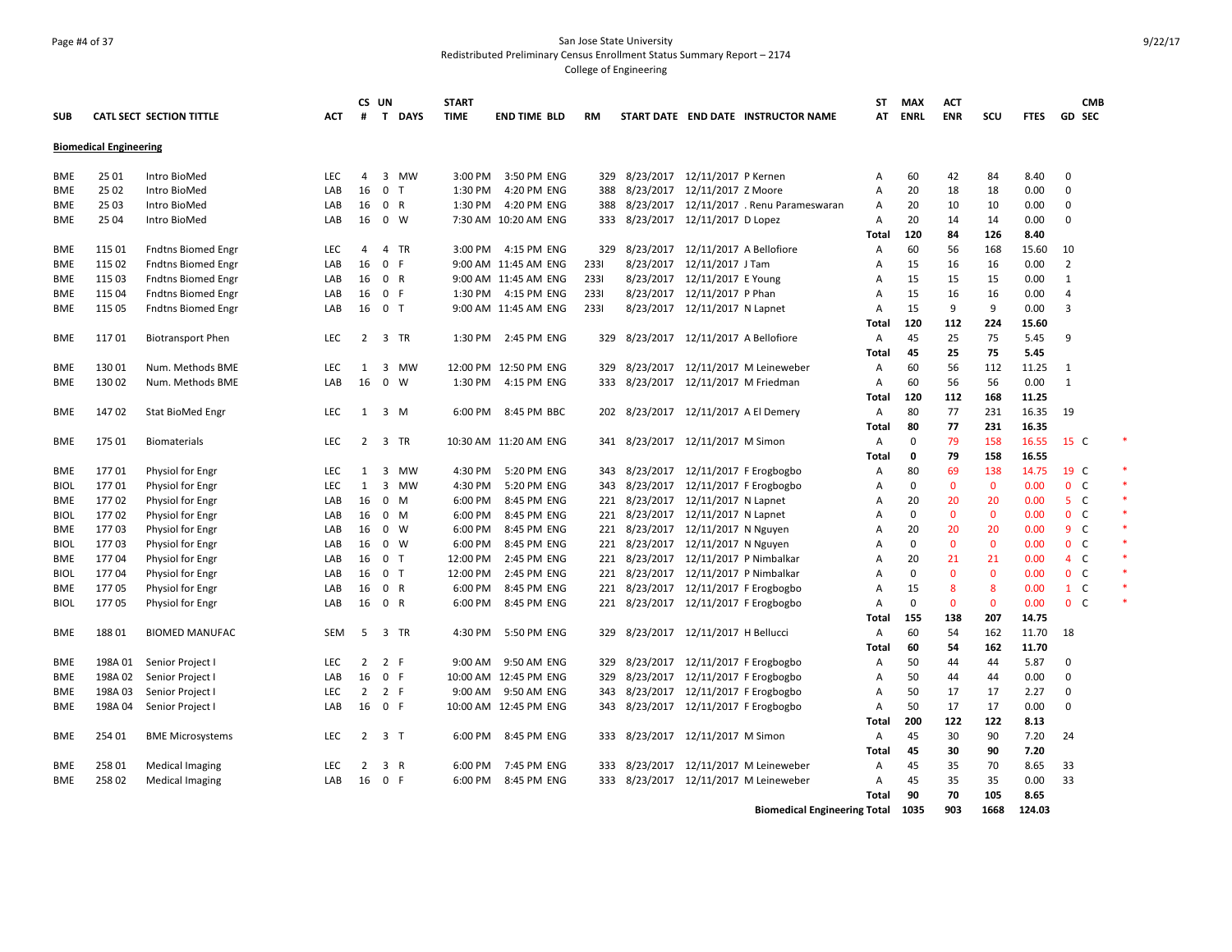San Jose State University
Redistributed Preliminary Census Enrollment Status Summary Report – 2174
College of Engineering

| SUB | CATL SECT | SECTION TITTLE | ACT | CS # | UN T | DAYS | START TIME | END TIME | BLD | RM | START DATE | END DATE | INSTRUCTOR NAME | ST AT | MAX ENRL | ACT ENR | SCU | FTES | GD | CMB SEC | |
|---|---|---|---|---|---|---|---|---|---|---|---|---|---|---|---|---|---|---|---|---|---|
| **Biomedical Engineering** | | | | | | | | | | | | | | | | | | | | | |
| BME | 25 01 | Intro BioMed | LEC | 4 | 3 | MW | 3:00 PM | 3:50 PM | ENG | 329 | 8/23/2017 | 12/11/2017 | P Kernen | A | 60 | 42 | 84 | 8.40 | 0 | | |
| BME | 25 02 | Intro BioMed | LAB | 16 | 0 | T | 1:30 PM | 4:20 PM | ENG | 388 | 8/23/2017 | 12/11/2017 | Z Moore | A | 20 | 18 | 18 | 0.00 | 0 | | |
| BME | 25 03 | Intro BioMed | LAB | 16 | 0 | R | 1:30 PM | 4:20 PM | ENG | 388 | 8/23/2017 | 12/11/2017 | . Renu Parameswaran | A | 20 | 10 | 10 | 0.00 | 0 | | |
| BME | 25 04 | Intro BioMed | LAB | 16 | 0 | W | 7:30 AM | 10:20 AM | ENG | 333 | 8/23/2017 | 12/11/2017 | D Lopez | A | 20 | 14 | 14 | 0.00 | 0 | | |
| | | | | | | | | | | | | | | **Total** | **120** | **84** | **126** | **8.40** | | | |
| BME | 115 01 | Fndtns Biomed Engr | LEC | 4 | 4 | TR | 3:00 PM | 4:15 PM | ENG | 329 | 8/23/2017 | 12/11/2017 | A Bellofiore | A | 60 | 56 | 168 | 15.60 | 10 | | |
| BME | 115 02 | Fndtns Biomed Engr | LAB | 16 | 0 | F | 9:00 AM | 11:45 AM | ENG | 233I | 8/23/2017 | 12/11/2017 | J Tam | A | 15 | 16 | 16 | 0.00 | 2 | | |
| BME | 115 03 | Fndtns Biomed Engr | LAB | 16 | 0 | R | 9:00 AM | 11:45 AM | ENG | 233I | 8/23/2017 | 12/11/2017 | E Young | A | 15 | 15 | 15 | 0.00 | 1 | | |
| BME | 115 04 | Fndtns Biomed Engr | LAB | 16 | 0 | F | 1:30 PM | 4:15 PM | ENG | 233I | 8/23/2017 | 12/11/2017 | P Phan | A | 15 | 16 | 16 | 0.00 | 4 | | |
| BME | 115 05 | Fndtns Biomed Engr | LAB | 16 | 0 | T | 9:00 AM | 11:45 AM | ENG | 233I | 8/23/2017 | 12/11/2017 | N Lapnet | A | 15 | 9 | 9 | 0.00 | 3 | | |
| | | | | | | | | | | | | | | **Total** | **120** | **112** | **224** | **15.60** | | | |
| BME | 117 01 | Biotransport Phen | LEC | 2 | 3 | TR | 1:30 PM | 2:45 PM | ENG | 329 | 8/23/2017 | 12/11/2017 | A Bellofiore | A | 45 | 25 | 75 | 5.45 | 9 | | |
| | | | | | | | | | | | | | | **Total** | **45** | **25** | **75** | **5.45** | | | |
| BME | 130 01 | Num. Methods BME | LEC | 1 | 3 | MW | 12:00 PM | 12:50 PM | ENG | 329 | 8/23/2017 | 12/11/2017 | M Leineweber | A | 60 | 56 | 112 | 11.25 | 1 | | |
| BME | 130 02 | Num. Methods BME | LAB | 16 | 0 | W | 1:30 PM | 4:15 PM | ENG | 333 | 8/23/2017 | 12/11/2017 | M Friedman | A | 60 | 56 | 56 | 0.00 | 1 | | |
| | | | | | | | | | | | | | | **Total** | **120** | **112** | **168** | **11.25** | | | |
| BME | 147 02 | Stat BioMed Engr | LEC | 1 | 3 | M | 6:00 PM | 8:45 PM | BBC | 202 | 8/23/2017 | 12/11/2017 | A El Demery | A | 80 | 77 | 231 | 16.35 | 19 | | |
| | | | | | | | | | | | | | | **Total** | **80** | **77** | **231** | **16.35** | | | |
| BME | 175 01 | Biomaterials | LEC | 2 | 3 | TR | 10:30 AM | 11:20 AM | ENG | 341 | 8/23/2017 | 12/11/2017 | M Simon | A | 0 | 79 | 158 | 16.55 | 15 | C | * |
| | | | | | | | | | | | | | | **Total** | **0** | **79** | **158** | **16.55** | | | |
| BME | 177 01 | Physiol for Engr | LEC | 1 | 3 | MW | 4:30 PM | 5:20 PM | ENG | 343 | 8/23/2017 | 12/11/2017 | F Erogbogbo | A | 80 | 69 | 138 | 14.75 | 19 | C | * |
| BIOL | 177 01 | Physiol for Engr | LEC | 1 | 3 | MW | 4:30 PM | 5:20 PM | ENG | 343 | 8/23/2017 | 12/11/2017 | F Erogbogbo | A | 0 | 0 | 0 | 0.00 | 0 | C | * |
| BME | 177 02 | Physiol for Engr | LAB | 16 | 0 | M | 6:00 PM | 8:45 PM | ENG | 221 | 8/23/2017 | 12/11/2017 | N Lapnet | A | 20 | 20 | 20 | 0.00 | 5 | C | * |
| BIOL | 177 02 | Physiol for Engr | LAB | 16 | 0 | M | 6:00 PM | 8:45 PM | ENG | 221 | 8/23/2017 | 12/11/2017 | N Lapnet | A | 0 | 0 | 0 | 0.00 | 0 | C | * |
| BME | 177 03 | Physiol for Engr | LAB | 16 | 0 | W | 6:00 PM | 8:45 PM | ENG | 221 | 8/23/2017 | 12/11/2017 | N Nguyen | A | 20 | 20 | 20 | 0.00 | 9 | C | * |
| BIOL | 177 03 | Physiol for Engr | LAB | 16 | 0 | W | 6:00 PM | 8:45 PM | ENG | 221 | 8/23/2017 | 12/11/2017 | N Nguyen | A | 0 | 0 | 0 | 0.00 | 0 | C | * |
| BME | 177 04 | Physiol for Engr | LAB | 16 | 0 | T | 12:00 PM | 2:45 PM | ENG | 221 | 8/23/2017 | 12/11/2017 | P Nimbalkar | A | 20 | 21 | 21 | 0.00 | 4 | C | * |
| BIOL | 177 04 | Physiol for Engr | LAB | 16 | 0 | T | 12:00 PM | 2:45 PM | ENG | 221 | 8/23/2017 | 12/11/2017 | P Nimbalkar | A | 0 | 0 | 0 | 0.00 | 0 | C | * |
| BME | 177 05 | Physiol for Engr | LAB | 16 | 0 | R | 6:00 PM | 8:45 PM | ENG | 221 | 8/23/2017 | 12/11/2017 | F Erogbogbo | A | 15 | 8 | 8 | 0.00 | 1 | C | * |
| BIOL | 177 05 | Physiol for Engr | LAB | 16 | 0 | R | 6:00 PM | 8:45 PM | ENG | 221 | 8/23/2017 | 12/11/2017 | F Erogbogbo | A | 0 | 0 | 0 | 0.00 | 0 | C | * |
| | | | | | | | | | | | | | | **Total** | **155** | **138** | **207** | **14.75** | | | |
| BME | 188 01 | BIOMED MANUFAC | SEM | 5 | 3 | TR | 4:30 PM | 5:50 PM | ENG | 329 | 8/23/2017 | 12/11/2017 | H Bellucci | A | 60 | 54 | 162 | 11.70 | 18 | | |
| | | | | | | | | | | | | | | **Total** | **60** | **54** | **162** | **11.70** | | | |
| BME | 198A 01 | Senior Project I | LEC | 2 | 2 | F | 9:00 AM | 9:50 AM | ENG | 329 | 8/23/2017 | 12/11/2017 | F Erogbogbo | A | 50 | 44 | 44 | 5.87 | 0 | | |
| BME | 198A 02 | Senior Project I | LAB | 16 | 0 | F | 10:00 AM | 12:45 PM | ENG | 329 | 8/23/2017 | 12/11/2017 | F Erogbogbo | A | 50 | 44 | 44 | 0.00 | 0 | | |
| BME | 198A 03 | Senior Project I | LEC | 2 | 2 | F | 9:00 AM | 9:50 AM | ENG | 343 | 8/23/2017 | 12/11/2017 | F Erogbogbo | A | 50 | 17 | 17 | 2.27 | 0 | | |
| BME | 198A 04 | Senior Project I | LAB | 16 | 0 | F | 10:00 AM | 12:45 PM | ENG | 343 | 8/23/2017 | 12/11/2017 | F Erogbogbo | A | 50 | 17 | 17 | 0.00 | 0 | | |
| | | | | | | | | | | | | | | **Total** | **200** | **122** | **122** | **8.13** | | | |
| BME | 254 01 | BME Microsystems | LEC | 2 | 3 | T | 6:00 PM | 8:45 PM | ENG | 333 | 8/23/2017 | 12/11/2017 | M Simon | A | 45 | 30 | 90 | 7.20 | 24 | | |
| | | | | | | | | | | | | | | **Total** | **45** | **30** | **90** | **7.20** | | | |
| BME | 258 01 | Medical Imaging | LEC | 2 | 3 | R | 6:00 PM | 7:45 PM | ENG | 333 | 8/23/2017 | 12/11/2017 | M Leineweber | A | 45 | 35 | 70 | 8.65 | 33 | | |
| BME | 258 02 | Medical Imaging | LAB | 16 | 0 | F | 6:00 PM | 8:45 PM | ENG | 333 | 8/23/2017 | 12/11/2017 | M Leineweber | A | 45 | 35 | 35 | 0.00 | 33 | | |
| | | | | | | | | | | | | | | **Total** | **90** | **70** | **105** | **8.65** | | | |
| | | | | | | | | | | | | | **Biomedical Engineering Total** | | **1035** | **903** | **1668** | **124.03** | | | |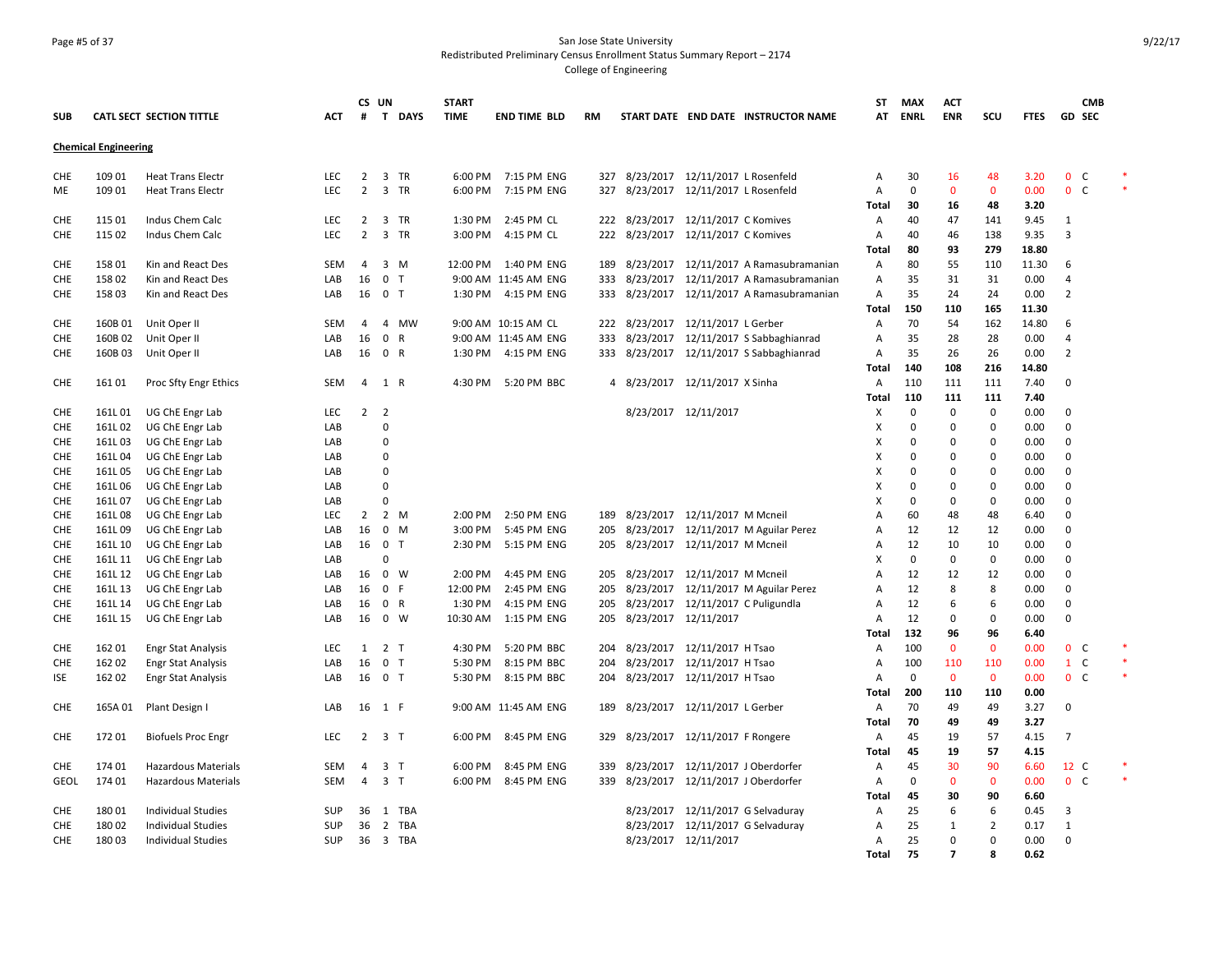San Jose State University
Redistributed Preliminary Census Enrollment Status Summary Report – 2174
College of Engineering

| SUB | CATL SECT | SECTION TITTLE | ACT | CS # | UN T | DAYS | START TIME | END TIME | BLD | RM | START DATE | END DATE | INSTRUCTOR NAME | ST AT | MAX ENRL | ACT ENR | SCU | FTES | GD | CMB SEC |  |
|---|---|---|---|---|---|---|---|---|---|---|---|---|---|---|---|---|---|---|---|---|---|
| **Chemical Engineering** | | | | | | | | | | | | | | | | | | | | | |
| CHE | 109 01 | Heat Trans Electr | LEC | 2 | 3 | TR | 6:00 PM | 7:15 PM | ENG | 327 | 8/23/2017 | 12/11/2017 | L Rosenfeld | A | 30 | 16 | 48 | 3.20 | 0 | C | * |
| ME | 109 01 | Heat Trans Electr | LEC | 2 | 3 | TR | 6:00 PM | 7:15 PM | ENG | 327 | 8/23/2017 | 12/11/2017 | L Rosenfeld | A | 0 | 0 | 0 | 0.00 | 0 | C | * |
| | | | | | | | | | | | | | | Total | 30 | 16 | 48 | 3.20 | | | |
| CHE | 115 01 | Indus Chem Calc | LEC | 2 | 3 | TR | 1:30 PM | 2:45 PM | CL | 222 | 8/23/2017 | 12/11/2017 | C Komives | A | 40 | 47 | 141 | 9.45 | 1 | | |
| CHE | 115 02 | Indus Chem Calc | LEC | 2 | 3 | TR | 3:00 PM | 4:15 PM | CL | 222 | 8/23/2017 | 12/11/2017 | C Komives | A | 40 | 46 | 138 | 9.35 | 3 | | |
| | | | | | | | | | | | | | | Total | 80 | 93 | 279 | 18.80 | | | |
| CHE | 158 01 | Kin and React Des | SEM | 4 | 3 | M | 12:00 PM | 1:40 PM | ENG | 189 | 8/23/2017 | 12/11/2017 | A Ramasubramanian | A | 80 | 55 | 110 | 11.30 | 6 | | |
| CHE | 158 02 | Kin and React Des | LAB | 16 | 0 | T | 9:00 AM | 11:45 AM | ENG | 333 | 8/23/2017 | 12/11/2017 | A Ramasubramanian | A | 35 | 31 | 31 | 0.00 | 4 | | |
| CHE | 158 03 | Kin and React Des | LAB | 16 | 0 | T | 1:30 PM | 4:15 PM | ENG | 333 | 8/23/2017 | 12/11/2017 | A Ramasubramanian | A | 35 | 24 | 24 | 0.00 | 2 | | |
| | | | | | | | | | | | | | | Total | 150 | 110 | 165 | 11.30 | | | |
| CHE | 160B 01 | Unit Oper II | SEM | 4 | 4 | MW | 9:00 AM | 10:15 AM | CL | 222 | 8/23/2017 | 12/11/2017 | L Gerber | A | 70 | 54 | 162 | 14.80 | 6 | | |
| CHE | 160B 02 | Unit Oper II | LAB | 16 | 0 | R | 9:00 AM | 11:45 AM | ENG | 333 | 8/23/2017 | 12/11/2017 | S Sabbaghianrad | A | 35 | 28 | 28 | 0.00 | 4 | | |
| CHE | 160B 03 | Unit Oper II | LAB | 16 | 0 | R | 1:30 PM | 4:15 PM | ENG | 333 | 8/23/2017 | 12/11/2017 | S Sabbaghianrad | A | 35 | 26 | 26 | 0.00 | 2 | | |
| | | | | | | | | | | | | | | Total | 140 | 108 | 216 | 14.80 | | | |
| CHE | 161 01 | Proc Sfty Engr Ethics | SEM | 4 | 1 | R | 4:30 PM | 5:20 PM | BBC | 4 | 8/23/2017 | 12/11/2017 | X Sinha | A | 110 | 111 | 111 | 7.40 | 0 | | |
| | | | | | | | | | | | | | | Total | 110 | 111 | 111 | 7.40 | | | |
| CHE | 161L 01 | UG ChE Engr Lab | LEC | 2 | 2 | | | | | | 8/23/2017 | 12/11/2017 | | X | 0 | 0 | 0 | 0.00 | 0 | | |
| CHE | 161L 02 | UG ChE Engr Lab | LAB | | 0 | | | | | | | | | X | 0 | 0 | 0 | 0.00 | 0 | | |
| CHE | 161L 03 | UG ChE Engr Lab | LAB | | 0 | | | | | | | | | X | 0 | 0 | 0 | 0.00 | 0 | | |
| CHE | 161L 04 | UG ChE Engr Lab | LAB | | 0 | | | | | | | | | X | 0 | 0 | 0 | 0.00 | 0 | | |
| CHE | 161L 05 | UG ChE Engr Lab | LAB | | 0 | | | | | | | | | X | 0 | 0 | 0 | 0.00 | 0 | | |
| CHE | 161L 06 | UG ChE Engr Lab | LAB | | 0 | | | | | | | | | X | 0 | 0 | 0 | 0.00 | 0 | | |
| CHE | 161L 07 | UG ChE Engr Lab | LAB | | 0 | | | | | | | | | X | 0 | 0 | 0 | 0.00 | 0 | | |
| CHE | 161L 08 | UG ChE Engr Lab | LEC | 2 | 2 | M | 2:00 PM | 2:50 PM | ENG | 189 | 8/23/2017 | 12/11/2017 | M Mcneil | A | 60 | 48 | 48 | 6.40 | 0 | | |
| CHE | 161L 09 | UG ChE Engr Lab | LAB | 16 | 0 | M | 3:00 PM | 5:45 PM | ENG | 205 | 8/23/2017 | 12/11/2017 | M Aguilar Perez | A | 12 | 12 | 12 | 0.00 | 0 | | |
| CHE | 161L 10 | UG ChE Engr Lab | LAB | 16 | 0 | T | 2:30 PM | 5:15 PM | ENG | 205 | 8/23/2017 | 12/11/2017 | M Mcneil | A | 12 | 10 | 10 | 0.00 | 0 | | |
| CHE | 161L 11 | UG ChE Engr Lab | LAB | | 0 | | | | | | | | | X | 0 | 0 | 0 | 0.00 | 0 | | |
| CHE | 161L 12 | UG ChE Engr Lab | LAB | 16 | 0 | W | 2:00 PM | 4:45 PM | ENG | 205 | 8/23/2017 | 12/11/2017 | M Mcneil | A | 12 | 12 | 12 | 0.00 | 0 | | |
| CHE | 161L 13 | UG ChE Engr Lab | LAB | 16 | 0 | F | 12:00 PM | 2:45 PM | ENG | 205 | 8/23/2017 | 12/11/2017 | M Aguilar Perez | A | 12 | 8 | 8 | 0.00 | 0 | | |
| CHE | 161L 14 | UG ChE Engr Lab | LAB | 16 | 0 | R | 1:30 PM | 4:15 PM | ENG | 205 | 8/23/2017 | 12/11/2017 | C Puligundla | A | 12 | 6 | 6 | 0.00 | 0 | | |
| CHE | 161L 15 | UG ChE Engr Lab | LAB | 16 | 0 | W | 10:30 AM | 1:15 PM | ENG | 205 | 8/23/2017 | 12/11/2017 | | A | 12 | 0 | 0 | 0.00 | 0 | | |
| | | | | | | | | | | | | | | Total | 132 | 96 | 96 | 6.40 | | | |
| CHE | 162 01 | Engr Stat Analysis | LEC | 1 | 2 | T | 4:30 PM | 5:20 PM | BBC | 204 | 8/23/2017 | 12/11/2017 | H Tsao | A | 100 | 0 | 0 | 0.00 | 0 | C | * |
| CHE | 162 02 | Engr Stat Analysis | LAB | 16 | 0 | T | 5:30 PM | 8:15 PM | BBC | 204 | 8/23/2017 | 12/11/2017 | H Tsao | A | 100 | 110 | 110 | 0.00 | 1 | C | * |
| ISE | 162 02 | Engr Stat Analysis | LAB | 16 | 0 | T | 5:30 PM | 8:15 PM | BBC | 204 | 8/23/2017 | 12/11/2017 | H Tsao | A | 0 | 0 | 0 | 0.00 | 0 | C | * |
| | | | | | | | | | | | | | | Total | 200 | 110 | 110 | 0.00 | | | |
| CHE | 165A 01 | Plant Design I | LAB | 16 | 1 | F | 9:00 AM | 11:45 AM | ENG | 189 | 8/23/2017 | 12/11/2017 | L Gerber | A | 70 | 49 | 49 | 3.27 | 0 | | |
| | | | | | | | | | | | | | | Total | 70 | 49 | 49 | 3.27 | | | |
| CHE | 172 01 | Biofuels Proc Engr | LEC | 2 | 3 | T | 6:00 PM | 8:45 PM | ENG | 329 | 8/23/2017 | 12/11/2017 | F Rongere | A | 45 | 19 | 57 | 4.15 | 7 | | |
| | | | | | | | | | | | | | | Total | 45 | 19 | 57 | 4.15 | | | |
| CHE | 174 01 | Hazardous Materials | SEM | 4 | 3 | T | 6:00 PM | 8:45 PM | ENG | 339 | 8/23/2017 | 12/11/2017 | J Oberdorfer | A | 45 | 30 | 90 | 6.60 | 12 | C | * |
| GEOL | 174 01 | Hazardous Materials | SEM | 4 | 3 | T | 6:00 PM | 8:45 PM | ENG | 339 | 8/23/2017 | 12/11/2017 | J Oberdorfer | A | 0 | 0 | 0 | 0.00 | 0 | C | * |
| | | | | | | | | | | | | | | Total | 45 | 30 | 90 | 6.60 | | | |
| CHE | 180 01 | Individual Studies | SUP | 36 | 1 | TBA | | | | | 8/23/2017 | 12/11/2017 | G Selvaduray | A | 25 | 6 | 6 | 0.45 | 3 | | |
| CHE | 180 02 | Individual Studies | SUP | 36 | 2 | TBA | | | | | 8/23/2017 | 12/11/2017 | G Selvaduray | A | 25 | 1 | 2 | 0.17 | 1 | | |
| CHE | 180 03 | Individual Studies | SUP | 36 | 3 | TBA | | | | | 8/23/2017 | 12/11/2017 | | A | 25 | 0 | 0 | 0.00 | 0 | | |
| | | | | | | | | | | | | | | Total | 75 | 7 | 8 | 0.62 | | | |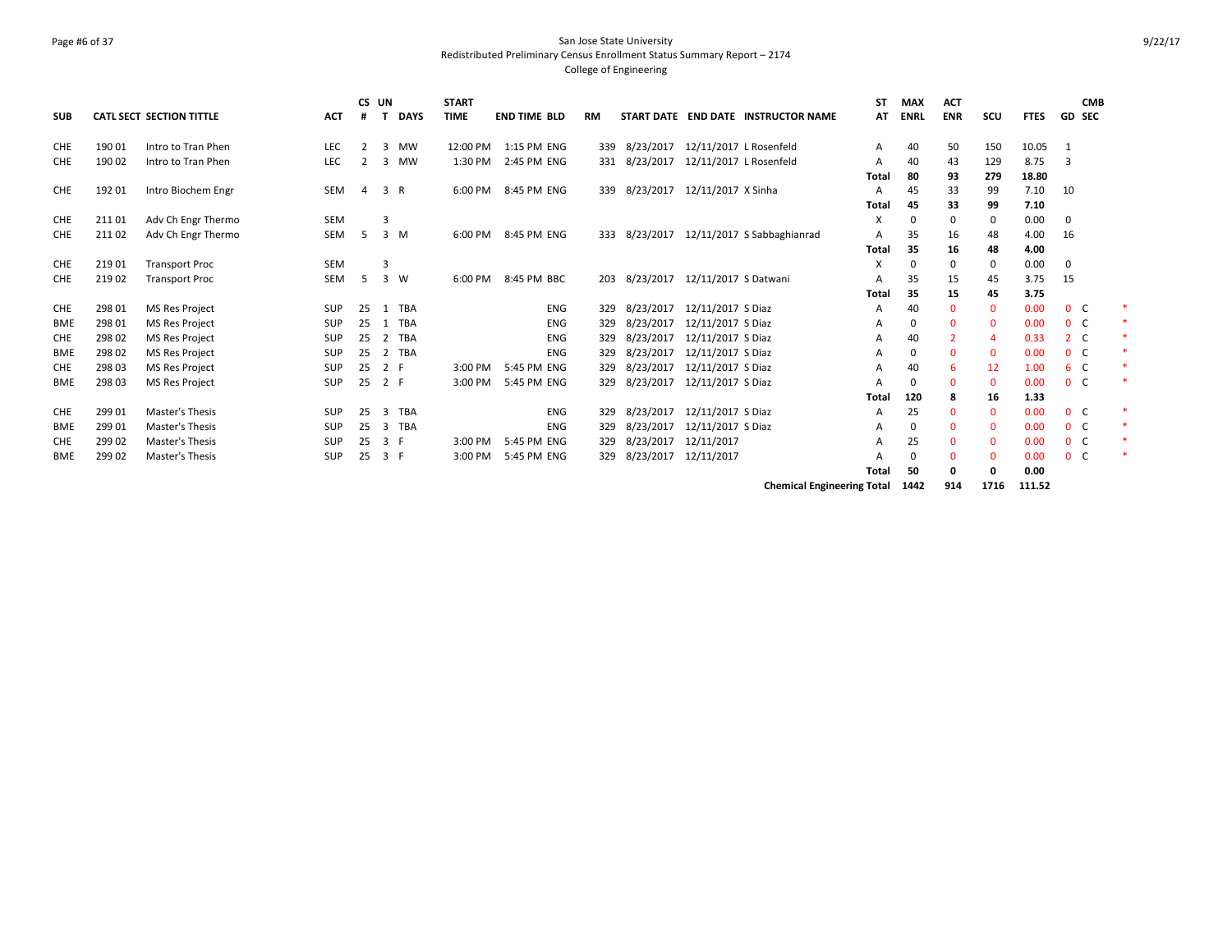San Jose State University
Redistributed Preliminary Census Enrollment Status Summary Report – 2174
College of Engineering

| SUB | CATL | SECT | SECTION TITTLE | ACT | CS # | UN T | DAYS | START TIME | END TIME | BLD | RM | START DATE | END DATE | INSTRUCTOR NAME | ST AT | MAX ENRL | ACT ENR | SCU | FTES | GD | CMB SEC | |
|---|---|---|---|---|---|---|---|---|---|---|---|---|---|---|---|---|---|---|---|---|---|---|
| CHE | 190 | 01 | Intro to Tran Phen | LEC | 2 | 3 | MW | 12:00 PM | 1:15 PM | ENG | 339 | 8/23/2017 | 12/11/2017 | L Rosenfeld | A | 40 | 50 | 150 | 10.05 | 1 | | |
| CHE | 190 | 02 | Intro to Tran Phen | LEC | 2 | 3 | MW | 1:30 PM | 2:45 PM | ENG | 331 | 8/23/2017 | 12/11/2017 | L Rosenfeld | A | 40 | 43 | 129 | 8.75 | 3 | | |
| | | | | | | | | | | | | | | | **Total** | **80** | **93** | **279** | **18.80** | | | |
| CHE | 192 | 01 | Intro Biochem Engr | SEM | 4 | 3 | R | 6:00 PM | 8:45 PM | ENG | 339 | 8/23/2017 | 12/11/2017 | X Sinha | A | 45 | 33 | 99 | 7.10 | 10 | | |
| | | | | | | | | | | | | | | | **Total** | **45** | **33** | **99** | **7.10** | | | |
| CHE | 211 | 01 | Adv Ch Engr Thermo | SEM | | 3 | | | | | | | | | X | 0 | 0 | 0 | 0.00 | 0 | | |
| CHE | 211 | 02 | Adv Ch Engr Thermo | SEM | 5 | 3 | M | 6:00 PM | 8:45 PM | ENG | 333 | 8/23/2017 | 12/11/2017 | S Sabbaghianrad | A | 35 | 16 | 48 | 4.00 | 16 | | |
| | | | | | | | | | | | | | | | **Total** | **35** | **16** | **48** | **4.00** | | | |
| CHE | 219 | 01 | Transport Proc | SEM | | 3 | | | | | | | | | X | 0 | 0 | 0 | 0.00 | 0 | | |
| CHE | 219 | 02 | Transport Proc | SEM | 5 | 3 | W | 6:00 PM | 8:45 PM | BBC | 203 | 8/23/2017 | 12/11/2017 | S Datwani | A | 35 | 15 | 45 | 3.75 | 15 | | |
| | | | | | | | | | | | | | | | **Total** | **35** | **15** | **45** | **3.75** | | | |
| CHE | 298 | 01 | MS Res Project | SUP | 25 | 1 | TBA | | | ENG | 329 | 8/23/2017 | 12/11/2017 | S Diaz | A | 40 | 0 | 0 | 0.00 | 0 | C | * |
| BME | 298 | 01 | MS Res Project | SUP | 25 | 1 | TBA | | | ENG | 329 | 8/23/2017 | 12/11/2017 | S Diaz | A | 0 | 0 | 0 | 0.00 | 0 | C | * |
| CHE | 298 | 02 | MS Res Project | SUP | 25 | 2 | TBA | | | ENG | 329 | 8/23/2017 | 12/11/2017 | S Diaz | A | 40 | 2 | 4 | 0.33 | 2 | C | * |
| BME | 298 | 02 | MS Res Project | SUP | 25 | 2 | TBA | | | ENG | 329 | 8/23/2017 | 12/11/2017 | S Diaz | A | 0 | 0 | 0 | 0.00 | 0 | C | * |
| CHE | 298 | 03 | MS Res Project | SUP | 25 | 2 | F | 3:00 PM | 5:45 PM | ENG | 329 | 8/23/2017 | 12/11/2017 | S Diaz | A | 40 | 6 | 12 | 1.00 | 6 | C | * |
| BME | 298 | 03 | MS Res Project | SUP | 25 | 2 | F | 3:00 PM | 5:45 PM | ENG | 329 | 8/23/2017 | 12/11/2017 | S Diaz | A | 0 | 0 | 0 | 0.00 | 0 | C | * |
| | | | | | | | | | | | | | | | **Total** | **120** | **8** | **16** | **1.33** | | | |
| CHE | 299 | 01 | Master's Thesis | SUP | 25 | 3 | TBA | | | ENG | 329 | 8/23/2017 | 12/11/2017 | S Diaz | A | 25 | 0 | 0 | 0.00 | 0 | C | * |
| BME | 299 | 01 | Master's Thesis | SUP | 25 | 3 | TBA | | | ENG | 329 | 8/23/2017 | 12/11/2017 | S Diaz | A | 0 | 0 | 0 | 0.00 | 0 | C | * |
| CHE | 299 | 02 | Master's Thesis | SUP | 25 | 3 | F | 3:00 PM | 5:45 PM | ENG | 329 | 8/23/2017 | 12/11/2017 | | A | 25 | 0 | 0 | 0.00 | 0 | C | * |
| BME | 299 | 02 | Master's Thesis | SUP | 25 | 3 | F | 3:00 PM | 5:45 PM | ENG | 329 | 8/23/2017 | 12/11/2017 | | A | 0 | 0 | 0 | 0.00 | 0 | C | * |
| | | | | | | | | | | | | | | | **Total** | **50** | **0** | **0** | **0.00** | | | |
| | | | | | | | | | | | | | | **Chemical Engineering Total** | | **1442** | **914** | **1716** | **111.52** | | | |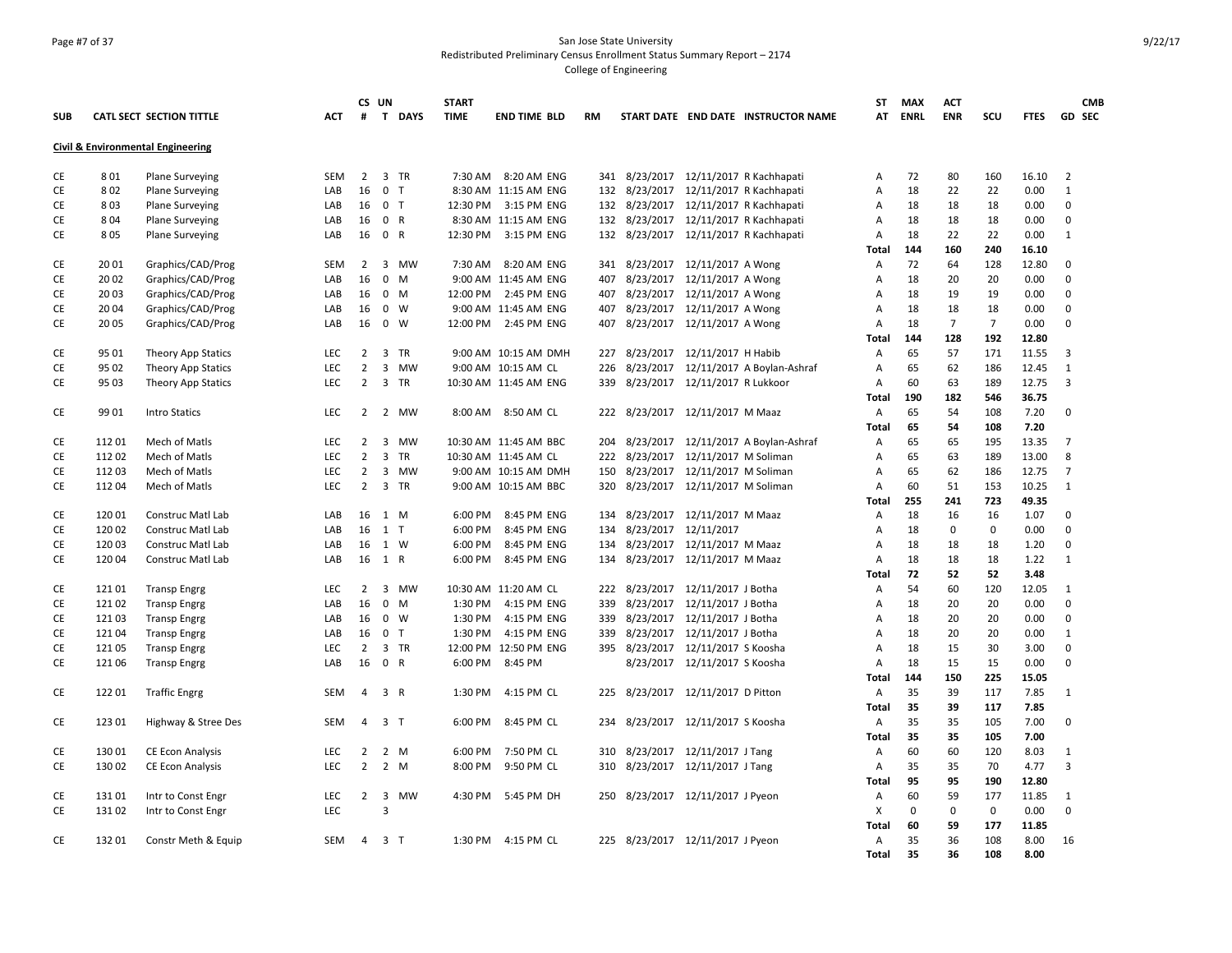# San Jose State University
## Redistributed Preliminary Census Enrollment Status Summary Report – 2174
### College of Engineering

9/22/17

| SUB | CATL SECT | SECTION TITTLE | ACT | CS # | UN T | DAYS | START TIME | END TIME | BLD | RM | START DATE | END DATE | INSTRUCTOR NAME | ST AT | MAX ENRL | ACT ENR | SCU | FTES | GD | CMB SEC |
|---|---|---|---|---|---|---|---|---|---|---|---|---|---|---|---|---|---|---|---|---|
| **Civil & Environmental Engineering** | | | | | | | | | | | | | | | | | | | | |
| CE | 8 01 | Plane Surveying | SEM | 2 | 3 | TR | 7:30 AM | 8:20 AM | ENG | 341 | 8/23/2017 | 12/11/2017 | R Kachhapati | A | 72 | 80 | 160 | 16.10 | 2 | |
| CE | 8 02 | Plane Surveying | LAB | 16 | 0 | T | 8:30 AM | 11:15 AM | ENG | 132 | 8/23/2017 | 12/11/2017 | R Kachhapati | A | 18 | 22 | 22 | 0.00 | 1 | |
| CE | 8 03 | Plane Surveying | LAB | 16 | 0 | T | 12:30 PM | 3:15 PM | ENG | 132 | 8/23/2017 | 12/11/2017 | R Kachhapati | A | 18 | 18 | 18 | 0.00 | 0 | |
| CE | 8 04 | Plane Surveying | LAB | 16 | 0 | R | 8:30 AM | 11:15 AM | ENG | 132 | 8/23/2017 | 12/11/2017 | R Kachhapati | A | 18 | 18 | 18 | 0.00 | 0 | |
| CE | 8 05 | Plane Surveying | LAB | 16 | 0 | R | 12:30 PM | 3:15 PM | ENG | 132 | 8/23/2017 | 12/11/2017 | R Kachhapati | A | 18 | 22 | 22 | 0.00 | 1 | |
| | | | | | | | | | | | | | | **Total** | **144** | **160** | **240** | **16.10** | | |
| CE | 20 01 | Graphics/CAD/Prog | SEM | 2 | 3 | MW | 7:30 AM | 8:20 AM | ENG | 341 | 8/23/2017 | 12/11/2017 | A Wong | A | 72 | 64 | 128 | 12.80 | 0 | |
| CE | 20 02 | Graphics/CAD/Prog | LAB | 16 | 0 | M | 9:00 AM | 11:45 AM | ENG | 407 | 8/23/2017 | 12/11/2017 | A Wong | A | 18 | 20 | 20 | 0.00 | 0 | |
| CE | 20 03 | Graphics/CAD/Prog | LAB | 16 | 0 | M | 12:00 PM | 2:45 PM | ENG | 407 | 8/23/2017 | 12/11/2017 | A Wong | A | 18 | 19 | 19 | 0.00 | 0 | |
| CE | 20 04 | Graphics/CAD/Prog | LAB | 16 | 0 | W | 9:00 AM | 11:45 AM | ENG | 407 | 8/23/2017 | 12/11/2017 | A Wong | A | 18 | 18 | 18 | 0.00 | 0 | |
| CE | 20 05 | Graphics/CAD/Prog | LAB | 16 | 0 | W | 12:00 PM | 2:45 PM | ENG | 407 | 8/23/2017 | 12/11/2017 | A Wong | A | 18 | 7 | 7 | 0.00 | 0 | |
| | | | | | | | | | | | | | | **Total** | **144** | **128** | **192** | **12.80** | | |
| CE | 95 01 | Theory App Statics | LEC | 2 | 3 | TR | 9:00 AM | 10:15 AM | DMH | 227 | 8/23/2017 | 12/11/2017 | H Habib | A | 65 | 57 | 171 | 11.55 | 3 | |
| CE | 95 02 | Theory App Statics | LEC | 2 | 3 | MW | 9:00 AM | 10:15 AM | CL | 226 | 8/23/2017 | 12/11/2017 | A Boylan-Ashraf | A | 65 | 62 | 186 | 12.45 | 1 | |
| CE | 95 03 | Theory App Statics | LEC | 2 | 3 | TR | 10:30 AM | 11:45 AM | ENG | 339 | 8/23/2017 | 12/11/2017 | R Lukkoor | A | 60 | 63 | 189 | 12.75 | 3 | |
| | | | | | | | | | | | | | | **Total** | **190** | **182** | **546** | **36.75** | | |
| CE | 99 01 | Intro Statics | LEC | 2 | 2 | MW | 8:00 AM | 8:50 AM | CL | 222 | 8/23/2017 | 12/11/2017 | M Maaz | A | 65 | 54 | 108 | 7.20 | 0 | |
| | | | | | | | | | | | | | | **Total** | **65** | **54** | **108** | **7.20** | | |
| CE | 112 01 | Mech of Matls | LEC | 2 | 3 | MW | 10:30 AM | 11:45 AM | BBC | 204 | 8/23/2017 | 12/11/2017 | A Boylan-Ashraf | A | 65 | 65 | 195 | 13.35 | 7 | |
| CE | 112 02 | Mech of Matls | LEC | 2 | 3 | TR | 10:30 AM | 11:45 AM | CL | 222 | 8/23/2017 | 12/11/2017 | M Soliman | A | 65 | 63 | 189 | 13.00 | 8 | |
| CE | 112 03 | Mech of Matls | LEC | 2 | 3 | MW | 9:00 AM | 10:15 AM | DMH | 150 | 8/23/2017 | 12/11/2017 | M Soliman | A | 65 | 62 | 186 | 12.75 | 7 | |
| CE | 112 04 | Mech of Matls | LEC | 2 | 3 | TR | 9:00 AM | 10:15 AM | BBC | 320 | 8/23/2017 | 12/11/2017 | M Soliman | A | 60 | 51 | 153 | 10.25 | 1 | |
| | | | | | | | | | | | | | | **Total** | **255** | **241** | **723** | **49.35** | | |
| CE | 120 01 | Construc Matl Lab | LAB | 16 | 1 | M | 6:00 PM | 8:45 PM | ENG | 134 | 8/23/2017 | 12/11/2017 | M Maaz | A | 18 | 16 | 16 | 1.07 | 0 | |
| CE | 120 02 | Construc Matl Lab | LAB | 16 | 1 | T | 6:00 PM | 8:45 PM | ENG | 134 | 8/23/2017 | 12/11/2017 | | A | 18 | 0 | 0 | 0.00 | 0 | |
| CE | 120 03 | Construc Matl Lab | LAB | 16 | 1 | W | 6:00 PM | 8:45 PM | ENG | 134 | 8/23/2017 | 12/11/2017 | M Maaz | A | 18 | 18 | 18 | 1.20 | 0 | |
| CE | 120 04 | Construc Matl Lab | LAB | 16 | 1 | R | 6:00 PM | 8:45 PM | ENG | 134 | 8/23/2017 | 12/11/2017 | M Maaz | A | 18 | 18 | 18 | 1.22 | 1 | |
| | | | | | | | | | | | | | | **Total** | **72** | **52** | **52** | **3.48** | | |
| CE | 121 01 | Transp Engrg | LEC | 2 | 3 | MW | 10:30 AM | 11:20 AM | CL | 222 | 8/23/2017 | 12/11/2017 | J Botha | A | 54 | 60 | 120 | 12.05 | 1 | |
| CE | 121 02 | Transp Engrg | LAB | 16 | 0 | M | 1:30 PM | 4:15 PM | ENG | 339 | 8/23/2017 | 12/11/2017 | J Botha | A | 18 | 20 | 20 | 0.00 | 0 | |
| CE | 121 03 | Transp Engrg | LAB | 16 | 0 | W | 1:30 PM | 4:15 PM | ENG | 339 | 8/23/2017 | 12/11/2017 | J Botha | A | 18 | 20 | 20 | 0.00 | 0 | |
| CE | 121 04 | Transp Engrg | LAB | 16 | 0 | T | 1:30 PM | 4:15 PM | ENG | 339 | 8/23/2017 | 12/11/2017 | J Botha | A | 18 | 20 | 20 | 0.00 | 1 | |
| CE | 121 05 | Transp Engrg | LEC | 2 | 3 | TR | 12:00 PM | 12:50 PM | ENG | 395 | 8/23/2017 | 12/11/2017 | S Koosha | A | 18 | 15 | 30 | 3.00 | 0 | |
| CE | 121 06 | Transp Engrg | LAB | 16 | 0 | R | 6:00 PM | 8:45 PM | | | 8/23/2017 | 12/11/2017 | S Koosha | A | 18 | 15 | 15 | 0.00 | 0 | |
| | | | | | | | | | | | | | | **Total** | **144** | **150** | **225** | **15.05** | | |
| CE | 122 01 | Traffic Engrg | SEM | 4 | 3 | R | 1:30 PM | 4:15 PM | CL | 225 | 8/23/2017 | 12/11/2017 | D Pitton | A | 35 | 39 | 117 | 7.85 | 1 | |
| | | | | | | | | | | | | | | **Total** | **35** | **39** | **117** | **7.85** | | |
| CE | 123 01 | Highway & Stree Des | SEM | 4 | 3 | T | 6:00 PM | 8:45 PM | CL | 234 | 8/23/2017 | 12/11/2017 | S Koosha | A | 35 | 35 | 105 | 7.00 | 0 | |
| | | | | | | | | | | | | | | **Total** | **35** | **35** | **105** | **7.00** | | |
| CE | 130 01 | CE Econ Analysis | LEC | 2 | 2 | M | 6:00 PM | 7:50 PM | CL | 310 | 8/23/2017 | 12/11/2017 | J Tang | A | 60 | 60 | 120 | 8.03 | 1 | |
| CE | 130 02 | CE Econ Analysis | LEC | 2 | 2 | M | 8:00 PM | 9:50 PM | CL | 310 | 8/23/2017 | 12/11/2017 | J Tang | A | 35 | 35 | 70 | 4.77 | 3 | |
| | | | | | | | | | | | | | | **Total** | **95** | **95** | **190** | **12.80** | | |
| CE | 131 01 | Intr to Const Engr | LEC | 2 | 3 | MW | 4:30 PM | 5:45 PM | DH | 250 | 8/23/2017 | 12/11/2017 | J Pyeon | A | 60 | 59 | 177 | 11.85 | 1 | |
| CE | 131 02 | Intr to Const Engr | LEC | | 3 | | | | | | | | | X | 0 | 0 | 0 | 0.00 | 0 | |
| | | | | | | | | | | | | | | **Total** | **60** | **59** | **177** | **11.85** | | |
| CE | 132 01 | Constr Meth & Equip | SEM | 4 | 3 | T | 1:30 PM | 4:15 PM | CL | 225 | 8/23/2017 | 12/11/2017 | J Pyeon | A | 35 | 36 | 108 | 8.00 | 16 | |
| | | | | | | | | | | | | | | **Total** | **35** | **36** | **108** | **8.00** | | |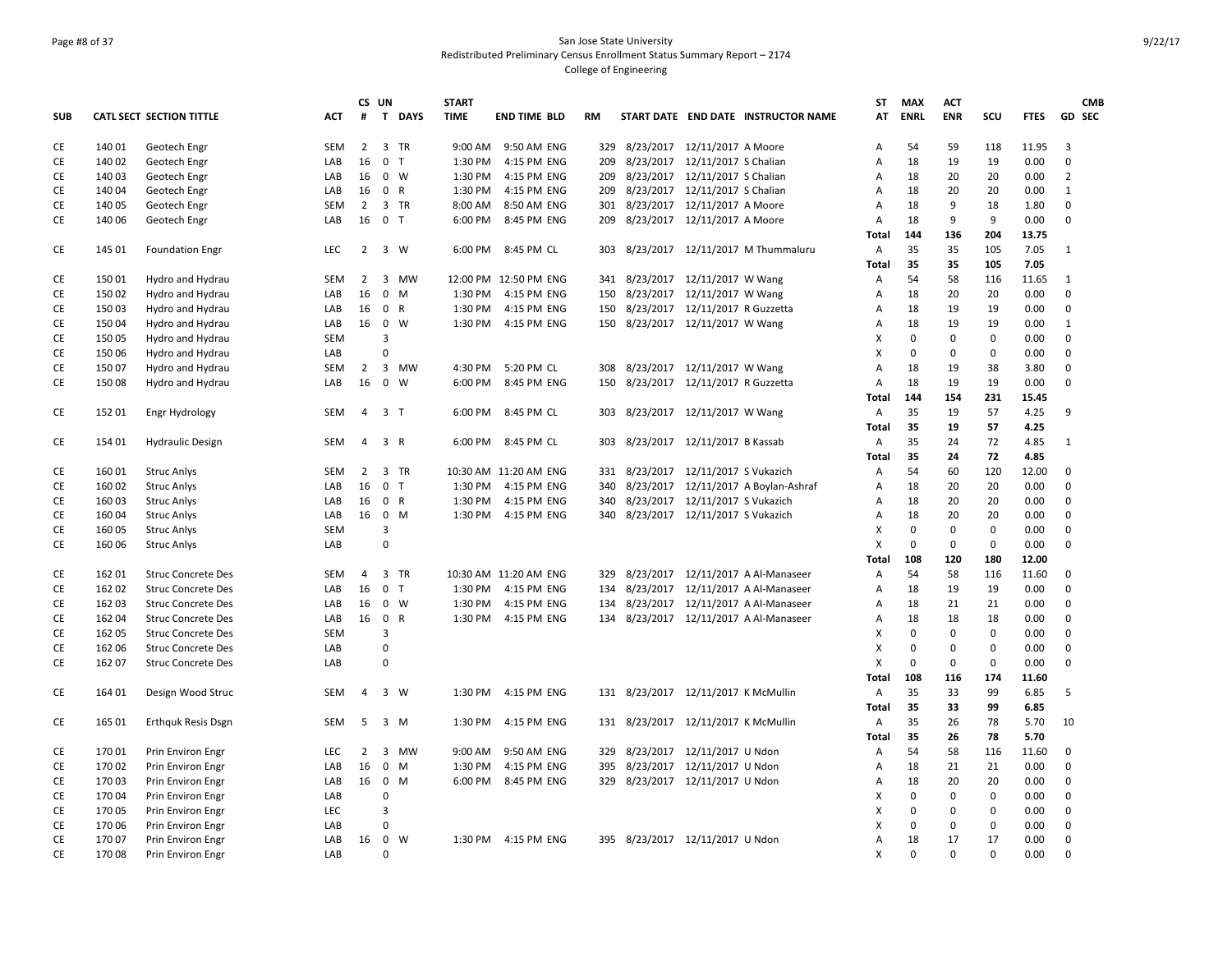San Jose State University
Redistributed Preliminary Census Enrollment Status Summary Report – 2174
College of Engineering

| SUB | CATL SECT | SECTION TITTLE | ACT | CS # | UN T | DAYS | START TIME | END TIME | BLD | RM | START DATE | END DATE | INSTRUCTOR NAME | ST AT | MAX ENRL | ACT ENR | SCU | FTES | GD | CMB SEC |
|---|---|---|---|---|---|---|---|---|---|---|---|---|---|---|---|---|---|---|---|---|
| CE | 140 01 | Geotech Engr | SEM | 2 | 3 | TR | 9:00 AM | 9:50 AM | ENG | 329 | 8/23/2017 | 12/11/2017 | A Moore | A | 54 | 59 | 118 | 11.95 | 3 | |
| CE | 140 02 | Geotech Engr | LAB | 16 | 0 | T | 1:30 PM | 4:15 PM | ENG | 209 | 8/23/2017 | 12/11/2017 | S Chalian | A | 18 | 19 | 19 | 0.00 | 0 | |
| CE | 140 03 | Geotech Engr | LAB | 16 | 0 | W | 1:30 PM | 4:15 PM | ENG | 209 | 8/23/2017 | 12/11/2017 | S Chalian | A | 18 | 20 | 20 | 0.00 | 2 | |
| CE | 140 04 | Geotech Engr | LAB | 16 | 0 | R | 1:30 PM | 4:15 PM | ENG | 209 | 8/23/2017 | 12/11/2017 | S Chalian | A | 18 | 20 | 20 | 0.00 | 1 | |
| CE | 140 05 | Geotech Engr | SEM | 2 | 3 | TR | 8:00 AM | 8:50 AM | ENG | 301 | 8/23/2017 | 12/11/2017 | A Moore | A | 18 | 9 | 18 | 1.80 | 0 | |
| CE | 140 06 | Geotech Engr | LAB | 16 | 0 | T | 6:00 PM | 8:45 PM | ENG | 209 | 8/23/2017 | 12/11/2017 | A Moore | A | 18 | 9 | 9 | 0.00 | 0 | |
| | | | | | | | | | | | | | | **Total** | **144** | **136** | **204** | **13.75** | | |
| CE | 145 01 | Foundation Engr | LEC | 2 | 3 | W | 6:00 PM | 8:45 PM | CL | 303 | 8/23/2017 | 12/11/2017 | M Thummaluru | A | 35 | 35 | 105 | 7.05 | 1 | |
| | | | | | | | | | | | | | | **Total** | **35** | **35** | **105** | **7.05** | | |
| CE | 150 01 | Hydro and Hydrau | SEM | 2 | 3 | MW | 12:00 PM | 12:50 PM | ENG | 341 | 8/23/2017 | 12/11/2017 | W Wang | A | 54 | 58 | 116 | 11.65 | 1 | |
| CE | 150 02 | Hydro and Hydrau | LAB | 16 | 0 | M | 1:30 PM | 4:15 PM | ENG | 150 | 8/23/2017 | 12/11/2017 | W Wang | A | 18 | 20 | 20 | 0.00 | 0 | |
| CE | 150 03 | Hydro and Hydrau | LAB | 16 | 0 | R | 1:30 PM | 4:15 PM | ENG | 150 | 8/23/2017 | 12/11/2017 | R Guzzetta | A | 18 | 19 | 19 | 0.00 | 0 | |
| CE | 150 04 | Hydro and Hydrau | LAB | 16 | 0 | W | 1:30 PM | 4:15 PM | ENG | 150 | 8/23/2017 | 12/11/2017 | W Wang | A | 18 | 19 | 19 | 0.00 | 1 | |
| CE | 150 05 | Hydro and Hydrau | SEM | | 3 | | | | | | | | | X | 0 | 0 | 0 | 0.00 | 0 | |
| CE | 150 06 | Hydro and Hydrau | LAB | | 0 | | | | | | | | | X | 0 | 0 | 0 | 0.00 | 0 | |
| CE | 150 07 | Hydro and Hydrau | SEM | 2 | 3 | MW | 4:30 PM | 5:20 PM | CL | 308 | 8/23/2017 | 12/11/2017 | W Wang | A | 18 | 19 | 38 | 3.80 | 0 | |
| CE | 150 08 | Hydro and Hydrau | LAB | 16 | 0 | W | 6:00 PM | 8:45 PM | ENG | 150 | 8/23/2017 | 12/11/2017 | R Guzzetta | A | 18 | 19 | 19 | 0.00 | 0 | |
| | | | | | | | | | | | | | | **Total** | **144** | **154** | **231** | **15.45** | | |
| CE | 152 01 | Engr Hydrology | SEM | 4 | 3 | T | 6:00 PM | 8:45 PM | CL | 303 | 8/23/2017 | 12/11/2017 | W Wang | A | 35 | 19 | 57 | 4.25 | 9 | |
| | | | | | | | | | | | | | | **Total** | **35** | **19** | **57** | **4.25** | | |
| CE | 154 01 | Hydraulic Design | SEM | 4 | 3 | R | 6:00 PM | 8:45 PM | CL | 303 | 8/23/2017 | 12/11/2017 | B Kassab | A | 35 | 24 | 72 | 4.85 | 1 | |
| | | | | | | | | | | | | | | **Total** | **35** | **24** | **72** | **4.85** | | |
| CE | 160 01 | Struc Anlys | SEM | 2 | 3 | TR | 10:30 AM | 11:20 AM | ENG | 331 | 8/23/2017 | 12/11/2017 | S Vukazich | A | 54 | 60 | 120 | 12.00 | 0 | |
| CE | 160 02 | Struc Anlys | LAB | 16 | 0 | T | 1:30 PM | 4:15 PM | ENG | 340 | 8/23/2017 | 12/11/2017 | A Boylan-Ashraf | A | 18 | 20 | 20 | 0.00 | 0 | |
| CE | 160 03 | Struc Anlys | LAB | 16 | 0 | R | 1:30 PM | 4:15 PM | ENG | 340 | 8/23/2017 | 12/11/2017 | S Vukazich | A | 18 | 20 | 20 | 0.00 | 0 | |
| CE | 160 04 | Struc Anlys | LAB | 16 | 0 | M | 1:30 PM | 4:15 PM | ENG | 340 | 8/23/2017 | 12/11/2017 | S Vukazich | A | 18 | 20 | 20 | 0.00 | 0 | |
| CE | 160 05 | Struc Anlys | SEM | | 3 | | | | | | | | | X | 0 | 0 | 0 | 0.00 | 0 | |
| CE | 160 06 | Struc Anlys | LAB | | 0 | | | | | | | | | X | 0 | 0 | 0 | 0.00 | 0 | |
| | | | | | | | | | | | | | | **Total** | **108** | **120** | **180** | **12.00** | | |
| CE | 162 01 | Struc Concrete Des | SEM | 4 | 3 | TR | 10:30 AM | 11:20 AM | ENG | 329 | 8/23/2017 | 12/11/2017 | A Al-Manaseer | A | 54 | 58 | 116 | 11.60 | 0 | |
| CE | 162 02 | Struc Concrete Des | LAB | 16 | 0 | T | 1:30 PM | 4:15 PM | ENG | 134 | 8/23/2017 | 12/11/2017 | A Al-Manaseer | A | 18 | 19 | 19 | 0.00 | 0 | |
| CE | 162 03 | Struc Concrete Des | LAB | 16 | 0 | W | 1:30 PM | 4:15 PM | ENG | 134 | 8/23/2017 | 12/11/2017 | A Al-Manaseer | A | 18 | 21 | 21 | 0.00 | 0 | |
| CE | 162 04 | Struc Concrete Des | LAB | 16 | 0 | R | 1:30 PM | 4:15 PM | ENG | 134 | 8/23/2017 | 12/11/2017 | A Al-Manaseer | A | 18 | 18 | 18 | 0.00 | 0 | |
| CE | 162 05 | Struc Concrete Des | SEM | | 3 | | | | | | | | | X | 0 | 0 | 0 | 0.00 | 0 | |
| CE | 162 06 | Struc Concrete Des | LAB | | 0 | | | | | | | | | X | 0 | 0 | 0 | 0.00 | 0 | |
| CE | 162 07 | Struc Concrete Des | LAB | | 0 | | | | | | | | | X | 0 | 0 | 0 | 0.00 | 0 | |
| | | | | | | | | | | | | | | **Total** | **108** | **116** | **174** | **11.60** | | |
| CE | 164 01 | Design Wood Struc | SEM | 4 | 3 | W | 1:30 PM | 4:15 PM | ENG | 131 | 8/23/2017 | 12/11/2017 | K McMullin | A | 35 | 33 | 99 | 6.85 | 5 | |
| | | | | | | | | | | | | | | **Total** | **35** | **33** | **99** | **6.85** | | |
| CE | 165 01 | Erthquk Resis Dsgn | SEM | 5 | 3 | M | 1:30 PM | 4:15 PM | ENG | 131 | 8/23/2017 | 12/11/2017 | K McMullin | A | 35 | 26 | 78 | 5.70 | 10 | |
| | | | | | | | | | | | | | | **Total** | **35** | **26** | **78** | **5.70** | | |
| CE | 170 01 | Prin Environ Engr | LEC | 2 | 3 | MW | 9:00 AM | 9:50 AM | ENG | 329 | 8/23/2017 | 12/11/2017 | U Ndon | A | 54 | 58 | 116 | 11.60 | 0 | |
| CE | 170 02 | Prin Environ Engr | LAB | 16 | 0 | M | 1:30 PM | 4:15 PM | ENG | 395 | 8/23/2017 | 12/11/2017 | U Ndon | A | 18 | 21 | 21 | 0.00 | 0 | |
| CE | 170 03 | Prin Environ Engr | LAB | 16 | 0 | M | 6:00 PM | 8:45 PM | ENG | 329 | 8/23/2017 | 12/11/2017 | U Ndon | A | 18 | 20 | 20 | 0.00 | 0 | |
| CE | 170 04 | Prin Environ Engr | LAB | | 0 | | | | | | | | | X | 0 | 0 | 0 | 0.00 | 0 | |
| CE | 170 05 | Prin Environ Engr | LEC | | 3 | | | | | | | | | X | 0 | 0 | 0 | 0.00 | 0 | |
| CE | 170 06 | Prin Environ Engr | LAB | | 0 | | | | | | | | | X | 0 | 0 | 0 | 0.00 | 0 | |
| CE | 170 07 | Prin Environ Engr | LAB | 16 | 0 | W | 1:30 PM | 4:15 PM | ENG | 395 | 8/23/2017 | 12/11/2017 | U Ndon | A | 18 | 17 | 17 | 0.00 | 0 | |
| CE | 170 08 | Prin Environ Engr | LAB | | 0 | | | | | | | | | X | 0 | 0 | 0 | 0.00 | 0 | |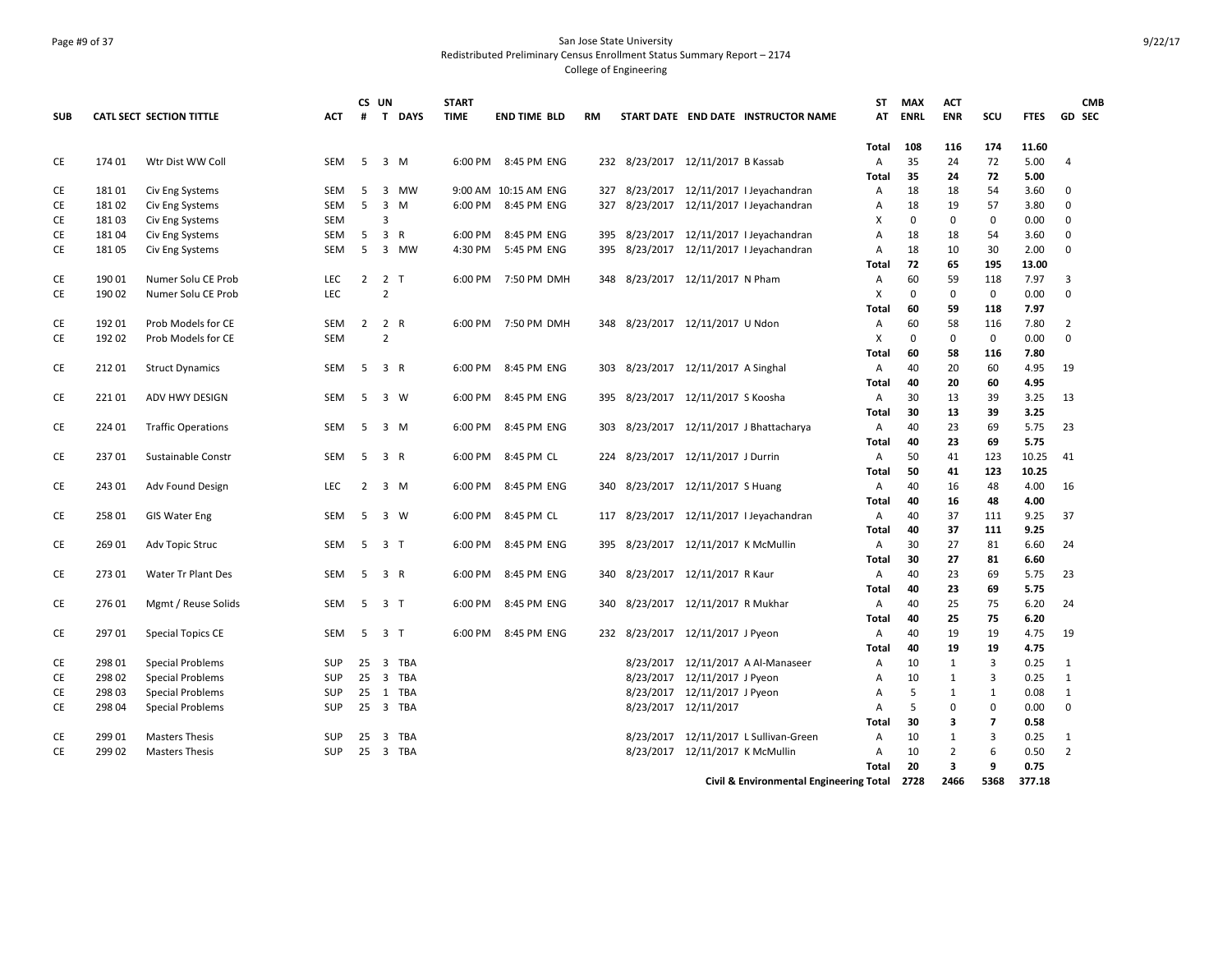San Jose State University
Redistributed Preliminary Census Enrollment Status Summary Report – 2174
College of Engineering

| SUB | CATL SECT | SECTION TITTLE | ACT | CS # | UN T | DAYS | START TIME | END TIME | BLD | RM | START DATE | END DATE | INSTRUCTOR NAME | ST AT | MAX ENRL | ACT ENR | SCU | FTES | GD | CMB SEC |
|---|---|---|---|---|---|---|---|---|---|---|---|---|---|---|---|---|---|---|---|---|
| | | | | | | | | | | | | | | **Total** | **108** | **116** | **174** | **11.60** | | |
| CE | 174 01 | Wtr Dist WW Coll | SEM | 5 | 3 | M | 6:00 PM | 8:45 PM | ENG | 232 | 8/23/2017 | 12/11/2017 | B Kassab | A | 35 | 24 | 72 | 5.00 | 4 | |
| | | | | | | | | | | | | | | **Total** | **35** | **24** | **72** | **5.00** | | |
| CE | 181 01 | Civ Eng Systems | SEM | 5 | 3 | MW | 9:00 AM | 10:15 AM | ENG | 327 | 8/23/2017 | 12/11/2017 | I Jeyachandran | A | 18 | 18 | 54 | 3.60 | 0 | |
| CE | 181 02 | Civ Eng Systems | SEM | 5 | 3 | M | 6:00 PM | 8:45 PM | ENG | 327 | 8/23/2017 | 12/11/2017 | I Jeyachandran | A | 18 | 19 | 57 | 3.80 | 0 | |
| CE | 181 03 | Civ Eng Systems | SEM | | 3 | | | | | | | | | X | 0 | 0 | 0 | 0.00 | 0 | |
| CE | 181 04 | Civ Eng Systems | SEM | 5 | 3 | R | 6:00 PM | 8:45 PM | ENG | 395 | 8/23/2017 | 12/11/2017 | I Jeyachandran | A | 18 | 18 | 54 | 3.60 | 0 | |
| CE | 181 05 | Civ Eng Systems | SEM | 5 | 3 | MW | 4:30 PM | 5:45 PM | ENG | 395 | 8/23/2017 | 12/11/2017 | I Jeyachandran | A | 18 | 10 | 30 | 2.00 | 0 | |
| | | | | | | | | | | | | | | **Total** | **72** | **65** | **195** | **13.00** | | |
| CE | 190 01 | Numer Solu CE Prob | LEC | 2 | 2 | T | 6:00 PM | 7:50 PM | DMH | 348 | 8/23/2017 | 12/11/2017 | N Pham | A | 60 | 59 | 118 | 7.97 | 3 | |
| CE | 190 02 | Numer Solu CE Prob | LEC | | 2 | | | | | | | | | X | 0 | 0 | 0 | 0.00 | 0 | |
| | | | | | | | | | | | | | | **Total** | **60** | **59** | **118** | **7.97** | | |
| CE | 192 01 | Prob Models for CE | SEM | 2 | 2 | R | 6:00 PM | 7:50 PM | DMH | 348 | 8/23/2017 | 12/11/2017 | U Ndon | A | 60 | 58 | 116 | 7.80 | 2 | |
| CE | 192 02 | Prob Models for CE | SEM | | 2 | | | | | | | | | X | 0 | 0 | 0 | 0.00 | 0 | |
| | | | | | | | | | | | | | | **Total** | **60** | **58** | **116** | **7.80** | | |
| CE | 212 01 | Struct Dynamics | SEM | 5 | 3 | R | 6:00 PM | 8:45 PM | ENG | 303 | 8/23/2017 | 12/11/2017 | A Singhal | A | 40 | 20 | 60 | 4.95 | 19 | |
| | | | | | | | | | | | | | | **Total** | **40** | **20** | **60** | **4.95** | | |
| CE | 221 01 | ADV HWY DESIGN | SEM | 5 | 3 | W | 6:00 PM | 8:45 PM | ENG | 395 | 8/23/2017 | 12/11/2017 | S Koosha | A | 30 | 13 | 39 | 3.25 | 13 | |
| | | | | | | | | | | | | | | **Total** | **30** | **13** | **39** | **3.25** | | |
| CE | 224 01 | Traffic Operations | SEM | 5 | 3 | M | 6:00 PM | 8:45 PM | ENG | 303 | 8/23/2017 | 12/11/2017 | J Bhattacharya | A | 40 | 23 | 69 | 5.75 | 23 | |
| | | | | | | | | | | | | | | **Total** | **40** | **23** | **69** | **5.75** | | |
| CE | 237 01 | Sustainable Constr | SEM | 5 | 3 | R | 6:00 PM | 8:45 PM | CL | 224 | 8/23/2017 | 12/11/2017 | J Durrin | A | 50 | 41 | 123 | 10.25 | 41 | |
| | | | | | | | | | | | | | | **Total** | **50** | **41** | **123** | **10.25** | | |
| CE | 243 01 | Adv Found Design | LEC | 2 | 3 | M | 6:00 PM | 8:45 PM | ENG | 340 | 8/23/2017 | 12/11/2017 | S Huang | A | 40 | 16 | 48 | 4.00 | 16 | |
| | | | | | | | | | | | | | | **Total** | **40** | **16** | **48** | **4.00** | | |
| CE | 258 01 | GIS Water Eng | SEM | 5 | 3 | W | 6:00 PM | 8:45 PM | CL | 117 | 8/23/2017 | 12/11/2017 | I Jeyachandran | A | 40 | 37 | 111 | 9.25 | 37 | |
| | | | | | | | | | | | | | | **Total** | **40** | **37** | **111** | **9.25** | | |
| CE | 269 01 | Adv Topic Struc | SEM | 5 | 3 | T | 6:00 PM | 8:45 PM | ENG | 395 | 8/23/2017 | 12/11/2017 | K McMullin | A | 30 | 27 | 81 | 6.60 | 24 | |
| | | | | | | | | | | | | | | **Total** | **30** | **27** | **81** | **6.60** | | |
| CE | 273 01 | Water Tr Plant Des | SEM | 5 | 3 | R | 6:00 PM | 8:45 PM | ENG | 340 | 8/23/2017 | 12/11/2017 | R Kaur | A | 40 | 23 | 69 | 5.75 | 23 | |
| | | | | | | | | | | | | | | **Total** | **40** | **23** | **69** | **5.75** | | |
| CE | 276 01 | Mgmt / Reuse Solids | SEM | 5 | 3 | T | 6:00 PM | 8:45 PM | ENG | 340 | 8/23/2017 | 12/11/2017 | R Mukhar | A | 40 | 25 | 75 | 6.20 | 24 | |
| | | | | | | | | | | | | | | **Total** | **40** | **25** | **75** | **6.20** | | |
| CE | 297 01 | Special Topics CE | SEM | 5 | 3 | T | 6:00 PM | 8:45 PM | ENG | 232 | 8/23/2017 | 12/11/2017 | J Pyeon | A | 40 | 19 | 19 | 4.75 | 19 | |
| | | | | | | | | | | | | | | **Total** | **40** | **19** | **19** | **4.75** | | |
| CE | 298 01 | Special Problems | SUP | 25 | 3 | TBA | | | | | 8/23/2017 | 12/11/2017 | A Al-Manaseer | A | 10 | 1 | 3 | 0.25 | 1 | |
| CE | 298 02 | Special Problems | SUP | 25 | 3 | TBA | | | | | 8/23/2017 | 12/11/2017 | J Pyeon | A | 10 | 1 | 3 | 0.25 | 1 | |
| CE | 298 03 | Special Problems | SUP | 25 | 1 | TBA | | | | | 8/23/2017 | 12/11/2017 | J Pyeon | A | 5 | 1 | 1 | 0.08 | 1 | |
| CE | 298 04 | Special Problems | SUP | 25 | 3 | TBA | | | | | 8/23/2017 | 12/11/2017 | | A | 5 | 0 | 0 | 0.00 | 0 | |
| | | | | | | | | | | | | | | **Total** | **30** | **3** | **7** | **0.58** | | |
| CE | 299 01 | Masters Thesis | SUP | 25 | 3 | TBA | | | | | 8/23/2017 | 12/11/2017 | L Sullivan-Green | A | 10 | 1 | 3 | 0.25 | 1 | |
| CE | 299 02 | Masters Thesis | SUP | 25 | 3 | TBA | | | | | 8/23/2017 | 12/11/2017 | K McMullin | A | 10 | 2 | 6 | 0.50 | 2 | |
| | | | | | | | | | | | | | | **Total** | **20** | **3** | **9** | **0.75** | | |
| | | | | | | | | | | | | | **Civil & Environmental Engineering Total** | | **2728** | **2466** | **5368** | **377.18** | | |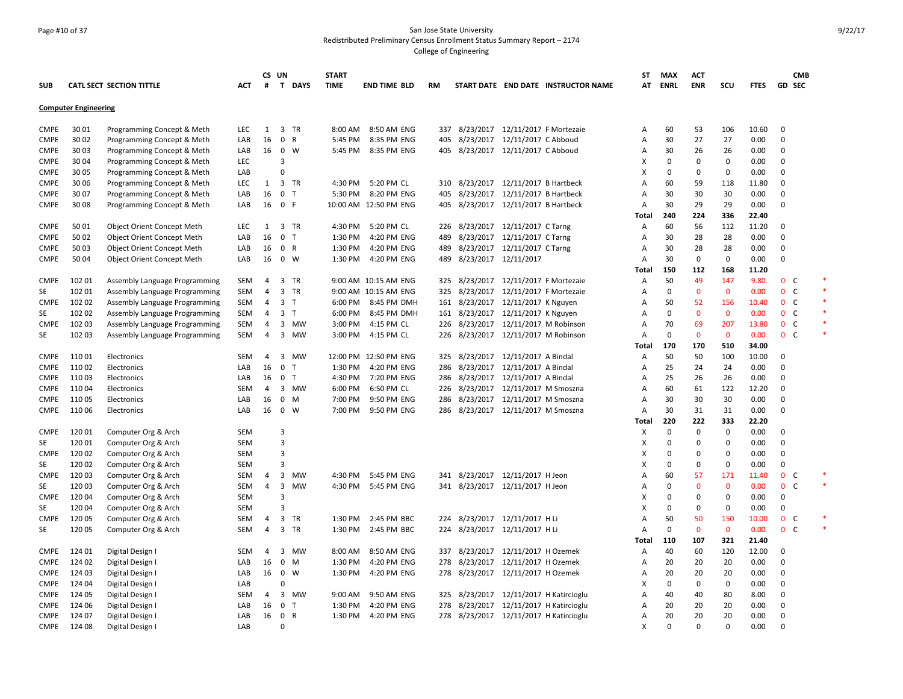San Jose State University
Redistributed Preliminary Census Enrollment Status Summary Report – 2174
College of Engineering

| SUB | CATL | SECT | SECTION TITTLE | ACT | CS # | UN T | DAYS | START TIME | END TIME | BLD | RM | START DATE | END DATE | INSTRUCTOR NAME | ST AT | MAX ENRL | ACT ENR | SCU | FTES | GD | CMB SEC | |
|---|---|---|---|---|---|---|---|---|---|---|---|---|---|---|---|---|---|---|---|---|---|---|
| **Computer Engineering** | | | | | | | | | | | | | | | | | | | | | | |
| CMPE | 30 | 01 | Programming Concept & Meth | LEC | 1 | 3 | TR | 8:00 AM | 8:50 AM | ENG | 337 | 8/23/2017 | 12/11/2017 | F Mortezaie | A | 60 | 53 | 106 | 10.60 | 0 | | |
| CMPE | 30 | 02 | Programming Concept & Meth | LAB | 16 | 0 | R | 5:45 PM | 8:35 PM | ENG | 405 | 8/23/2017 | 12/11/2017 | C Abboud | A | 30 | 27 | 27 | 0.00 | 0 | | |
| CMPE | 30 | 03 | Programming Concept & Meth | LAB | 16 | 0 | W | 5:45 PM | 8:35 PM | ENG | 405 | 8/23/2017 | 12/11/2017 | C Abboud | A | 30 | 26 | 26 | 0.00 | 0 | | |
| CMPE | 30 | 04 | Programming Concept & Meth | LEC | | 3 | | | | | | | | | X | 0 | 0 | 0 | 0.00 | 0 | | |
| CMPE | 30 | 05 | Programming Concept & Meth | LAB | | 0 | | | | | | | | | X | 0 | 0 | 0 | 0.00 | 0 | | |
| CMPE | 30 | 06 | Programming Concept & Meth | LEC | 1 | 3 | TR | 4:30 PM | 5:20 PM | CL | 310 | 8/23/2017 | 12/11/2017 | B Hartbeck | A | 60 | 59 | 118 | 11.80 | 0 | | |
| CMPE | 30 | 07 | Programming Concept & Meth | LAB | 16 | 0 | T | 5:30 PM | 8:20 PM | ENG | 405 | 8/23/2017 | 12/11/2017 | B Hartbeck | A | 30 | 30 | 30 | 0.00 | 0 | | |
| CMPE | 30 | 08 | Programming Concept & Meth | LAB | 16 | 0 | F | 10:00 AM | 12:50 PM | ENG | 405 | 8/23/2017 | 12/11/2017 | B Hartbeck | A | 30 | 29 | 29 | 0.00 | 0 | | |
| | | | | | | | | | | | | | | | **Total** | **240** | **224** | **336** | **22.40** | | | |
| CMPE | 50 | 01 | Object Orient Concept Meth | LEC | 1 | 3 | TR | 4:30 PM | 5:20 PM | CL | 226 | 8/23/2017 | 12/11/2017 | C Tarng | A | 60 | 56 | 112 | 11.20 | 0 | | |
| CMPE | 50 | 02 | Object Orient Concept Meth | LAB | 16 | 0 | T | 1:30 PM | 4:20 PM | ENG | 489 | 8/23/2017 | 12/11/2017 | C Tarng | A | 30 | 28 | 28 | 0.00 | 0 | | |
| CMPE | 50 | 03 | Object Orient Concept Meth | LAB | 16 | 0 | R | 1:30 PM | 4:20 PM | ENG | 489 | 8/23/2017 | 12/11/2017 | C Tarng | A | 30 | 28 | 28 | 0.00 | 0 | | |
| CMPE | 50 | 04 | Object Orient Concept Meth | LAB | 16 | 0 | W | 1:30 PM | 4:20 PM | ENG | 489 | 8/23/2017 | 12/11/2017 | | A | 30 | 0 | 0 | 0.00 | 0 | | |
| | | | | | | | | | | | | | | | **Total** | **150** | **112** | **168** | **11.20** | | | |
| CMPE | 102 | 01 | Assembly Language Programming | SEM | 4 | 3 | TR | 9:00 AM | 10:15 AM | ENG | 325 | 8/23/2017 | 12/11/2017 | F Mortezaie | A | 50 | 49 | 147 | 9.80 | 0 | C | * |
| SE | 102 | 01 | Assembly Language Programming | SEM | 4 | 3 | TR | 9:00 AM | 10:15 AM | ENG | 325 | 8/23/2017 | 12/11/2017 | F Mortezaie | A | 0 | 0 | 0 | 0.00 | 0 | C | * |
| CMPE | 102 | 02 | Assembly Language Programming | SEM | 4 | 3 | T | 6:00 PM | 8:45 PM | DMH | 161 | 8/23/2017 | 12/11/2017 | K Nguyen | A | 50 | 52 | 156 | 10.40 | 0 | C | * |
| SE | 102 | 02 | Assembly Language Programming | SEM | 4 | 3 | T | 6:00 PM | 8:45 PM | DMH | 161 | 8/23/2017 | 12/11/2017 | K Nguyen | A | 0 | 0 | 0 | 0.00 | 0 | C | * |
| CMPE | 102 | 03 | Assembly Language Programming | SEM | 4 | 3 | MW | 3:00 PM | 4:15 PM | CL | 226 | 8/23/2017 | 12/11/2017 | M Robinson | A | 70 | 69 | 207 | 13.80 | 0 | C | * |
| SE | 102 | 03 | Assembly Language Programming | SEM | 4 | 3 | MW | 3:00 PM | 4:15 PM | CL | 226 | 8/23/2017 | 12/11/2017 | M Robinson | A | 0 | 0 | 0 | 0.00 | 0 | C | * |
| | | | | | | | | | | | | | | | **Total** | **170** | **170** | **510** | **34.00** | | | |
| CMPE | 110 | 01 | Electronics | SEM | 4 | 3 | MW | 12:00 PM | 12:50 PM | ENG | 325 | 8/23/2017 | 12/11/2017 | A Bindal | A | 50 | 50 | 100 | 10.00 | 0 | | |
| CMPE | 110 | 02 | Electronics | LAB | 16 | 0 | T | 1:30 PM | 4:20 PM | ENG | 286 | 8/23/2017 | 12/11/2017 | A Bindal | A | 25 | 24 | 24 | 0.00 | 0 | | |
| CMPE | 110 | 03 | Electronics | LAB | 16 | 0 | T | 4:30 PM | 7:20 PM | ENG | 286 | 8/23/2017 | 12/11/2017 | A Bindal | A | 25 | 26 | 26 | 0.00 | 0 | | |
| CMPE | 110 | 04 | Electronics | SEM | 4 | 3 | MW | 6:00 PM | 6:50 PM | CL | 226 | 8/23/2017 | 12/11/2017 | M Smoszna | A | 60 | 61 | 122 | 12.20 | 0 | | |
| CMPE | 110 | 05 | Electronics | LAB | 16 | 0 | M | 7:00 PM | 9:50 PM | ENG | 286 | 8/23/2017 | 12/11/2017 | M Smoszna | A | 30 | 30 | 30 | 0.00 | 0 | | |
| CMPE | 110 | 06 | Electronics | LAB | 16 | 0 | W | 7:00 PM | 9:50 PM | ENG | 286 | 8/23/2017 | 12/11/2017 | M Smoszna | A | 30 | 31 | 31 | 0.00 | 0 | | |
| | | | | | | | | | | | | | | | **Total** | **220** | **222** | **333** | **22.20** | | | |
| CMPE | 120 | 01 | Computer Org & Arch | SEM | | 3 | | | | | | | | | X | 0 | 0 | 0 | 0.00 | 0 | | |
| SE | 120 | 01 | Computer Org & Arch | SEM | | 3 | | | | | | | | | X | 0 | 0 | 0 | 0.00 | 0 | | |
| CMPE | 120 | 02 | Computer Org & Arch | SEM | | 3 | | | | | | | | | X | 0 | 0 | 0 | 0.00 | 0 | | |
| SE | 120 | 02 | Computer Org & Arch | SEM | | 3 | | | | | | | | | X | 0 | 0 | 0 | 0.00 | 0 | | |
| CMPE | 120 | 03 | Computer Org & Arch | SEM | 4 | 3 | MW | 4:30 PM | 5:45 PM | ENG | 341 | 8/23/2017 | 12/11/2017 | H Jeon | A | 60 | 57 | 171 | 11.40 | 0 | C | * |
| SE | 120 | 03 | Computer Org & Arch | SEM | 4 | 3 | MW | 4:30 PM | 5:45 PM | ENG | 341 | 8/23/2017 | 12/11/2017 | H Jeon | A | 0 | 0 | 0 | 0.00 | 0 | C | * |
| CMPE | 120 | 04 | Computer Org & Arch | SEM | | 3 | | | | | | | | | X | 0 | 0 | 0 | 0.00 | 0 | | |
| SE | 120 | 04 | Computer Org & Arch | SEM | | 3 | | | | | | | | | X | 0 | 0 | 0 | 0.00 | 0 | | |
| CMPE | 120 | 05 | Computer Org & Arch | SEM | 4 | 3 | TR | 1:30 PM | 2:45 PM | BBC | 224 | 8/23/2017 | 12/11/2017 | H Li | A | 50 | 50 | 150 | 10.00 | 0 | C | * |
| SE | 120 | 05 | Computer Org & Arch | SEM | 4 | 3 | TR | 1:30 PM | 2:45 PM | BBC | 224 | 8/23/2017 | 12/11/2017 | H Li | A | 0 | 0 | 0 | 0.00 | 0 | C | * |
| | | | | | | | | | | | | | | | **Total** | **110** | **107** | **321** | **21.40** | | | |
| CMPE | 124 | 01 | Digital Design I | SEM | 4 | 3 | MW | 8:00 AM | 8:50 AM | ENG | 337 | 8/23/2017 | 12/11/2017 | H Ozemek | A | 40 | 60 | 120 | 12.00 | 0 | | |
| CMPE | 124 | 02 | Digital Design I | LAB | 16 | 0 | M | 1:30 PM | 4:20 PM | ENG | 278 | 8/23/2017 | 12/11/2017 | H Ozemek | A | 20 | 20 | 20 | 0.00 | 0 | | |
| CMPE | 124 | 03 | Digital Design I | LAB | 16 | 0 | W | 1:30 PM | 4:20 PM | ENG | 278 | 8/23/2017 | 12/11/2017 | H Ozemek | A | 20 | 20 | 20 | 0.00 | 0 | | |
| CMPE | 124 | 04 | Digital Design I | LAB | | 0 | | | | | | | | | X | 0 | 0 | 0 | 0.00 | 0 | | |
| CMPE | 124 | 05 | Digital Design I | SEM | 4 | 3 | MW | 9:00 AM | 9:50 AM | ENG | 325 | 8/23/2017 | 12/11/2017 | H Katircioglu | A | 40 | 40 | 80 | 8.00 | 0 | | |
| CMPE | 124 | 06 | Digital Design I | LAB | 16 | 0 | T | 1:30 PM | 4:20 PM | ENG | 278 | 8/23/2017 | 12/11/2017 | H Katircioglu | A | 20 | 20 | 20 | 0.00 | 0 | | |
| CMPE | 124 | 07 | Digital Design I | LAB | 16 | 0 | R | 1:30 PM | 4:20 PM | ENG | 278 | 8/23/2017 | 12/11/2017 | H Katircioglu | A | 20 | 20 | 20 | 0.00 | 0 | | |
| CMPE | 124 | 08 | Digital Design I | LAB | | 0 | | | | | | | | | X | 0 | 0 | 0 | 0.00 | 0 | | |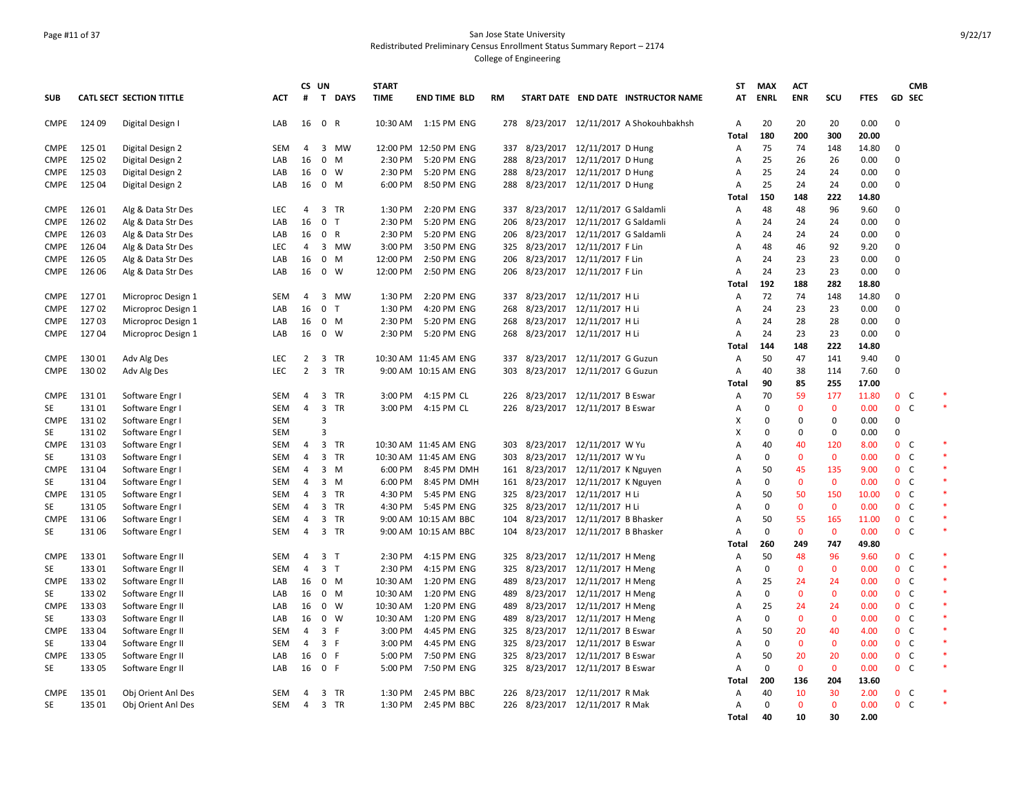San Jose State University
Redistributed Preliminary Census Enrollment Status Summary Report – 2174
College of Engineering

| SUB | CATL | SECT | SECTION TITTLE | ACT | CS # | UN T | DAYS | START TIME | END TIME | BLD | RM | START DATE | END DATE | INSTRUCTOR NAME | ST AT | MAX ENRL | ACT ENR | SCU | FTES | GD | CMB SEC | |
|---|---|---|---|---|---|---|---|---|---|---|---|---|---|---|---|---|---|---|---|---|---|---|
| CMPE | 124 | 09 | Digital Design I | LAB | 16 | 0 | R | 10:30 AM | 1:15 PM | ENG | 278 | 8/23/2017 | 12/11/2017 | A Shokouhbakhsh | A | 20 | 20 | 20 | 0.00 | 0 | | |
| | | | | | | | | | | | | | | | Total | 180 | 200 | 300 | 20.00 | | | |
| CMPE | 125 | 01 | Digital Design 2 | SEM | 4 | 3 | MW | 12:00 PM | 12:50 PM | ENG | 337 | 8/23/2017 | 12/11/2017 | D Hung | A | 75 | 74 | 148 | 14.80 | 0 | | |
| CMPE | 125 | 02 | Digital Design 2 | LAB | 16 | 0 | M | 2:30 PM | 5:20 PM | ENG | 288 | 8/23/2017 | 12/11/2017 | D Hung | A | 25 | 26 | 26 | 0.00 | 0 | | |
| CMPE | 125 | 03 | Digital Design 2 | LAB | 16 | 0 | W | 2:30 PM | 5:20 PM | ENG | 288 | 8/23/2017 | 12/11/2017 | D Hung | A | 25 | 24 | 24 | 0.00 | 0 | | |
| CMPE | 125 | 04 | Digital Design 2 | LAB | 16 | 0 | M | 6:00 PM | 8:50 PM | ENG | 288 | 8/23/2017 | 12/11/2017 | D Hung | A | 25 | 24 | 24 | 0.00 | 0 | | |
| | | | | | | | | | | | | | | | Total | 150 | 148 | 222 | 14.80 | | | |
| CMPE | 126 | 01 | Alg & Data Str Des | LEC | 4 | 3 | TR | 1:30 PM | 2:20 PM | ENG | 337 | 8/23/2017 | 12/11/2017 | G Saldamli | A | 48 | 48 | 96 | 9.60 | 0 | | |
| CMPE | 126 | 02 | Alg & Data Str Des | LAB | 16 | 0 | T | 2:30 PM | 5:20 PM | ENG | 206 | 8/23/2017 | 12/11/2017 | G Saldamli | A | 24 | 24 | 24 | 0.00 | 0 | | |
| CMPE | 126 | 03 | Alg & Data Str Des | LAB | 16 | 0 | R | 2:30 PM | 5:20 PM | ENG | 206 | 8/23/2017 | 12/11/2017 | G Saldamli | A | 24 | 24 | 24 | 0.00 | 0 | | |
| CMPE | 126 | 04 | Alg & Data Str Des | LEC | 4 | 3 | MW | 3:00 PM | 3:50 PM | ENG | 325 | 8/23/2017 | 12/11/2017 | F Lin | A | 48 | 46 | 92 | 9.20 | 0 | | |
| CMPE | 126 | 05 | Alg & Data Str Des | LAB | 16 | 0 | M | 12:00 PM | 2:50 PM | ENG | 206 | 8/23/2017 | 12/11/2017 | F Lin | A | 24 | 23 | 23 | 0.00 | 0 | | |
| CMPE | 126 | 06 | Alg & Data Str Des | LAB | 16 | 0 | W | 12:00 PM | 2:50 PM | ENG | 206 | 8/23/2017 | 12/11/2017 | F Lin | A | 24 | 23 | 23 | 0.00 | 0 | | |
| | | | | | | | | | | | | | | | Total | 192 | 188 | 282 | 18.80 | | | |
| CMPE | 127 | 01 | Microproc Design 1 | SEM | 4 | 3 | MW | 1:30 PM | 2:20 PM | ENG | 337 | 8/23/2017 | 12/11/2017 | H Li | A | 72 | 74 | 148 | 14.80 | 0 | | |
| CMPE | 127 | 02 | Microproc Design 1 | LAB | 16 | 0 | T | 1:30 PM | 4:20 PM | ENG | 268 | 8/23/2017 | 12/11/2017 | H Li | A | 24 | 23 | 23 | 0.00 | 0 | | |
| CMPE | 127 | 03 | Microproc Design 1 | LAB | 16 | 0 | M | 2:30 PM | 5:20 PM | ENG | 268 | 8/23/2017 | 12/11/2017 | H Li | A | 24 | 28 | 28 | 0.00 | 0 | | |
| CMPE | 127 | 04 | Microproc Design 1 | LAB | 16 | 0 | W | 2:30 PM | 5:20 PM | ENG | 268 | 8/23/2017 | 12/11/2017 | H Li | A | 24 | 23 | 23 | 0.00 | 0 | | |
| | | | | | | | | | | | | | | | Total | 144 | 148 | 222 | 14.80 | | | |
| CMPE | 130 | 01 | Adv Alg Des | LEC | 2 | 3 | TR | 10:30 AM | 11:45 AM | ENG | 337 | 8/23/2017 | 12/11/2017 | G Guzun | A | 50 | 47 | 141 | 9.40 | 0 | | |
| CMPE | 130 | 02 | Adv Alg Des | LEC | 2 | 3 | TR | 9:00 AM | 10:15 AM | ENG | 303 | 8/23/2017 | 12/11/2017 | G Guzun | A | 40 | 38 | 114 | 7.60 | 0 | | |
| | | | | | | | | | | | | | | | Total | 90 | 85 | 255 | 17.00 | | | |
| CMPE | 131 | 01 | Software Engr I | SEM | 4 | 3 | TR | 3:00 PM | 4:15 PM | CL | 226 | 8/23/2017 | 12/11/2017 | B Eswar | A | 70 | 59 | 177 | 11.80 | 0 | C | * |
| SE | 131 | 01 | Software Engr I | SEM | 4 | 3 | TR | 3:00 PM | 4:15 PM | CL | 226 | 8/23/2017 | 12/11/2017 | B Eswar | A | 0 | 0 | 0 | 0.00 | 0 | C | * |
| CMPE | 131 | 02 | Software Engr I | SEM | | 3 | | | | | | | | | X | 0 | 0 | 0 | 0.00 | 0 | | |
| SE | 131 | 02 | Software Engr I | SEM | | 3 | | | | | | | | | X | 0 | 0 | 0 | 0.00 | 0 | | |
| CMPE | 131 | 03 | Software Engr I | SEM | 4 | 3 | TR | 10:30 AM | 11:45 AM | ENG | 303 | 8/23/2017 | 12/11/2017 | W Yu | A | 40 | 40 | 120 | 8.00 | 0 | C | * |
| SE | 131 | 03 | Software Engr I | SEM | 4 | 3 | TR | 10:30 AM | 11:45 AM | ENG | 303 | 8/23/2017 | 12/11/2017 | W Yu | A | 0 | 0 | 0 | 0.00 | 0 | C | * |
| CMPE | 131 | 04 | Software Engr I | SEM | 4 | 3 | M | 6:00 PM | 8:45 PM | DMH | 161 | 8/23/2017 | 12/11/2017 | K Nguyen | A | 50 | 45 | 135 | 9.00 | 0 | C | * |
| SE | 131 | 04 | Software Engr I | SEM | 4 | 3 | M | 6:00 PM | 8:45 PM | DMH | 161 | 8/23/2017 | 12/11/2017 | K Nguyen | A | 0 | 0 | 0 | 0.00 | 0 | C | * |
| CMPE | 131 | 05 | Software Engr I | SEM | 4 | 3 | TR | 4:30 PM | 5:45 PM | ENG | 325 | 8/23/2017 | 12/11/2017 | H Li | A | 50 | 50 | 150 | 10.00 | 0 | C | * |
| SE | 131 | 05 | Software Engr I | SEM | 4 | 3 | TR | 4:30 PM | 5:45 PM | ENG | 325 | 8/23/2017 | 12/11/2017 | H Li | A | 0 | 0 | 0 | 0.00 | 0 | C | * |
| CMPE | 131 | 06 | Software Engr I | SEM | 4 | 3 | TR | 9:00 AM | 10:15 AM | BBC | 104 | 8/23/2017 | 12/11/2017 | B Bhasker | A | 50 | 55 | 165 | 11.00 | 0 | C | * |
| SE | 131 | 06 | Software Engr I | SEM | 4 | 3 | TR | 9:00 AM | 10:15 AM | BBC | 104 | 8/23/2017 | 12/11/2017 | B Bhasker | A | 0 | 0 | 0 | 0.00 | 0 | C | * |
| | | | | | | | | | | | | | | | Total | 260 | 249 | 747 | 49.80 | | | |
| CMPE | 133 | 01 | Software Engr II | SEM | 4 | 3 | T | 2:30 PM | 4:15 PM | ENG | 325 | 8/23/2017 | 12/11/2017 | H Meng | A | 50 | 48 | 96 | 9.60 | 0 | C | * |
| SE | 133 | 01 | Software Engr II | SEM | 4 | 3 | T | 2:30 PM | 4:15 PM | ENG | 325 | 8/23/2017 | 12/11/2017 | H Meng | A | 0 | 0 | 0 | 0.00 | 0 | C | * |
| CMPE | 133 | 02 | Software Engr II | LAB | 16 | 0 | M | 10:30 AM | 1:20 PM | ENG | 489 | 8/23/2017 | 12/11/2017 | H Meng | A | 25 | 24 | 24 | 0.00 | 0 | C | * |
| SE | 133 | 02 | Software Engr II | LAB | 16 | 0 | M | 10:30 AM | 1:20 PM | ENG | 489 | 8/23/2017 | 12/11/2017 | H Meng | A | 0 | 0 | 0 | 0.00 | 0 | C | * |
| CMPE | 133 | 03 | Software Engr II | LAB | 16 | 0 | W | 10:30 AM | 1:20 PM | ENG | 489 | 8/23/2017 | 12/11/2017 | H Meng | A | 25 | 24 | 24 | 0.00 | 0 | C | * |
| SE | 133 | 03 | Software Engr II | LAB | 16 | 0 | W | 10:30 AM | 1:20 PM | ENG | 489 | 8/23/2017 | 12/11/2017 | H Meng | A | 0 | 0 | 0 | 0.00 | 0 | C | * |
| CMPE | 133 | 04 | Software Engr II | SEM | 4 | 3 | F | 3:00 PM | 4:45 PM | ENG | 325 | 8/23/2017 | 12/11/2017 | B Eswar | A | 50 | 20 | 40 | 4.00 | 0 | C | * |
| SE | 133 | 04 | Software Engr II | SEM | 4 | 3 | F | 3:00 PM | 4:45 PM | ENG | 325 | 8/23/2017 | 12/11/2017 | B Eswar | A | 0 | 0 | 0 | 0.00 | 0 | C | * |
| CMPE | 133 | 05 | Software Engr II | LAB | 16 | 0 | F | 5:00 PM | 7:50 PM | ENG | 325 | 8/23/2017 | 12/11/2017 | B Eswar | A | 50 | 20 | 20 | 0.00 | 0 | C | * |
| SE | 133 | 05 | Software Engr II | LAB | 16 | 0 | F | 5:00 PM | 7:50 PM | ENG | 325 | 8/23/2017 | 12/11/2017 | B Eswar | A | 0 | 0 | 0 | 0.00 | 0 | C | * |
| | | | | | | | | | | | | | | | Total | 200 | 136 | 204 | 13.60 | | | |
| CMPE | 135 | 01 | Obj Orient Anl Des | SEM | 4 | 3 | TR | 1:30 PM | 2:45 PM | BBC | 226 | 8/23/2017 | 12/11/2017 | R Mak | A | 40 | 10 | 30 | 2.00 | 0 | C | * |
| SE | 135 | 01 | Obj Orient Anl Des | SEM | 4 | 3 | TR | 1:30 PM | 2:45 PM | BBC | 226 | 8/23/2017 | 12/11/2017 | R Mak | A | 0 | 0 | 0 | 0.00 | 0 | C | * |
| | | | | | | | | | | | | | | | Total | 40 | 10 | 30 | 2.00 | | | |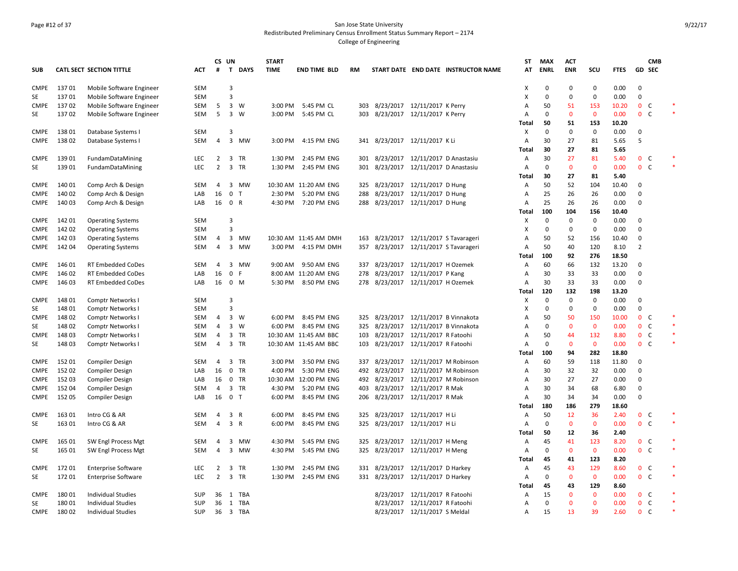San Jose State University
Redistributed Preliminary Census Enrollment Status Summary Report – 2174
College of Engineering

| SUB | CATL SECT | SECTION TITTLE | ACT | CS # | UN T | DAYS | START TIME | END TIME | BLD | RM | START DATE | END DATE | INSTRUCTOR NAME | ST AT | MAX ENRL | ACT ENR | SCU | FTES | GD | CMB SEC | |
|---|---|---|---|---|---|---|---|---|---|---|---|---|---|---|---|---|---|---|---|---|---|
| CMPE | 137 01 | Mobile Software Engineer | SEM | | 3 | | | | | | | | | X | 0 | 0 | 0 | 0.00 | 0 | | |
| SE | 137 01 | Mobile Software Engineer | SEM | | 3 | | | | | | | | | X | 0 | 0 | 0 | 0.00 | 0 | | |
| CMPE | 137 02 | Mobile Software Engineer | SEM | 5 | 3 | W | 3:00 PM | 5:45 PM | CL | 303 | 8/23/2017 | 12/11/2017 | K Perry | A | 50 | 51 | 153 | 10.20 | 0 | C | * |
| SE | 137 02 | Mobile Software Engineer | SEM | 5 | 3 | W | 3:00 PM | 5:45 PM | CL | 303 | 8/23/2017 | 12/11/2017 | K Perry | A | 0 | 0 | 0 | 0.00 | 0 | C | * |
| | | | | | | | | | | | | | | Total | 50 | 51 | 153 | 10.20 | | | |
| CMPE | 138 01 | Database Systems I | SEM | | 3 | | | | | | | | | X | 0 | 0 | 0 | 0.00 | 0 | | |
| CMPE | 138 02 | Database Systems I | SEM | 4 | 3 | MW | 3:00 PM | 4:15 PM | ENG | 341 | 8/23/2017 | 12/11/2017 | K Li | A | 30 | 27 | 81 | 5.65 | 5 | | |
| | | | | | | | | | | | | | | Total | 30 | 27 | 81 | 5.65 | | | |
| CMPE | 139 01 | FundamDataMining | LEC | 2 | 3 | TR | 1:30 PM | 2:45 PM | ENG | 301 | 8/23/2017 | 12/11/2017 | D Anastasiu | A | 30 | 27 | 81 | 5.40 | 0 | C | * |
| SE | 139 01 | FundamDataMining | LEC | 2 | 3 | TR | 1:30 PM | 2:45 PM | ENG | 301 | 8/23/2017 | 12/11/2017 | D Anastasiu | A | 0 | 0 | 0 | 0.00 | 0 | C | * |
| | | | | | | | | | | | | | | Total | 30 | 27 | 81 | 5.40 | | | |
| CMPE | 140 01 | Comp Arch & Design | SEM | 4 | 3 | MW | 10:30 AM | 11:20 AM | ENG | 325 | 8/23/2017 | 12/11/2017 | D Hung | A | 50 | 52 | 104 | 10.40 | 0 | | |
| CMPE | 140 02 | Comp Arch & Design | LAB | 16 | 0 | T | 2:30 PM | 5:20 PM | ENG | 288 | 8/23/2017 | 12/11/2017 | D Hung | A | 25 | 26 | 26 | 0.00 | 0 | | |
| CMPE | 140 03 | Comp Arch & Design | LAB | 16 | 0 | R | 4:30 PM | 7:20 PM | ENG | 288 | 8/23/2017 | 12/11/2017 | D Hung | A | 25 | 26 | 26 | 0.00 | 0 | | |
| | | | | | | | | | | | | | | Total | 100 | 104 | 156 | 10.40 | | | |
| CMPE | 142 01 | Operating Systems | SEM | | 3 | | | | | | | | | X | 0 | 0 | 0 | 0.00 | 0 | | |
| CMPE | 142 02 | Operating Systems | SEM | | 3 | | | | | | | | | X | 0 | 0 | 0 | 0.00 | 0 | | |
| CMPE | 142 03 | Operating Systems | SEM | 4 | 3 | MW | 10:30 AM | 11:45 AM | DMH | 163 | 8/23/2017 | 12/11/2017 | S Tavarageri | A | 50 | 52 | 156 | 10.40 | 0 | | |
| CMPE | 142 04 | Operating Systems | SEM | 4 | 3 | MW | 3:00 PM | 4:15 PM | DMH | 357 | 8/23/2017 | 12/11/2017 | S Tavarageri | A | 50 | 40 | 120 | 8.10 | 2 | | |
| | | | | | | | | | | | | | | Total | 100 | 92 | 276 | 18.50 | | | |
| CMPE | 146 01 | RT Embedded CoDes | SEM | 4 | 3 | MW | 9:00 AM | 9:50 AM | ENG | 337 | 8/23/2017 | 12/11/2017 | H Ozemek | A | 60 | 66 | 132 | 13.20 | 0 | | |
| CMPE | 146 02 | RT Embedded CoDes | LAB | 16 | 0 | F | 8:00 AM | 11:20 AM | ENG | 278 | 8/23/2017 | 12/11/2017 | P Kang | A | 30 | 33 | 33 | 0.00 | 0 | | |
| CMPE | 146 03 | RT Embedded CoDes | LAB | 16 | 0 | M | 5:30 PM | 8:50 PM | ENG | 278 | 8/23/2017 | 12/11/2017 | H Ozemek | A | 30 | 33 | 33 | 0.00 | 0 | | |
| | | | | | | | | | | | | | | Total | 120 | 132 | 198 | 13.20 | | | |
| CMPE | 148 01 | Comptr Networks I | SEM | | 3 | | | | | | | | | X | 0 | 0 | 0 | 0.00 | 0 | | |
| SE | 148 01 | Comptr Networks I | SEM | | 3 | | | | | | | | | X | 0 | 0 | 0 | 0.00 | 0 | | |
| CMPE | 148 02 | Comptr Networks I | SEM | 4 | 3 | W | 6:00 PM | 8:45 PM | ENG | 325 | 8/23/2017 | 12/11/2017 | B Vinnakota | A | 50 | 50 | 150 | 10.00 | 0 | C | * |
| SE | 148 02 | Comptr Networks I | SEM | 4 | 3 | W | 6:00 PM | 8:45 PM | ENG | 325 | 8/23/2017 | 12/11/2017 | B Vinnakota | A | 0 | 0 | 0 | 0.00 | 0 | C | * |
| CMPE | 148 03 | Comptr Networks I | SEM | 4 | 3 | TR | 10:30 AM | 11:45 AM | BBC | 103 | 8/23/2017 | 12/11/2017 | R Fatoohi | A | 50 | 44 | 132 | 8.80 | 0 | C | * |
| SE | 148 03 | Comptr Networks I | SEM | 4 | 3 | TR | 10:30 AM | 11:45 AM | BBC | 103 | 8/23/2017 | 12/11/2017 | R Fatoohi | A | 0 | 0 | 0 | 0.00 | 0 | C | * |
| | | | | | | | | | | | | | | Total | 100 | 94 | 282 | 18.80 | | | |
| CMPE | 152 01 | Compiler Design | SEM | 4 | 3 | TR | 3:00 PM | 3:50 PM | ENG | 337 | 8/23/2017 | 12/11/2017 | M Robinson | A | 60 | 59 | 118 | 11.80 | 0 | | |
| CMPE | 152 02 | Compiler Design | LAB | 16 | 0 | TR | 4:00 PM | 5:30 PM | ENG | 492 | 8/23/2017 | 12/11/2017 | M Robinson | A | 30 | 32 | 32 | 0.00 | 0 | | |
| CMPE | 152 03 | Compiler Design | LAB | 16 | 0 | TR | 10:30 AM | 12:00 PM | ENG | 492 | 8/23/2017 | 12/11/2017 | M Robinson | A | 30 | 27 | 27 | 0.00 | 0 | | |
| CMPE | 152 04 | Compiler Design | SEM | 4 | 3 | TR | 4:30 PM | 5:20 PM | ENG | 403 | 8/23/2017 | 12/11/2017 | R Mak | A | 30 | 34 | 68 | 6.80 | 0 | | |
| CMPE | 152 05 | Compiler Design | LAB | 16 | 0 | T | 6:00 PM | 8:45 PM | ENG | 206 | 8/23/2017 | 12/11/2017 | R Mak | A | 30 | 34 | 34 | 0.00 | 0 | | |
| | | | | | | | | | | | | | | Total | 180 | 186 | 279 | 18.60 | | | |
| CMPE | 163 01 | Intro CG & AR | SEM | 4 | 3 | R | 6:00 PM | 8:45 PM | ENG | 325 | 8/23/2017 | 12/11/2017 | H Li | A | 50 | 12 | 36 | 2.40 | 0 | C | * |
| SE | 163 01 | Intro CG & AR | SEM | 4 | 3 | R | 6:00 PM | 8:45 PM | ENG | 325 | 8/23/2017 | 12/11/2017 | H Li | A | 0 | 0 | 0 | 0.00 | 0 | C | * |
| | | | | | | | | | | | | | | Total | 50 | 12 | 36 | 2.40 | | | |
| CMPE | 165 01 | SW Engl Process Mgt | SEM | 4 | 3 | MW | 4:30 PM | 5:45 PM | ENG | 325 | 8/23/2017 | 12/11/2017 | H Meng | A | 45 | 41 | 123 | 8.20 | 0 | C | * |
| SE | 165 01 | SW Engl Process Mgt | SEM | 4 | 3 | MW | 4:30 PM | 5:45 PM | ENG | 325 | 8/23/2017 | 12/11/2017 | H Meng | A | 0 | 0 | 0 | 0.00 | 0 | C | * |
| | | | | | | | | | | | | | | Total | 45 | 41 | 123 | 8.20 | | | |
| CMPE | 172 01 | Enterprise Software | LEC | 2 | 3 | TR | 1:30 PM | 2:45 PM | ENG | 331 | 8/23/2017 | 12/11/2017 | D Harkey | A | 45 | 43 | 129 | 8.60 | 0 | C | * |
| SE | 172 01 | Enterprise Software | LEC | 2 | 3 | TR | 1:30 PM | 2:45 PM | ENG | 331 | 8/23/2017 | 12/11/2017 | D Harkey | A | 0 | 0 | 0 | 0.00 | 0 | C | * |
| | | | | | | | | | | | | | | Total | 45 | 43 | 129 | 8.60 | | | |
| CMPE | 180 01 | Individual Studies | SUP | 36 | 1 | TBA | | | | | 8/23/2017 | 12/11/2017 | R Fatoohi | A | 15 | 0 | 0 | 0.00 | 0 | C | * |
| SE | 180 01 | Individual Studies | SUP | 36 | 1 | TBA | | | | | 8/23/2017 | 12/11/2017 | R Fatoohi | A | 0 | 0 | 0 | 0.00 | 0 | C | * |
| CMPE | 180 02 | Individual Studies | SUP | 36 | 3 | TBA | | | | | 8/23/2017 | 12/11/2017 | S Meldal | A | 15 | 13 | 39 | 2.60 | 0 | C | * |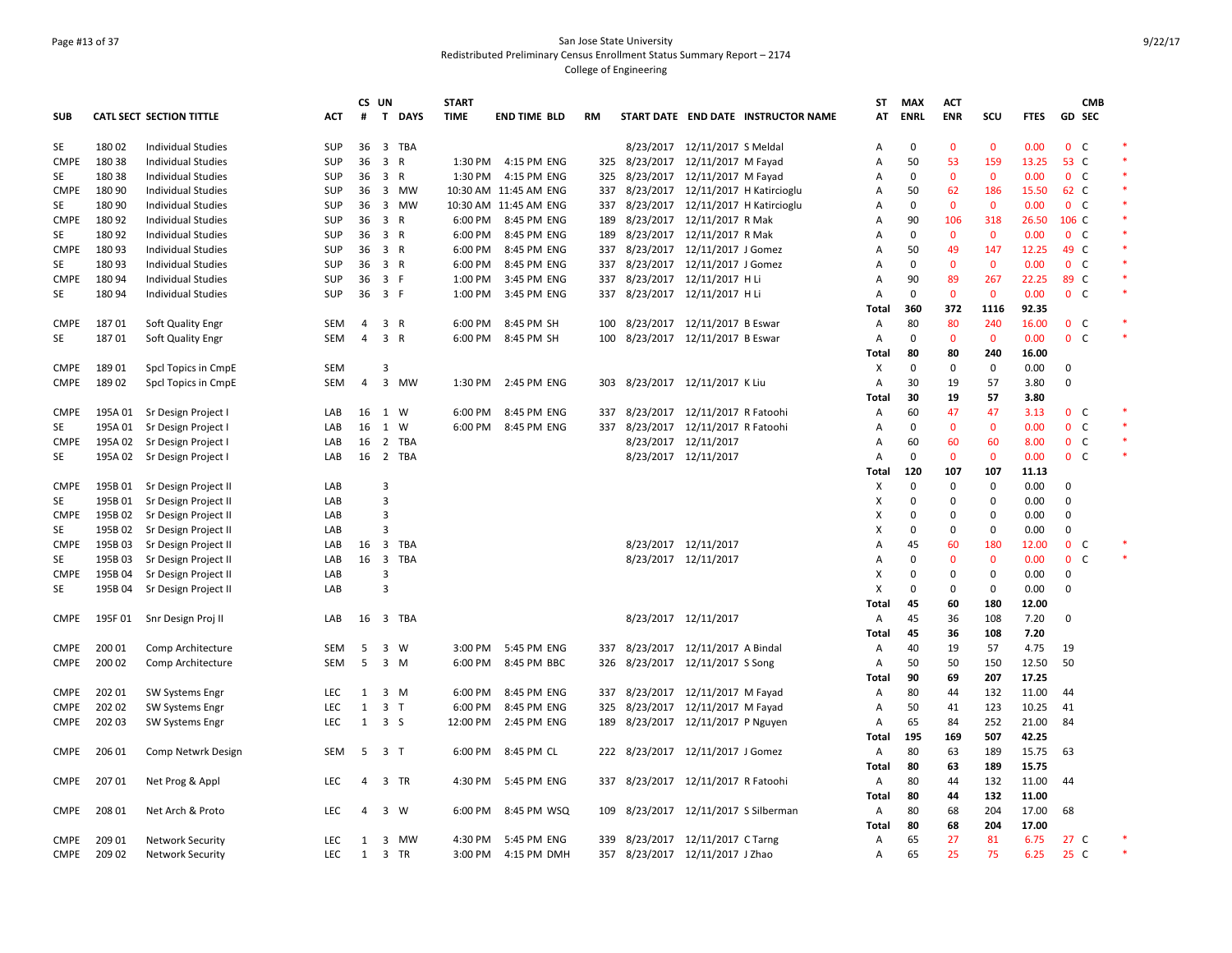San Jose State University
Redistributed Preliminary Census Enrollment Status Summary Report – 2174
College of Engineering

| SUB | CATL SECT | SECTION TITTLE | ACT | CS # | UN T | DAYS | START TIME | END TIME | BLD | RM | START DATE | END DATE | INSTRUCTOR NAME | ST AT | MAX ENRL | ACT ENR | SCU | FTES | GD | CMB SEC | |
|---|---|---|---|---|---|---|---|---|---|---|---|---|---|---|---|---|---|---|---|---|---|
| SE | 180 02 | Individual Studies | SUP | 36 | 3 | TBA | | | | | 8/23/2017 | 12/11/2017 | S Meldal | A | 0 | 0 | 0 | 0.00 | 0 | C | * |
| CMPE | 180 38 | Individual Studies | SUP | 36 | 3 | R | 1:30 PM | 4:15 PM | ENG | 325 | 8/23/2017 | 12/11/2017 | M Fayad | A | 50 | 53 | 159 | 13.25 | 53 | C | * |
| SE | 180 38 | Individual Studies | SUP | 36 | 3 | R | 1:30 PM | 4:15 PM | ENG | 325 | 8/23/2017 | 12/11/2017 | M Fayad | A | 0 | 0 | 0 | 0.00 | 0 | C | * |
| CMPE | 180 90 | Individual Studies | SUP | 36 | 3 | MW | 10:30 AM | 11:45 AM | ENG | 337 | 8/23/2017 | 12/11/2017 | H Katircioglu | A | 50 | 62 | 186 | 15.50 | 62 | C | * |
| SE | 180 90 | Individual Studies | SUP | 36 | 3 | MW | 10:30 AM | 11:45 AM | ENG | 337 | 8/23/2017 | 12/11/2017 | H Katircioglu | A | 0 | 0 | 0 | 0.00 | 0 | C | * |
| CMPE | 180 92 | Individual Studies | SUP | 36 | 3 | R | 6:00 PM | 8:45 PM | ENG | 189 | 8/23/2017 | 12/11/2017 | R Mak | A | 90 | 106 | 318 | 26.50 | 106 | C | * |
| SE | 180 92 | Individual Studies | SUP | 36 | 3 | R | 6:00 PM | 8:45 PM | ENG | 189 | 8/23/2017 | 12/11/2017 | R Mak | A | 0 | 0 | 0 | 0.00 | 0 | C | * |
| CMPE | 180 93 | Individual Studies | SUP | 36 | 3 | R | 6:00 PM | 8:45 PM | ENG | 337 | 8/23/2017 | 12/11/2017 | J Gomez | A | 50 | 49 | 147 | 12.25 | 49 | C | * |
| SE | 180 93 | Individual Studies | SUP | 36 | 3 | R | 6:00 PM | 8:45 PM | ENG | 337 | 8/23/2017 | 12/11/2017 | J Gomez | A | 0 | 0 | 0 | 0.00 | 0 | C | * |
| CMPE | 180 94 | Individual Studies | SUP | 36 | 3 | F | 1:00 PM | 3:45 PM | ENG | 337 | 8/23/2017 | 12/11/2017 | H Li | A | 90 | 89 | 267 | 22.25 | 89 | C | * |
| SE | 180 94 | Individual Studies | SUP | 36 | 3 | F | 1:00 PM | 3:45 PM | ENG | 337 | 8/23/2017 | 12/11/2017 | H Li | A | 0 | 0 | 0 | 0.00 | 0 | C | * |
| | | | | | | | | | | | | | | **Total** | **360** | **372** | **1116** | **92.35** | | | |
| CMPE | 187 01 | Soft Quality Engr | SEM | 4 | 3 | R | 6:00 PM | 8:45 PM | SH | 100 | 8/23/2017 | 12/11/2017 | B Eswar | A | 80 | 80 | 240 | 16.00 | 0 | C | * |
| SE | 187 01 | Soft Quality Engr | SEM | 4 | 3 | R | 6:00 PM | 8:45 PM | SH | 100 | 8/23/2017 | 12/11/2017 | B Eswar | A | 0 | 0 | 0 | 0.00 | 0 | C | * |
| | | | | | | | | | | | | | | **Total** | **80** | **80** | **240** | **16.00** | | | |
| CMPE | 189 01 | Spcl Topics in CmpE | SEM | | 3 | | | | | | | | | X | 0 | 0 | 0 | 0.00 | 0 | | |
| CMPE | 189 02 | Spcl Topics in CmpE | SEM | 4 | 3 | MW | 1:30 PM | 2:45 PM | ENG | 303 | 8/23/2017 | 12/11/2017 | K Liu | A | 30 | 19 | 57 | 3.80 | 0 | | |
| | | | | | | | | | | | | | | **Total** | **30** | **19** | **57** | **3.80** | | | |
| CMPE | 195A 01 | Sr Design Project I | LAB | 16 | 1 | W | 6:00 PM | 8:45 PM | ENG | 337 | 8/23/2017 | 12/11/2017 | R Fatoohi | A | 60 | 47 | 47 | 3.13 | 0 | C | * |
| SE | 195A 01 | Sr Design Project I | LAB | 16 | 1 | W | 6:00 PM | 8:45 PM | ENG | 337 | 8/23/2017 | 12/11/2017 | R Fatoohi | A | 0 | 0 | 0 | 0.00 | 0 | C | * |
| CMPE | 195A 02 | Sr Design Project I | LAB | 16 | 2 | TBA | | | | | 8/23/2017 | 12/11/2017 | | A | 60 | 60 | 60 | 8.00 | 0 | C | * |
| SE | 195A 02 | Sr Design Project I | LAB | 16 | 2 | TBA | | | | | 8/23/2017 | 12/11/2017 | | A | 0 | 0 | 0 | 0.00 | 0 | C | * |
| | | | | | | | | | | | | | | **Total** | **120** | **107** | **107** | **11.13** | | | |
| CMPE | 195B 01 | Sr Design Project II | LAB | | 3 | | | | | | | | | X | 0 | 0 | 0 | 0.00 | 0 | | |
| SE | 195B 01 | Sr Design Project II | LAB | | 3 | | | | | | | | | X | 0 | 0 | 0 | 0.00 | 0 | | |
| CMPE | 195B 02 | Sr Design Project II | LAB | | 3 | | | | | | | | | X | 0 | 0 | 0 | 0.00 | 0 | | |
| SE | 195B 02 | Sr Design Project II | LAB | | 3 | | | | | | | | | X | 0 | 0 | 0 | 0.00 | 0 | | |
| CMPE | 195B 03 | Sr Design Project II | LAB | 16 | 3 | TBA | | | | | 8/23/2017 | 12/11/2017 | | A | 45 | 60 | 180 | 12.00 | 0 | C | * |
| SE | 195B 03 | Sr Design Project II | LAB | 16 | 3 | TBA | | | | | 8/23/2017 | 12/11/2017 | | A | 0 | 0 | 0 | 0.00 | 0 | C | * |
| CMPE | 195B 04 | Sr Design Project II | LAB | | 3 | | | | | | | | | X | 0 | 0 | 0 | 0.00 | 0 | | |
| SE | 195B 04 | Sr Design Project II | LAB | | 3 | | | | | | | | | X | 0 | 0 | 0 | 0.00 | 0 | | |
| | | | | | | | | | | | | | | **Total** | **45** | **60** | **180** | **12.00** | | | |
| CMPE | 195F 01 | Snr Design Proj II | LAB | 16 | 3 | TBA | | | | | 8/23/2017 | 12/11/2017 | | A | 45 | 36 | 108 | 7.20 | 0 | | |
| | | | | | | | | | | | | | | **Total** | **45** | **36** | **108** | **7.20** | | | |
| CMPE | 200 01 | Comp Architecture | SEM | 5 | 3 | W | 3:00 PM | 5:45 PM | ENG | 337 | 8/23/2017 | 12/11/2017 | A Bindal | A | 40 | 19 | 57 | 4.75 | 19 | | |
| CMPE | 200 02 | Comp Architecture | SEM | 5 | 3 | M | 6:00 PM | 8:45 PM | BBC | 326 | 8/23/2017 | 12/11/2017 | S Song | A | 50 | 50 | 150 | 12.50 | 50 | | |
| | | | | | | | | | | | | | | **Total** | **90** | **69** | **207** | **17.25** | | | |
| CMPE | 202 01 | SW Systems Engr | LEC | 1 | 3 | M | 6:00 PM | 8:45 PM | ENG | 337 | 8/23/2017 | 12/11/2017 | M Fayad | A | 80 | 44 | 132 | 11.00 | 44 | | |
| CMPE | 202 02 | SW Systems Engr | LEC | 1 | 3 | T | 6:00 PM | 8:45 PM | ENG | 325 | 8/23/2017 | 12/11/2017 | M Fayad | A | 50 | 41 | 123 | 10.25 | 41 | | |
| CMPE | 202 03 | SW Systems Engr | LEC | 1 | 3 | S | 12:00 PM | 2:45 PM | ENG | 189 | 8/23/2017 | 12/11/2017 | P Nguyen | A | 65 | 84 | 252 | 21.00 | 84 | | |
| | | | | | | | | | | | | | | **Total** | **195** | **169** | **507** | **42.25** | | | |
| CMPE | 206 01 | Comp Netwrk Design | SEM | 5 | 3 | T | 6:00 PM | 8:45 PM | CL | 222 | 8/23/2017 | 12/11/2017 | J Gomez | A | 80 | 63 | 189 | 15.75 | 63 | | |
| | | | | | | | | | | | | | | **Total** | **80** | **63** | **189** | **15.75** | | | |
| CMPE | 207 01 | Net Prog & Appl | LEC | 4 | 3 | TR | 4:30 PM | 5:45 PM | ENG | 337 | 8/23/2017 | 12/11/2017 | R Fatoohi | A | 80 | 44 | 132 | 11.00 | 44 | | |
| | | | | | | | | | | | | | | **Total** | **80** | **44** | **132** | **11.00** | | | |
| CMPE | 208 01 | Net Arch & Proto | LEC | 4 | 3 | W | 6:00 PM | 8:45 PM | WSQ | 109 | 8/23/2017 | 12/11/2017 | S Silberman | A | 80 | 68 | 204 | 17.00 | 68 | | |
| | | | | | | | | | | | | | | **Total** | **80** | **68** | **204** | **17.00** | | | |
| CMPE | 209 01 | Network Security | LEC | 1 | 3 | MW | 4:30 PM | 5:45 PM | ENG | 339 | 8/23/2017 | 12/11/2017 | C Tarng | A | 65 | 27 | 81 | 6.75 | 27 | C | * |
| CMPE | 209 02 | Network Security | LEC | 1 | 3 | TR | 3:00 PM | 4:15 PM | DMH | 357 | 8/23/2017 | 12/11/2017 | J Zhao | A | 65 | 25 | 75 | 6.25 | 25 | C | * |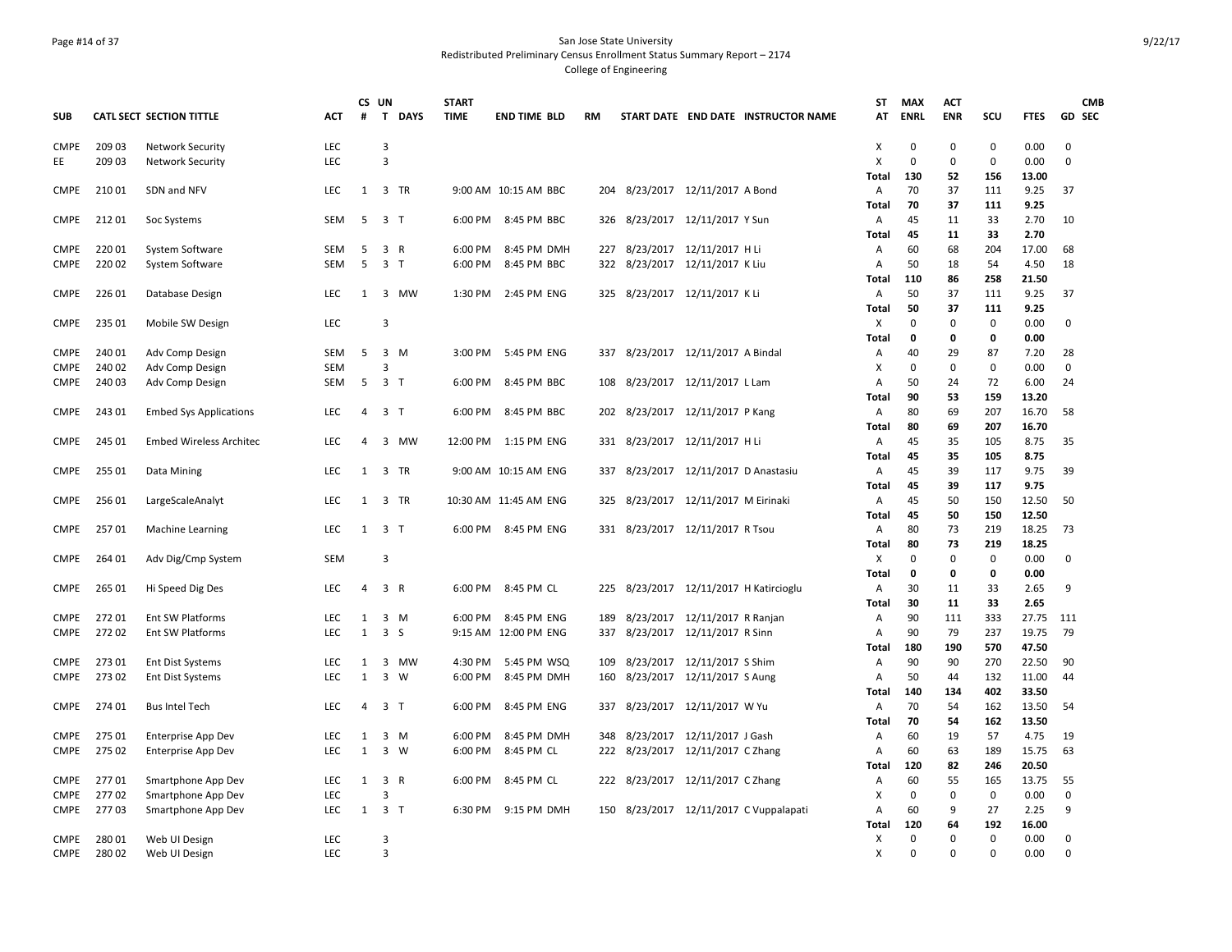San Jose State University

Redistributed Preliminary Census Enrollment Status Summary Report – 2174

College of Engineering

| SUB | CATL SECT | SECTION TITTLE | ACT | CS # | UN T | DAYS | START TIME | END TIME | BLD | RM | START DATE | END DATE | INSTRUCTOR NAME | ST AT | MAX ENRL | ACT ENR | SCU | FTES | GD | CMB SEC |
|---|---|---|---|---|---|---|---|---|---|---|---|---|---|---|---|---|---|---|---|---|
| CMPE | 209 03 | Network Security | LEC | | 3 | | | | | | | | | X | 0 | 0 | 0 | 0.00 | 0 | |
| EE | 209 03 | Network Security | LEC | | 3 | | | | | | | | | X | 0 | 0 | 0 | 0.00 | 0 | |
| | | | | | | | | | | | | | | **Total** | **130** | **52** | **156** | **13.00** | | |
| CMPE | 210 01 | SDN and NFV | LEC | 1 | 3 | TR | 9:00 AM | 10:15 AM | BBC | 204 | 8/23/2017 | 12/11/2017 | A Bond | A | 70 | 37 | 111 | 9.25 | 37 | |
| | | | | | | | | | | | | | | **Total** | **70** | **37** | **111** | **9.25** | | |
| CMPE | 212 01 | Soc Systems | SEM | 5 | 3 | T | 6:00 PM | 8:45 PM | BBC | 326 | 8/23/2017 | 12/11/2017 | Y Sun | A | 45 | 11 | 33 | 2.70 | 10 | |
| | | | | | | | | | | | | | | **Total** | **45** | **11** | **33** | **2.70** | | |
| CMPE | 220 01 | System Software | SEM | 5 | 3 | R | 6:00 PM | 8:45 PM | DMH | 227 | 8/23/2017 | 12/11/2017 | H Li | A | 60 | 68 | 204 | 17.00 | 68 | |
| CMPE | 220 02 | System Software | SEM | 5 | 3 | T | 6:00 PM | 8:45 PM | BBC | 322 | 8/23/2017 | 12/11/2017 | K Liu | A | 50 | 18 | 54 | 4.50 | 18 | |
| | | | | | | | | | | | | | | **Total** | **110** | **86** | **258** | **21.50** | | |
| CMPE | 226 01 | Database Design | LEC | 1 | 3 | MW | 1:30 PM | 2:45 PM | ENG | 325 | 8/23/2017 | 12/11/2017 | K Li | A | 50 | 37 | 111 | 9.25 | 37 | |
| | | | | | | | | | | | | | | **Total** | **50** | **37** | **111** | **9.25** | | |
| CMPE | 235 01 | Mobile SW Design | LEC | | 3 | | | | | | | | | X | 0 | 0 | 0 | 0.00 | 0 | |
| | | | | | | | | | | | | | | **Total** | **0** | **0** | **0** | **0.00** | | |
| CMPE | 240 01 | Adv Comp Design | SEM | 5 | 3 | M | 3:00 PM | 5:45 PM | ENG | 337 | 8/23/2017 | 12/11/2017 | A Bindal | A | 40 | 29 | 87 | 7.20 | 28 | |
| CMPE | 240 02 | Adv Comp Design | SEM | | 3 | | | | | | | | | X | 0 | 0 | 0 | 0.00 | 0 | |
| CMPE | 240 03 | Adv Comp Design | SEM | 5 | 3 | T | 6:00 PM | 8:45 PM | BBC | 108 | 8/23/2017 | 12/11/2017 | L Lam | A | 50 | 24 | 72 | 6.00 | 24 | |
| | | | | | | | | | | | | | | **Total** | **90** | **53** | **159** | **13.20** | | |
| CMPE | 243 01 | Embed Sys Applications | LEC | 4 | 3 | T | 6:00 PM | 8:45 PM | BBC | 202 | 8/23/2017 | 12/11/2017 | P Kang | A | 80 | 69 | 207 | 16.70 | 58 | |
| | | | | | | | | | | | | | | **Total** | **80** | **69** | **207** | **16.70** | | |
| CMPE | 245 01 | Embed Wireless Architec | LEC | 4 | 3 | MW | 12:00 PM | 1:15 PM | ENG | 331 | 8/23/2017 | 12/11/2017 | H Li | A | 45 | 35 | 105 | 8.75 | 35 | |
| | | | | | | | | | | | | | | **Total** | **45** | **35** | **105** | **8.75** | | |
| CMPE | 255 01 | Data Mining | LEC | 1 | 3 | TR | 9:00 AM | 10:15 AM | ENG | 337 | 8/23/2017 | 12/11/2017 | D Anastasiu | A | 45 | 39 | 117 | 9.75 | 39 | |
| | | | | | | | | | | | | | | **Total** | **45** | **39** | **117** | **9.75** | | |
| CMPE | 256 01 | LargeScaleAnalyt | LEC | 1 | 3 | TR | 10:30 AM | 11:45 AM | ENG | 325 | 8/23/2017 | 12/11/2017 | M Eirinaki | A | 45 | 50 | 150 | 12.50 | 50 | |
| | | | | | | | | | | | | | | **Total** | **45** | **50** | **150** | **12.50** | | |
| CMPE | 257 01 | Machine Learning | LEC | 1 | 3 | T | 6:00 PM | 8:45 PM | ENG | 331 | 8/23/2017 | 12/11/2017 | R Tsou | A | 80 | 73 | 219 | 18.25 | 73 | |
| | | | | | | | | | | | | | | **Total** | **80** | **73** | **219** | **18.25** | | |
| CMPE | 264 01 | Adv Dig/Cmp System | SEM | | 3 | | | | | | | | | X | 0 | 0 | 0 | 0.00 | 0 | |
| | | | | | | | | | | | | | | **Total** | **0** | **0** | **0** | **0.00** | | |
| CMPE | 265 01 | Hi Speed Dig Des | LEC | 4 | 3 | R | 6:00 PM | 8:45 PM | CL | 225 | 8/23/2017 | 12/11/2017 | H Katircioglu | A | 30 | 11 | 33 | 2.65 | 9 | |
| | | | | | | | | | | | | | | **Total** | **30** | **11** | **33** | **2.65** | | |
| CMPE | 272 01 | Ent SW Platforms | LEC | 1 | 3 | M | 6:00 PM | 8:45 PM | ENG | 189 | 8/23/2017 | 12/11/2017 | R Ranjan | A | 90 | 111 | 333 | 27.75 | 111 | |
| CMPE | 272 02 | Ent SW Platforms | LEC | 1 | 3 | S | 9:15 AM | 12:00 PM | ENG | 337 | 8/23/2017 | 12/11/2017 | R Sinn | A | 90 | 79 | 237 | 19.75 | 79 | |
| | | | | | | | | | | | | | | **Total** | **180** | **190** | **570** | **47.50** | | |
| CMPE | 273 01 | Ent Dist Systems | LEC | 1 | 3 | MW | 4:30 PM | 5:45 PM | WSQ | 109 | 8/23/2017 | 12/11/2017 | S Shim | A | 90 | 90 | 270 | 22.50 | 90 | |
| CMPE | 273 02 | Ent Dist Systems | LEC | 1 | 3 | W | 6:00 PM | 8:45 PM | DMH | 160 | 8/23/2017 | 12/11/2017 | S Aung | A | 50 | 44 | 132 | 11.00 | 44 | |
| | | | | | | | | | | | | | | **Total** | **140** | **134** | **402** | **33.50** | | |
| CMPE | 274 01 | Bus Intel Tech | LEC | 4 | 3 | T | 6:00 PM | 8:45 PM | ENG | 337 | 8/23/2017 | 12/11/2017 | W Yu | A | 70 | 54 | 162 | 13.50 | 54 | |
| | | | | | | | | | | | | | | **Total** | **70** | **54** | **162** | **13.50** | | |
| CMPE | 275 01 | Enterprise App Dev | LEC | 1 | 3 | M | 6:00 PM | 8:45 PM | DMH | 348 | 8/23/2017 | 12/11/2017 | J Gash | A | 60 | 19 | 57 | 4.75 | 19 | |
| CMPE | 275 02 | Enterprise App Dev | LEC | 1 | 3 | W | 6:00 PM | 8:45 PM | CL | 222 | 8/23/2017 | 12/11/2017 | C Zhang | A | 60 | 63 | 189 | 15.75 | 63 | |
| | | | | | | | | | | | | | | **Total** | **120** | **82** | **246** | **20.50** | | |
| CMPE | 277 01 | Smartphone App Dev | LEC | 1 | 3 | R | 6:00 PM | 8:45 PM | CL | 222 | 8/23/2017 | 12/11/2017 | C Zhang | A | 60 | 55 | 165 | 13.75 | 55 | |
| CMPE | 277 02 | Smartphone App Dev | LEC | | 3 | | | | | | | | | X | 0 | 0 | 0 | 0.00 | 0 | |
| CMPE | 277 03 | Smartphone App Dev | LEC | 1 | 3 | T | 6:30 PM | 9:15 PM | DMH | 150 | 8/23/2017 | 12/11/2017 | C Vuppalapati | A | 60 | 9 | 27 | 2.25 | 9 | |
| | | | | | | | | | | | | | | **Total** | **120** | **64** | **192** | **16.00** | | |
| CMPE | 280 01 | Web UI Design | LEC | | 3 | | | | | | | | | X | 0 | 0 | 0 | 0.00 | 0 | |
| CMPE | 280 02 | Web UI Design | LEC | | 3 | | | | | | | | | X | 0 | 0 | 0 | 0.00 | 0 | |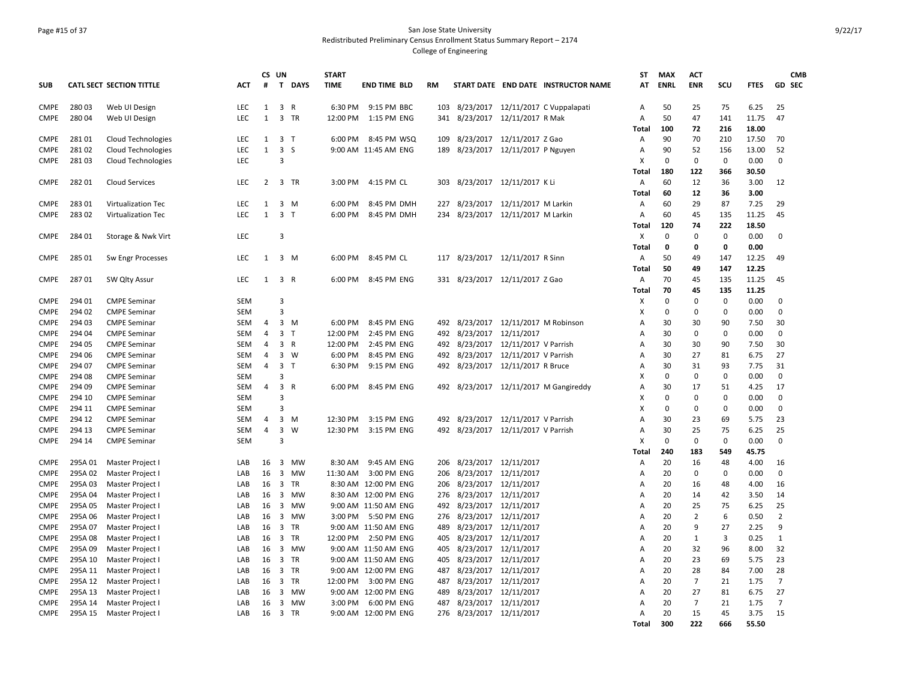San Jose State University
Redistributed Preliminary Census Enrollment Status Summary Report – 2174
College of Engineering

| SUB | CATL SECT | SECTION TITTLE | ACT | CS # | UN T | DAYS | START TIME | END TIME | BLD | RM | START DATE | END DATE | INSTRUCTOR NAME | ST AT | MAX ENRL | ACT ENR | SCU | FTES | GD | CMB SEC |
|---|---|---|---|---|---|---|---|---|---|---|---|---|---|---|---|---|---|---|---|---|
| CMPE | 280 03 | Web UI Design | LEC | 1 | 3 | R | 6:30 PM | 9:15 PM | BBC | 103 | 8/23/2017 | 12/11/2017 | C Vuppalapati | A | 50 | 25 | 75 | 6.25 | 25 | |
| CMPE | 280 04 | Web UI Design | LEC | 1 | 3 | TR | 12:00 PM | 1:15 PM | ENG | 341 | 8/23/2017 | 12/11/2017 | R Mak | A | 50 | 47 | 141 | 11.75 | 47 | |
| | | | | | | | | | | | | | | Total | 100 | 72 | 216 | 18.00 | | |
| CMPE | 281 01 | Cloud Technologies | LEC | 1 | 3 | T | 6:00 PM | 8:45 PM | WSQ | 109 | 8/23/2017 | 12/11/2017 | Z Gao | A | 90 | 70 | 210 | 17.50 | 70 | |
| CMPE | 281 02 | Cloud Technologies | LEC | 1 | 3 | S | 9:00 AM | 11:45 AM | ENG | 189 | 8/23/2017 | 12/11/2017 | P Nguyen | A | 90 | 52 | 156 | 13.00 | 52 | |
| CMPE | 281 03 | Cloud Technologies | LEC | | 3 | | | | | | | | | X | 0 | 0 | 0 | 0.00 | 0 | |
| | | | | | | | | | | | | | | Total | 180 | 122 | 366 | 30.50 | | |
| CMPE | 282 01 | Cloud Services | LEC | 2 | 3 | TR | 3:00 PM | 4:15 PM | CL | 303 | 8/23/2017 | 12/11/2017 | K Li | A | 60 | 12 | 36 | 3.00 | 12 | |
| | | | | | | | | | | | | | | Total | 60 | 12 | 36 | 3.00 | | |
| CMPE | 283 01 | Virtualization Tec | LEC | 1 | 3 | M | 6:00 PM | 8:45 PM | DMH | 227 | 8/23/2017 | 12/11/2017 | M Larkin | A | 60 | 29 | 87 | 7.25 | 29 | |
| CMPE | 283 02 | Virtualization Tec | LEC | 1 | 3 | T | 6:00 PM | 8:45 PM | DMH | 234 | 8/23/2017 | 12/11/2017 | M Larkin | A | 60 | 45 | 135 | 11.25 | 45 | |
| | | | | | | | | | | | | | | Total | 120 | 74 | 222 | 18.50 | | |
| CMPE | 284 01 | Storage & Nwk Virt | LEC | | 3 | | | | | | | | | X | 0 | 0 | 0 | 0.00 | 0 | |
| | | | | | | | | | | | | | | Total | 0 | 0 | 0 | 0.00 | | |
| CMPE | 285 01 | Sw Engr Processes | LEC | 1 | 3 | M | 6:00 PM | 8:45 PM | CL | 117 | 8/23/2017 | 12/11/2017 | R Sinn | A | 50 | 49 | 147 | 12.25 | 49 | |
| | | | | | | | | | | | | | | Total | 50 | 49 | 147 | 12.25 | | |
| CMPE | 287 01 | SW Qlty Assur | LEC | 1 | 3 | R | 6:00 PM | 8:45 PM | ENG | 331 | 8/23/2017 | 12/11/2017 | Z Gao | A | 70 | 45 | 135 | 11.25 | 45 | |
| | | | | | | | | | | | | | | Total | 70 | 45 | 135 | 11.25 | | |
| CMPE | 294 01 | CMPE Seminar | SEM | | 3 | | | | | | | | | X | 0 | 0 | 0 | 0.00 | 0 | |
| CMPE | 294 02 | CMPE Seminar | SEM | | 3 | | | | | | | | | X | 0 | 0 | 0 | 0.00 | 0 | |
| CMPE | 294 03 | CMPE Seminar | SEM | 4 | 3 | M | 6:00 PM | 8:45 PM | ENG | 492 | 8/23/2017 | 12/11/2017 | M Robinson | A | 30 | 30 | 90 | 7.50 | 30 | |
| CMPE | 294 04 | CMPE Seminar | SEM | 4 | 3 | T | 12:00 PM | 2:45 PM | ENG | 492 | 8/23/2017 | 12/11/2017 | | A | 30 | 0 | 0 | 0.00 | 0 | |
| CMPE | 294 05 | CMPE Seminar | SEM | 4 | 3 | R | 12:00 PM | 2:45 PM | ENG | 492 | 8/23/2017 | 12/11/2017 | V Parrish | A | 30 | 30 | 90 | 7.50 | 30 | |
| CMPE | 294 06 | CMPE Seminar | SEM | 4 | 3 | W | 6:00 PM | 8:45 PM | ENG | 492 | 8/23/2017 | 12/11/2017 | V Parrish | A | 30 | 27 | 81 | 6.75 | 27 | |
| CMPE | 294 07 | CMPE Seminar | SEM | 4 | 3 | T | 6:30 PM | 9:15 PM | ENG | 492 | 8/23/2017 | 12/11/2017 | R Bruce | A | 30 | 31 | 93 | 7.75 | 31 | |
| CMPE | 294 08 | CMPE Seminar | SEM | | 3 | | | | | | | | | X | 0 | 0 | 0 | 0.00 | 0 | |
| CMPE | 294 09 | CMPE Seminar | SEM | 4 | 3 | R | 6:00 PM | 8:45 PM | ENG | 492 | 8/23/2017 | 12/11/2017 | M Gangireddy | A | 30 | 17 | 51 | 4.25 | 17 | |
| CMPE | 294 10 | CMPE Seminar | SEM | | 3 | | | | | | | | | X | 0 | 0 | 0 | 0.00 | 0 | |
| CMPE | 294 11 | CMPE Seminar | SEM | | 3 | | | | | | | | | X | 0 | 0 | 0 | 0.00 | 0 | |
| CMPE | 294 12 | CMPE Seminar | SEM | 4 | 3 | M | 12:30 PM | 3:15 PM | ENG | 492 | 8/23/2017 | 12/11/2017 | V Parrish | A | 30 | 23 | 69 | 5.75 | 23 | |
| CMPE | 294 13 | CMPE Seminar | SEM | 4 | 3 | W | 12:30 PM | 3:15 PM | ENG | 492 | 8/23/2017 | 12/11/2017 | V Parrish | A | 30 | 25 | 75 | 6.25 | 25 | |
| CMPE | 294 14 | CMPE Seminar | SEM | | 3 | | | | | | | | | X | 0 | 0 | 0 | 0.00 | 0 | |
| | | | | | | | | | | | | | | Total | 240 | 183 | 549 | 45.75 | | |
| CMPE | 295A 01 | Master Project I | LAB | 16 | 3 | MW | 8:30 AM | 9:45 AM | ENG | 206 | 8/23/2017 | 12/11/2017 | | A | 20 | 16 | 48 | 4.00 | 16 | |
| CMPE | 295A 02 | Master Project I | LAB | 16 | 3 | MW | 11:30 AM | 3:00 PM | ENG | 206 | 8/23/2017 | 12/11/2017 | | A | 20 | 0 | 0 | 0.00 | 0 | |
| CMPE | 295A 03 | Master Project I | LAB | 16 | 3 | TR | 8:30 AM | 12:00 PM | ENG | 206 | 8/23/2017 | 12/11/2017 | | A | 20 | 16 | 48 | 4.00 | 16 | |
| CMPE | 295A 04 | Master Project I | LAB | 16 | 3 | MW | 8:30 AM | 12:00 PM | ENG | 276 | 8/23/2017 | 12/11/2017 | | A | 20 | 14 | 42 | 3.50 | 14 | |
| CMPE | 295A 05 | Master Project I | LAB | 16 | 3 | MW | 9:00 AM | 11:50 AM | ENG | 492 | 8/23/2017 | 12/11/2017 | | A | 20 | 25 | 75 | 6.25 | 25 | |
| CMPE | 295A 06 | Master Project I | LAB | 16 | 3 | MW | 3:00 PM | 5:50 PM | ENG | 276 | 8/23/2017 | 12/11/2017 | | A | 20 | 2 | 6 | 0.50 | 2 | |
| CMPE | 295A 07 | Master Project I | LAB | 16 | 3 | TR | 9:00 AM | 11:50 AM | ENG | 489 | 8/23/2017 | 12/11/2017 | | A | 20 | 9 | 27 | 2.25 | 9 | |
| CMPE | 295A 08 | Master Project I | LAB | 16 | 3 | TR | 12:00 PM | 2:50 PM | ENG | 405 | 8/23/2017 | 12/11/2017 | | A | 20 | 1 | 3 | 0.25 | 1 | |
| CMPE | 295A 09 | Master Project I | LAB | 16 | 3 | MW | 9:00 AM | 11:50 AM | ENG | 405 | 8/23/2017 | 12/11/2017 | | A | 20 | 32 | 96 | 8.00 | 32 | |
| CMPE | 295A 10 | Master Project I | LAB | 16 | 3 | TR | 9:00 AM | 11:50 AM | ENG | 405 | 8/23/2017 | 12/11/2017 | | A | 20 | 23 | 69 | 5.75 | 23 | |
| CMPE | 295A 11 | Master Project I | LAB | 16 | 3 | TR | 9:00 AM | 12:00 PM | ENG | 487 | 8/23/2017 | 12/11/2017 | | A | 20 | 28 | 84 | 7.00 | 28 | |
| CMPE | 295A 12 | Master Project I | LAB | 16 | 3 | TR | 12:00 PM | 3:00 PM | ENG | 487 | 8/23/2017 | 12/11/2017 | | A | 20 | 7 | 21 | 1.75 | 7 | |
| CMPE | 295A 13 | Master Project I | LAB | 16 | 3 | MW | 9:00 AM | 12:00 PM | ENG | 489 | 8/23/2017 | 12/11/2017 | | A | 20 | 27 | 81 | 6.75 | 27 | |
| CMPE | 295A 14 | Master Project I | LAB | 16 | 3 | MW | 3:00 PM | 6:00 PM | ENG | 487 | 8/23/2017 | 12/11/2017 | | A | 20 | 7 | 21 | 1.75 | 7 | |
| CMPE | 295A 15 | Master Project I | LAB | 16 | 3 | TR | 9:00 AM | 12:00 PM | ENG | 276 | 8/23/2017 | 12/11/2017 | | A | 20 | 15 | 45 | 3.75 | 15 | |
| | | | | | | | | | | | | | | Total | 300 | 222 | 666 | 55.50 | | |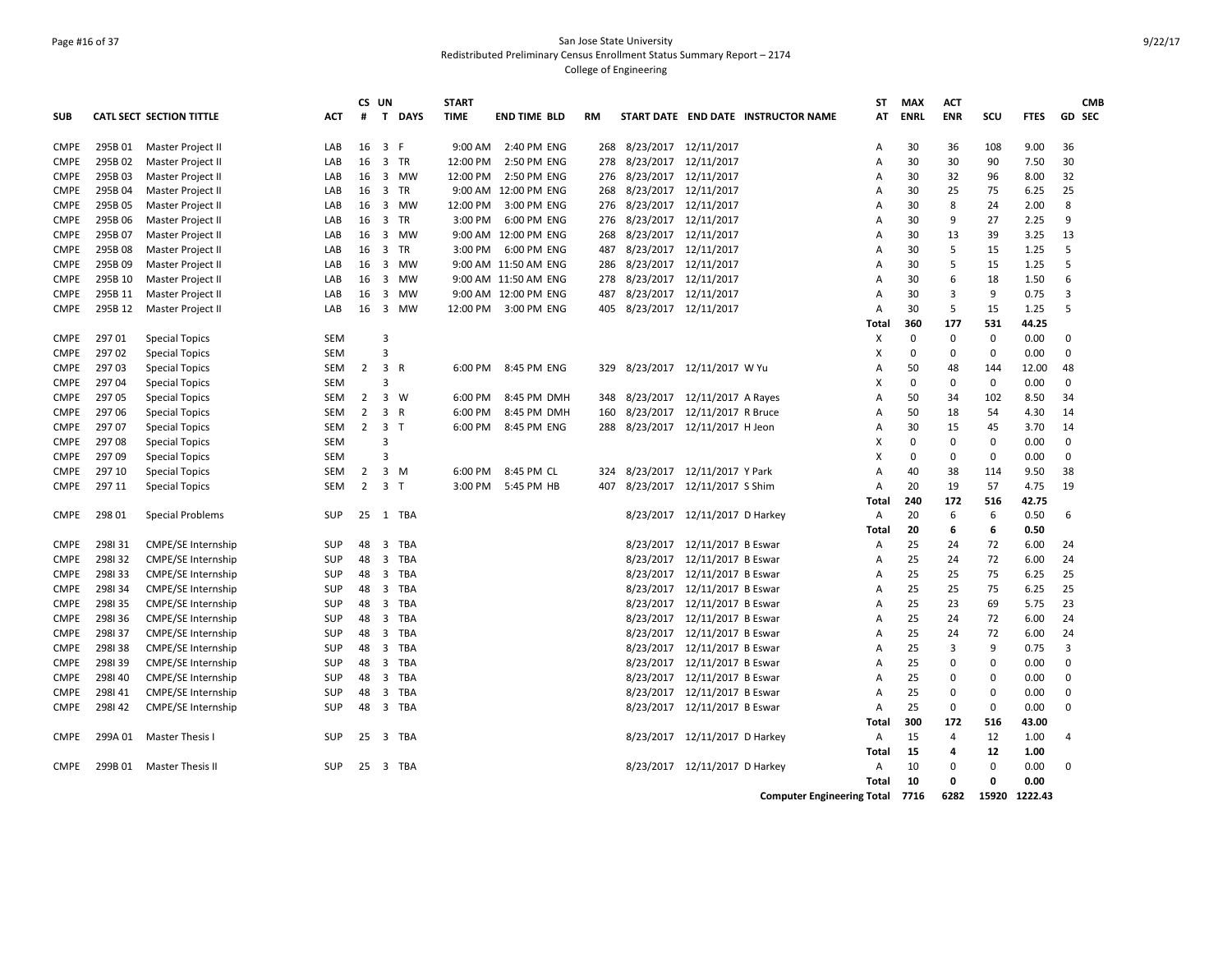San Jose State University
Redistributed Preliminary Census Enrollment Status Summary Report – 2174
College of Engineering

| SUB | CATL SECT | SECTION TITTLE | ACT | CS # | UN T | DAYS | START TIME | END TIME | BLD | RM | START DATE | END DATE | INSTRUCTOR NAME | ST AT | MAX ENRL | ACT ENR | SCU | FTES | GD | CMB SEC |
|---|---|---|---|---|---|---|---|---|---|---|---|---|---|---|---|---|---|---|---|---|
| CMPE | 295B 01 | Master Project II | LAB | 16 | 3 | F | 9:00 AM | 2:40 PM | ENG | 268 | 8/23/2017 | 12/11/2017 | | A | 30 | 36 | 108 | 9.00 | 36 | |
| CMPE | 295B 02 | Master Project II | LAB | 16 | 3 | TR | 12:00 PM | 2:50 PM | ENG | 278 | 8/23/2017 | 12/11/2017 | | A | 30 | 30 | 90 | 7.50 | 30 | |
| CMPE | 295B 03 | Master Project II | LAB | 16 | 3 | MW | 12:00 PM | 2:50 PM | ENG | 276 | 8/23/2017 | 12/11/2017 | | A | 30 | 32 | 96 | 8.00 | 32 | |
| CMPE | 295B 04 | Master Project II | LAB | 16 | 3 | TR | 9:00 AM | 12:00 PM | ENG | 268 | 8/23/2017 | 12/11/2017 | | A | 30 | 25 | 75 | 6.25 | 25 | |
| CMPE | 295B 05 | Master Project II | LAB | 16 | 3 | MW | 12:00 PM | 3:00 PM | ENG | 276 | 8/23/2017 | 12/11/2017 | | A | 30 | 8 | 24 | 2.00 | 8 | |
| CMPE | 295B 06 | Master Project II | LAB | 16 | 3 | TR | 3:00 PM | 6:00 PM | ENG | 276 | 8/23/2017 | 12/11/2017 | | A | 30 | 9 | 27 | 2.25 | 9 | |
| CMPE | 295B 07 | Master Project II | LAB | 16 | 3 | MW | 9:00 AM | 12:00 PM | ENG | 268 | 8/23/2017 | 12/11/2017 | | A | 30 | 13 | 39 | 3.25 | 13 | |
| CMPE | 295B 08 | Master Project II | LAB | 16 | 3 | TR | 3:00 PM | 6:00 PM | ENG | 487 | 8/23/2017 | 12/11/2017 | | A | 30 | 5 | 15 | 1.25 | 5 | |
| CMPE | 295B 09 | Master Project II | LAB | 16 | 3 | MW | 9:00 AM | 11:50 AM | ENG | 286 | 8/23/2017 | 12/11/2017 | | A | 30 | 5 | 15 | 1.25 | 5 | |
| CMPE | 295B 10 | Master Project II | LAB | 16 | 3 | MW | 9:00 AM | 11:50 AM | ENG | 278 | 8/23/2017 | 12/11/2017 | | A | 30 | 6 | 18 | 1.50 | 6 | |
| CMPE | 295B 11 | Master Project II | LAB | 16 | 3 | MW | 9:00 AM | 12:00 PM | ENG | 487 | 8/23/2017 | 12/11/2017 | | A | 30 | 3 | 9 | 0.75 | 3 | |
| CMPE | 295B 12 | Master Project II | LAB | 16 | 3 | MW | 12:00 PM | 3:00 PM | ENG | 405 | 8/23/2017 | 12/11/2017 | | A | 30 | 5 | 15 | 1.25 | 5 | |
| | | | | | | | | | | | | | | **Total** | **360** | **177** | **531** | **44.25** | | |
| CMPE | 297 01 | Special Topics | SEM | | 3 | | | | | | | | | X | 0 | 0 | 0 | 0.00 | 0 | |
| CMPE | 297 02 | Special Topics | SEM | | 3 | | | | | | | | | X | 0 | 0 | 0 | 0.00 | 0 | |
| CMPE | 297 03 | Special Topics | SEM | 2 | 3 | R | 6:00 PM | 8:45 PM | ENG | 329 | 8/23/2017 | 12/11/2017 | W Yu | A | 50 | 48 | 144 | 12.00 | 48 | |
| CMPE | 297 04 | Special Topics | SEM | | 3 | | | | | | | | | X | 0 | 0 | 0 | 0.00 | 0 | |
| CMPE | 297 05 | Special Topics | SEM | 2 | 3 | W | 6:00 PM | 8:45 PM | DMH | 348 | 8/23/2017 | 12/11/2017 | A Rayes | A | 50 | 34 | 102 | 8.50 | 34 | |
| CMPE | 297 06 | Special Topics | SEM | 2 | 3 | R | 6:00 PM | 8:45 PM | DMH | 160 | 8/23/2017 | 12/11/2017 | R Bruce | A | 50 | 18 | 54 | 4.30 | 14 | |
| CMPE | 297 07 | Special Topics | SEM | 2 | 3 | T | 6:00 PM | 8:45 PM | ENG | 288 | 8/23/2017 | 12/11/2017 | H Jeon | A | 30 | 15 | 45 | 3.70 | 14 | |
| CMPE | 297 08 | Special Topics | SEM | | 3 | | | | | | | | | X | 0 | 0 | 0 | 0.00 | 0 | |
| CMPE | 297 09 | Special Topics | SEM | | 3 | | | | | | | | | X | 0 | 0 | 0 | 0.00 | 0 | |
| CMPE | 297 10 | Special Topics | SEM | 2 | 3 | M | 6:00 PM | 8:45 PM | CL | 324 | 8/23/2017 | 12/11/2017 | Y Park | A | 40 | 38 | 114 | 9.50 | 38 | |
| CMPE | 297 11 | Special Topics | SEM | 2 | 3 | T | 3:00 PM | 5:45 PM | HB | 407 | 8/23/2017 | 12/11/2017 | S Shim | A | 20 | 19 | 57 | 4.75 | 19 | |
| | | | | | | | | | | | | | | **Total** | **240** | **172** | **516** | **42.75** | | |
| CMPE | 298 01 | Special Problems | SUP | 25 | 1 | TBA | | | | | 8/23/2017 | 12/11/2017 | D Harkey | A | 20 | 6 | 6 | 0.50 | 6 | |
| | | | | | | | | | | | | | | **Total** | **20** | **6** | **6** | **0.50** | | |
| CMPE | 298I 31 | CMPE/SE Internship | SUP | 48 | 3 | TBA | | | | | 8/23/2017 | 12/11/2017 | B Eswar | A | 25 | 24 | 72 | 6.00 | 24 | |
| CMPE | 298I 32 | CMPE/SE Internship | SUP | 48 | 3 | TBA | | | | | 8/23/2017 | 12/11/2017 | B Eswar | A | 25 | 24 | 72 | 6.00 | 24 | |
| CMPE | 298I 33 | CMPE/SE Internship | SUP | 48 | 3 | TBA | | | | | 8/23/2017 | 12/11/2017 | B Eswar | A | 25 | 25 | 75 | 6.25 | 25 | |
| CMPE | 298I 34 | CMPE/SE Internship | SUP | 48 | 3 | TBA | | | | | 8/23/2017 | 12/11/2017 | B Eswar | A | 25 | 25 | 75 | 6.25 | 25 | |
| CMPE | 298I 35 | CMPE/SE Internship | SUP | 48 | 3 | TBA | | | | | 8/23/2017 | 12/11/2017 | B Eswar | A | 25 | 23 | 69 | 5.75 | 23 | |
| CMPE | 298I 36 | CMPE/SE Internship | SUP | 48 | 3 | TBA | | | | | 8/23/2017 | 12/11/2017 | B Eswar | A | 25 | 24 | 72 | 6.00 | 24 | |
| CMPE | 298I 37 | CMPE/SE Internship | SUP | 48 | 3 | TBA | | | | | 8/23/2017 | 12/11/2017 | B Eswar | A | 25 | 24 | 72 | 6.00 | 24 | |
| CMPE | 298I 38 | CMPE/SE Internship | SUP | 48 | 3 | TBA | | | | | 8/23/2017 | 12/11/2017 | B Eswar | A | 25 | 3 | 9 | 0.75 | 3 | |
| CMPE | 298I 39 | CMPE/SE Internship | SUP | 48 | 3 | TBA | | | | | 8/23/2017 | 12/11/2017 | B Eswar | A | 25 | 0 | 0 | 0.00 | 0 | |
| CMPE | 298I 40 | CMPE/SE Internship | SUP | 48 | 3 | TBA | | | | | 8/23/2017 | 12/11/2017 | B Eswar | A | 25 | 0 | 0 | 0.00 | 0 | |
| CMPE | 298I 41 | CMPE/SE Internship | SUP | 48 | 3 | TBA | | | | | 8/23/2017 | 12/11/2017 | B Eswar | A | 25 | 0 | 0 | 0.00 | 0 | |
| CMPE | 298I 42 | CMPE/SE Internship | SUP | 48 | 3 | TBA | | | | | 8/23/2017 | 12/11/2017 | B Eswar | A | 25 | 0 | 0 | 0.00 | 0 | |
| | | | | | | | | | | | | | | **Total** | **300** | **172** | **516** | **43.00** | | |
| CMPE | 299A 01 | Master Thesis I | SUP | 25 | 3 | TBA | | | | | 8/23/2017 | 12/11/2017 | D Harkey | A | 15 | 4 | 12 | 1.00 | 4 | |
| | | | | | | | | | | | | | | **Total** | **15** | **4** | **12** | **1.00** | | |
| CMPE | 299B 01 | Master Thesis II | SUP | 25 | 3 | TBA | | | | | 8/23/2017 | 12/11/2017 | D Harkey | A | 10 | 0 | 0 | 0.00 | 0 | |
| | | | | | | | | | | | | | | **Total** | **10** | **0** | **0** | **0.00** | | |
| | | | | | | | | | | | | | **Computer Engineering Total** | | **7716** | **6282** | **15920** | **1222.43** | | |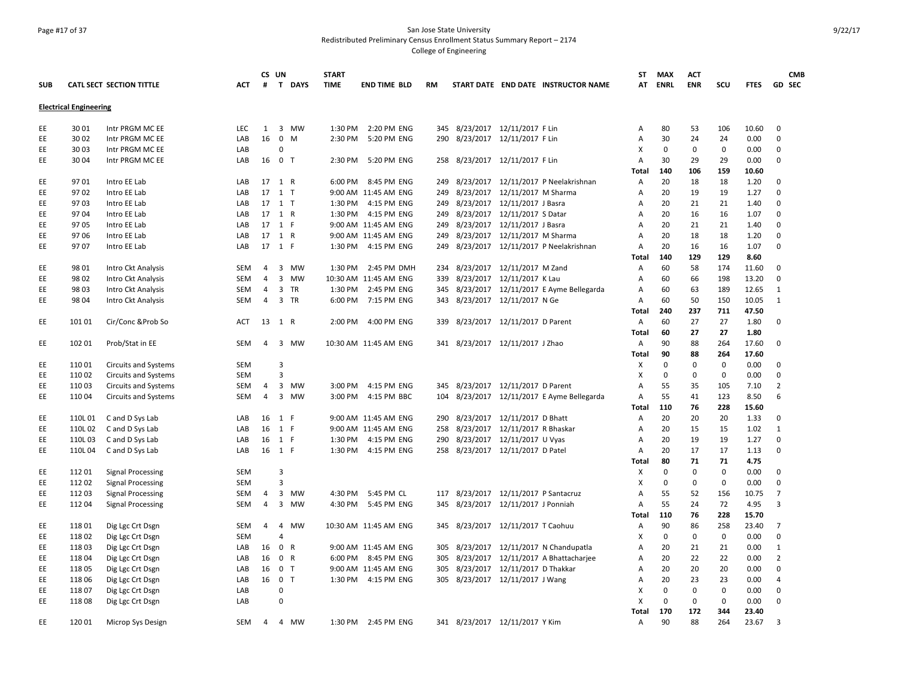San Jose State University
Redistributed Preliminary Census Enrollment Status Summary Report – 2174
College of Engineering

| SUB | CATL SECT | SECTION TITTLE | ACT | CS # | UN T | DAYS | START TIME | END TIME | BLD | RM | START DATE | END DATE | INSTRUCTOR NAME | ST AT | MAX ENRL | ACT ENR | SCU | FTES | GD | CMB SEC |
|---|---|---|---|---|---|---|---|---|---|---|---|---|---|---|---|---|---|---|---|---|
| **Electrical Engineering** | | | | | | | | | | | | | | | | | | | | |
| EE | 30 01 | Intr PRGM MC EE | LEC | 1 | 3 | MW | 1:30 PM | 2:20 PM | ENG | 345 | 8/23/2017 | 12/11/2017 | F Lin | A | 80 | 53 | 106 | 10.60 | 0 | |
| EE | 30 02 | Intr PRGM MC EE | LAB | 16 | 0 | M | 2:30 PM | 5:20 PM | ENG | 290 | 8/23/2017 | 12/11/2017 | F Lin | A | 30 | 24 | 24 | 0.00 | 0 | |
| EE | 30 03 | Intr PRGM MC EE | LAB | | 0 | | | | | | | | | X | 0 | 0 | 0 | 0.00 | 0 | |
| EE | 30 04 | Intr PRGM MC EE | LAB | 16 | 0 | T | 2:30 PM | 5:20 PM | ENG | 258 | 8/23/2017 | 12/11/2017 | F Lin | A | 30 | 29 | 29 | 0.00 | 0 | |
| | | | | | | | | | | | | | | **Total** | **140** | **106** | **159** | **10.60** | | |
| EE | 97 01 | Intro EE Lab | LAB | 17 | 1 | R | 6:00 PM | 8:45 PM | ENG | 249 | 8/23/2017 | 12/11/2017 | P Neelakrishnan | A | 20 | 18 | 18 | 1.20 | 0 | |
| EE | 97 02 | Intro EE Lab | LAB | 17 | 1 | T | 9:00 AM | 11:45 AM | ENG | 249 | 8/23/2017 | 12/11/2017 | M Sharma | A | 20 | 19 | 19 | 1.27 | 0 | |
| EE | 97 03 | Intro EE Lab | LAB | 17 | 1 | T | 1:30 PM | 4:15 PM | ENG | 249 | 8/23/2017 | 12/11/2017 | J Basra | A | 20 | 21 | 21 | 1.40 | 0 | |
| EE | 97 04 | Intro EE Lab | LAB | 17 | 1 | R | 1:30 PM | 4:15 PM | ENG | 249 | 8/23/2017 | 12/11/2017 | S Datar | A | 20 | 16 | 16 | 1.07 | 0 | |
| EE | 97 05 | Intro EE Lab | LAB | 17 | 1 | F | 9:00 AM | 11:45 AM | ENG | 249 | 8/23/2017 | 12/11/2017 | J Basra | A | 20 | 21 | 21 | 1.40 | 0 | |
| EE | 97 06 | Intro EE Lab | LAB | 17 | 1 | R | 9:00 AM | 11:45 AM | ENG | 249 | 8/23/2017 | 12/11/2017 | M Sharma | A | 20 | 18 | 18 | 1.20 | 0 | |
| EE | 97 07 | Intro EE Lab | LAB | 17 | 1 | F | 1:30 PM | 4:15 PM | ENG | 249 | 8/23/2017 | 12/11/2017 | P Neelakrishnan | A | 20 | 16 | 16 | 1.07 | 0 | |
| | | | | | | | | | | | | | | **Total** | **140** | **129** | **129** | **8.60** | | |
| EE | 98 01 | Intro Ckt Analysis | SEM | 4 | 3 | MW | 1:30 PM | 2:45 PM | DMH | 234 | 8/23/2017 | 12/11/2017 | M Zand | A | 60 | 58 | 174 | 11.60 | 0 | |
| EE | 98 02 | Intro Ckt Analysis | SEM | 4 | 3 | MW | 10:30 AM | 11:45 AM | ENG | 339 | 8/23/2017 | 12/11/2017 | K Lau | A | 60 | 66 | 198 | 13.20 | 0 | |
| EE | 98 03 | Intro Ckt Analysis | SEM | 4 | 3 | TR | 1:30 PM | 2:45 PM | ENG | 345 | 8/23/2017 | 12/11/2017 | E Ayme Bellegarda | A | 60 | 63 | 189 | 12.65 | 1 | |
| EE | 98 04 | Intro Ckt Analysis | SEM | 4 | 3 | TR | 6:00 PM | 7:15 PM | ENG | 343 | 8/23/2017 | 12/11/2017 | N Ge | A | 60 | 50 | 150 | 10.05 | 1 | |
| | | | | | | | | | | | | | | **Total** | **240** | **237** | **711** | **47.50** | | |
| EE | 101 01 | Cir/Conc &Prob So | ACT | 13 | 1 | R | 2:00 PM | 4:00 PM | ENG | 339 | 8/23/2017 | 12/11/2017 | D Parent | A | 60 | 27 | 27 | 1.80 | 0 | |
| | | | | | | | | | | | | | | **Total** | **60** | **27** | **27** | **1.80** | | |
| EE | 102 01 | Prob/Stat in EE | SEM | 4 | 3 | MW | 10:30 AM | 11:45 AM | ENG | 341 | 8/23/2017 | 12/11/2017 | J Zhao | A | 90 | 88 | 264 | 17.60 | 0 | |
| | | | | | | | | | | | | | | **Total** | **90** | **88** | **264** | **17.60** | | |
| EE | 110 01 | Circuits and Systems | SEM | | 3 | | | | | | | | | X | 0 | 0 | 0 | 0.00 | 0 | |
| EE | 110 02 | Circuits and Systems | SEM | | 3 | | | | | | | | | X | 0 | 0 | 0 | 0.00 | 0 | |
| EE | 110 03 | Circuits and Systems | SEM | 4 | 3 | MW | 3:00 PM | 4:15 PM | ENG | 345 | 8/23/2017 | 12/11/2017 | D Parent | A | 55 | 35 | 105 | 7.10 | 2 | |
| EE | 110 04 | Circuits and Systems | SEM | 4 | 3 | MW | 3:00 PM | 4:15 PM | BBC | 104 | 8/23/2017 | 12/11/2017 | E Ayme Bellegarda | A | 55 | 41 | 123 | 8.50 | 6 | |
| | | | | | | | | | | | | | | **Total** | **110** | **76** | **228** | **15.60** | | |
| EE | 110L 01 | C and D Sys Lab | LAB | 16 | 1 | F | 9:00 AM | 11:45 AM | ENG | 290 | 8/23/2017 | 12/11/2017 | D Bhatt | A | 20 | 20 | 20 | 1.33 | 0 | |
| EE | 110L 02 | C and D Sys Lab | LAB | 16 | 1 | F | 9:00 AM | 11:45 AM | ENG | 258 | 8/23/2017 | 12/11/2017 | R Bhaskar | A | 20 | 15 | 15 | 1.02 | 1 | |
| EE | 110L 03 | C and D Sys Lab | LAB | 16 | 1 | F | 1:30 PM | 4:15 PM | ENG | 290 | 8/23/2017 | 12/11/2017 | U Vyas | A | 20 | 19 | 19 | 1.27 | 0 | |
| EE | 110L 04 | C and D Sys Lab | LAB | 16 | 1 | F | 1:30 PM | 4:15 PM | ENG | 258 | 8/23/2017 | 12/11/2017 | D Patel | A | 20 | 17 | 17 | 1.13 | 0 | |
| | | | | | | | | | | | | | | **Total** | **80** | **71** | **71** | **4.75** | | |
| EE | 112 01 | Signal Processing | SEM | | 3 | | | | | | | | | X | 0 | 0 | 0 | 0.00 | 0 | |
| EE | 112 02 | Signal Processing | SEM | | 3 | | | | | | | | | X | 0 | 0 | 0 | 0.00 | 0 | |
| EE | 112 03 | Signal Processing | SEM | 4 | 3 | MW | 4:30 PM | 5:45 PM | CL | 117 | 8/23/2017 | 12/11/2017 | P Santacruz | A | 55 | 52 | 156 | 10.75 | 7 | |
| EE | 112 04 | Signal Processing | SEM | 4 | 3 | MW | 4:30 PM | 5:45 PM | ENG | 345 | 8/23/2017 | 12/11/2017 | J Ponniah | A | 55 | 24 | 72 | 4.95 | 3 | |
| | | | | | | | | | | | | | | **Total** | **110** | **76** | **228** | **15.70** | | |
| EE | 118 01 | Dig Lgc Crt Dsgn | SEM | 4 | 4 | MW | 10:30 AM | 11:45 AM | ENG | 345 | 8/23/2017 | 12/11/2017 | T Caohuu | A | 90 | 86 | 258 | 23.40 | 7 | |
| EE | 118 02 | Dig Lgc Crt Dsgn | SEM | | 4 | | | | | | | | | X | 0 | 0 | 0 | 0.00 | 0 | |
| EE | 118 03 | Dig Lgc Crt Dsgn | LAB | 16 | 0 | R | 9:00 AM | 11:45 AM | ENG | 305 | 8/23/2017 | 12/11/2017 | N Chandupatla | A | 20 | 21 | 21 | 0.00 | 1 | |
| EE | 118 04 | Dig Lgc Crt Dsgn | LAB | 16 | 0 | R | 6:00 PM | 8:45 PM | ENG | 305 | 8/23/2017 | 12/11/2017 | A Bhattacharjee | A | 20 | 22 | 22 | 0.00 | 2 | |
| EE | 118 05 | Dig Lgc Crt Dsgn | LAB | 16 | 0 | T | 9:00 AM | 11:45 AM | ENG | 305 | 8/23/2017 | 12/11/2017 | D Thakkar | A | 20 | 20 | 20 | 0.00 | 0 | |
| EE | 118 06 | Dig Lgc Crt Dsgn | LAB | 16 | 0 | T | 1:30 PM | 4:15 PM | ENG | 305 | 8/23/2017 | 12/11/2017 | J Wang | A | 20 | 23 | 23 | 0.00 | 4 | |
| EE | 118 07 | Dig Lgc Crt Dsgn | LAB | | 0 | | | | | | | | | X | 0 | 0 | 0 | 0.00 | 0 | |
| EE | 118 08 | Dig Lgc Crt Dsgn | LAB | | 0 | | | | | | | | | X | 0 | 0 | 0 | 0.00 | 0 | |
| | | | | | | | | | | | | | | **Total** | **170** | **172** | **344** | **23.40** | | |
| EE | 120 01 | Microp Sys Design | SEM | 4 | 4 | MW | 1:30 PM | 2:45 PM | ENG | 341 | 8/23/2017 | 12/11/2017 | Y Kim | A | 90 | 88 | 264 | 23.67 | 3 | |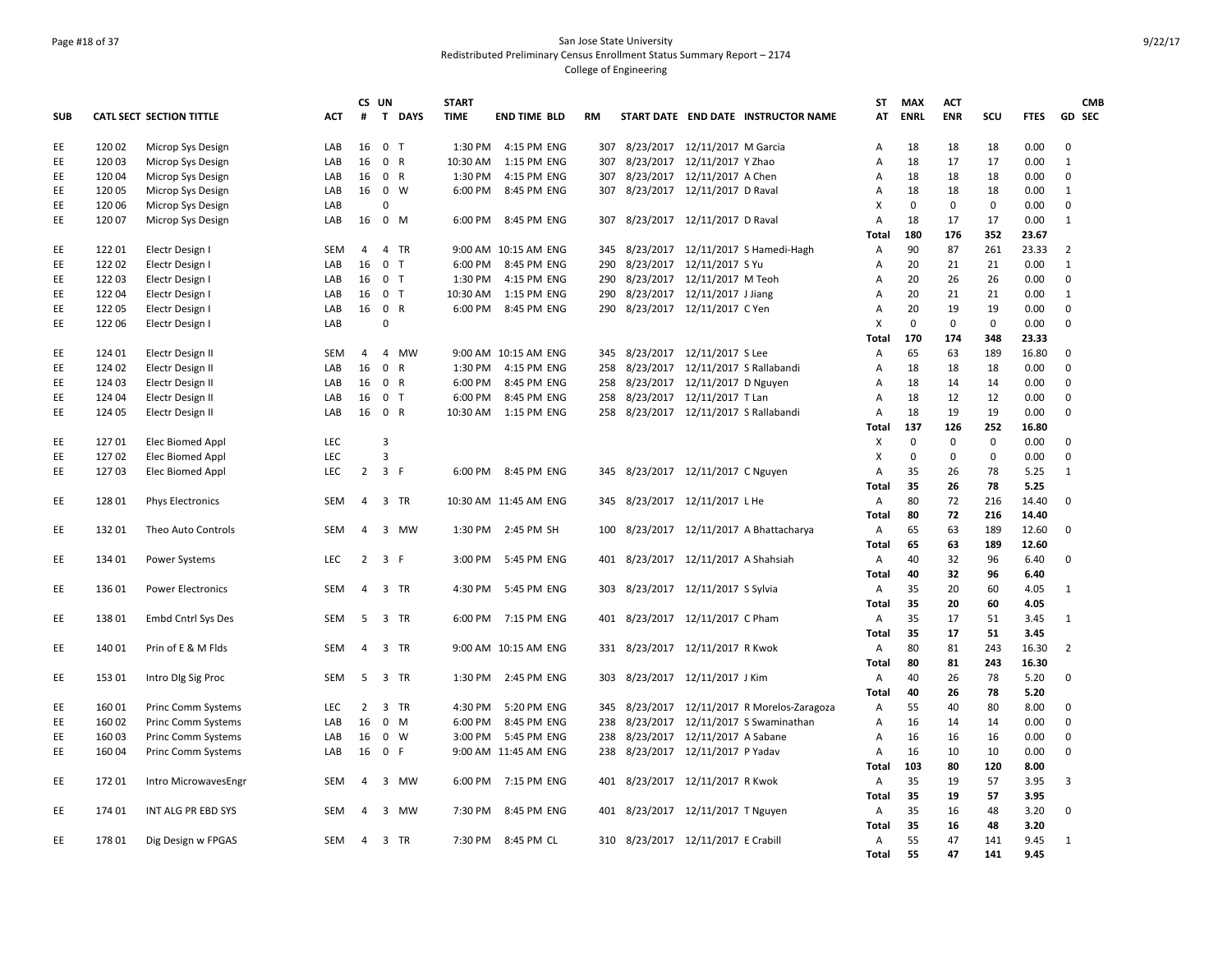San Jose State University

Redistributed Preliminary Census Enrollment Status Summary Report – 2174

College of Engineering

| SUB | CATL SECT | SECTION TITTLE | ACT | CS # | UN T | DAYS | START TIME | END TIME | BLD | RM | START DATE | END DATE | INSTRUCTOR NAME | ST AT | MAX ENRL | ACT ENR | SCU | FTES | GD | CMB SEC |
|---|---|---|---|---|---|---|---|---|---|---|---|---|---|---|---|---|---|---|---|---|
| EE | 120 02 | Microp Sys Design | LAB | 16 | 0 | T | 1:30 PM | 4:15 PM | ENG | 307 | 8/23/2017 | 12/11/2017 | M Garcia | A | 18 | 18 | 18 | 0.00 | 0 | |
| EE | 120 03 | Microp Sys Design | LAB | 16 | 0 | R | 10:30 AM | 1:15 PM | ENG | 307 | 8/23/2017 | 12/11/2017 | Y Zhao | A | 18 | 17 | 17 | 0.00 | 1 | |
| EE | 120 04 | Microp Sys Design | LAB | 16 | 0 | R | 1:30 PM | 4:15 PM | ENG | 307 | 8/23/2017 | 12/11/2017 | A Chen | A | 18 | 18 | 18 | 0.00 | 0 | |
| EE | 120 05 | Microp Sys Design | LAB | 16 | 0 | W | 6:00 PM | 8:45 PM | ENG | 307 | 8/23/2017 | 12/11/2017 | D Raval | A | 18 | 18 | 18 | 0.00 | 1 | |
| EE | 120 06 | Microp Sys Design | LAB | | 0 | | | | | | | | | X | 0 | 0 | 0 | 0.00 | 0 | |
| EE | 120 07 | Microp Sys Design | LAB | 16 | 0 | M | 6:00 PM | 8:45 PM | ENG | 307 | 8/23/2017 | 12/11/2017 | D Raval | A | 18 | 17 | 17 | 0.00 | 1 | |
| | | | | | | | | | | | | | | **Total** | **180** | **176** | **352** | **23.67** | | |
| EE | 122 01 | Electr Design I | SEM | 4 | 4 | TR | 9:00 AM | 10:15 AM | ENG | 345 | 8/23/2017 | 12/11/2017 | S Hamedi-Hagh | A | 90 | 87 | 261 | 23.33 | 2 | |
| EE | 122 02 | Electr Design I | LAB | 16 | 0 | T | 6:00 PM | 8:45 PM | ENG | 290 | 8/23/2017 | 12/11/2017 | S Yu | A | 20 | 21 | 21 | 0.00 | 1 | |
| EE | 122 03 | Electr Design I | LAB | 16 | 0 | T | 1:30 PM | 4:15 PM | ENG | 290 | 8/23/2017 | 12/11/2017 | M Teoh | A | 20 | 26 | 26 | 0.00 | 0 | |
| EE | 122 04 | Electr Design I | LAB | 16 | 0 | T | 10:30 AM | 1:15 PM | ENG | 290 | 8/23/2017 | 12/11/2017 | J Jiang | A | 20 | 21 | 21 | 0.00 | 1 | |
| EE | 122 05 | Electr Design I | LAB | 16 | 0 | R | 6:00 PM | 8:45 PM | ENG | 290 | 8/23/2017 | 12/11/2017 | C Yen | A | 20 | 19 | 19 | 0.00 | 0 | |
| EE | 122 06 | Electr Design I | LAB | | 0 | | | | | | | | | X | 0 | 0 | 0 | 0.00 | 0 | |
| | | | | | | | | | | | | | | **Total** | **170** | **174** | **348** | **23.33** | | |
| EE | 124 01 | Electr Design II | SEM | 4 | 4 | MW | 9:00 AM | 10:15 AM | ENG | 345 | 8/23/2017 | 12/11/2017 | S Lee | A | 65 | 63 | 189 | 16.80 | 0 | |
| EE | 124 02 | Electr Design II | LAB | 16 | 0 | R | 1:30 PM | 4:15 PM | ENG | 258 | 8/23/2017 | 12/11/2017 | S Rallabandi | A | 18 | 18 | 18 | 0.00 | 0 | |
| EE | 124 03 | Electr Design II | LAB | 16 | 0 | R | 6:00 PM | 8:45 PM | ENG | 258 | 8/23/2017 | 12/11/2017 | D Nguyen | A | 18 | 14 | 14 | 0.00 | 0 | |
| EE | 124 04 | Electr Design II | LAB | 16 | 0 | T | 6:00 PM | 8:45 PM | ENG | 258 | 8/23/2017 | 12/11/2017 | T Lan | A | 18 | 12 | 12 | 0.00 | 0 | |
| EE | 124 05 | Electr Design II | LAB | 16 | 0 | R | 10:30 AM | 1:15 PM | ENG | 258 | 8/23/2017 | 12/11/2017 | S Rallabandi | A | 18 | 19 | 19 | 0.00 | 0 | |
| | | | | | | | | | | | | | | **Total** | **137** | **126** | **252** | **16.80** | | |
| EE | 127 01 | Elec Biomed Appl | LEC | | 3 | | | | | | | | | X | 0 | 0 | 0 | 0.00 | 0 | |
| EE | 127 02 | Elec Biomed Appl | LEC | | 3 | | | | | | | | | X | 0 | 0 | 0 | 0.00 | 0 | |
| EE | 127 03 | Elec Biomed Appl | LEC | 2 | 3 | F | 6:00 PM | 8:45 PM | ENG | 345 | 8/23/2017 | 12/11/2017 | C Nguyen | A | 35 | 26 | 78 | 5.25 | 1 | |
| | | | | | | | | | | | | | | **Total** | **35** | **26** | **78** | **5.25** | | |
| EE | 128 01 | Phys Electronics | SEM | 4 | 3 | TR | 10:30 AM | 11:45 AM | ENG | 345 | 8/23/2017 | 12/11/2017 | L He | A | 80 | 72 | 216 | 14.40 | 0 | |
| | | | | | | | | | | | | | | **Total** | **80** | **72** | **216** | **14.40** | | |
| EE | 132 01 | Theo Auto Controls | SEM | 4 | 3 | MW | 1:30 PM | 2:45 PM | SH | 100 | 8/23/2017 | 12/11/2017 | A Bhattacharya | A | 65 | 63 | 189 | 12.60 | 0 | |
| | | | | | | | | | | | | | | **Total** | **65** | **63** | **189** | **12.60** | | |
| EE | 134 01 | Power Systems | LEC | 2 | 3 | F | 3:00 PM | 5:45 PM | ENG | 401 | 8/23/2017 | 12/11/2017 | A Shahsiah | A | 40 | 32 | 96 | 6.40 | 0 | |
| | | | | | | | | | | | | | | **Total** | **40** | **32** | **96** | **6.40** | | |
| EE | 136 01 | Power Electronics | SEM | 4 | 3 | TR | 4:30 PM | 5:45 PM | ENG | 303 | 8/23/2017 | 12/11/2017 | S Sylvia | A | 35 | 20 | 60 | 4.05 | 1 | |
| | | | | | | | | | | | | | | **Total** | **35** | **20** | **60** | **4.05** | | |
| EE | 138 01 | Embd Cntrl Sys Des | SEM | 5 | 3 | TR | 6:00 PM | 7:15 PM | ENG | 401 | 8/23/2017 | 12/11/2017 | C Pham | A | 35 | 17 | 51 | 3.45 | 1 | |
| | | | | | | | | | | | | | | **Total** | **35** | **17** | **51** | **3.45** | | |
| EE | 140 01 | Prin of E & M Flds | SEM | 4 | 3 | TR | 9:00 AM | 10:15 AM | ENG | 331 | 8/23/2017 | 12/11/2017 | R Kwok | A | 80 | 81 | 243 | 16.30 | 2 | |
| | | | | | | | | | | | | | | **Total** | **80** | **81** | **243** | **16.30** | | |
| EE | 153 01 | Intro Dlg Sig Proc | SEM | 5 | 3 | TR | 1:30 PM | 2:45 PM | ENG | 303 | 8/23/2017 | 12/11/2017 | J Kim | A | 40 | 26 | 78 | 5.20 | 0 | |
| | | | | | | | | | | | | | | **Total** | **40** | **26** | **78** | **5.20** | | |
| EE | 160 01 | Princ Comm Systems | LEC | 2 | 3 | TR | 4:30 PM | 5:20 PM | ENG | 345 | 8/23/2017 | 12/11/2017 | R Morelos-Zaragoza | A | 55 | 40 | 80 | 8.00 | 0 | |
| EE | 160 02 | Princ Comm Systems | LAB | 16 | 0 | M | 6:00 PM | 8:45 PM | ENG | 238 | 8/23/2017 | 12/11/2017 | S Swaminathan | A | 16 | 14 | 14 | 0.00 | 0 | |
| EE | 160 03 | Princ Comm Systems | LAB | 16 | 0 | W | 3:00 PM | 5:45 PM | ENG | 238 | 8/23/2017 | 12/11/2017 | A Sabane | A | 16 | 16 | 16 | 0.00 | 0 | |
| EE | 160 04 | Princ Comm Systems | LAB | 16 | 0 | F | 9:00 AM | 11:45 AM | ENG | 238 | 8/23/2017 | 12/11/2017 | P Yadav | A | 16 | 10 | 10 | 0.00 | 0 | |
| | | | | | | | | | | | | | | **Total** | **103** | **80** | **120** | **8.00** | | |
| EE | 172 01 | Intro MicrowavesEngr | SEM | 4 | 3 | MW | 6:00 PM | 7:15 PM | ENG | 401 | 8/23/2017 | 12/11/2017 | R Kwok | A | 35 | 19 | 57 | 3.95 | 3 | |
| | | | | | | | | | | | | | | **Total** | **35** | **19** | **57** | **3.95** | | |
| EE | 174 01 | INT ALG PR EBD SYS | SEM | 4 | 3 | MW | 7:30 PM | 8:45 PM | ENG | 401 | 8/23/2017 | 12/11/2017 | T Nguyen | A | 35 | 16 | 48 | 3.20 | 0 | |
| | | | | | | | | | | | | | | **Total** | **35** | **16** | **48** | **3.20** | | |
| EE | 178 01 | Dig Design w FPGAS | SEM | 4 | 3 | TR | 7:30 PM | 8:45 PM | CL | 310 | 8/23/2017 | 12/11/2017 | E Crabill | A | 55 | 47 | 141 | 9.45 | 1 | |
| | | | | | | | | | | | | | | **Total** | **55** | **47** | **141** | **9.45** | | |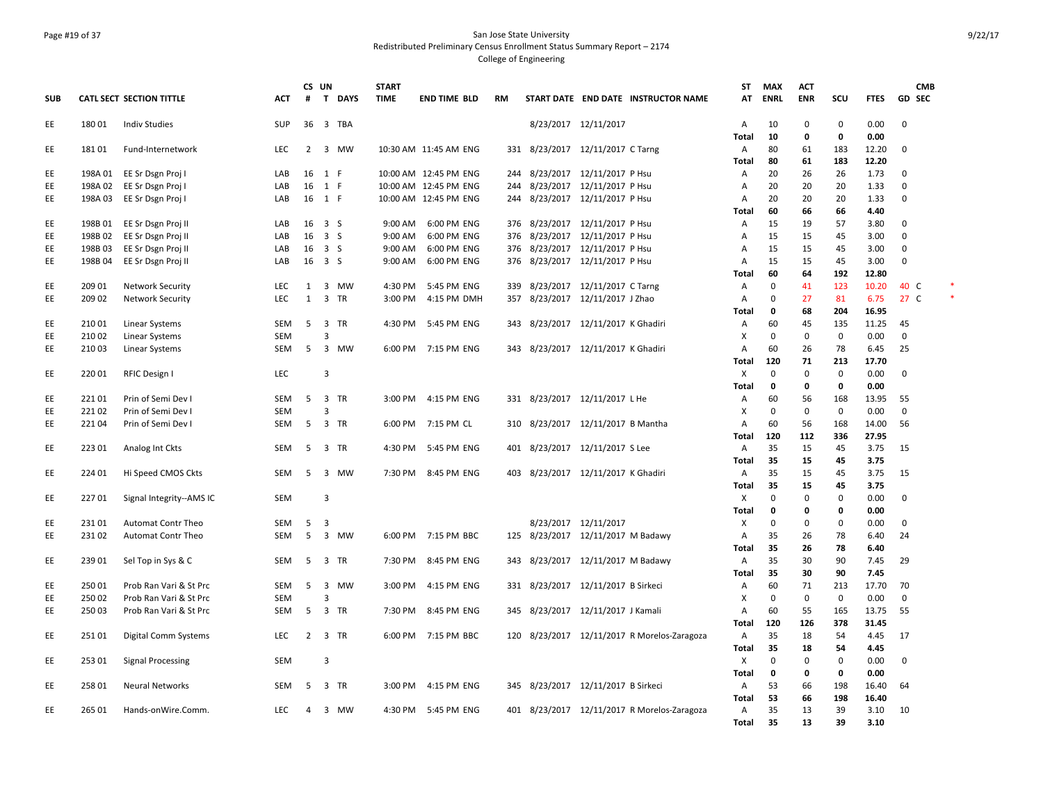San Jose State University
Redistributed Preliminary Census Enrollment Status Summary Report – 2174
College of Engineering

| SUB | CATL SECT | SECTION TITTLE | ACT | CS # | UN T | DAYS | START TIME | END TIME | BLD | RM | START DATE | END DATE | INSTRUCTOR NAME | ST AT | MAX ENRL | ACT ENR | SCU | FTES | GD | CMB SEC | |
|---|---|---|---|---|---|---|---|---|---|---|---|---|---|---|---|---|---|---|---|---|---|
| EE | 180 01 | Indiv Studies | SUP | 36 | 3 | TBA | | | | | 8/23/2017 | 12/11/2017 | | A | 10 | 0 | 0 | 0.00 | 0 | | |
| | | | | | | | | | | | | | | Total | 10 | 0 | 0 | 0.00 | | | |
| EE | 181 01 | Fund-Internetwork | LEC | 2 | 3 | MW | 10:30 AM | 11:45 AM | ENG | 331 | 8/23/2017 | 12/11/2017 | C Tarng | A | 80 | 61 | 183 | 12.20 | 0 | | |
| | | | | | | | | | | | | | | Total | 80 | 61 | 183 | 12.20 | | | |
| EE | 198A 01 | EE Sr Dsgn Proj I | LAB | 16 | 1 | F | 10:00 AM | 12:45 PM | ENG | 244 | 8/23/2017 | 12/11/2017 | P Hsu | A | 20 | 26 | 26 | 1.73 | 0 | | |
| EE | 198A 02 | EE Sr Dsgn Proj I | LAB | 16 | 1 | F | 10:00 AM | 12:45 PM | ENG | 244 | 8/23/2017 | 12/11/2017 | P Hsu | A | 20 | 20 | 20 | 1.33 | 0 | | |
| EE | 198A 03 | EE Sr Dsgn Proj I | LAB | 16 | 1 | F | 10:00 AM | 12:45 PM | ENG | 244 | 8/23/2017 | 12/11/2017 | P Hsu | A | 20 | 20 | 20 | 1.33 | 0 | | |
| | | | | | | | | | | | | | | Total | 60 | 66 | 66 | 4.40 | | | |
| EE | 198B 01 | EE Sr Dsgn Proj II | LAB | 16 | 3 | S | 9:00 AM | 6:00 PM | ENG | 376 | 8/23/2017 | 12/11/2017 | P Hsu | A | 15 | 19 | 57 | 3.80 | 0 | | |
| EE | 198B 02 | EE Sr Dsgn Proj II | LAB | 16 | 3 | S | 9:00 AM | 6:00 PM | ENG | 376 | 8/23/2017 | 12/11/2017 | P Hsu | A | 15 | 15 | 45 | 3.00 | 0 | | |
| EE | 198B 03 | EE Sr Dsgn Proj II | LAB | 16 | 3 | S | 9:00 AM | 6:00 PM | ENG | 376 | 8/23/2017 | 12/11/2017 | P Hsu | A | 15 | 15 | 45 | 3.00 | 0 | | |
| EE | 198B 04 | EE Sr Dsgn Proj II | LAB | 16 | 3 | S | 9:00 AM | 6:00 PM | ENG | 376 | 8/23/2017 | 12/11/2017 | P Hsu | A | 15 | 15 | 45 | 3.00 | 0 | | |
| | | | | | | | | | | | | | | Total | 60 | 64 | 192 | 12.80 | | | |
| EE | 209 01 | Network Security | LEC | 1 | 3 | MW | 4:30 PM | 5:45 PM | ENG | 339 | 8/23/2017 | 12/11/2017 | C Tarng | A | 0 | 41 | 123 | 10.20 | 40 | C | * |
| EE | 209 02 | Network Security | LEC | 1 | 3 | TR | 3:00 PM | 4:15 PM | DMH | 357 | 8/23/2017 | 12/11/2017 | J Zhao | A | 0 | 27 | 81 | 6.75 | 27 | C | * |
| | | | | | | | | | | | | | | Total | 0 | 68 | 204 | 16.95 | | | |
| EE | 210 01 | Linear Systems | SEM | 5 | 3 | TR | 4:30 PM | 5:45 PM | ENG | 343 | 8/23/2017 | 12/11/2017 | K Ghadiri | A | 60 | 45 | 135 | 11.25 | 45 | | |
| EE | 210 02 | Linear Systems | SEM | | 3 | | | | | | | | | X | 0 | 0 | 0 | 0.00 | 0 | | |
| EE | 210 03 | Linear Systems | SEM | 5 | 3 | MW | 6:00 PM | 7:15 PM | ENG | 343 | 8/23/2017 | 12/11/2017 | K Ghadiri | A | 60 | 26 | 78 | 6.45 | 25 | | |
| | | | | | | | | | | | | | | Total | 120 | 71 | 213 | 17.70 | | | |
| EE | 220 01 | RFIC Design I | LEC | | 3 | | | | | | | | | X | 0 | 0 | 0 | 0.00 | 0 | | |
| | | | | | | | | | | | | | | Total | 0 | 0 | 0 | 0.00 | | | |
| EE | 221 01 | Prin of Semi Dev I | SEM | 5 | 3 | TR | 3:00 PM | 4:15 PM | ENG | 331 | 8/23/2017 | 12/11/2017 | L He | A | 60 | 56 | 168 | 13.95 | 55 | | |
| EE | 221 02 | Prin of Semi Dev I | SEM | | 3 | | | | | | | | | X | 0 | 0 | 0 | 0.00 | 0 | | |
| EE | 221 04 | Prin of Semi Dev I | SEM | 5 | 3 | TR | 6:00 PM | 7:15 PM | CL | 310 | 8/23/2017 | 12/11/2017 | B Mantha | A | 60 | 56 | 168 | 14.00 | 56 | | |
| | | | | | | | | | | | | | | Total | 120 | 112 | 336 | 27.95 | | | |
| EE | 223 01 | Analog Int Ckts | SEM | 5 | 3 | TR | 4:30 PM | 5:45 PM | ENG | 401 | 8/23/2017 | 12/11/2017 | S Lee | A | 35 | 15 | 45 | 3.75 | 15 | | |
| | | | | | | | | | | | | | | Total | 35 | 15 | 45 | 3.75 | | | |
| EE | 224 01 | Hi Speed CMOS Ckts | SEM | 5 | 3 | MW | 7:30 PM | 8:45 PM | ENG | 403 | 8/23/2017 | 12/11/2017 | K Ghadiri | A | 35 | 15 | 45 | 3.75 | 15 | | |
| | | | | | | | | | | | | | | Total | 35 | 15 | 45 | 3.75 | | | |
| EE | 227 01 | Signal Integrity--AMS IC | SEM | | 3 | | | | | | | | | X | 0 | 0 | 0 | 0.00 | 0 | | |
| | | | | | | | | | | | | | | Total | 0 | 0 | 0 | 0.00 | | | |
| EE | 231 01 | Automat Contr Theo | SEM | 5 | 3 | | | | | | 8/23/2017 | 12/11/2017 | | X | 0 | 0 | 0 | 0.00 | 0 | | |
| EE | 231 02 | Automat Contr Theo | SEM | 5 | 3 | MW | 6:00 PM | 7:15 PM | BBC | 125 | 8/23/2017 | 12/11/2017 | M Badawy | A | 35 | 26 | 78 | 6.40 | 24 | | |
| | | | | | | | | | | | | | | Total | 35 | 26 | 78 | 6.40 | | | |
| EE | 239 01 | Sel Top in Sys & C | SEM | 5 | 3 | TR | 7:30 PM | 8:45 PM | ENG | 343 | 8/23/2017 | 12/11/2017 | M Badawy | A | 35 | 30 | 90 | 7.45 | 29 | | |
| | | | | | | | | | | | | | | Total | 35 | 30 | 90 | 7.45 | | | |
| EE | 250 01 | Prob Ran Vari & St Prc | SEM | 5 | 3 | MW | 3:00 PM | 4:15 PM | ENG | 331 | 8/23/2017 | 12/11/2017 | B Sirkeci | A | 60 | 71 | 213 | 17.70 | 70 | | |
| EE | 250 02 | Prob Ran Vari & St Prc | SEM | | 3 | | | | | | | | | X | 0 | 0 | 0 | 0.00 | 0 | | |
| EE | 250 03 | Prob Ran Vari & St Prc | SEM | 5 | 3 | TR | 7:30 PM | 8:45 PM | ENG | 345 | 8/23/2017 | 12/11/2017 | J Kamali | A | 60 | 55 | 165 | 13.75 | 55 | | |
| | | | | | | | | | | | | | | Total | 120 | 126 | 378 | 31.45 | | | |
| EE | 251 01 | Digital Comm Systems | LEC | 2 | 3 | TR | 6:00 PM | 7:15 PM | BBC | 120 | 8/23/2017 | 12/11/2017 | R Morelos-Zaragoza | A | 35 | 18 | 54 | 4.45 | 17 | | |
| | | | | | | | | | | | | | | Total | 35 | 18 | 54 | 4.45 | | | |
| EE | 253 01 | Signal Processing | SEM | | 3 | | | | | | | | | X | 0 | 0 | 0 | 0.00 | 0 | | |
| | | | | | | | | | | | | | | Total | 0 | 0 | 0 | 0.00 | | | |
| EE | 258 01 | Neural Networks | SEM | 5 | 3 | TR | 3:00 PM | 4:15 PM | ENG | 345 | 8/23/2017 | 12/11/2017 | B Sirkeci | A | 53 | 66 | 198 | 16.40 | 64 | | |
| | | | | | | | | | | | | | | Total | 53 | 66 | 198 | 16.40 | | | |
| EE | 265 01 | Hands-onWire.Comm. | LEC | 4 | 3 | MW | 4:30 PM | 5:45 PM | ENG | 401 | 8/23/2017 | 12/11/2017 | R Morelos-Zaragoza | A | 35 | 13 | 39 | 3.10 | 10 | | |
| | | | | | | | | | | | | | | Total | 35 | 13 | 39 | 3.10 | | | |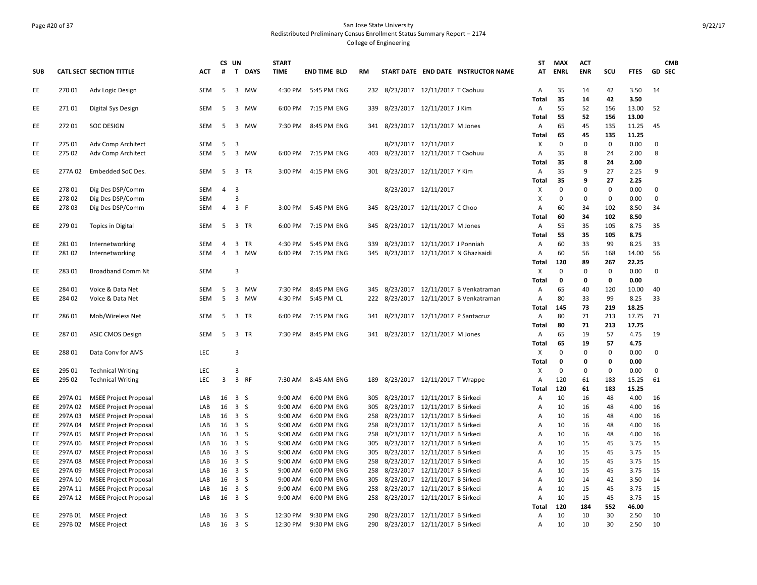San Jose State University
Redistributed Preliminary Census Enrollment Status Summary Report – 2174
College of Engineering

| SUB | CATL SECT | SECTION TITTLE | ACT | CS # | UN T | DAYS | START TIME | END TIME | BLD | RM | START DATE | END DATE | INSTRUCTOR NAME | ST AT | MAX ENRL | ACT ENR | SCU | FTES | GD | CMB SEC |
|---|---|---|---|---|---|---|---|---|---|---|---|---|---|---|---|---|---|---|---|---|
| EE | 270 01 | Adv Logic Design | SEM | 5 | 3 | MW | 4:30 PM | 5:45 PM | ENG | 232 | 8/23/2017 | 12/11/2017 | T Caohuu | A | 35 | 14 | 42 | 3.50 | 14 | |
| | | | | | | | | | | | | | | Total | 35 | 14 | 42 | 3.50 | | |
| EE | 271 01 | Digital Sys Design | SEM | 5 | 3 | MW | 6:00 PM | 7:15 PM | ENG | 339 | 8/23/2017 | 12/11/2017 | J Kim | A | 55 | 52 | 156 | 13.00 | 52 | |
| | | | | | | | | | | | | | | Total | 55 | 52 | 156 | 13.00 | | |
| EE | 272 01 | SOC DESIGN | SEM | 5 | 3 | MW | 7:30 PM | 8:45 PM | ENG | 341 | 8/23/2017 | 12/11/2017 | M Jones | A | 65 | 45 | 135 | 11.25 | 45 | |
| | | | | | | | | | | | | | | Total | 65 | 45 | 135 | 11.25 | | |
| EE | 275 01 | Adv Comp Architect | SEM | 5 | 3 | | | | | | 8/23/2017 | 12/11/2017 | | X | 0 | 0 | 0 | 0.00 | 0 | |
| EE | 275 02 | Adv Comp Architect | SEM | 5 | 3 | MW | 6:00 PM | 7:15 PM | ENG | 403 | 8/23/2017 | 12/11/2017 | T Caohuu | A | 35 | 8 | 24 | 2.00 | 8 | |
| | | | | | | | | | | | | | | Total | 35 | 8 | 24 | 2.00 | | |
| EE | 277A 02 | Embedded SoC Des. | SEM | 5 | 3 | TR | 3:00 PM | 4:15 PM | ENG | 301 | 8/23/2017 | 12/11/2017 | Y Kim | A | 35 | 9 | 27 | 2.25 | 9 | |
| | | | | | | | | | | | | | | Total | 35 | 9 | 27 | 2.25 | | |
| EE | 278 01 | Dig Des DSP/Comm | SEM | 4 | 3 | | | | | | 8/23/2017 | 12/11/2017 | | X | 0 | 0 | 0 | 0.00 | 0 | |
| EE | 278 02 | Dig Des DSP/Comm | SEM | | 3 | | | | | | | | | X | 0 | 0 | 0 | 0.00 | 0 | |
| EE | 278 03 | Dig Des DSP/Comm | SEM | 4 | 3 | F | 3:00 PM | 5:45 PM | ENG | 345 | 8/23/2017 | 12/11/2017 | C Choo | A | 60 | 34 | 102 | 8.50 | 34 | |
| | | | | | | | | | | | | | | Total | 60 | 34 | 102 | 8.50 | | |
| EE | 279 01 | Topics in Digital | SEM | 5 | 3 | TR | 6:00 PM | 7:15 PM | ENG | 345 | 8/23/2017 | 12/11/2017 | M Jones | A | 55 | 35 | 105 | 8.75 | 35 | |
| | | | | | | | | | | | | | | Total | 55 | 35 | 105 | 8.75 | | |
| EE | 281 01 | Internetworking | SEM | 4 | 3 | TR | 4:30 PM | 5:45 PM | ENG | 339 | 8/23/2017 | 12/11/2017 | J Ponniah | A | 60 | 33 | 99 | 8.25 | 33 | |
| EE | 281 02 | Internetworking | SEM | 4 | 3 | MW | 6:00 PM | 7:15 PM | ENG | 345 | 8/23/2017 | 12/11/2017 | N Ghazisaidi | A | 60 | 56 | 168 | 14.00 | 56 | |
| | | | | | | | | | | | | | | Total | 120 | 89 | 267 | 22.25 | | |
| EE | 283 01 | Broadband Comm Nt | SEM | | 3 | | | | | | | | | X | 0 | 0 | 0 | 0.00 | 0 | |
| | | | | | | | | | | | | | | Total | 0 | 0 | 0 | 0.00 | | |
| EE | 284 01 | Voice & Data Net | SEM | 5 | 3 | MW | 7:30 PM | 8:45 PM | ENG | 345 | 8/23/2017 | 12/11/2017 | B Venkatraman | A | 65 | 40 | 120 | 10.00 | 40 | |
| EE | 284 02 | Voice & Data Net | SEM | 5 | 3 | MW | 4:30 PM | 5:45 PM | CL | 222 | 8/23/2017 | 12/11/2017 | B Venkatraman | A | 80 | 33 | 99 | 8.25 | 33 | |
| | | | | | | | | | | | | | | Total | 145 | 73 | 219 | 18.25 | | |
| EE | 286 01 | Mob/Wireless Net | SEM | 5 | 3 | TR | 6:00 PM | 7:15 PM | ENG | 341 | 8/23/2017 | 12/11/2017 | P Santacruz | A | 80 | 71 | 213 | 17.75 | 71 | |
| | | | | | | | | | | | | | | Total | 80 | 71 | 213 | 17.75 | | |
| EE | 287 01 | ASIC CMOS Design | SEM | 5 | 3 | TR | 7:30 PM | 8:45 PM | ENG | 341 | 8/23/2017 | 12/11/2017 | M Jones | A | 65 | 19 | 57 | 4.75 | 19 | |
| | | | | | | | | | | | | | | Total | 65 | 19 | 57 | 4.75 | | |
| EE | 288 01 | Data Conv for AMS | LEC | | 3 | | | | | | | | | X | 0 | 0 | 0 | 0.00 | 0 | |
| | | | | | | | | | | | | | | Total | 0 | 0 | 0 | 0.00 | | |
| EE | 295 01 | Technical Writing | LEC | | 3 | | | | | | | | | X | 0 | 0 | 0 | 0.00 | 0 | |
| EE | 295 02 | Technical Writing | LEC | 3 | 3 | RF | 7:30 AM | 8:45 AM | ENG | 189 | 8/23/2017 | 12/11/2017 | T Wrappe | A | 120 | 61 | 183 | 15.25 | 61 | |
| | | | | | | | | | | | | | | Total | 120 | 61 | 183 | 15.25 | | |
| EE | 297A 01 | MSEE Project Proposal | LAB | 16 | 3 | S | 9:00 AM | 6:00 PM | ENG | 305 | 8/23/2017 | 12/11/2017 | B Sirkeci | A | 10 | 16 | 48 | 4.00 | 16 | |
| EE | 297A 02 | MSEE Project Proposal | LAB | 16 | 3 | S | 9:00 AM | 6:00 PM | ENG | 305 | 8/23/2017 | 12/11/2017 | B Sirkeci | A | 10 | 16 | 48 | 4.00 | 16 | |
| EE | 297A 03 | MSEE Project Proposal | LAB | 16 | 3 | S | 9:00 AM | 6:00 PM | ENG | 258 | 8/23/2017 | 12/11/2017 | B Sirkeci | A | 10 | 16 | 48 | 4.00 | 16 | |
| EE | 297A 04 | MSEE Project Proposal | LAB | 16 | 3 | S | 9:00 AM | 6:00 PM | ENG | 258 | 8/23/2017 | 12/11/2017 | B Sirkeci | A | 10 | 16 | 48 | 4.00 | 16 | |
| EE | 297A 05 | MSEE Project Proposal | LAB | 16 | 3 | S | 9:00 AM | 6:00 PM | ENG | 258 | 8/23/2017 | 12/11/2017 | B Sirkeci | A | 10 | 16 | 48 | 4.00 | 16 | |
| EE | 297A 06 | MSEE Project Proposal | LAB | 16 | 3 | S | 9:00 AM | 6:00 PM | ENG | 305 | 8/23/2017 | 12/11/2017 | B Sirkeci | A | 10 | 15 | 45 | 3.75 | 15 | |
| EE | 297A 07 | MSEE Project Proposal | LAB | 16 | 3 | S | 9:00 AM | 6:00 PM | ENG | 305 | 8/23/2017 | 12/11/2017 | B Sirkeci | A | 10 | 15 | 45 | 3.75 | 15 | |
| EE | 297A 08 | MSEE Project Proposal | LAB | 16 | 3 | S | 9:00 AM | 6:00 PM | ENG | 258 | 8/23/2017 | 12/11/2017 | B Sirkeci | A | 10 | 15 | 45 | 3.75 | 15 | |
| EE | 297A 09 | MSEE Project Proposal | LAB | 16 | 3 | S | 9:00 AM | 6:00 PM | ENG | 258 | 8/23/2017 | 12/11/2017 | B Sirkeci | A | 10 | 15 | 45 | 3.75 | 15 | |
| EE | 297A 10 | MSEE Project Proposal | LAB | 16 | 3 | S | 9:00 AM | 6:00 PM | ENG | 305 | 8/23/2017 | 12/11/2017 | B Sirkeci | A | 10 | 14 | 42 | 3.50 | 14 | |
| EE | 297A 11 | MSEE Project Proposal | LAB | 16 | 3 | S | 9:00 AM | 6:00 PM | ENG | 258 | 8/23/2017 | 12/11/2017 | B Sirkeci | A | 10 | 15 | 45 | 3.75 | 15 | |
| EE | 297A 12 | MSEE Project Proposal | LAB | 16 | 3 | S | 9:00 AM | 6:00 PM | ENG | 258 | 8/23/2017 | 12/11/2017 | B Sirkeci | A | 10 | 15 | 45 | 3.75 | 15 | |
| | | | | | | | | | | | | | | Total | 120 | 184 | 552 | 46.00 | | |
| EE | 297B 01 | MSEE Project | LAB | 16 | 3 | S | 12:30 PM | 9:30 PM | ENG | 290 | 8/23/2017 | 12/11/2017 | B Sirkeci | A | 10 | 10 | 30 | 2.50 | 10 | |
| EE | 297B 02 | MSEE Project | LAB | 16 | 3 | S | 12:30 PM | 9:30 PM | ENG | 290 | 8/23/2017 | 12/11/2017 | B Sirkeci | A | 10 | 10 | 30 | 2.50 | 10 | |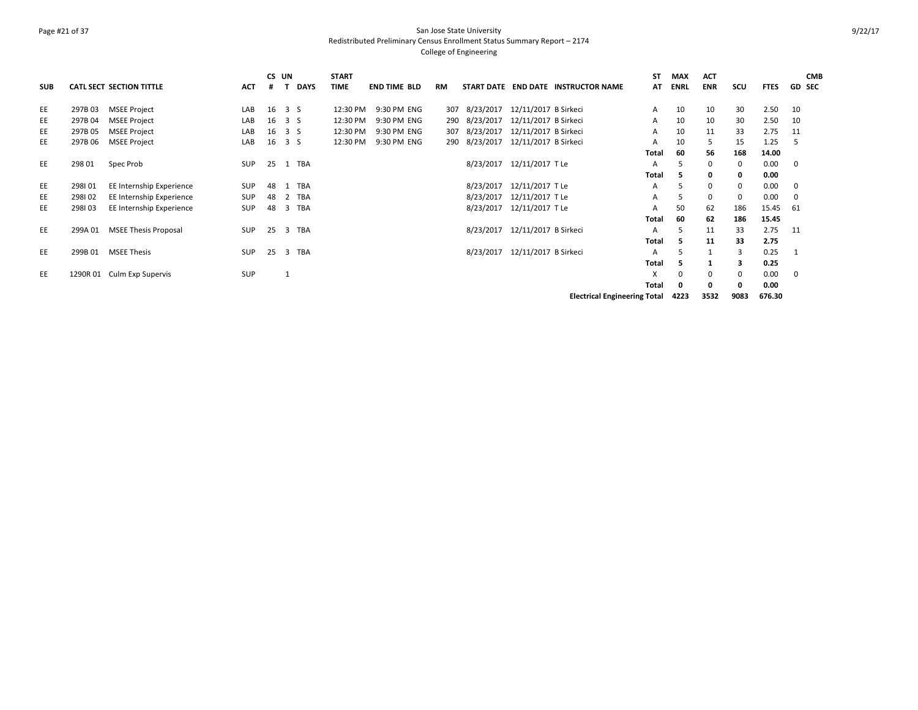San Jose State University
Redistributed Preliminary Census Enrollment Status Summary Report – 2174
College of Engineering

| SUB | CATL SECT | SECTION TITTLE | ACT | CS # | UN T | DAYS | START TIME | END TIME | BLD | RM | START DATE | END DATE | INSTRUCTOR NAME | ST AT | MAX ENRL | ACT ENR | SCU | FTES | GD | CMB SEC |
|---|---|---|---|---|---|---|---|---|---|---|---|---|---|---|---|---|---|---|---|---|
| EE | 297B 03 | MSEE Project | LAB | 16 | 3 | S | 12:30 PM | 9:30 PM | ENG | 307 | 8/23/2017 | 12/11/2017 | B Sirkeci | A | 10 | 10 | 30 | 2.50 | 10 | |
| EE | 297B 04 | MSEE Project | LAB | 16 | 3 | S | 12:30 PM | 9:30 PM | ENG | 290 | 8/23/2017 | 12/11/2017 | B Sirkeci | A | 10 | 10 | 30 | 2.50 | 10 | |
| EE | 297B 05 | MSEE Project | LAB | 16 | 3 | S | 12:30 PM | 9:30 PM | ENG | 307 | 8/23/2017 | 12/11/2017 | B Sirkeci | A | 10 | 11 | 33 | 2.75 | 11 | |
| EE | 297B 06 | MSEE Project | LAB | 16 | 3 | S | 12:30 PM | 9:30 PM | ENG | 290 | 8/23/2017 | 12/11/2017 | B Sirkeci | A | 10 | 5 | 15 | 1.25 | 5 | |
| | | | | | | | | | | | | | | **Total** | **60** | **56** | **168** | **14.00** | | |
| EE | 298 01 | Spec Prob | SUP | 25 | 1 | TBA | | | | | 8/23/2017 | 12/11/2017 | T Le | A | 5 | 0 | 0 | 0.00 | 0 | |
| | | | | | | | | | | | | | | **Total** | **5** | **0** | **0** | **0.00** | | |
| EE | 298I 01 | EE Internship Experience | SUP | 48 | 1 | TBA | | | | | 8/23/2017 | 12/11/2017 | T Le | A | 5 | 0 | 0 | 0.00 | 0 | |
| EE | 298I 02 | EE Internship Experience | SUP | 48 | 2 | TBA | | | | | 8/23/2017 | 12/11/2017 | T Le | A | 5 | 0 | 0 | 0.00 | 0 | |
| EE | 298I 03 | EE Internship Experience | SUP | 48 | 3 | TBA | | | | | 8/23/2017 | 12/11/2017 | T Le | A | 50 | 62 | 186 | 15.45 | 61 | |
| | | | | | | | | | | | | | | **Total** | **60** | **62** | **186** | **15.45** | | |
| EE | 299A 01 | MSEE Thesis Proposal | SUP | 25 | 3 | TBA | | | | | 8/23/2017 | 12/11/2017 | B Sirkeci | A | 5 | 11 | 33 | 2.75 | 11 | |
| | | | | | | | | | | | | | | **Total** | **5** | **11** | **33** | **2.75** | | |
| EE | 299B 01 | MSEE Thesis | SUP | 25 | 3 | TBA | | | | | 8/23/2017 | 12/11/2017 | B Sirkeci | A | 5 | 1 | 3 | 0.25 | 1 | |
| | | | | | | | | | | | | | | **Total** | **5** | **1** | **3** | **0.25** | | |
| EE | 1290R 01 | Culm Exp Supervis | SUP | | 1 | | | | | | | | | X | 0 | 0 | 0 | 0.00 | 0 | |
| | | | | | | | | | | | | | | **Total** | **0** | **0** | **0** | **0.00** | | |
| | | | | | | | | | | | | | **Electrical Engineering Total** | | **4223** | **3532** | **9083** | **676.30** | | |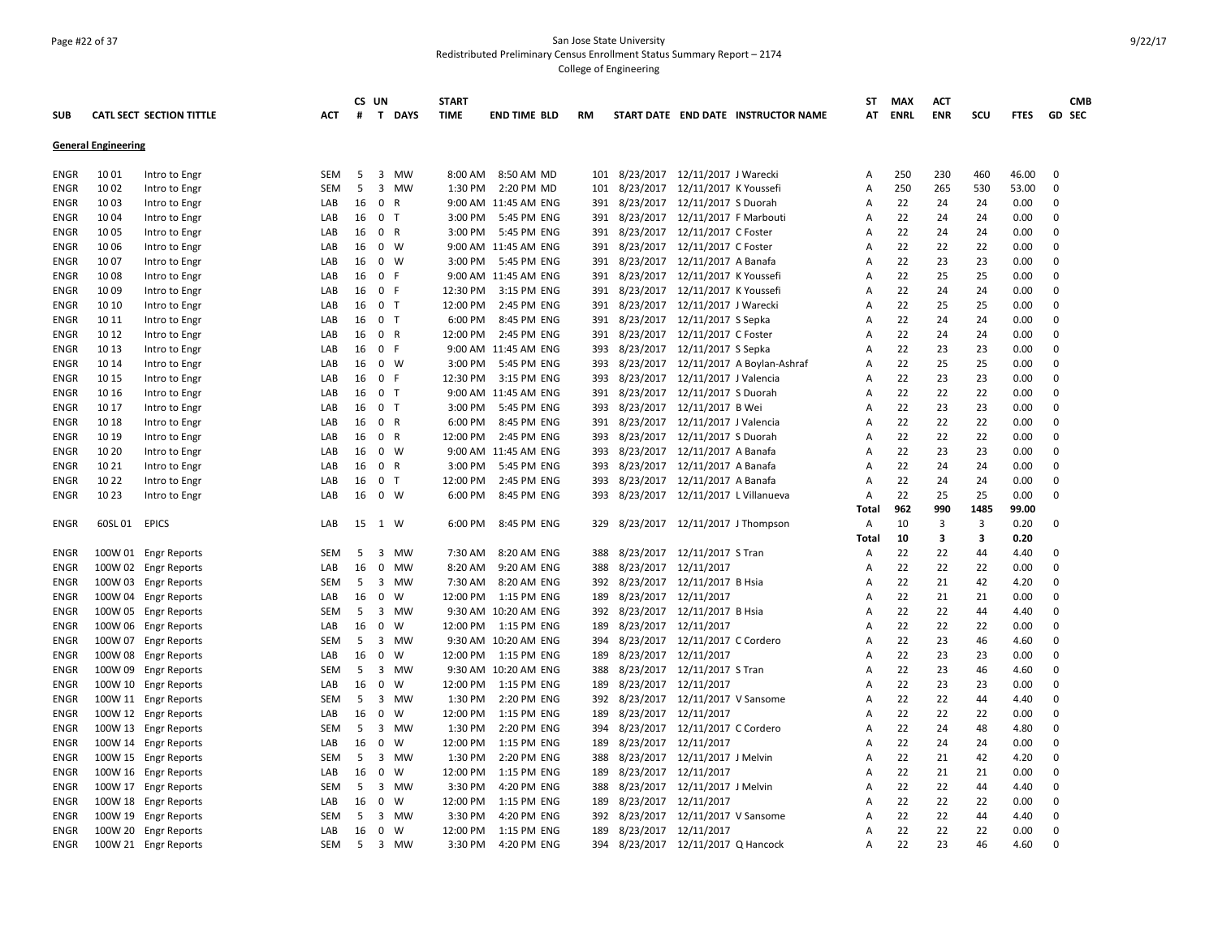San Jose State University
Redistributed Preliminary Census Enrollment Status Summary Report – 2174
College of Engineering

| SUB | CATL | SECT | SECTION TITTLE | ACT | CS # | UN T | DAYS | START TIME | END TIME | BLD | RM | START DATE | END DATE | INSTRUCTOR NAME | ST AT | MAX ENRL | ACT ENR | SCU | FTES | GD | CMB SEC |
|---|---|---|---|---|---|---|---|---|---|---|---|---|---|---|---|---|---|---|---|---|---|
| **General Engineering** | | | | | | | | | | | | | | | | | | | | | |
| ENGR | 10 | 01 | Intro to Engr | SEM | 5 | 3 | MW | 8:00 AM | 8:50 AM | MD | 101 | 8/23/2017 | 12/11/2017 | J Warecki | A | 250 | 230 | 460 | 46.00 | 0 | |
| ENGR | 10 | 02 | Intro to Engr | SEM | 5 | 3 | MW | 1:30 PM | 2:20 PM | MD | 101 | 8/23/2017 | 12/11/2017 | K Youssefi | A | 250 | 265 | 530 | 53.00 | 0 | |
| ENGR | 10 | 03 | Intro to Engr | LAB | 16 | 0 | R | 9:00 AM | 11:45 AM | ENG | 391 | 8/23/2017 | 12/11/2017 | S Duorah | A | 22 | 24 | 24 | 0.00 | 0 | |
| ENGR | 10 | 04 | Intro to Engr | LAB | 16 | 0 | T | 3:00 PM | 5:45 PM | ENG | 391 | 8/23/2017 | 12/11/2017 | F Marbouti | A | 22 | 24 | 24 | 0.00 | 0 | |
| ENGR | 10 | 05 | Intro to Engr | LAB | 16 | 0 | R | 3:00 PM | 5:45 PM | ENG | 391 | 8/23/2017 | 12/11/2017 | C Foster | A | 22 | 24 | 24 | 0.00 | 0 | |
| ENGR | 10 | 06 | Intro to Engr | LAB | 16 | 0 | W | 9:00 AM | 11:45 AM | ENG | 391 | 8/23/2017 | 12/11/2017 | C Foster | A | 22 | 22 | 22 | 0.00 | 0 | |
| ENGR | 10 | 07 | Intro to Engr | LAB | 16 | 0 | W | 3:00 PM | 5:45 PM | ENG | 391 | 8/23/2017 | 12/11/2017 | A Banafa | A | 22 | 23 | 23 | 0.00 | 0 | |
| ENGR | 10 | 08 | Intro to Engr | LAB | 16 | 0 | F | 9:00 AM | 11:45 AM | ENG | 391 | 8/23/2017 | 12/11/2017 | K Youssefi | A | 22 | 25 | 25 | 0.00 | 0 | |
| ENGR | 10 | 09 | Intro to Engr | LAB | 16 | 0 | F | 12:30 PM | 3:15 PM | ENG | 391 | 8/23/2017 | 12/11/2017 | K Youssefi | A | 22 | 24 | 24 | 0.00 | 0 | |
| ENGR | 10 | 10 | Intro to Engr | LAB | 16 | 0 | T | 12:00 PM | 2:45 PM | ENG | 391 | 8/23/2017 | 12/11/2017 | J Warecki | A | 22 | 25 | 25 | 0.00 | 0 | |
| ENGR | 10 | 11 | Intro to Engr | LAB | 16 | 0 | T | 6:00 PM | 8:45 PM | ENG | 391 | 8/23/2017 | 12/11/2017 | S Sepka | A | 22 | 24 | 24 | 0.00 | 0 | |
| ENGR | 10 | 12 | Intro to Engr | LAB | 16 | 0 | R | 12:00 PM | 2:45 PM | ENG | 391 | 8/23/2017 | 12/11/2017 | C Foster | A | 22 | 24 | 24 | 0.00 | 0 | |
| ENGR | 10 | 13 | Intro to Engr | LAB | 16 | 0 | F | 9:00 AM | 11:45 AM | ENG | 393 | 8/23/2017 | 12/11/2017 | S Sepka | A | 22 | 23 | 23 | 0.00 | 0 | |
| ENGR | 10 | 14 | Intro to Engr | LAB | 16 | 0 | W | 3:00 PM | 5:45 PM | ENG | 393 | 8/23/2017 | 12/11/2017 | A Boylan-Ashraf | A | 22 | 25 | 25 | 0.00 | 0 | |
| ENGR | 10 | 15 | Intro to Engr | LAB | 16 | 0 | F | 12:30 PM | 3:15 PM | ENG | 393 | 8/23/2017 | 12/11/2017 | J Valencia | A | 22 | 23 | 23 | 0.00 | 0 | |
| ENGR | 10 | 16 | Intro to Engr | LAB | 16 | 0 | T | 9:00 AM | 11:45 AM | ENG | 391 | 8/23/2017 | 12/11/2017 | S Duorah | A | 22 | 22 | 22 | 0.00 | 0 | |
| ENGR | 10 | 17 | Intro to Engr | LAB | 16 | 0 | T | 3:00 PM | 5:45 PM | ENG | 393 | 8/23/2017 | 12/11/2017 | B Wei | A | 22 | 23 | 23 | 0.00 | 0 | |
| ENGR | 10 | 18 | Intro to Engr | LAB | 16 | 0 | R | 6:00 PM | 8:45 PM | ENG | 391 | 8/23/2017 | 12/11/2017 | J Valencia | A | 22 | 22 | 22 | 0.00 | 0 | |
| ENGR | 10 | 19 | Intro to Engr | LAB | 16 | 0 | R | 12:00 PM | 2:45 PM | ENG | 393 | 8/23/2017 | 12/11/2017 | S Duorah | A | 22 | 22 | 22 | 0.00 | 0 | |
| ENGR | 10 | 20 | Intro to Engr | LAB | 16 | 0 | W | 9:00 AM | 11:45 AM | ENG | 393 | 8/23/2017 | 12/11/2017 | A Banafa | A | 22 | 23 | 23 | 0.00 | 0 | |
| ENGR | 10 | 21 | Intro to Engr | LAB | 16 | 0 | R | 3:00 PM | 5:45 PM | ENG | 393 | 8/23/2017 | 12/11/2017 | A Banafa | A | 22 | 24 | 24 | 0.00 | 0 | |
| ENGR | 10 | 22 | Intro to Engr | LAB | 16 | 0 | T | 12:00 PM | 2:45 PM | ENG | 393 | 8/23/2017 | 12/11/2017 | A Banafa | A | 22 | 24 | 24 | 0.00 | 0 | |
| ENGR | 10 | 23 | Intro to Engr | LAB | 16 | 0 | W | 6:00 PM | 8:45 PM | ENG | 393 | 8/23/2017 | 12/11/2017 | L Villanueva | A | 22 | 25 | 25 | 0.00 | 0 | |
| | | | | | | | | | | | | | | | **Total** | **962** | **990** | **1485** | **99.00** | | |
| ENGR | 60SL | 01 | EPICS | LAB | 15 | 1 | W | 6:00 PM | 8:45 PM | ENG | 329 | 8/23/2017 | 12/11/2017 | J Thompson | A | 10 | 3 | 3 | 0.20 | 0 | |
| | | | | | | | | | | | | | | | **Total** | **10** | **3** | **3** | **0.20** | | |
| ENGR | 100W | 01 | Engr Reports | SEM | 5 | 3 | MW | 7:30 AM | 8:20 AM | ENG | 388 | 8/23/2017 | 12/11/2017 | S Tran | A | 22 | 22 | 44 | 4.40 | 0 | |
| ENGR | 100W | 02 | Engr Reports | LAB | 16 | 0 | MW | 8:20 AM | 9:20 AM | ENG | 388 | 8/23/2017 | 12/11/2017 | | A | 22 | 22 | 22 | 0.00 | 0 | |
| ENGR | 100W | 03 | Engr Reports | SEM | 5 | 3 | MW | 7:30 AM | 8:20 AM | ENG | 392 | 8/23/2017 | 12/11/2017 | B Hsia | A | 22 | 21 | 42 | 4.20 | 0 | |
| ENGR | 100W | 04 | Engr Reports | LAB | 16 | 0 | W | 12:00 PM | 1:15 PM | ENG | 189 | 8/23/2017 | 12/11/2017 | | A | 22 | 21 | 21 | 0.00 | 0 | |
| ENGR | 100W | 05 | Engr Reports | SEM | 5 | 3 | MW | 9:30 AM | 10:20 AM | ENG | 392 | 8/23/2017 | 12/11/2017 | B Hsia | A | 22 | 22 | 44 | 4.40 | 0 | |
| ENGR | 100W | 06 | Engr Reports | LAB | 16 | 0 | W | 12:00 PM | 1:15 PM | ENG | 189 | 8/23/2017 | 12/11/2017 | | A | 22 | 22 | 22 | 0.00 | 0 | |
| ENGR | 100W | 07 | Engr Reports | SEM | 5 | 3 | MW | 9:30 AM | 10:20 AM | ENG | 394 | 8/23/2017 | 12/11/2017 | C Cordero | A | 22 | 23 | 46 | 4.60 | 0 | |
| ENGR | 100W | 08 | Engr Reports | LAB | 16 | 0 | W | 12:00 PM | 1:15 PM | ENG | 189 | 8/23/2017 | 12/11/2017 | | A | 22 | 23 | 23 | 0.00 | 0 | |
| ENGR | 100W | 09 | Engr Reports | SEM | 5 | 3 | MW | 9:30 AM | 10:20 AM | ENG | 388 | 8/23/2017 | 12/11/2017 | S Tran | A | 22 | 23 | 46 | 4.60 | 0 | |
| ENGR | 100W | 10 | Engr Reports | LAB | 16 | 0 | W | 12:00 PM | 1:15 PM | ENG | 189 | 8/23/2017 | 12/11/2017 | | A | 22 | 23 | 23 | 0.00 | 0 | |
| ENGR | 100W | 11 | Engr Reports | SEM | 5 | 3 | MW | 1:30 PM | 2:20 PM | ENG | 392 | 8/23/2017 | 12/11/2017 | V Sansome | A | 22 | 22 | 44 | 4.40 | 0 | |
| ENGR | 100W | 12 | Engr Reports | LAB | 16 | 0 | W | 12:00 PM | 1:15 PM | ENG | 189 | 8/23/2017 | 12/11/2017 | | A | 22 | 22 | 22 | 0.00 | 0 | |
| ENGR | 100W | 13 | Engr Reports | SEM | 5 | 3 | MW | 1:30 PM | 2:20 PM | ENG | 394 | 8/23/2017 | 12/11/2017 | C Cordero | A | 22 | 24 | 48 | 4.80 | 0 | |
| ENGR | 100W | 14 | Engr Reports | LAB | 16 | 0 | W | 12:00 PM | 1:15 PM | ENG | 189 | 8/23/2017 | 12/11/2017 | | A | 22 | 24 | 24 | 0.00 | 0 | |
| ENGR | 100W | 15 | Engr Reports | SEM | 5 | 3 | MW | 1:30 PM | 2:20 PM | ENG | 388 | 8/23/2017 | 12/11/2017 | J Melvin | A | 22 | 21 | 42 | 4.20 | 0 | |
| ENGR | 100W | 16 | Engr Reports | LAB | 16 | 0 | W | 12:00 PM | 1:15 PM | ENG | 189 | 8/23/2017 | 12/11/2017 | | A | 22 | 21 | 21 | 0.00 | 0 | |
| ENGR | 100W | 17 | Engr Reports | SEM | 5 | 3 | MW | 3:30 PM | 4:20 PM | ENG | 388 | 8/23/2017 | 12/11/2017 | J Melvin | A | 22 | 22 | 44 | 4.40 | 0 | |
| ENGR | 100W | 18 | Engr Reports | LAB | 16 | 0 | W | 12:00 PM | 1:15 PM | ENG | 189 | 8/23/2017 | 12/11/2017 | | A | 22 | 22 | 22 | 0.00 | 0 | |
| ENGR | 100W | 19 | Engr Reports | SEM | 5 | 3 | MW | 3:30 PM | 4:20 PM | ENG | 392 | 8/23/2017 | 12/11/2017 | V Sansome | A | 22 | 22 | 44 | 4.40 | 0 | |
| ENGR | 100W | 20 | Engr Reports | LAB | 16 | 0 | W | 12:00 PM | 1:15 PM | ENG | 189 | 8/23/2017 | 12/11/2017 | | A | 22 | 22 | 22 | 0.00 | 0 | |
| ENGR | 100W | 21 | Engr Reports | SEM | 5 | 3 | MW | 3:30 PM | 4:20 PM | ENG | 394 | 8/23/2017 | 12/11/2017 | Q Hancock | A | 22 | 23 | 46 | 4.60 | 0 | |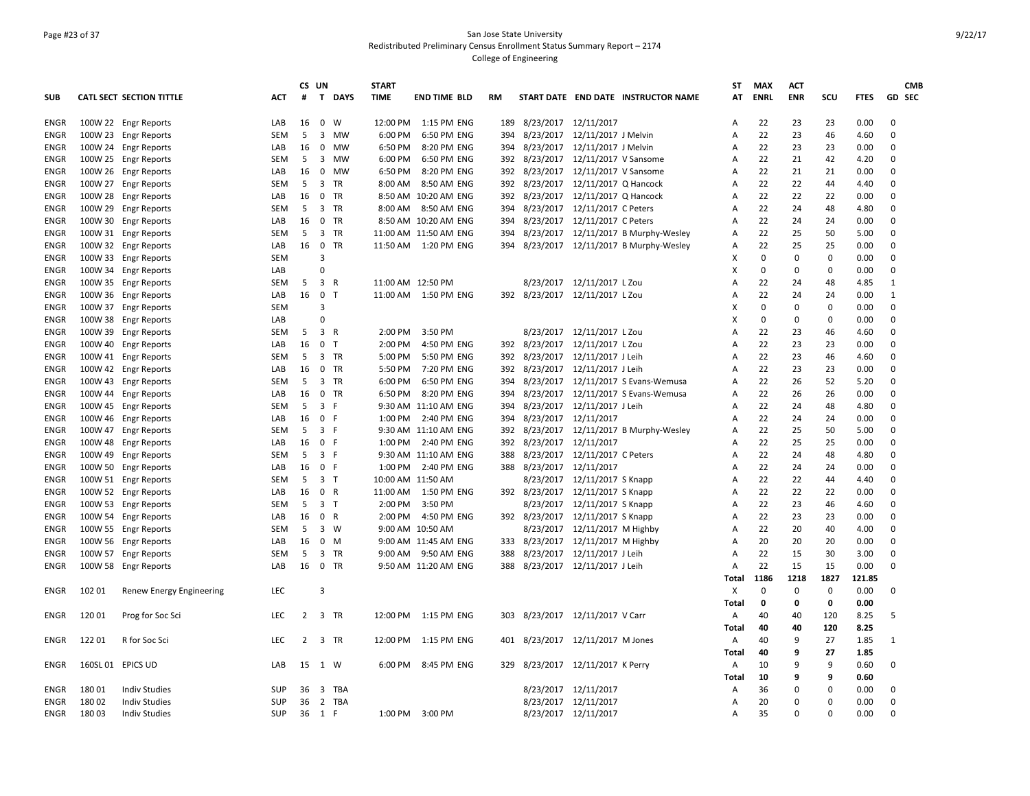San Jose State University
Redistributed Preliminary Census Enrollment Status Summary Report – 2174
College of Engineering

| SUB | CATL SECT | SECTION TITTLE | ACT | CS # | UN T | DAYS | START TIME | END TIME | BLD | RM | START DATE | END DATE | INSTRUCTOR NAME | ST AT | MAX ENRL | ACT ENR | SCU | FTES | GD | CMB SEC |
|---|---|---|---|---|---|---|---|---|---|---|---|---|---|---|---|---|---|---|---|---|
| ENGR | 100W 22 | Engr Reports | LAB | 16 | 0 | W | 12:00 PM | 1:15 PM | ENG | 189 | 8/23/2017 | 12/11/2017 | | A | 22 | 23 | 23 | 0.00 | 0 | |
| ENGR | 100W 23 | Engr Reports | SEM | 5 | 3 | MW | 6:00 PM | 6:50 PM | ENG | 394 | 8/23/2017 | 12/11/2017 | J Melvin | A | 22 | 23 | 46 | 4.60 | 0 | |
| ENGR | 100W 24 | Engr Reports | LAB | 16 | 0 | MW | 6:50 PM | 8:20 PM | ENG | 394 | 8/23/2017 | 12/11/2017 | J Melvin | A | 22 | 23 | 23 | 0.00 | 0 | |
| ENGR | 100W 25 | Engr Reports | SEM | 5 | 3 | MW | 6:00 PM | 6:50 PM | ENG | 392 | 8/23/2017 | 12/11/2017 | V Sansome | A | 22 | 21 | 42 | 4.20 | 0 | |
| ENGR | 100W 26 | Engr Reports | LAB | 16 | 0 | MW | 6:50 PM | 8:20 PM | ENG | 392 | 8/23/2017 | 12/11/2017 | V Sansome | A | 22 | 21 | 21 | 0.00 | 0 | |
| ENGR | 100W 27 | Engr Reports | SEM | 5 | 3 | TR | 8:00 AM | 8:50 AM | ENG | 392 | 8/23/2017 | 12/11/2017 | Q Hancock | A | 22 | 22 | 44 | 4.40 | 0 | |
| ENGR | 100W 28 | Engr Reports | LAB | 16 | 0 | TR | 8:50 AM | 10:20 AM | ENG | 392 | 8/23/2017 | 12/11/2017 | Q Hancock | A | 22 | 22 | 22 | 0.00 | 0 | |
| ENGR | 100W 29 | Engr Reports | SEM | 5 | 3 | TR | 8:00 AM | 8:50 AM | ENG | 394 | 8/23/2017 | 12/11/2017 | C Peters | A | 22 | 24 | 48 | 4.80 | 0 | |
| ENGR | 100W 30 | Engr Reports | LAB | 16 | 0 | TR | 8:50 AM | 10:20 AM | ENG | 394 | 8/23/2017 | 12/11/2017 | C Peters | A | 22 | 24 | 24 | 0.00 | 0 | |
| ENGR | 100W 31 | Engr Reports | SEM | 5 | 3 | TR | 11:00 AM | 11:50 AM | ENG | 394 | 8/23/2017 | 12/11/2017 | B Murphy-Wesley | A | 22 | 25 | 50 | 5.00 | 0 | |
| ENGR | 100W 32 | Engr Reports | LAB | 16 | 0 | TR | 11:50 AM | 1:20 PM | ENG | 394 | 8/23/2017 | 12/11/2017 | B Murphy-Wesley | A | 22 | 25 | 25 | 0.00 | 0 | |
| ENGR | 100W 33 | Engr Reports | SEM | | 3 | | | | | | | | | X | 0 | 0 | 0 | 0.00 | 0 | |
| ENGR | 100W 34 | Engr Reports | LAB | | 0 | | | | | | | | | X | 0 | 0 | 0 | 0.00 | 0 | |
| ENGR | 100W 35 | Engr Reports | SEM | 5 | 3 | R | 11:00 AM | 12:50 PM | | | 8/23/2017 | 12/11/2017 | L Zou | A | 22 | 24 | 48 | 4.85 | 1 | |
| ENGR | 100W 36 | Engr Reports | LAB | 16 | 0 | T | 11:00 AM | 1:50 PM | ENG | 392 | 8/23/2017 | 12/11/2017 | L Zou | A | 22 | 24 | 24 | 0.00 | 1 | |
| ENGR | 100W 37 | Engr Reports | SEM | | 3 | | | | | | | | | X | 0 | 0 | 0 | 0.00 | 0 | |
| ENGR | 100W 38 | Engr Reports | LAB | | 0 | | | | | | | | | X | 0 | 0 | 0 | 0.00 | 0 | |
| ENGR | 100W 39 | Engr Reports | SEM | 5 | 3 | R | 2:00 PM | 3:50 PM | | | 8/23/2017 | 12/11/2017 | L Zou | A | 22 | 23 | 46 | 4.60 | 0 | |
| ENGR | 100W 40 | Engr Reports | LAB | 16 | 0 | T | 2:00 PM | 4:50 PM | ENG | 392 | 8/23/2017 | 12/11/2017 | L Zou | A | 22 | 23 | 23 | 0.00 | 0 | |
| ENGR | 100W 41 | Engr Reports | SEM | 5 | 3 | TR | 5:00 PM | 5:50 PM | ENG | 392 | 8/23/2017 | 12/11/2017 | J Leih | A | 22 | 23 | 46 | 4.60 | 0 | |
| ENGR | 100W 42 | Engr Reports | LAB | 16 | 0 | TR | 5:50 PM | 7:20 PM | ENG | 392 | 8/23/2017 | 12/11/2017 | J Leih | A | 22 | 23 | 23 | 0.00 | 0 | |
| ENGR | 100W 43 | Engr Reports | SEM | 5 | 3 | TR | 6:00 PM | 6:50 PM | ENG | 394 | 8/23/2017 | 12/11/2017 | S Evans-Wemusa | A | 22 | 26 | 52 | 5.20 | 0 | |
| ENGR | 100W 44 | Engr Reports | LAB | 16 | 0 | TR | 6:50 PM | 8:20 PM | ENG | 394 | 8/23/2017 | 12/11/2017 | S Evans-Wemusa | A | 22 | 26 | 26 | 0.00 | 0 | |
| ENGR | 100W 45 | Engr Reports | SEM | 5 | 3 | F | 9:30 AM | 11:10 AM | ENG | 394 | 8/23/2017 | 12/11/2017 | J Leih | A | 22 | 24 | 48 | 4.80 | 0 | |
| ENGR | 100W 46 | Engr Reports | LAB | 16 | 0 | F | 1:00 PM | 2:40 PM | ENG | 394 | 8/23/2017 | 12/11/2017 | | A | 22 | 24 | 24 | 0.00 | 0 | |
| ENGR | 100W 47 | Engr Reports | SEM | 5 | 3 | F | 9:30 AM | 11:10 AM | ENG | 392 | 8/23/2017 | 12/11/2017 | B Murphy-Wesley | A | 22 | 25 | 50 | 5.00 | 0 | |
| ENGR | 100W 48 | Engr Reports | LAB | 16 | 0 | F | 1:00 PM | 2:40 PM | ENG | 392 | 8/23/2017 | 12/11/2017 | | A | 22 | 25 | 25 | 0.00 | 0 | |
| ENGR | 100W 49 | Engr Reports | SEM | 5 | 3 | F | 9:30 AM | 11:10 AM | ENG | 388 | 8/23/2017 | 12/11/2017 | C Peters | A | 22 | 24 | 48 | 4.80 | 0 | |
| ENGR | 100W 50 | Engr Reports | LAB | 16 | 0 | F | 1:00 PM | 2:40 PM | ENG | 388 | 8/23/2017 | 12/11/2017 | | A | 22 | 24 | 24 | 0.00 | 0 | |
| ENGR | 100W 51 | Engr Reports | SEM | 5 | 3 | T | 10:00 AM | 11:50 AM | | | 8/23/2017 | 12/11/2017 | S Knapp | A | 22 | 22 | 44 | 4.40 | 0 | |
| ENGR | 100W 52 | Engr Reports | LAB | 16 | 0 | R | 11:00 AM | 1:50 PM | ENG | 392 | 8/23/2017 | 12/11/2017 | S Knapp | A | 22 | 22 | 22 | 0.00 | 0 | |
| ENGR | 100W 53 | Engr Reports | SEM | 5 | 3 | T | 2:00 PM | 3:50 PM | | | 8/23/2017 | 12/11/2017 | S Knapp | A | 22 | 23 | 46 | 4.60 | 0 | |
| ENGR | 100W 54 | Engr Reports | LAB | 16 | 0 | R | 2:00 PM | 4:50 PM | ENG | 392 | 8/23/2017 | 12/11/2017 | S Knapp | A | 22 | 23 | 23 | 0.00 | 0 | |
| ENGR | 100W 55 | Engr Reports | SEM | 5 | 3 | W | 9:00 AM | 10:50 AM | | | 8/23/2017 | 12/11/2017 | M Highby | A | 22 | 20 | 40 | 4.00 | 0 | |
| ENGR | 100W 56 | Engr Reports | LAB | 16 | 0 | M | 9:00 AM | 11:45 AM | ENG | 333 | 8/23/2017 | 12/11/2017 | M Highby | A | 20 | 20 | 20 | 0.00 | 0 | |
| ENGR | 100W 57 | Engr Reports | SEM | 5 | 3 | TR | 9:00 AM | 9:50 AM | ENG | 388 | 8/23/2017 | 12/11/2017 | J Leih | A | 22 | 15 | 30 | 3.00 | 0 | |
| ENGR | 100W 58 | Engr Reports | LAB | 16 | 0 | TR | 9:50 AM | 11:20 AM | ENG | 388 | 8/23/2017 | 12/11/2017 | J Leih | A | 22 | 15 | 15 | 0.00 | 0 | |
| | | | | | | | | | | | | | | **Total** | **1186** | **1218** | **1827** | **121.85** | | |
| ENGR | 102 01 | Renew Energy Engineering | LEC | | 3 | | | | | | | | | X | 0 | 0 | 0 | 0.00 | 0 | |
| | | | | | | | | | | | | | | **Total** | **0** | **0** | **0** | **0.00** | | |
| ENGR | 120 01 | Prog for Soc Sci | LEC | 2 | 3 | TR | 12:00 PM | 1:15 PM | ENG | 303 | 8/23/2017 | 12/11/2017 | V Carr | A | 40 | 40 | 120 | 8.25 | 5 | |
| | | | | | | | | | | | | | | **Total** | **40** | **40** | **120** | **8.25** | | |
| ENGR | 122 01 | R for Soc Sci | LEC | 2 | 3 | TR | 12:00 PM | 1:15 PM | ENG | 401 | 8/23/2017 | 12/11/2017 | M Jones | A | 40 | 9 | 27 | 1.85 | 1 | |
| | | | | | | | | | | | | | | **Total** | **40** | **9** | **27** | **1.85** | | |
| ENGR | 160SL 01 | EPICS UD | LAB | 15 | 1 | W | 6:00 PM | 8:45 PM | ENG | 329 | 8/23/2017 | 12/11/2017 | K Perry | A | 10 | 9 | 9 | 0.60 | 0 | |
| | | | | | | | | | | | | | | **Total** | **10** | **9** | **9** | **0.60** | | |
| ENGR | 180 01 | Indiv Studies | SUP | 36 | 3 | TBA | | | | | 8/23/2017 | 12/11/2017 | | A | 36 | 0 | 0 | 0.00 | 0 | |
| ENGR | 180 02 | Indiv Studies | SUP | 36 | 2 | TBA | | | | | 8/23/2017 | 12/11/2017 | | A | 20 | 0 | 0 | 0.00 | 0 | |
| ENGR | 180 03 | Indiv Studies | SUP | 36 | 1 | F | 1:00 PM | 3:00 PM | | | 8/23/2017 | 12/11/2017 | | A | 35 | 0 | 0 | 0.00 | 0 | |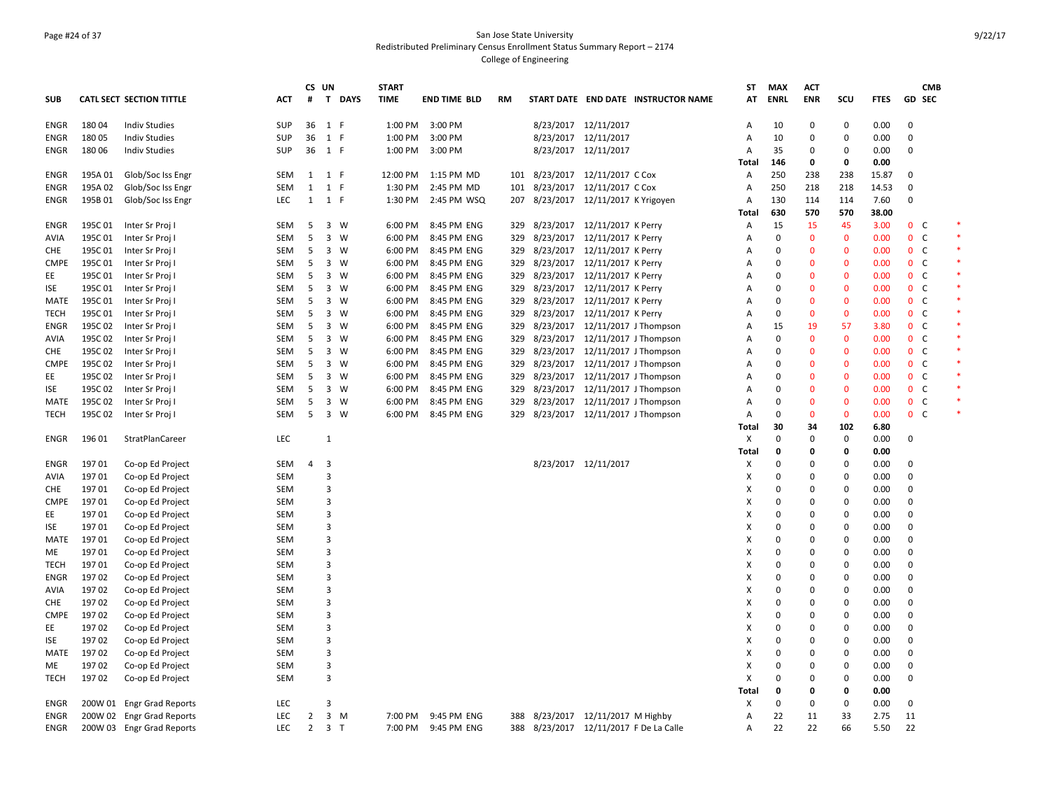San Jose State University
Redistributed Preliminary Census Enrollment Status Summary Report – 2174
College of Engineering

| SUB | CATL SECT | SECTION TITTLE | ACT | CS # | UN T | DAYS | START TIME | END TIME | BLD | RM | START DATE | END DATE | INSTRUCTOR NAME | ST AT | MAX ENRL | ACT ENR | SCU | FTES | GD | CMB SEC | |
|---|---|---|---|---|---|---|---|---|---|---|---|---|---|---|---|---|---|---|---|---|---|
| ENGR | 180 04 | Indiv Studies | SUP | 36 | 1 | F | 1:00 PM | 3:00 PM | | | 8/23/2017 | 12/11/2017 | | A | 10 | 0 | 0 | 0.00 | 0 | | |
| ENGR | 180 05 | Indiv Studies | SUP | 36 | 1 | F | 1:00 PM | 3:00 PM | | | 8/23/2017 | 12/11/2017 | | A | 10 | 0 | 0 | 0.00 | 0 | | |
| ENGR | 180 06 | Indiv Studies | SUP | 36 | 1 | F | 1:00 PM | 3:00 PM | | | 8/23/2017 | 12/11/2017 | | A | 35 | 0 | 0 | 0.00 | 0 | | |
| | | | | | | | | | | | | | | **Total** | **146** | **0** | **0** | **0.00** | | | |
| ENGR | 195A 01 | Glob/Soc Iss Engr | SEM | 1 | 1 | F | 12:00 PM | 1:15 PM | MD | 101 | 8/23/2017 | 12/11/2017 | C Cox | A | 250 | 238 | 238 | 15.87 | 0 | | |
| ENGR | 195A 02 | Glob/Soc Iss Engr | SEM | 1 | 1 | F | 1:30 PM | 2:45 PM | MD | 101 | 8/23/2017 | 12/11/2017 | C Cox | A | 250 | 218 | 218 | 14.53 | 0 | | |
| ENGR | 195B 01 | Glob/Soc Iss Engr | LEC | 1 | 1 | F | 1:30 PM | 2:45 PM | WSQ | 207 | 8/23/2017 | 12/11/2017 | K Yrigoyen | A | 130 | 114 | 114 | 7.60 | 0 | | |
| | | | | | | | | | | | | | | **Total** | **630** | **570** | **570** | **38.00** | | | |
| ENGR | 195C 01 | Inter Sr Proj I | SEM | 5 | 3 | W | 6:00 PM | 8:45 PM | ENG | 329 | 8/23/2017 | 12/11/2017 | K Perry | A | 15 | 15 | 45 | 3.00 | 0 | C | * |
| AVIA | 195C 01 | Inter Sr Proj I | SEM | 5 | 3 | W | 6:00 PM | 8:45 PM | ENG | 329 | 8/23/2017 | 12/11/2017 | K Perry | A | 0 | 0 | 0 | 0.00 | 0 | C | * |
| CHE | 195C 01 | Inter Sr Proj I | SEM | 5 | 3 | W | 6:00 PM | 8:45 PM | ENG | 329 | 8/23/2017 | 12/11/2017 | K Perry | A | 0 | 0 | 0 | 0.00 | 0 | C | * |
| CMPE | 195C 01 | Inter Sr Proj I | SEM | 5 | 3 | W | 6:00 PM | 8:45 PM | ENG | 329 | 8/23/2017 | 12/11/2017 | K Perry | A | 0 | 0 | 0 | 0.00 | 0 | C | * |
| EE | 195C 01 | Inter Sr Proj I | SEM | 5 | 3 | W | 6:00 PM | 8:45 PM | ENG | 329 | 8/23/2017 | 12/11/2017 | K Perry | A | 0 | 0 | 0 | 0.00 | 0 | C | * |
| ISE | 195C 01 | Inter Sr Proj I | SEM | 5 | 3 | W | 6:00 PM | 8:45 PM | ENG | 329 | 8/23/2017 | 12/11/2017 | K Perry | A | 0 | 0 | 0 | 0.00 | 0 | C | * |
| MATE | 195C 01 | Inter Sr Proj I | SEM | 5 | 3 | W | 6:00 PM | 8:45 PM | ENG | 329 | 8/23/2017 | 12/11/2017 | K Perry | A | 0 | 0 | 0 | 0.00 | 0 | C | * |
| TECH | 195C 01 | Inter Sr Proj I | SEM | 5 | 3 | W | 6:00 PM | 8:45 PM | ENG | 329 | 8/23/2017 | 12/11/2017 | K Perry | A | 0 | 0 | 0 | 0.00 | 0 | C | * |
| ENGR | 195C 02 | Inter Sr Proj I | SEM | 5 | 3 | W | 6:00 PM | 8:45 PM | ENG | 329 | 8/23/2017 | 12/11/2017 | J Thompson | A | 15 | 19 | 57 | 3.80 | 0 | C | * |
| AVIA | 195C 02 | Inter Sr Proj I | SEM | 5 | 3 | W | 6:00 PM | 8:45 PM | ENG | 329 | 8/23/2017 | 12/11/2017 | J Thompson | A | 0 | 0 | 0 | 0.00 | 0 | C | * |
| CHE | 195C 02 | Inter Sr Proj I | SEM | 5 | 3 | W | 6:00 PM | 8:45 PM | ENG | 329 | 8/23/2017 | 12/11/2017 | J Thompson | A | 0 | 0 | 0 | 0.00 | 0 | C | * |
| CMPE | 195C 02 | Inter Sr Proj I | SEM | 5 | 3 | W | 6:00 PM | 8:45 PM | ENG | 329 | 8/23/2017 | 12/11/2017 | J Thompson | A | 0 | 0 | 0 | 0.00 | 0 | C | * |
| EE | 195C 02 | Inter Sr Proj I | SEM | 5 | 3 | W | 6:00 PM | 8:45 PM | ENG | 329 | 8/23/2017 | 12/11/2017 | J Thompson | A | 0 | 0 | 0 | 0.00 | 0 | C | * |
| ISE | 195C 02 | Inter Sr Proj I | SEM | 5 | 3 | W | 6:00 PM | 8:45 PM | ENG | 329 | 8/23/2017 | 12/11/2017 | J Thompson | A | 0 | 0 | 0 | 0.00 | 0 | C | * |
| MATE | 195C 02 | Inter Sr Proj I | SEM | 5 | 3 | W | 6:00 PM | 8:45 PM | ENG | 329 | 8/23/2017 | 12/11/2017 | J Thompson | A | 0 | 0 | 0 | 0.00 | 0 | C | * |
| TECH | 195C 02 | Inter Sr Proj I | SEM | 5 | 3 | W | 6:00 PM | 8:45 PM | ENG | 329 | 8/23/2017 | 12/11/2017 | J Thompson | A | 0 | 0 | 0 | 0.00 | 0 | C | * |
| | | | | | | | | | | | | | | **Total** | **30** | **34** | **102** | **6.80** | | | |
| ENGR | 196 01 | StratPlanCareer | LEC | | 1 | | | | | | | | | X | 0 | 0 | 0 | 0.00 | 0 | | |
| | | | | | | | | | | | | | | **Total** | **0** | **0** | **0** | **0.00** | | | |
| ENGR | 197 01 | Co-op Ed Project | SEM | 4 | 3 | | | | | | 8/23/2017 | 12/11/2017 | | X | 0 | 0 | 0 | 0.00 | 0 | | |
| AVIA | 197 01 | Co-op Ed Project | SEM | | 3 | | | | | | | | | X | 0 | 0 | 0 | 0.00 | 0 | | |
| CHE | 197 01 | Co-op Ed Project | SEM | | 3 | | | | | | | | | X | 0 | 0 | 0 | 0.00 | 0 | | |
| CMPE | 197 01 | Co-op Ed Project | SEM | | 3 | | | | | | | | | X | 0 | 0 | 0 | 0.00 | 0 | | |
| EE | 197 01 | Co-op Ed Project | SEM | | 3 | | | | | | | | | X | 0 | 0 | 0 | 0.00 | 0 | | |
| ISE | 197 01 | Co-op Ed Project | SEM | | 3 | | | | | | | | | X | 0 | 0 | 0 | 0.00 | 0 | | |
| MATE | 197 01 | Co-op Ed Project | SEM | | 3 | | | | | | | | | X | 0 | 0 | 0 | 0.00 | 0 | | |
| ME | 197 01 | Co-op Ed Project | SEM | | 3 | | | | | | | | | X | 0 | 0 | 0 | 0.00 | 0 | | |
| TECH | 197 01 | Co-op Ed Project | SEM | | 3 | | | | | | | | | X | 0 | 0 | 0 | 0.00 | 0 | | |
| ENGR | 197 02 | Co-op Ed Project | SEM | | 3 | | | | | | | | | X | 0 | 0 | 0 | 0.00 | 0 | | |
| AVIA | 197 02 | Co-op Ed Project | SEM | | 3 | | | | | | | | | X | 0 | 0 | 0 | 0.00 | 0 | | |
| CHE | 197 02 | Co-op Ed Project | SEM | | 3 | | | | | | | | | X | 0 | 0 | 0 | 0.00 | 0 | | |
| CMPE | 197 02 | Co-op Ed Project | SEM | | 3 | | | | | | | | | X | 0 | 0 | 0 | 0.00 | 0 | | |
| EE | 197 02 | Co-op Ed Project | SEM | | 3 | | | | | | | | | X | 0 | 0 | 0 | 0.00 | 0 | | |
| ISE | 197 02 | Co-op Ed Project | SEM | | 3 | | | | | | | | | X | 0 | 0 | 0 | 0.00 | 0 | | |
| MATE | 197 02 | Co-op Ed Project | SEM | | 3 | | | | | | | | | X | 0 | 0 | 0 | 0.00 | 0 | | |
| ME | 197 02 | Co-op Ed Project | SEM | | 3 | | | | | | | | | X | 0 | 0 | 0 | 0.00 | 0 | | |
| TECH | 197 02 | Co-op Ed Project | SEM | | 3 | | | | | | | | | X | 0 | 0 | 0 | 0.00 | 0 | | |
| | | | | | | | | | | | | | | **Total** | **0** | **0** | **0** | **0.00** | | | |
| ENGR | 200W 01 | Engr Grad Reports | LEC | | 3 | | | | | | | | | X | 0 | 0 | 0 | 0.00 | 0 | | |
| ENGR | 200W 02 | Engr Grad Reports | LEC | 2 | 3 | M | 7:00 PM | 9:45 PM | ENG | 388 | 8/23/2017 | 12/11/2017 | M Highby | A | 22 | 11 | 33 | 2.75 | 11 | | |
| ENGR | 200W 03 | Engr Grad Reports | LEC | 2 | 3 | T | 7:00 PM | 9:45 PM | ENG | 388 | 8/23/2017 | 12/11/2017 | F De La Calle | A | 22 | 22 | 66 | 5.50 | 22 | | |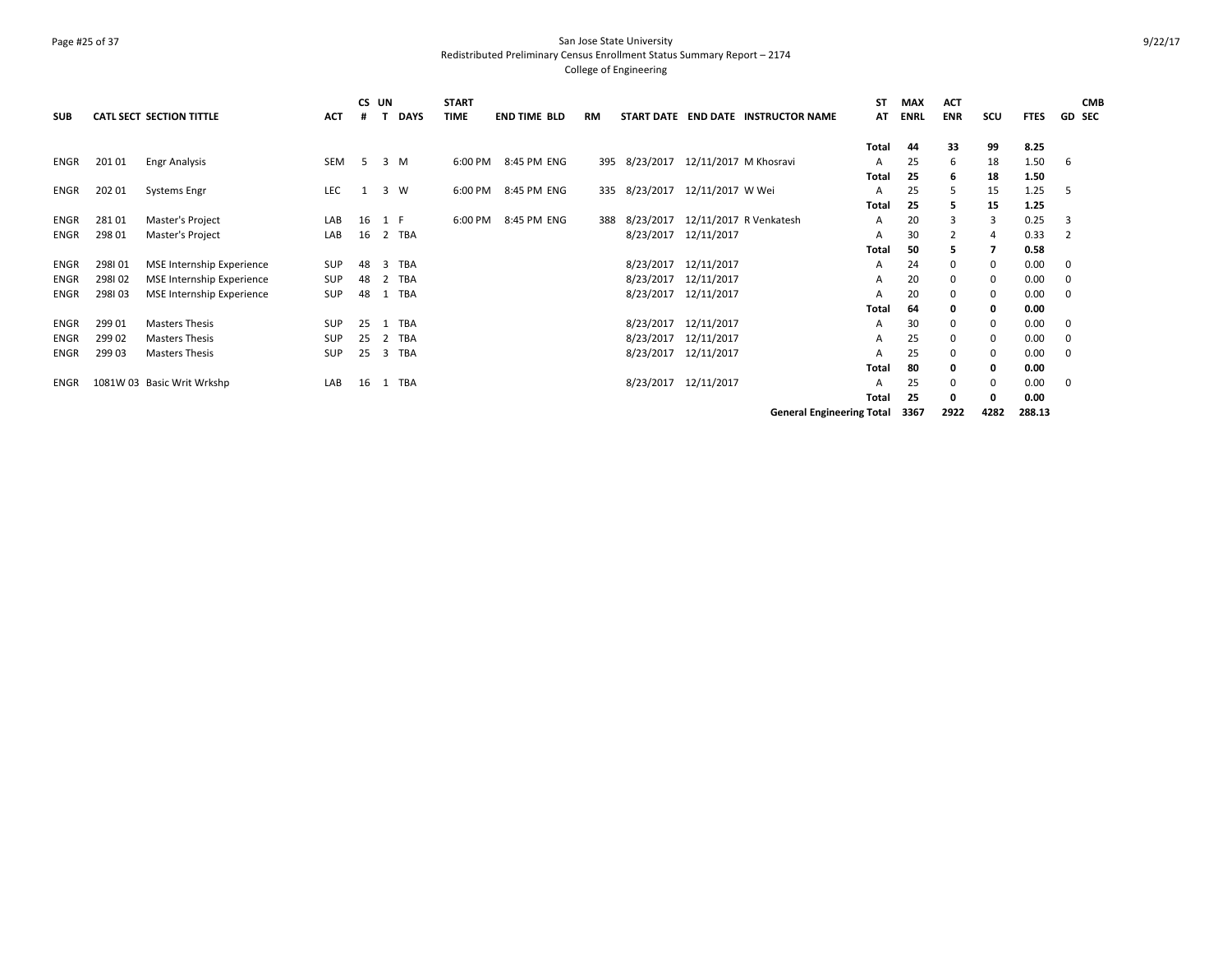San Jose State University
Redistributed Preliminary Census Enrollment Status Summary Report – 2174
College of Engineering

| SUB | CATL SECT | SECTION TITTLE | ACT | CS # | UN T | DAYS | START TIME | END TIME | BLD | RM | START DATE | END DATE | INSTRUCTOR NAME | ST AT | MAX ENRL | ACT ENR | SCU | FTES | GD | CMB SEC |
|---|---|---|---|---|---|---|---|---|---|---|---|---|---|---|---|---|---|---|---|---|
| | | | | | | | | | | | | | | **Total** | **44** | **33** | **99** | **8.25** | | |
| ENGR | 201 01 | Engr Analysis | SEM | 5 | 3 | M | 6:00 PM | 8:45 PM | ENG | 395 | 8/23/2017 | 12/11/2017 | M Khosravi | A | 25 | 6 | 18 | 1.50 | 6 | |
| | | | | | | | | | | | | | | **Total** | **25** | **6** | **18** | **1.50** | | |
| ENGR | 202 01 | Systems Engr | LEC | 1 | 3 | W | 6:00 PM | 8:45 PM | ENG | 335 | 8/23/2017 | 12/11/2017 | W Wei | A | 25 | 5 | 15 | 1.25 | 5 | |
| | | | | | | | | | | | | | | **Total** | **25** | **5** | **15** | **1.25** | | |
| ENGR | 281 01 | Master's Project | LAB | 16 | 1 | F | 6:00 PM | 8:45 PM | ENG | 388 | 8/23/2017 | 12/11/2017 | R Venkatesh | A | 20 | 3 | 3 | 0.25 | 3 | |
| ENGR | 298 01 | Master's Project | LAB | 16 | 2 | TBA | | | | | 8/23/2017 | 12/11/2017 | | A | 30 | 2 | 4 | 0.33 | 2 | |
| | | | | | | | | | | | | | | **Total** | **50** | **5** | **7** | **0.58** | | |
| ENGR | 298I 01 | MSE Internship Experience | SUP | 48 | 3 | TBA | | | | | 8/23/2017 | 12/11/2017 | | A | 24 | 0 | 0 | 0.00 | 0 | |
| ENGR | 298I 02 | MSE Internship Experience | SUP | 48 | 2 | TBA | | | | | 8/23/2017 | 12/11/2017 | | A | 20 | 0 | 0 | 0.00 | 0 | |
| ENGR | 298I 03 | MSE Internship Experience | SUP | 48 | 1 | TBA | | | | | 8/23/2017 | 12/11/2017 | | A | 20 | 0 | 0 | 0.00 | 0 | |
| | | | | | | | | | | | | | | **Total** | **64** | **0** | **0** | **0.00** | | |
| ENGR | 299 01 | Masters Thesis | SUP | 25 | 1 | TBA | | | | | 8/23/2017 | 12/11/2017 | | A | 30 | 0 | 0 | 0.00 | 0 | |
| ENGR | 299 02 | Masters Thesis | SUP | 25 | 2 | TBA | | | | | 8/23/2017 | 12/11/2017 | | A | 25 | 0 | 0 | 0.00 | 0 | |
| ENGR | 299 03 | Masters Thesis | SUP | 25 | 3 | TBA | | | | | 8/23/2017 | 12/11/2017 | | A | 25 | 0 | 0 | 0.00 | 0 | |
| | | | | | | | | | | | | | | **Total** | **80** | **0** | **0** | **0.00** | | |
| ENGR | 1081W 03 | Basic Writ Wrkshp | LAB | 16 | 1 | TBA | | | | | 8/23/2017 | 12/11/2017 | | A | 25 | 0 | 0 | 0.00 | 0 | |
| | | | | | | | | | | | | | | **Total** | **25** | **0** | **0** | **0.00** | | |
| | | | | | | | | | | | | | **General Engineering Total** | | **3367** | **2922** | **4282** | **288.13** | | |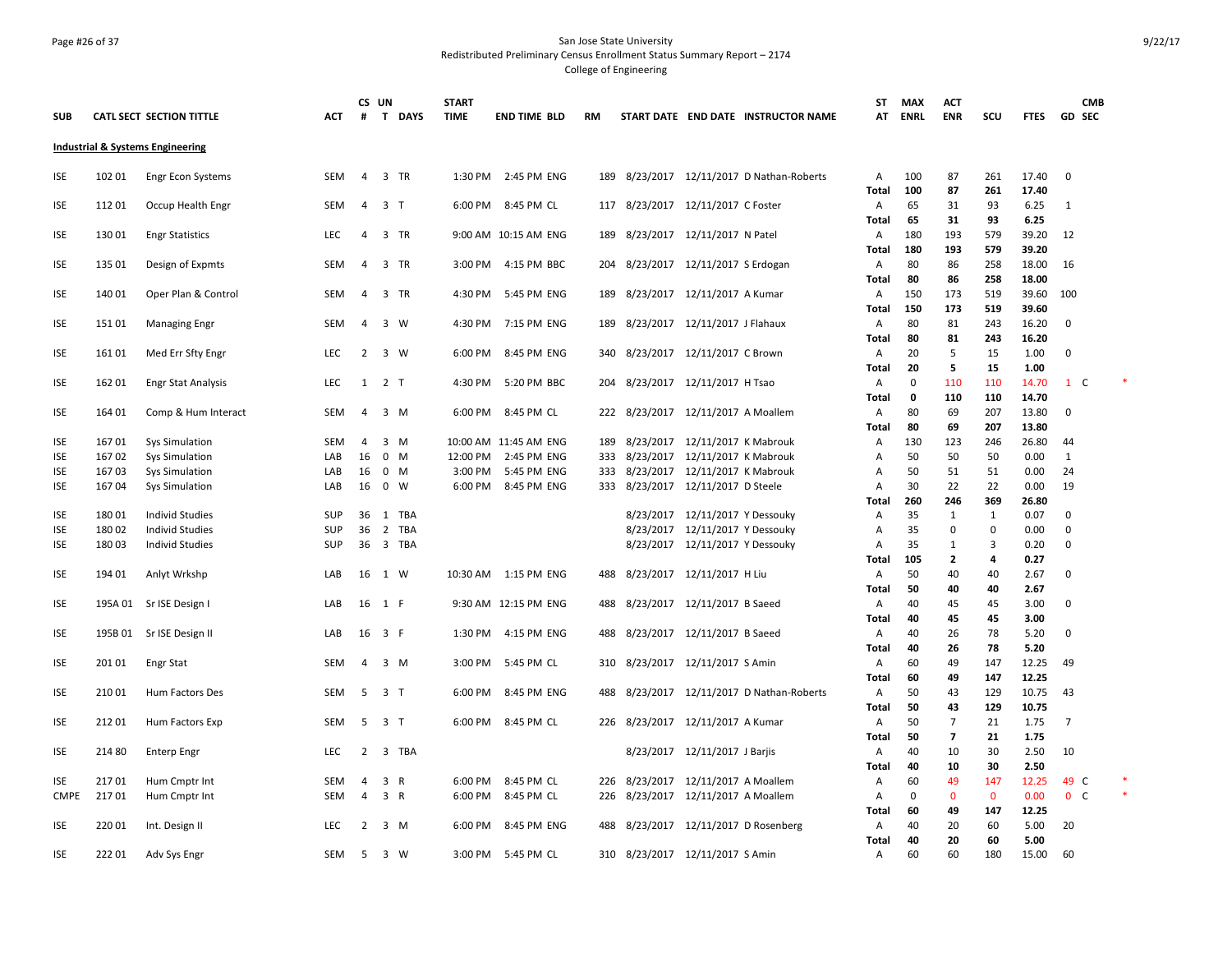San Jose State University
Redistributed Preliminary Census Enrollment Status Summary Report – 2174
College of Engineering

9/22/17

**Industrial & Systems Engineering**

| SUB | CATL SECT | SECTION TITTLE | ACT | CS # | UN T | DAYS | START TIME | END TIME | BLD | RM | START DATE | END DATE | INSTRUCTOR NAME | ST AT | MAX ENRL | ACT ENR | SCU | FTES | GD | CMB SEC | |
|---|---|---|---|---|---|---|---|---|---|---|---|---|---|---|---|---|---|---|---|---|---|
| ISE | 102 01 | Engr Econ Systems | SEM | 4 | 3 | TR | 1:30 PM | 2:45 PM | ENG | 189 | 8/23/2017 | 12/11/2017 | D Nathan-Roberts | A | 100 | 87 | 261 | 17.40 | 0 | | |
| | | | | | | | | | | | | | | Total | 100 | 87 | 261 | 17.40 | | | |
| ISE | 112 01 | Occup Health Engr | SEM | 4 | 3 | T | 6:00 PM | 8:45 PM | CL | 117 | 8/23/2017 | 12/11/2017 | C Foster | A | 65 | 31 | 93 | 6.25 | 1 | | |
| | | | | | | | | | | | | | | Total | 65 | 31 | 93 | 6.25 | | | |
| ISE | 130 01 | Engr Statistics | LEC | 4 | 3 | TR | 9:00 AM | 10:15 AM | ENG | 189 | 8/23/2017 | 12/11/2017 | N Patel | A | 180 | 193 | 579 | 39.20 | 12 | | |
| | | | | | | | | | | | | | | Total | 180 | 193 | 579 | 39.20 | | | |
| ISE | 135 01 | Design of Expmts | SEM | 4 | 3 | TR | 3:00 PM | 4:15 PM | BBC | 204 | 8/23/2017 | 12/11/2017 | S Erdogan | A | 80 | 86 | 258 | 18.00 | 16 | | |
| | | | | | | | | | | | | | | Total | 80 | 86 | 258 | 18.00 | | | |
| ISE | 140 01 | Oper Plan & Control | SEM | 4 | 3 | TR | 4:30 PM | 5:45 PM | ENG | 189 | 8/23/2017 | 12/11/2017 | A Kumar | A | 150 | 173 | 519 | 39.60 | 100 | | |
| | | | | | | | | | | | | | | Total | 150 | 173 | 519 | 39.60 | | | |
| ISE | 151 01 | Managing Engr | SEM | 4 | 3 | W | 4:30 PM | 7:15 PM | ENG | 189 | 8/23/2017 | 12/11/2017 | J Flahaux | A | 80 | 81 | 243 | 16.20 | 0 | | |
| | | | | | | | | | | | | | | Total | 80 | 81 | 243 | 16.20 | | | |
| ISE | 161 01 | Med Err Sfty Engr | LEC | 2 | 3 | W | 6:00 PM | 8:45 PM | ENG | 340 | 8/23/2017 | 12/11/2017 | C Brown | A | 20 | 5 | 15 | 1.00 | 0 | | |
| | | | | | | | | | | | | | | Total | 20 | 5 | 15 | 1.00 | | | |
| ISE | 162 01 | Engr Stat Analysis | LEC | 1 | 2 | T | 4:30 PM | 5:20 PM | BBC | 204 | 8/23/2017 | 12/11/2017 | H Tsao | A | 0 | 110 | 110 | 14.70 | 1 | C | * |
| | | | | | | | | | | | | | | Total | 0 | 110 | 110 | 14.70 | | | |
| ISE | 164 01 | Comp & Hum Interact | SEM | 4 | 3 | M | 6:00 PM | 8:45 PM | CL | 222 | 8/23/2017 | 12/11/2017 | A Moallem | A | 80 | 69 | 207 | 13.80 | 0 | | |
| | | | | | | | | | | | | | | Total | 80 | 69 | 207 | 13.80 | | | |
| ISE | 167 01 | Sys Simulation | SEM | 4 | 3 | M | 10:00 AM | 11:45 AM | ENG | 189 | 8/23/2017 | 12/11/2017 | K Mabrouk | A | 130 | 123 | 246 | 26.80 | 44 | | |
| ISE | 167 02 | Sys Simulation | LAB | 16 | 0 | M | 12:00 PM | 2:45 PM | ENG | 333 | 8/23/2017 | 12/11/2017 | K Mabrouk | A | 50 | 50 | 50 | 0.00 | 1 | | |
| ISE | 167 03 | Sys Simulation | LAB | 16 | 0 | M | 3:00 PM | 5:45 PM | ENG | 333 | 8/23/2017 | 12/11/2017 | K Mabrouk | A | 50 | 51 | 51 | 0.00 | 24 | | |
| ISE | 167 04 | Sys Simulation | LAB | 16 | 0 | W | 6:00 PM | 8:45 PM | ENG | 333 | 8/23/2017 | 12/11/2017 | D Steele | A | 30 | 22 | 22 | 0.00 | 19 | | |
| | | | | | | | | | | | | | | Total | 260 | 246 | 369 | 26.80 | | | |
| ISE | 180 01 | Individ Studies | SUP | 36 | 1 | TBA | | | | | 8/23/2017 | 12/11/2017 | Y Dessouky | A | 35 | 1 | 1 | 0.07 | 0 | | |
| ISE | 180 02 | Individ Studies | SUP | 36 | 2 | TBA | | | | | 8/23/2017 | 12/11/2017 | Y Dessouky | A | 35 | 0 | 0 | 0.00 | 0 | | |
| ISE | 180 03 | Individ Studies | SUP | 36 | 3 | TBA | | | | | 8/23/2017 | 12/11/2017 | Y Dessouky | A | 35 | 1 | 3 | 0.20 | 0 | | |
| | | | | | | | | | | | | | | Total | 105 | 2 | 4 | 0.27 | | | |
| ISE | 194 01 | Anlyt Wrkshp | LAB | 16 | 1 | W | 10:30 AM | 1:15 PM | ENG | 488 | 8/23/2017 | 12/11/2017 | H Liu | A | 50 | 40 | 40 | 2.67 | 0 | | |
| | | | | | | | | | | | | | | Total | 50 | 40 | 40 | 2.67 | | | |
| ISE | 195A 01 | Sr ISE Design I | LAB | 16 | 1 | F | 9:30 AM | 12:15 PM | ENG | 488 | 8/23/2017 | 12/11/2017 | B Saeed | A | 40 | 45 | 45 | 3.00 | 0 | | |
| | | | | | | | | | | | | | | Total | 40 | 45 | 45 | 3.00 | | | |
| ISE | 195B 01 | Sr ISE Design II | LAB | 16 | 3 | F | 1:30 PM | 4:15 PM | ENG | 488 | 8/23/2017 | 12/11/2017 | B Saeed | A | 40 | 26 | 78 | 5.20 | 0 | | |
| | | | | | | | | | | | | | | Total | 40 | 26 | 78 | 5.20 | | | |
| ISE | 201 01 | Engr Stat | SEM | 4 | 3 | M | 3:00 PM | 5:45 PM | CL | 310 | 8/23/2017 | 12/11/2017 | S Amin | A | 60 | 49 | 147 | 12.25 | 49 | | |
| | | | | | | | | | | | | | | Total | 60 | 49 | 147 | 12.25 | | | |
| ISE | 210 01 | Hum Factors Des | SEM | 5 | 3 | T | 6:00 PM | 8:45 PM | ENG | 488 | 8/23/2017 | 12/11/2017 | D Nathan-Roberts | A | 50 | 43 | 129 | 10.75 | 43 | | |
| | | | | | | | | | | | | | | Total | 50 | 43 | 129 | 10.75 | | | |
| ISE | 212 01 | Hum Factors Exp | SEM | 5 | 3 | T | 6:00 PM | 8:45 PM | CL | 226 | 8/23/2017 | 12/11/2017 | A Kumar | A | 50 | 7 | 21 | 1.75 | 7 | | |
| | | | | | | | | | | | | | | Total | 50 | 7 | 21 | 1.75 | | | |
| ISE | 214 80 | Enterp Engr | LEC | 2 | 3 | TBA | | | | | 8/23/2017 | 12/11/2017 | J Barjis | A | 40 | 10 | 30 | 2.50 | 10 | | |
| | | | | | | | | | | | | | | Total | 40 | 10 | 30 | 2.50 | | | |
| ISE | 217 01 | Hum Cmptr Int | SEM | 4 | 3 | R | 6:00 PM | 8:45 PM | CL | 226 | 8/23/2017 | 12/11/2017 | A Moallem | A | 60 | 49 | 147 | 12.25 | 49 | C | * |
| CMPE | 217 01 | Hum Cmptr Int | SEM | 4 | 3 | R | 6:00 PM | 8:45 PM | CL | 226 | 8/23/2017 | 12/11/2017 | A Moallem | A | 0 | 0 | 0 | 0.00 | 0 | C | * |
| | | | | | | | | | | | | | | Total | 60 | 49 | 147 | 12.25 | | | |
| ISE | 220 01 | Int. Design II | LEC | 2 | 3 | M | 6:00 PM | 8:45 PM | ENG | 488 | 8/23/2017 | 12/11/2017 | D Rosenberg | A | 40 | 20 | 60 | 5.00 | 20 | | |
| | | | | | | | | | | | | | | Total | 40 | 20 | 60 | 5.00 | | | |
| ISE | 222 01 | Adv Sys Engr | SEM | 5 | 3 | W | 3:00 PM | 5:45 PM | CL | 310 | 8/23/2017 | 12/11/2017 | S Amin | A | 60 | 60 | 180 | 15.00 | 60 | | |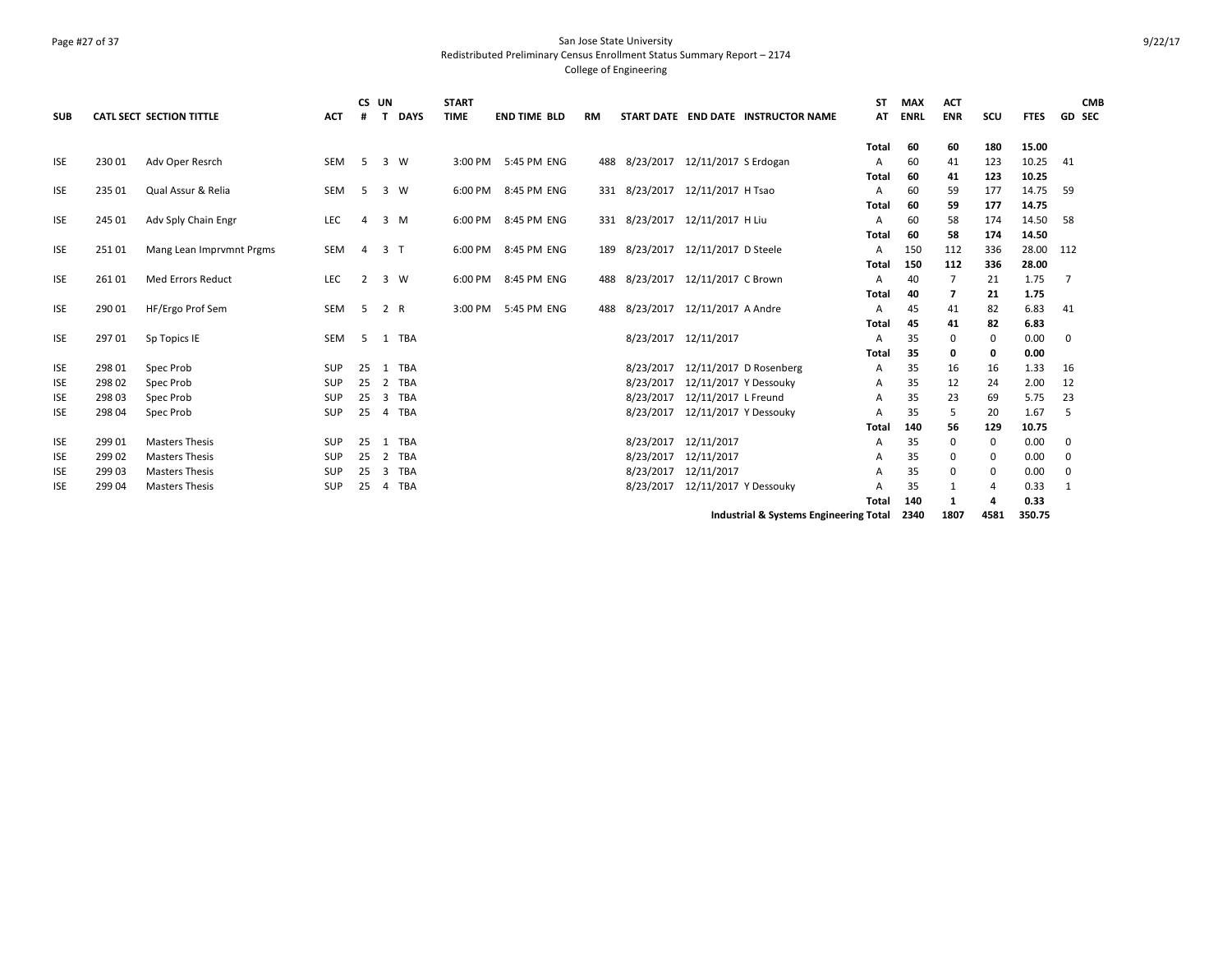San Jose State University
Redistributed Preliminary Census Enrollment Status Summary Report – 2174
College of Engineering

| SUB | CATL SECT | SECTION TITTLE | ACT | CS # | UN T | DAYS | START TIME | END TIME | BLD | RM | START DATE | END DATE | INSTRUCTOR NAME | ST AT | MAX ENRL | ACT ENR | SCU | FTES | GD | CMB SEC |
|---|---|---|---|---|---|---|---|---|---|---|---|---|---|---|---|---|---|---|---|---|
| | | | | | | | | | | | | | | Total | 60 | 60 | 180 | 15.00 | | |
| ISE | 230 01 | Adv Oper Resrch | SEM | 5 | 3 | W | 3:00 PM | 5:45 PM | ENG | 488 | 8/23/2017 | 12/11/2017 | S Erdogan | A | 60 | 41 | 123 | 10.25 | 41 | |
| | | | | | | | | | | | | | | Total | 60 | 41 | 123 | 10.25 | | |
| ISE | 235 01 | Qual Assur & Relia | SEM | 5 | 3 | W | 6:00 PM | 8:45 PM | ENG | 331 | 8/23/2017 | 12/11/2017 | H Tsao | A | 60 | 59 | 177 | 14.75 | 59 | |
| | | | | | | | | | | | | | | Total | 60 | 59 | 177 | 14.75 | | |
| ISE | 245 01 | Adv Sply Chain Engr | LEC | 4 | 3 | M | 6:00 PM | 8:45 PM | ENG | 331 | 8/23/2017 | 12/11/2017 | H Liu | A | 60 | 58 | 174 | 14.50 | 58 | |
| | | | | | | | | | | | | | | Total | 60 | 58 | 174 | 14.50 | | |
| ISE | 251 01 | Mang Lean Imprvmnt Prgms | SEM | 4 | 3 | T | 6:00 PM | 8:45 PM | ENG | 189 | 8/23/2017 | 12/11/2017 | D Steele | A | 150 | 112 | 336 | 28.00 | 112 | |
| | | | | | | | | | | | | | | Total | 150 | 112 | 336 | 28.00 | | |
| ISE | 261 01 | Med Errors Reduct | LEC | 2 | 3 | W | 6:00 PM | 8:45 PM | ENG | 488 | 8/23/2017 | 12/11/2017 | C Brown | A | 40 | 7 | 21 | 1.75 | 7 | |
| | | | | | | | | | | | | | | Total | 40 | 7 | 21 | 1.75 | | |
| ISE | 290 01 | HF/Ergo Prof Sem | SEM | 5 | 2 | R | 3:00 PM | 5:45 PM | ENG | 488 | 8/23/2017 | 12/11/2017 | A Andre | A | 45 | 41 | 82 | 6.83 | 41 | |
| | | | | | | | | | | | | | | Total | 45 | 41 | 82 | 6.83 | | |
| ISE | 297 01 | Sp Topics IE | SEM | 5 | 1 | TBA | | | | | 8/23/2017 | 12/11/2017 | | A | 35 | 0 | 0 | 0.00 | 0 | |
| | | | | | | | | | | | | | | Total | 35 | 0 | 0 | 0.00 | | |
| ISE | 298 01 | Spec Prob | SUP | 25 | 1 | TBA | | | | | 8/23/2017 | 12/11/2017 | D Rosenberg | A | 35 | 16 | 16 | 1.33 | 16 | |
| ISE | 298 02 | Spec Prob | SUP | 25 | 2 | TBA | | | | | 8/23/2017 | 12/11/2017 | Y Dessouky | A | 35 | 12 | 24 | 2.00 | 12 | |
| ISE | 298 03 | Spec Prob | SUP | 25 | 3 | TBA | | | | | 8/23/2017 | 12/11/2017 | L Freund | A | 35 | 23 | 69 | 5.75 | 23 | |
| ISE | 298 04 | Spec Prob | SUP | 25 | 4 | TBA | | | | | 8/23/2017 | 12/11/2017 | Y Dessouky | A | 35 | 5 | 20 | 1.67 | 5 | |
| | | | | | | | | | | | | | | Total | 140 | 56 | 129 | 10.75 | | |
| ISE | 299 01 | Masters Thesis | SUP | 25 | 1 | TBA | | | | | 8/23/2017 | 12/11/2017 | | A | 35 | 0 | 0 | 0.00 | 0 | |
| ISE | 299 02 | Masters Thesis | SUP | 25 | 2 | TBA | | | | | 8/23/2017 | 12/11/2017 | | A | 35 | 0 | 0 | 0.00 | 0 | |
| ISE | 299 03 | Masters Thesis | SUP | 25 | 3 | TBA | | | | | 8/23/2017 | 12/11/2017 | | A | 35 | 0 | 0 | 0.00 | 0 | |
| ISE | 299 04 | Masters Thesis | SUP | 25 | 4 | TBA | | | | | 8/23/2017 | 12/11/2017 | Y Dessouky | A | 35 | 1 | 4 | 0.33 | 1 | |
| | | | | | | | | | | | | | | Total | 140 | 1 | 4 | 0.33 | | |
| | | | | | | | | | | | | | Industrial & Systems Engineering Total | | 2340 | 1807 | 4581 | 350.75 | | |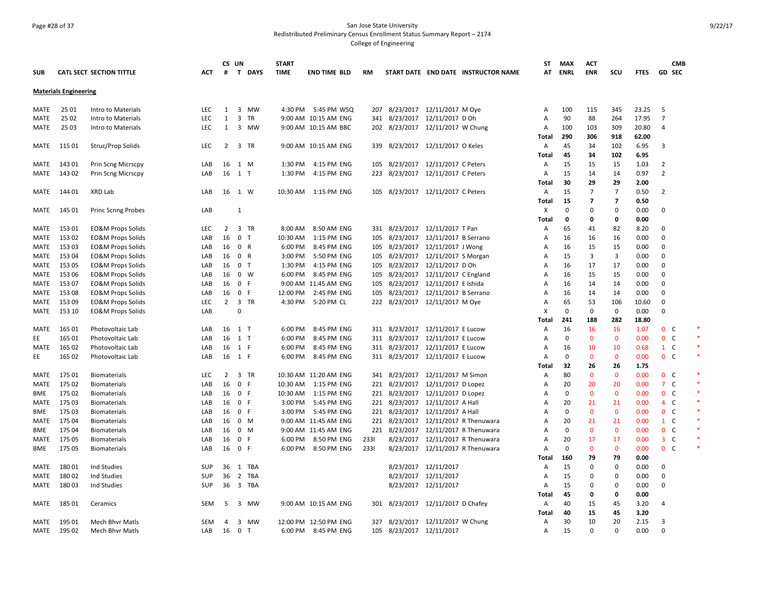San Jose State University
Redistributed Preliminary Census Enrollment Status Summary Report – 2174
College of Engineering

| SUB | CATL SECT | SECTION TITTLE | ACT | CS # | UN T | DAYS | START TIME | END TIME | BLD | RM | START DATE | END DATE | INSTRUCTOR NAME | ST AT | MAX ENRL | ACT ENR | SCU | FTES | GD | CMB SEC | |
|---|---|---|---|---|---|---|---|---|---|---|---|---|---|---|---|---|---|---|---|---|---|
| **Materials Engineering** | | | | | | | | | | | | | | | | | | | | | |
| MATE | 25 01 | Intro to Materials | LEC | 1 | 3 | MW | 4:30 PM | 5:45 PM | WSQ | 207 | 8/23/2017 | 12/11/2017 | M Oye | A | 100 | 115 | 345 | 23.25 | 5 | | |
| MATE | 25 02 | Intro to Materials | LEC | 1 | 3 | TR | 9:00 AM | 10:15 AM | ENG | 341 | 8/23/2017 | 12/11/2017 | D Oh | A | 90 | 88 | 264 | 17.95 | 7 | | |
| MATE | 25 03 | Intro to Materials | LEC | 1 | 3 | MW | 9:00 AM | 10:15 AM | BBC | 202 | 8/23/2017 | 12/11/2017 | W Chung | A | 100 | 103 | 309 | 20.80 | 4 | | |
| | | | | | | | | | | | | | | **Total** | **290** | **306** | **918** | **62.00** | | | |
| MATE | 115 01 | Struc/Prop Solids | LEC | 2 | 3 | TR | 9:00 AM | 10:15 AM | ENG | 339 | 8/23/2017 | 12/11/2017 | O Keles | A | 45 | 34 | 102 | 6.95 | 3 | | |
| | | | | | | | | | | | | | | **Total** | **45** | **34** | **102** | **6.95** | | | |
| MATE | 143 01 | Prin Scng Micrscpy | LAB | 16 | 1 | M | 1:30 PM | 4:15 PM | ENG | 105 | 8/23/2017 | 12/11/2017 | C Peters | A | 15 | 15 | 15 | 1.03 | 2 | | |
| MATE | 143 02 | Prin Scng Micrscpy | LAB | 16 | 1 | T | 1:30 PM | 4:15 PM | ENG | 223 | 8/23/2017 | 12/11/2017 | C Peters | A | 15 | 14 | 14 | 0.97 | 2 | | |
| | | | | | | | | | | | | | | **Total** | **30** | **29** | **29** | **2.00** | | | |
| MATE | 144 01 | XRD Lab | LAB | 16 | 1 | W | 10:30 AM | 1:15 PM | ENG | 105 | 8/23/2017 | 12/11/2017 | C Peters | A | 15 | 7 | 7 | 0.50 | 2 | | |
| | | | | | | | | | | | | | | **Total** | **15** | **7** | **7** | **0.50** | | | |
| MATE | 145 01 | Princ Scnng Probes | LAB | | 1 | | | | | | | | | X | 0 | 0 | 0 | 0.00 | 0 | | |
| | | | | | | | | | | | | | | **Total** | **0** | **0** | **0** | **0.00** | | | |
| MATE | 153 01 | EO&M Props Solids | LEC | 2 | 3 | TR | 8:00 AM | 8:50 AM | ENG | 331 | 8/23/2017 | 12/11/2017 | T Pan | A | 65 | 41 | 82 | 8.20 | 0 | | |
| MATE | 153 02 | EO&M Props Solids | LAB | 16 | 0 | T | 10:30 AM | 1:15 PM | ENG | 105 | 8/23/2017 | 12/11/2017 | B Serrano | A | 16 | 16 | 16 | 0.00 | 0 | | |
| MATE | 153 03 | EO&M Props Solids | LAB | 16 | 0 | R | 6:00 PM | 8:45 PM | ENG | 105 | 8/23/2017 | 12/11/2017 | J Wong | A | 16 | 15 | 15 | 0.00 | 0 | | |
| MATE | 153 04 | EO&M Props Solids | LAB | 16 | 0 | R | 3:00 PM | 5:50 PM | ENG | 105 | 8/23/2017 | 12/11/2017 | S Morgan | A | 15 | 3 | 3 | 0.00 | 0 | | |
| MATE | 153 05 | EO&M Props Solids | LAB | 16 | 0 | T | 1:30 PM | 4:15 PM | ENG | 105 | 8/23/2017 | 12/11/2017 | D Oh | A | 16 | 17 | 17 | 0.00 | 0 | | |
| MATE | 153 06 | EO&M Props Solids | LAB | 16 | 0 | W | 6:00 PM | 8:45 PM | ENG | 105 | 8/23/2017 | 12/11/2017 | C England | A | 16 | 15 | 15 | 0.00 | 0 | | |
| MATE | 153 07 | EO&M Props Solids | LAB | 16 | 0 | F | 9:00 AM | 11:45 AM | ENG | 105 | 8/23/2017 | 12/11/2017 | E Ishida | A | 16 | 14 | 14 | 0.00 | 0 | | |
| MATE | 153 08 | EO&M Props Solids | LAB | 16 | 0 | F | 12:00 PM | 2:45 PM | ENG | 105 | 8/23/2017 | 12/11/2017 | B Serrano | A | 16 | 14 | 14 | 0.00 | 0 | | |
| MATE | 153 09 | EO&M Props Solids | LEC | 2 | 3 | TR | 4:30 PM | 5:20 PM | CL | 222 | 8/23/2017 | 12/11/2017 | M Oye | A | 65 | 53 | 106 | 10.60 | 0 | | |
| MATE | 153 10 | EO&M Props Solids | LAB | | 0 | | | | | | | | | X | 0 | 0 | 0 | 0.00 | 0 | | |
| | | | | | | | | | | | | | | **Total** | **241** | **188** | **282** | **18.80** | | | |
| MATE | 165 01 | Photovoltaic Lab | LAB | 16 | 1 | T | 6:00 PM | 8:45 PM | ENG | 311 | 8/23/2017 | 12/11/2017 | E Lucow | A | 16 | 16 | 16 | 1.07 | 0 | C | * |
| EE | 165 01 | Photovoltaic Lab | LAB | 16 | 1 | T | 6:00 PM | 8:45 PM | ENG | 311 | 8/23/2017 | 12/11/2017 | E Lucow | A | 0 | 0 | 0 | 0.00 | 0 | C | * |
| MATE | 165 02 | Photovoltaic Lab | LAB | 16 | 1 | F | 6:00 PM | 8:45 PM | ENG | 311 | 8/23/2017 | 12/11/2017 | E Lucow | A | 16 | 10 | 10 | 0.68 | 1 | C | * |
| EE | 165 02 | Photovoltaic Lab | LAB | 16 | 1 | F | 6:00 PM | 8:45 PM | ENG | 311 | 8/23/2017 | 12/11/2017 | E Lucow | A | 0 | 0 | 0 | 0.00 | 0 | C | * |
| | | | | | | | | | | | | | | **Total** | **32** | **26** | **26** | **1.75** | | | |
| MATE | 175 01 | Biomaterials | LEC | 2 | 3 | TR | 10:30 AM | 11:20 AM | ENG | 341 | 8/23/2017 | 12/11/2017 | M Simon | A | 80 | 0 | 0 | 0.00 | 0 | C | * |
| MATE | 175 02 | Biomaterials | LAB | 16 | 0 | F | 10:30 AM | 1:15 PM | ENG | 221 | 8/23/2017 | 12/11/2017 | D Lopez | A | 20 | 20 | 20 | 0.00 | 7 | C | * |
| BME | 175 02 | Biomaterials | LAB | 16 | 0 | F | 10:30 AM | 1:15 PM | ENG | 221 | 8/23/2017 | 12/11/2017 | D Lopez | A | 0 | 0 | 0 | 0.00 | 0 | C | * |
| MATE | 175 03 | Biomaterials | LAB | 16 | 0 | F | 3:00 PM | 5:45 PM | ENG | 221 | 8/23/2017 | 12/11/2017 | A Hall | A | 20 | 21 | 21 | 0.00 | 4 | C | * |
| BME | 175 03 | Biomaterials | LAB | 16 | 0 | F | 3:00 PM | 5:45 PM | ENG | 221 | 8/23/2017 | 12/11/2017 | A Hall | A | 0 | 0 | 0 | 0.00 | 0 | C | * |
| MATE | 175 04 | Biomaterials | LAB | 16 | 0 | M | 9:00 AM | 11:45 AM | ENG | 221 | 8/23/2017 | 12/11/2017 | R Thenuwara | A | 20 | 21 | 21 | 0.00 | 1 | C | * |
| BME | 175 04 | Biomaterials | LAB | 16 | 0 | M | 9:00 AM | 11:45 AM | ENG | 221 | 8/23/2017 | 12/11/2017 | R Thenuwara | A | 0 | 0 | 0 | 0.00 | 0 | C | * |
| MATE | 175 05 | Biomaterials | LAB | 16 | 0 | F | 6:00 PM | 8:50 PM | ENG | 233I | 8/23/2017 | 12/11/2017 | R Thenuwara | A | 20 | 17 | 17 | 0.00 | 3 | C | * |
| BME | 175 05 | Biomaterials | LAB | 16 | 0 | F | 6:00 PM | 8:50 PM | ENG | 233I | 8/23/2017 | 12/11/2017 | R Thenuwara | A | 0 | 0 | 0 | 0.00 | 0 | C | * |
| | | | | | | | | | | | | | | **Total** | **160** | **79** | **79** | **0.00** | | | |
| MATE | 180 01 | Ind Studies | SUP | 36 | 1 | TBA | | | | | 8/23/2017 | 12/11/2017 | | A | 15 | 0 | 0 | 0.00 | 0 | | |
| MATE | 180 02 | Ind Studies | SUP | 36 | 2 | TBA | | | | | 8/23/2017 | 12/11/2017 | | A | 15 | 0 | 0 | 0.00 | 0 | | |
| MATE | 180 03 | Ind Studies | SUP | 36 | 3 | TBA | | | | | 8/23/2017 | 12/11/2017 | | A | 15 | 0 | 0 | 0.00 | 0 | | |
| | | | | | | | | | | | | | | **Total** | **45** | **0** | **0** | **0.00** | | | |
| MATE | 185 01 | Ceramics | SEM | 5 | 3 | MW | 9:00 AM | 10:15 AM | ENG | 301 | 8/23/2017 | 12/11/2017 | D Chafey | A | 40 | 15 | 45 | 3.20 | 4 | | |
| | | | | | | | | | | | | | | **Total** | **40** | **15** | **45** | **3.20** | | | |
| MATE | 195 01 | Mech Bhvr Matls | SEM | 4 | 3 | MW | 12:00 PM | 12:50 PM | ENG | 327 | 8/23/2017 | 12/11/2017 | W Chung | A | 30 | 10 | 20 | 2.15 | 3 | | |
| MATE | 195 02 | Mech Bhvr Matls | LAB | 16 | 0 | T | 6:00 PM | 8:45 PM | ENG | 105 | 8/23/2017 | 12/11/2017 | | A | 15 | 0 | 0 | 0.00 | 0 | | |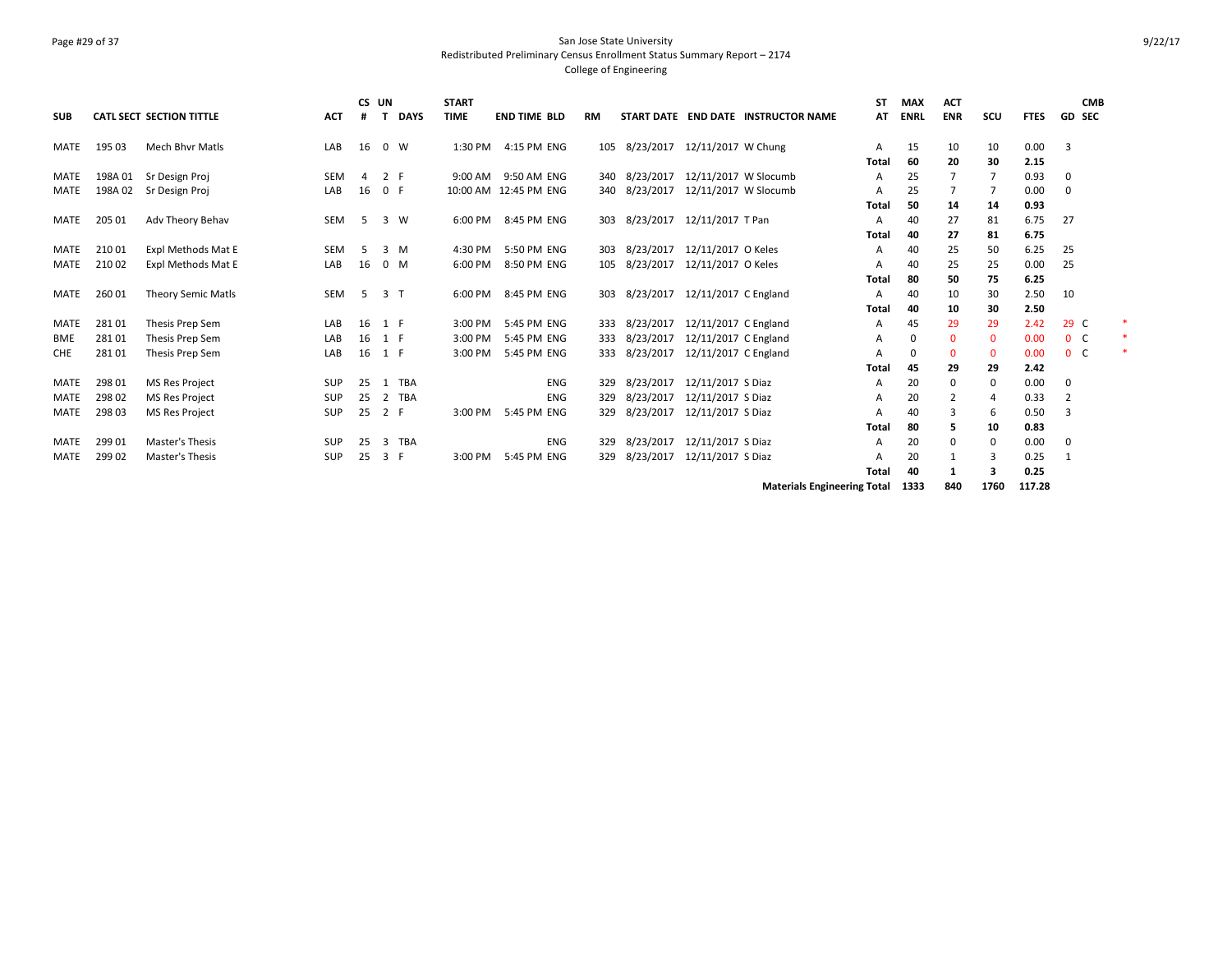San Jose State University
Redistributed Preliminary Census Enrollment Status Summary Report – 2174
College of Engineering

| SUB | CATL SECT | SECTION TITTLE | ACT | CS # | UN T | DAYS | START TIME | END TIME | BLD | RM | START DATE | END DATE | INSTRUCTOR NAME | ST AT | MAX ENRL | ACT ENR | SCU | FTES | GD | CMB SEC | |
|---|---|---|---|---|---|---|---|---|---|---|---|---|---|---|---|---|---|---|---|---|---|
| MATE | 195 03 | Mech Bhvr Matls | LAB | 16 | 0 | W | 1:30 PM | 4:15 PM | ENG | 105 | 8/23/2017 | 12/11/2017 | W Chung | A | 15 | 10 | 10 | 0.00 | 3 | | |
| | | | | | | | | | | | | | | **Total** | **60** | **20** | **30** | **2.15** | | | |
| MATE | 198A 01 | Sr Design Proj | SEM | 4 | 2 | F | 9:00 AM | 9:50 AM | ENG | 340 | 8/23/2017 | 12/11/2017 | W Slocumb | A | 25 | 7 | 7 | 0.93 | 0 | | |
| MATE | 198A 02 | Sr Design Proj | LAB | 16 | 0 | F | 10:00 AM | 12:45 PM | ENG | 340 | 8/23/2017 | 12/11/2017 | W Slocumb | A | 25 | 7 | 7 | 0.00 | 0 | | |
| | | | | | | | | | | | | | | **Total** | **50** | **14** | **14** | **0.93** | | | |
| MATE | 205 01 | Adv Theory Behav | SEM | 5 | 3 | W | 6:00 PM | 8:45 PM | ENG | 303 | 8/23/2017 | 12/11/2017 | T Pan | A | 40 | 27 | 81 | 6.75 | 27 | | |
| | | | | | | | | | | | | | | **Total** | **40** | **27** | **81** | **6.75** | | | |
| MATE | 210 01 | Expl Methods Mat E | SEM | 5 | 3 | M | 4:30 PM | 5:50 PM | ENG | 303 | 8/23/2017 | 12/11/2017 | O Keles | A | 40 | 25 | 50 | 6.25 | 25 | | |
| MATE | 210 02 | Expl Methods Mat E | LAB | 16 | 0 | M | 6:00 PM | 8:50 PM | ENG | 105 | 8/23/2017 | 12/11/2017 | O Keles | A | 40 | 25 | 25 | 0.00 | 25 | | |
| | | | | | | | | | | | | | | **Total** | **80** | **50** | **75** | **6.25** | | | |
| MATE | 260 01 | Theory Semic Matls | SEM | 5 | 3 | T | 6:00 PM | 8:45 PM | ENG | 303 | 8/23/2017 | 12/11/2017 | C England | A | 40 | 10 | 30 | 2.50 | 10 | | |
| | | | | | | | | | | | | | | **Total** | **40** | **10** | **30** | **2.50** | | | |
| MATE | 281 01 | Thesis Prep Sem | LAB | 16 | 1 | F | 3:00 PM | 5:45 PM | ENG | 333 | 8/23/2017 | 12/11/2017 | C England | A | 45 | 29 | 29 | 2.42 | 29 | C | * |
| BME | 281 01 | Thesis Prep Sem | LAB | 16 | 1 | F | 3:00 PM | 5:45 PM | ENG | 333 | 8/23/2017 | 12/11/2017 | C England | A | 0 | 0 | 0 | 0.00 | 0 | C | * |
| CHE | 281 01 | Thesis Prep Sem | LAB | 16 | 1 | F | 3:00 PM | 5:45 PM | ENG | 333 | 8/23/2017 | 12/11/2017 | C England | A | 0 | 0 | 0 | 0.00 | 0 | C | * |
| | | | | | | | | | | | | | | **Total** | **45** | **29** | **29** | **2.42** | | | |
| MATE | 298 01 | MS Res Project | SUP | 25 | 1 | TBA | | | ENG | 329 | 8/23/2017 | 12/11/2017 | S Diaz | A | 20 | 0 | 0 | 0.00 | 0 | | |
| MATE | 298 02 | MS Res Project | SUP | 25 | 2 | TBA | | | ENG | 329 | 8/23/2017 | 12/11/2017 | S Diaz | A | 20 | 2 | 4 | 0.33 | 2 | | |
| MATE | 298 03 | MS Res Project | SUP | 25 | 2 | F | 3:00 PM | 5:45 PM | ENG | 329 | 8/23/2017 | 12/11/2017 | S Diaz | A | 40 | 3 | 6 | 0.50 | 3 | | |
| | | | | | | | | | | | | | | **Total** | **80** | **5** | **10** | **0.83** | | | |
| MATE | 299 01 | Master's Thesis | SUP | 25 | 3 | TBA | | | ENG | 329 | 8/23/2017 | 12/11/2017 | S Diaz | A | 20 | 0 | 0 | 0.00 | 0 | | |
| MATE | 299 02 | Master's Thesis | SUP | 25 | 3 | F | 3:00 PM | 5:45 PM | ENG | 329 | 8/23/2017 | 12/11/2017 | S Diaz | A | 20 | 1 | 3 | 0.25 | 1 | | |
| | | | | | | | | | | | | | | **Total** | **40** | **1** | **3** | **0.25** | | | |
| | | | | | | | | | | | | | **Materials Engineering Total** | | **1333** | **840** | **1760** | **117.28** | | | |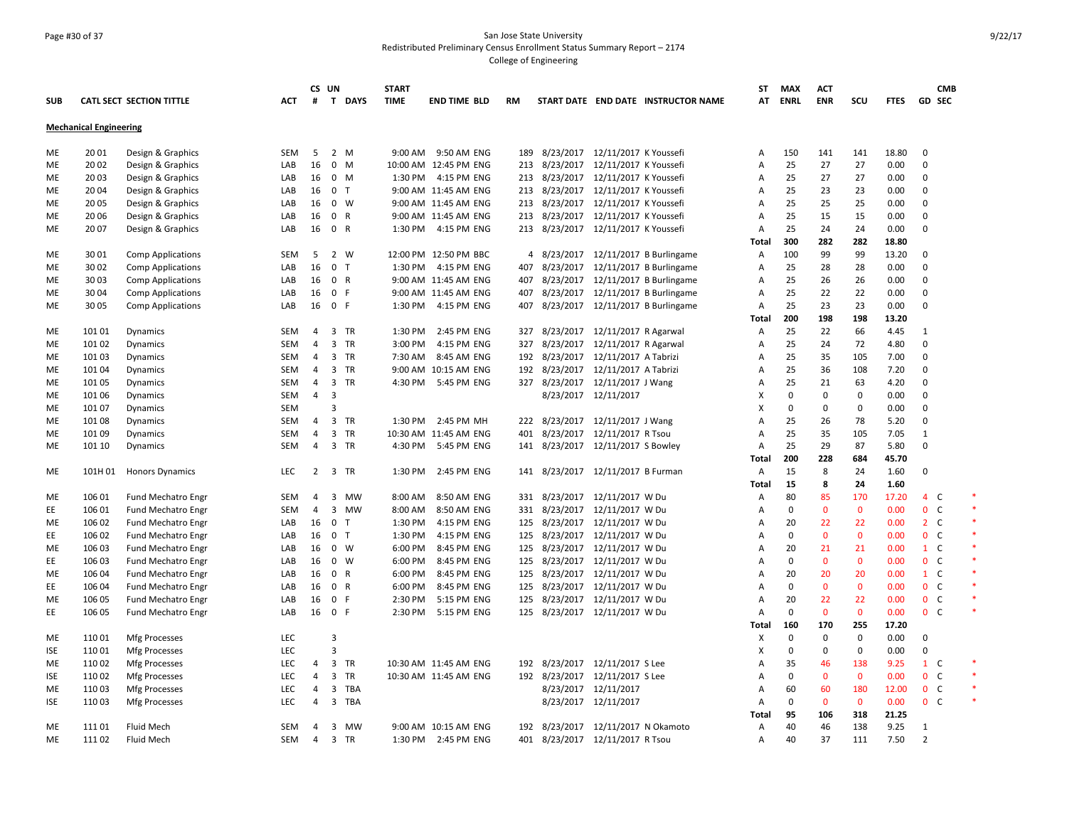San Jose State University
Redistributed Preliminary Census Enrollment Status Summary Report – 2174
College of Engineering

| SUB | CATL SECT | SECTION TITTLE | ACT | CS # | UN T | DAYS | START TIME | END TIME | BLD | RM | START DATE | END DATE | INSTRUCTOR NAME | ST AT | MAX ENRL | ACT ENR | SCU | FTES | GD | CMB SEC | |
|---|---|---|---|---|---|---|---|---|---|---|---|---|---|---|---|---|---|---|---|---|---|
| **Mechanical Engineering** | | | | | | | | | | | | | | | | | | | | | |
| ME | 20 01 | Design & Graphics | SEM | 5 | 2 | M | 9:00 AM | 9:50 AM | ENG | 189 | 8/23/2017 | 12/11/2017 | K Youssefi | A | 150 | 141 | 141 | 18.80 | 0 | | |
| ME | 20 02 | Design & Graphics | LAB | 16 | 0 | M | 10:00 AM | 12:45 PM | ENG | 213 | 8/23/2017 | 12/11/2017 | K Youssefi | A | 25 | 27 | 27 | 0.00 | 0 | | |
| ME | 20 03 | Design & Graphics | LAB | 16 | 0 | M | 1:30 PM | 4:15 PM | ENG | 213 | 8/23/2017 | 12/11/2017 | K Youssefi | A | 25 | 27 | 27 | 0.00 | 0 | | |
| ME | 20 04 | Design & Graphics | LAB | 16 | 0 | T | 9:00 AM | 11:45 AM | ENG | 213 | 8/23/2017 | 12/11/2017 | K Youssefi | A | 25 | 23 | 23 | 0.00 | 0 | | |
| ME | 20 05 | Design & Graphics | LAB | 16 | 0 | W | 9:00 AM | 11:45 AM | ENG | 213 | 8/23/2017 | 12/11/2017 | K Youssefi | A | 25 | 25 | 25 | 0.00 | 0 | | |
| ME | 20 06 | Design & Graphics | LAB | 16 | 0 | R | 9:00 AM | 11:45 AM | ENG | 213 | 8/23/2017 | 12/11/2017 | K Youssefi | A | 25 | 15 | 15 | 0.00 | 0 | | |
| ME | 20 07 | Design & Graphics | LAB | 16 | 0 | R | 1:30 PM | 4:15 PM | ENG | 213 | 8/23/2017 | 12/11/2017 | K Youssefi | A | 25 | 24 | 24 | 0.00 | 0 | | |
| | | | | | | | | | | | | | | **Total** | **300** | **282** | **282** | **18.80** | | | |
| ME | 30 01 | Comp Applications | SEM | 5 | 2 | W | 12:00 PM | 12:50 PM | BBC | 4 | 8/23/2017 | 12/11/2017 | B Burlingame | A | 100 | 99 | 99 | 13.20 | 0 | | |
| ME | 30 02 | Comp Applications | LAB | 16 | 0 | T | 1:30 PM | 4:15 PM | ENG | 407 | 8/23/2017 | 12/11/2017 | B Burlingame | A | 25 | 28 | 28 | 0.00 | 0 | | |
| ME | 30 03 | Comp Applications | LAB | 16 | 0 | R | 9:00 AM | 11:45 AM | ENG | 407 | 8/23/2017 | 12/11/2017 | B Burlingame | A | 25 | 26 | 26 | 0.00 | 0 | | |
| ME | 30 04 | Comp Applications | LAB | 16 | 0 | F | 9:00 AM | 11:45 AM | ENG | 407 | 8/23/2017 | 12/11/2017 | B Burlingame | A | 25 | 22 | 22 | 0.00 | 0 | | |
| ME | 30 05 | Comp Applications | LAB | 16 | 0 | F | 1:30 PM | 4:15 PM | ENG | 407 | 8/23/2017 | 12/11/2017 | B Burlingame | A | 25 | 23 | 23 | 0.00 | 0 | | |
| | | | | | | | | | | | | | | **Total** | **200** | **198** | **198** | **13.20** | | | |
| ME | 101 01 | Dynamics | SEM | 4 | 3 | TR | 1:30 PM | 2:45 PM | ENG | 327 | 8/23/2017 | 12/11/2017 | R Agarwal | A | 25 | 22 | 66 | 4.45 | 1 | | |
| ME | 101 02 | Dynamics | SEM | 4 | 3 | TR | 3:00 PM | 4:15 PM | ENG | 327 | 8/23/2017 | 12/11/2017 | R Agarwal | A | 25 | 24 | 72 | 4.80 | 0 | | |
| ME | 101 03 | Dynamics | SEM | 4 | 3 | TR | 7:30 AM | 8:45 AM | ENG | 192 | 8/23/2017 | 12/11/2017 | A Tabrizi | A | 25 | 35 | 105 | 7.00 | 0 | | |
| ME | 101 04 | Dynamics | SEM | 4 | 3 | TR | 9:00 AM | 10:15 AM | ENG | 192 | 8/23/2017 | 12/11/2017 | A Tabrizi | A | 25 | 36 | 108 | 7.20 | 0 | | |
| ME | 101 05 | Dynamics | SEM | 4 | 3 | TR | 4:30 PM | 5:45 PM | ENG | 327 | 8/23/2017 | 12/11/2017 | J Wang | A | 25 | 21 | 63 | 4.20 | 0 | | |
| ME | 101 06 | Dynamics | SEM | 4 | 3 | | | | | | 8/23/2017 | 12/11/2017 | | X | 0 | 0 | 0 | 0.00 | 0 | | |
| ME | 101 07 | Dynamics | SEM | | 3 | | | | | | | | | X | 0 | 0 | 0 | 0.00 | 0 | | |
| ME | 101 08 | Dynamics | SEM | 4 | 3 | TR | 1:30 PM | 2:45 PM | MH | 222 | 8/23/2017 | 12/11/2017 | J Wang | A | 25 | 26 | 78 | 5.20 | 0 | | |
| ME | 101 09 | Dynamics | SEM | 4 | 3 | TR | 10:30 AM | 11:45 AM | ENG | 401 | 8/23/2017 | 12/11/2017 | R Tsou | A | 25 | 35 | 105 | 7.05 | 1 | | |
| ME | 101 10 | Dynamics | SEM | 4 | 3 | TR | 4:30 PM | 5:45 PM | ENG | 141 | 8/23/2017 | 12/11/2017 | S Bowley | A | 25 | 29 | 87 | 5.80 | 0 | | |
| | | | | | | | | | | | | | | **Total** | **200** | **228** | **684** | **45.70** | | | |
| ME | 101H 01 | Honors Dynamics | LEC | 2 | 3 | TR | 1:30 PM | 2:45 PM | ENG | 141 | 8/23/2017 | 12/11/2017 | B Furman | A | 15 | 8 | 24 | 1.60 | 0 | | |
| | | | | | | | | | | | | | | **Total** | **15** | **8** | **24** | **1.60** | | | |
| ME | 106 01 | Fund Mechatro Engr | SEM | 4 | 3 | MW | 8:00 AM | 8:50 AM | ENG | 331 | 8/23/2017 | 12/11/2017 | W Du | A | 80 | 85 | 170 | 17.20 | 4 | C | * |
| EE | 106 01 | Fund Mechatro Engr | SEM | 4 | 3 | MW | 8:00 AM | 8:50 AM | ENG | 331 | 8/23/2017 | 12/11/2017 | W Du | A | 0 | 0 | 0 | 0.00 | 0 | C | * |
| ME | 106 02 | Fund Mechatro Engr | LAB | 16 | 0 | T | 1:30 PM | 4:15 PM | ENG | 125 | 8/23/2017 | 12/11/2017 | W Du | A | 20 | 22 | 22 | 0.00 | 2 | C | * |
| EE | 106 02 | Fund Mechatro Engr | LAB | 16 | 0 | T | 1:30 PM | 4:15 PM | ENG | 125 | 8/23/2017 | 12/11/2017 | W Du | A | 0 | 0 | 0 | 0.00 | 0 | C | * |
| ME | 106 03 | Fund Mechatro Engr | LAB | 16 | 0 | W | 6:00 PM | 8:45 PM | ENG | 125 | 8/23/2017 | 12/11/2017 | W Du | A | 20 | 21 | 21 | 0.00 | 1 | C | * |
| EE | 106 03 | Fund Mechatro Engr | LAB | 16 | 0 | W | 6:00 PM | 8:45 PM | ENG | 125 | 8/23/2017 | 12/11/2017 | W Du | A | 0 | 0 | 0 | 0.00 | 0 | C | * |
| ME | 106 04 | Fund Mechatro Engr | LAB | 16 | 0 | R | 6:00 PM | 8:45 PM | ENG | 125 | 8/23/2017 | 12/11/2017 | W Du | A | 20 | 20 | 20 | 0.00 | 1 | C | * |
| EE | 106 04 | Fund Mechatro Engr | LAB | 16 | 0 | R | 6:00 PM | 8:45 PM | ENG | 125 | 8/23/2017 | 12/11/2017 | W Du | A | 0 | 0 | 0 | 0.00 | 0 | C | * |
| ME | 106 05 | Fund Mechatro Engr | LAB | 16 | 0 | F | 2:30 PM | 5:15 PM | ENG | 125 | 8/23/2017 | 12/11/2017 | W Du | A | 20 | 22 | 22 | 0.00 | 0 | C | * |
| EE | 106 05 | Fund Mechatro Engr | LAB | 16 | 0 | F | 2:30 PM | 5:15 PM | ENG | 125 | 8/23/2017 | 12/11/2017 | W Du | A | 0 | 0 | 0 | 0.00 | 0 | C | * |
| | | | | | | | | | | | | | | **Total** | **160** | **170** | **255** | **17.20** | | | |
| ME | 110 01 | Mfg Processes | LEC | | 3 | | | | | | | | | X | 0 | 0 | 0 | 0.00 | 0 | | |
| ISE | 110 01 | Mfg Processes | LEC | | 3 | | | | | | | | | X | 0 | 0 | 0 | 0.00 | 0 | | |
| ME | 110 02 | Mfg Processes | LEC | 4 | 3 | TR | 10:30 AM | 11:45 AM | ENG | 192 | 8/23/2017 | 12/11/2017 | S Lee | A | 35 | 46 | 138 | 9.25 | 1 | C | * |
| ISE | 110 02 | Mfg Processes | LEC | 4 | 3 | TR | 10:30 AM | 11:45 AM | ENG | 192 | 8/23/2017 | 12/11/2017 | S Lee | A | 0 | 0 | 0 | 0.00 | 0 | C | * |
| ME | 110 03 | Mfg Processes | LEC | 4 | 3 | TBA | | | | | 8/23/2017 | 12/11/2017 | | A | 60 | 60 | 180 | 12.00 | 0 | C | * |
| ISE | 110 03 | Mfg Processes | LEC | 4 | 3 | TBA | | | | | 8/23/2017 | 12/11/2017 | | A | 0 | 0 | 0 | 0.00 | 0 | C | * |
| | | | | | | | | | | | | | | **Total** | **95** | **106** | **318** | **21.25** | | | |
| ME | 111 01 | Fluid Mech | SEM | 4 | 3 | MW | 9:00 AM | 10:15 AM | ENG | 192 | 8/23/2017 | 12/11/2017 | N Okamoto | A | 40 | 46 | 138 | 9.25 | 1 | | |
| ME | 111 02 | Fluid Mech | SEM | 4 | 3 | TR | 1:30 PM | 2:45 PM | ENG | 401 | 8/23/2017 | 12/11/2017 | R Tsou | A | 40 | 37 | 111 | 7.50 | 2 | | |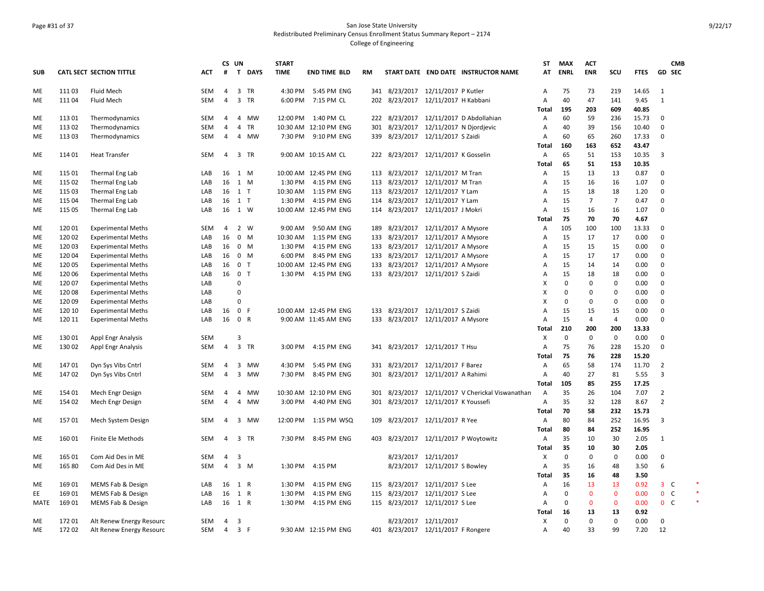San Jose State University
Redistributed Preliminary Census Enrollment Status Summary Report – 2174
College of Engineering

| SUB | CATL SECT | SECTION TITTLE | ACT | CS # | UN T | DAYS | START TIME | END TIME | BLD | RM | START DATE | END DATE | INSTRUCTOR NAME | ST AT | MAX ENRL | ACT ENR | SCU | FTES | GD | CMB SEC |
|---|---|---|---|---|---|---|---|---|---|---|---|---|---|---|---|---|---|---|---|---|
| ME | 111 03 | Fluid Mech | SEM | 4 | 3 | TR | 4:30 PM | 5:45 PM | ENG | 341 | 8/23/2017 | 12/11/2017 | P Kutler | A | 75 | 73 | 219 | 14.65 | 1 | |
| ME | 111 04 | Fluid Mech | SEM | 4 | 3 | TR | 6:00 PM | 7:15 PM | CL | 202 | 8/23/2017 | 12/11/2017 | H Kabbani | A | 40 | 47 | 141 | 9.45 | 1 | |
| | | | | | | | | | | | | | | Total | 195 | 203 | 609 | 40.85 | | |
| ME | 113 01 | Thermodynamics | SEM | 4 | 4 | MW | 12:00 PM | 1:40 PM | CL | 222 | 8/23/2017 | 12/11/2017 | D Abdollahian | A | 60 | 59 | 236 | 15.73 | 0 | |
| ME | 113 02 | Thermodynamics | SEM | 4 | 4 | TR | 10:30 AM | 12:10 PM | ENG | 301 | 8/23/2017 | 12/11/2017 | N Djordjevic | A | 40 | 39 | 156 | 10.40 | 0 | |
| ME | 113 03 | Thermodynamics | SEM | 4 | 4 | MW | 7:30 PM | 9:10 PM | ENG | 339 | 8/23/2017 | 12/11/2017 | S Zaidi | A | 60 | 65 | 260 | 17.33 | 0 | |
| | | | | | | | | | | | | | | Total | 160 | 163 | 652 | 43.47 | | |
| ME | 114 01 | Heat Transfer | SEM | 4 | 3 | TR | 9:00 AM | 10:15 AM | CL | 222 | 8/23/2017 | 12/11/2017 | K Gosselin | A | 65 | 51 | 153 | 10.35 | 3 | |
| | | | | | | | | | | | | | | Total | 65 | 51 | 153 | 10.35 | | |
| ME | 115 01 | Thermal Eng Lab | LAB | 16 | 1 | M | 10:00 AM | 12:45 PM | ENG | 113 | 8/23/2017 | 12/11/2017 | M Tran | A | 15 | 13 | 13 | 0.87 | 0 | |
| ME | 115 02 | Thermal Eng Lab | LAB | 16 | 1 | M | 1:30 PM | 4:15 PM | ENG | 113 | 8/23/2017 | 12/11/2017 | M Tran | A | 15 | 16 | 16 | 1.07 | 0 | |
| ME | 115 03 | Thermal Eng Lab | LAB | 16 | 1 | T | 10:30 AM | 1:15 PM | ENG | 113 | 8/23/2017 | 12/11/2017 | Y Lam | A | 15 | 18 | 18 | 1.20 | 0 | |
| ME | 115 04 | Thermal Eng Lab | LAB | 16 | 1 | T | 1:30 PM | 4:15 PM | ENG | 114 | 8/23/2017 | 12/11/2017 | Y Lam | A | 15 | 7 | 7 | 0.47 | 0 | |
| ME | 115 05 | Thermal Eng Lab | LAB | 16 | 1 | W | 10:00 AM | 12:45 PM | ENG | 114 | 8/23/2017 | 12/11/2017 | J Mokri | A | 15 | 16 | 16 | 1.07 | 0 | |
| | | | | | | | | | | | | | | Total | 75 | 70 | 70 | 4.67 | | |
| ME | 120 01 | Experimental Meths | SEM | 4 | 2 | W | 9:00 AM | 9:50 AM | ENG | 189 | 8/23/2017 | 12/11/2017 | A Mysore | A | 105 | 100 | 100 | 13.33 | 0 | |
| ME | 120 02 | Experimental Meths | LAB | 16 | 0 | M | 10:30 AM | 1:15 PM | ENG | 133 | 8/23/2017 | 12/11/2017 | A Mysore | A | 15 | 17 | 17 | 0.00 | 0 | |
| ME | 120 03 | Experimental Meths | LAB | 16 | 0 | M | 1:30 PM | 4:15 PM | ENG | 133 | 8/23/2017 | 12/11/2017 | A Mysore | A | 15 | 15 | 15 | 0.00 | 0 | |
| ME | 120 04 | Experimental Meths | LAB | 16 | 0 | M | 6:00 PM | 8:45 PM | ENG | 133 | 8/23/2017 | 12/11/2017 | A Mysore | A | 15 | 17 | 17 | 0.00 | 0 | |
| ME | 120 05 | Experimental Meths | LAB | 16 | 0 | T | 10:00 AM | 12:45 PM | ENG | 133 | 8/23/2017 | 12/11/2017 | A Mysore | A | 15 | 14 | 14 | 0.00 | 0 | |
| ME | 120 06 | Experimental Meths | LAB | 16 | 0 | T | 1:30 PM | 4:15 PM | ENG | 133 | 8/23/2017 | 12/11/2017 | S Zaidi | A | 15 | 18 | 18 | 0.00 | 0 | |
| ME | 120 07 | Experimental Meths | LAB | | 0 | | | | | | | | | X | 0 | 0 | 0 | 0.00 | 0 | |
| ME | 120 08 | Experimental Meths | LAB | | 0 | | | | | | | | | X | 0 | 0 | 0 | 0.00 | 0 | |
| ME | 120 09 | Experimental Meths | LAB | | 0 | | | | | | | | | X | 0 | 0 | 0 | 0.00 | 0 | |
| ME | 120 10 | Experimental Meths | LAB | 16 | 0 | F | 10:00 AM | 12:45 PM | ENG | 133 | 8/23/2017 | 12/11/2017 | S Zaidi | A | 15 | 15 | 15 | 0.00 | 0 | |
| ME | 120 11 | Experimental Meths | LAB | 16 | 0 | R | 9:00 AM | 11:45 AM | ENG | 133 | 8/23/2017 | 12/11/2017 | A Mysore | A | 15 | 4 | 4 | 0.00 | 0 | |
| | | | | | | | | | | | | | | Total | 210 | 200 | 200 | 13.33 | | |
| ME | 130 01 | Appl Engr Analysis | SEM | | 3 | | | | | | | | | X | 0 | 0 | 0 | 0.00 | 0 | |
| ME | 130 02 | Appl Engr Analysis | SEM | 4 | 3 | TR | 3:00 PM | 4:15 PM | ENG | 341 | 8/23/2017 | 12/11/2017 | T Hsu | A | 75 | 76 | 228 | 15.20 | 0 | |
| | | | | | | | | | | | | | | Total | 75 | 76 | 228 | 15.20 | | |
| ME | 147 01 | Dyn Sys Vibs Cntrl | SEM | 4 | 3 | MW | 4:30 PM | 5:45 PM | ENG | 331 | 8/23/2017 | 12/11/2017 | F Barez | A | 65 | 58 | 174 | 11.70 | 2 | |
| ME | 147 02 | Dyn Sys Vibs Cntrl | SEM | 4 | 3 | MW | 7:30 PM | 8:45 PM | ENG | 301 | 8/23/2017 | 12/11/2017 | A Rahimi | A | 40 | 27 | 81 | 5.55 | 3 | |
| | | | | | | | | | | | | | | Total | 105 | 85 | 255 | 17.25 | | |
| ME | 154 01 | Mech Engr Design | SEM | 4 | 4 | MW | 10:30 AM | 12:10 PM | ENG | 301 | 8/23/2017 | 12/11/2017 | V Cherickal Viswanathan | A | 35 | 26 | 104 | 7.07 | 2 | |
| ME | 154 02 | Mech Engr Design | SEM | 4 | 4 | MW | 3:00 PM | 4:40 PM | ENG | 301 | 8/23/2017 | 12/11/2017 | K Youssefi | A | 35 | 32 | 128 | 8.67 | 2 | |
| | | | | | | | | | | | | | | Total | 70 | 58 | 232 | 15.73 | | |
| ME | 157 01 | Mech System Design | SEM | 4 | 3 | MW | 12:00 PM | 1:15 PM | WSQ | 109 | 8/23/2017 | 12/11/2017 | R Yee | A | 80 | 84 | 252 | 16.95 | 3 | |
| | | | | | | | | | | | | | | Total | 80 | 84 | 252 | 16.95 | | |
| ME | 160 01 | Finite Ele Methods | SEM | 4 | 3 | TR | 7:30 PM | 8:45 PM | ENG | 403 | 8/23/2017 | 12/11/2017 | P Woytowitz | A | 35 | 10 | 30 | 2.05 | 1 | |
| | | | | | | | | | | | | | | Total | 35 | 10 | 30 | 2.05 | | |
| ME | 165 01 | Com Aid Des in ME | SEM | 4 | 3 | | | | | | 8/23/2017 | 12/11/2017 | | X | 0 | 0 | 0 | 0.00 | 0 | |
| ME | 165 80 | Com Aid Des in ME | SEM | 4 | 3 | M | 1:30 PM | 4:15 PM | | | 8/23/2017 | 12/11/2017 | S Bowley | A | 35 | 16 | 48 | 3.50 | 6 | |
| | | | | | | | | | | | | | | Total | 35 | 16 | 48 | 3.50 | | |
| ME | 169 01 | MEMS Fab & Design | LAB | 16 | 1 | R | 1:30 PM | 4:15 PM | ENG | 115 | 8/23/2017 | 12/11/2017 | S Lee | A | 16 | 13 | 13 | 0.92 | 3 | C * |
| EE | 169 01 | MEMS Fab & Design | LAB | 16 | 1 | R | 1:30 PM | 4:15 PM | ENG | 115 | 8/23/2017 | 12/11/2017 | S Lee | A | 0 | 0 | 0 | 0.00 | 0 | C * |
| MATE | 169 01 | MEMS Fab & Design | LAB | 16 | 1 | R | 1:30 PM | 4:15 PM | ENG | 115 | 8/23/2017 | 12/11/2017 | S Lee | A | 0 | 0 | 0 | 0.00 | 0 | C * |
| | | | | | | | | | | | | | | Total | 16 | 13 | 13 | 0.92 | | |
| ME | 172 01 | Alt Renew Energy Resourc | SEM | 4 | 3 | | | | | | 8/23/2017 | 12/11/2017 | | X | 0 | 0 | 0 | 0.00 | 0 | |
| ME | 172 02 | Alt Renew Energy Resourc | SEM | 4 | 3 | F | 9:30 AM | 12:15 PM | ENG | 401 | 8/23/2017 | 12/11/2017 | F Rongere | A | 40 | 33 | 99 | 7.20 | 12 | |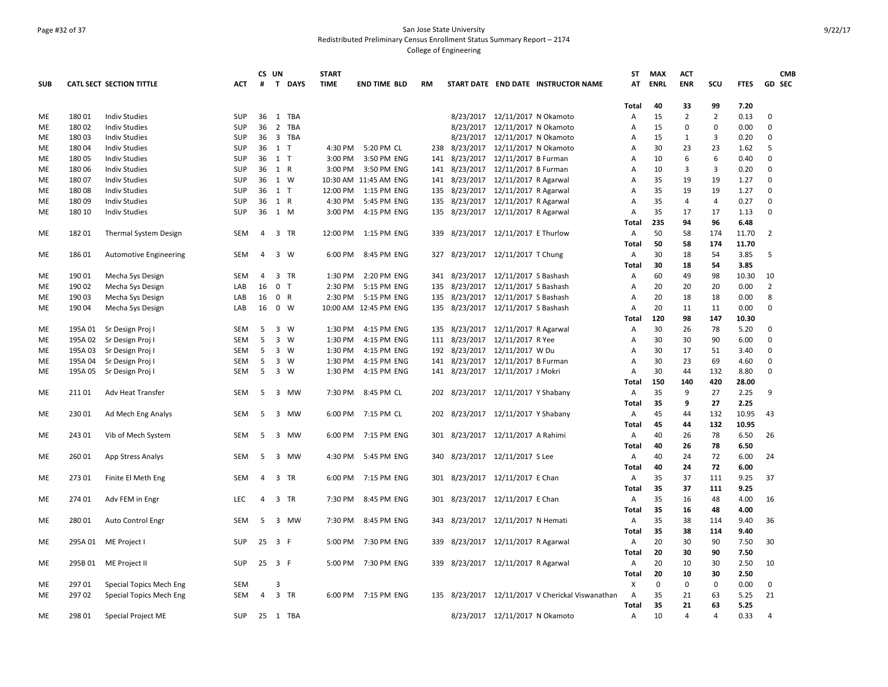# San Jose State University
## Redistributed Preliminary Census Enrollment Status Summary Report – 2174
### College of Engineering

| SUB | CATL SECT | SECTION TITTLE | ACT | CS # | UN T | DAYS | START TIME | END TIME | BLD | RM | START DATE | END DATE | INSTRUCTOR NAME | ST AT | MAX ENRL | ACT ENR | SCU | FTES | GD | CMB SEC |
|---|---|---|---|---|---|---|---|---|---|---|---|---|---|---|---|---|---|---|---|---|
| | | | | | | | | | | | | | | **Total** | **40** | **33** | **99** | **7.20** | | |
| ME | 180 01 | Indiv Studies | SUP | 36 | 1 | TBA | | | | | 8/23/2017 | 12/11/2017 | N Okamoto | A | 15 | 2 | 2 | 0.13 | 0 | |
| ME | 180 02 | Indiv Studies | SUP | 36 | 2 | TBA | | | | | 8/23/2017 | 12/11/2017 | N Okamoto | A | 15 | 0 | 0 | 0.00 | 0 | |
| ME | 180 03 | Indiv Studies | SUP | 36 | 3 | TBA | | | | | 8/23/2017 | 12/11/2017 | N Okamoto | A | 15 | 1 | 3 | 0.20 | 0 | |
| ME | 180 04 | Indiv Studies | SUP | 36 | 1 | T | 4:30 PM | 5:20 PM | CL | 238 | 8/23/2017 | 12/11/2017 | N Okamoto | A | 30 | 23 | 23 | 1.62 | 5 | |
| ME | 180 05 | Indiv Studies | SUP | 36 | 1 | T | 3:00 PM | 3:50 PM | ENG | 141 | 8/23/2017 | 12/11/2017 | B Furman | A | 10 | 6 | 6 | 0.40 | 0 | |
| ME | 180 06 | Indiv Studies | SUP | 36 | 1 | R | 3:00 PM | 3:50 PM | ENG | 141 | 8/23/2017 | 12/11/2017 | B Furman | A | 10 | 3 | 3 | 0.20 | 0 | |
| ME | 180 07 | Indiv Studies | SUP | 36 | 1 | W | 10:30 AM | 11:45 AM | ENG | 141 | 8/23/2017 | 12/11/2017 | R Agarwal | A | 35 | 19 | 19 | 1.27 | 0 | |
| ME | 180 08 | Indiv Studies | SUP | 36 | 1 | T | 12:00 PM | 1:15 PM | ENG | 135 | 8/23/2017 | 12/11/2017 | R Agarwal | A | 35 | 19 | 19 | 1.27 | 0 | |
| ME | 180 09 | Indiv Studies | SUP | 36 | 1 | R | 4:30 PM | 5:45 PM | ENG | 135 | 8/23/2017 | 12/11/2017 | R Agarwal | A | 35 | 4 | 4 | 0.27 | 0 | |
| ME | 180 10 | Indiv Studies | SUP | 36 | 1 | M | 3:00 PM | 4:15 PM | ENG | 135 | 8/23/2017 | 12/11/2017 | R Agarwal | A | 35 | 17 | 17 | 1.13 | 0 | |
| | | | | | | | | | | | | | | **Total** | **235** | **94** | **96** | **6.48** | | |
| ME | 182 01 | Thermal System Design | SEM | 4 | 3 | TR | 12:00 PM | 1:15 PM | ENG | 339 | 8/23/2017 | 12/11/2017 | E Thurlow | A | 50 | 58 | 174 | 11.70 | 2 | |
| | | | | | | | | | | | | | | **Total** | **50** | **58** | **174** | **11.70** | | |
| ME | 186 01 | Automotive Engineering | SEM | 4 | 3 | W | 6:00 PM | 8:45 PM | ENG | 327 | 8/23/2017 | 12/11/2017 | T Chung | A | 30 | 18 | 54 | 3.85 | 5 | |
| | | | | | | | | | | | | | | **Total** | **30** | **18** | **54** | **3.85** | | |
| ME | 190 01 | Mecha Sys Design | SEM | 4 | 3 | TR | 1:30 PM | 2:20 PM | ENG | 341 | 8/23/2017 | 12/11/2017 | S Bashash | A | 60 | 49 | 98 | 10.30 | 10 | |
| ME | 190 02 | Mecha Sys Design | LAB | 16 | 0 | T | 2:30 PM | 5:15 PM | ENG | 135 | 8/23/2017 | 12/11/2017 | S Bashash | A | 20 | 20 | 20 | 0.00 | 2 | |
| ME | 190 03 | Mecha Sys Design | LAB | 16 | 0 | R | 2:30 PM | 5:15 PM | ENG | 135 | 8/23/2017 | 12/11/2017 | S Bashash | A | 20 | 18 | 18 | 0.00 | 8 | |
| ME | 190 04 | Mecha Sys Design | LAB | 16 | 0 | W | 10:00 AM | 12:45 PM | ENG | 135 | 8/23/2017 | 12/11/2017 | S Bashash | A | 20 | 11 | 11 | 0.00 | 0 | |
| | | | | | | | | | | | | | | **Total** | **120** | **98** | **147** | **10.30** | | |
| ME | 195A 01 | Sr Design Proj I | SEM | 5 | 3 | W | 1:30 PM | 4:15 PM | ENG | 135 | 8/23/2017 | 12/11/2017 | R Agarwal | A | 30 | 26 | 78 | 5.20 | 0 | |
| ME | 195A 02 | Sr Design Proj I | SEM | 5 | 3 | W | 1:30 PM | 4:15 PM | ENG | 111 | 8/23/2017 | 12/11/2017 | R Yee | A | 30 | 30 | 90 | 6.00 | 0 | |
| ME | 195A 03 | Sr Design Proj I | SEM | 5 | 3 | W | 1:30 PM | 4:15 PM | ENG | 192 | 8/23/2017 | 12/11/2017 | W Du | A | 30 | 17 | 51 | 3.40 | 0 | |
| ME | 195A 04 | Sr Design Proj I | SEM | 5 | 3 | W | 1:30 PM | 4:15 PM | ENG | 141 | 8/23/2017 | 12/11/2017 | B Furman | A | 30 | 23 | 69 | 4.60 | 0 | |
| ME | 195A 05 | Sr Design Proj I | SEM | 5 | 3 | W | 1:30 PM | 4:15 PM | ENG | 141 | 8/23/2017 | 12/11/2017 | J Mokri | A | 30 | 44 | 132 | 8.80 | 0 | |
| | | | | | | | | | | | | | | **Total** | **150** | **140** | **420** | **28.00** | | |
| ME | 211 01 | Adv Heat Transfer | SEM | 5 | 3 | MW | 7:30 PM | 8:45 PM | CL | 202 | 8/23/2017 | 12/11/2017 | Y Shabany | A | 35 | 9 | 27 | 2.25 | 9 | |
| | | | | | | | | | | | | | | **Total** | **35** | **9** | **27** | **2.25** | | |
| ME | 230 01 | Ad Mech Eng Analys | SEM | 5 | 3 | MW | 6:00 PM | 7:15 PM | CL | 202 | 8/23/2017 | 12/11/2017 | Y Shabany | A | 45 | 44 | 132 | 10.95 | 43 | |
| | | | | | | | | | | | | | | **Total** | **45** | **44** | **132** | **10.95** | | |
| ME | 243 01 | Vib of Mech System | SEM | 5 | 3 | MW | 6:00 PM | 7:15 PM | ENG | 301 | 8/23/2017 | 12/11/2017 | A Rahimi | A | 40 | 26 | 78 | 6.50 | 26 | |
| | | | | | | | | | | | | | | **Total** | **40** | **26** | **78** | **6.50** | | |
| ME | 260 01 | App Stress Analys | SEM | 5 | 3 | MW | 4:30 PM | 5:45 PM | ENG | 340 | 8/23/2017 | 12/11/2017 | S Lee | A | 40 | 24 | 72 | 6.00 | 24 | |
| | | | | | | | | | | | | | | **Total** | **40** | **24** | **72** | **6.00** | | |
| ME | 273 01 | Finite El Meth Eng | SEM | 4 | 3 | TR | 6:00 PM | 7:15 PM | ENG | 301 | 8/23/2017 | 12/11/2017 | E Chan | A | 35 | 37 | 111 | 9.25 | 37 | |
| | | | | | | | | | | | | | | **Total** | **35** | **37** | **111** | **9.25** | | |
| ME | 274 01 | Adv FEM in Engr | LEC | 4 | 3 | TR | 7:30 PM | 8:45 PM | ENG | 301 | 8/23/2017 | 12/11/2017 | E Chan | A | 35 | 16 | 48 | 4.00 | 16 | |
| | | | | | | | | | | | | | | **Total** | **35** | **16** | **48** | **4.00** | | |
| ME | 280 01 | Auto Control Engr | SEM | 5 | 3 | MW | 7:30 PM | 8:45 PM | ENG | 343 | 8/23/2017 | 12/11/2017 | N Hemati | A | 35 | 38 | 114 | 9.40 | 36 | |
| | | | | | | | | | | | | | | **Total** | **35** | **38** | **114** | **9.40** | | |
| ME | 295A 01 | ME Project I | SUP | 25 | 3 | F | 5:00 PM | 7:30 PM | ENG | 339 | 8/23/2017 | 12/11/2017 | R Agarwal | A | 20 | 30 | 90 | 7.50 | 30 | |
| | | | | | | | | | | | | | | **Total** | **20** | **30** | **90** | **7.50** | | |
| ME | 295B 01 | ME Project II | SUP | 25 | 3 | F | 5:00 PM | 7:30 PM | ENG | 339 | 8/23/2017 | 12/11/2017 | R Agarwal | A | 20 | 10 | 30 | 2.50 | 10 | |
| | | | | | | | | | | | | | | **Total** | **20** | **10** | **30** | **2.50** | | |
| ME | 297 01 | Special Topics Mech Eng | SEM | | 3 | | | | | | | | | X | 0 | 0 | 0 | 0.00 | 0 | |
| ME | 297 02 | Special Topics Mech Eng | SEM | 4 | 3 | TR | 6:00 PM | 7:15 PM | ENG | 135 | 8/23/2017 | 12/11/2017 | V Cherickal Viswanathan | A | 35 | 21 | 63 | 5.25 | 21 | |
| | | | | | | | | | | | | | | **Total** | **35** | **21** | **63** | **5.25** | | |
| ME | 298 01 | Special Project ME | SUP | 25 | 1 | TBA | | | | | 8/23/2017 | 12/11/2017 | N Okamoto | A | 10 | 4 | 4 | 0.33 | 4 | |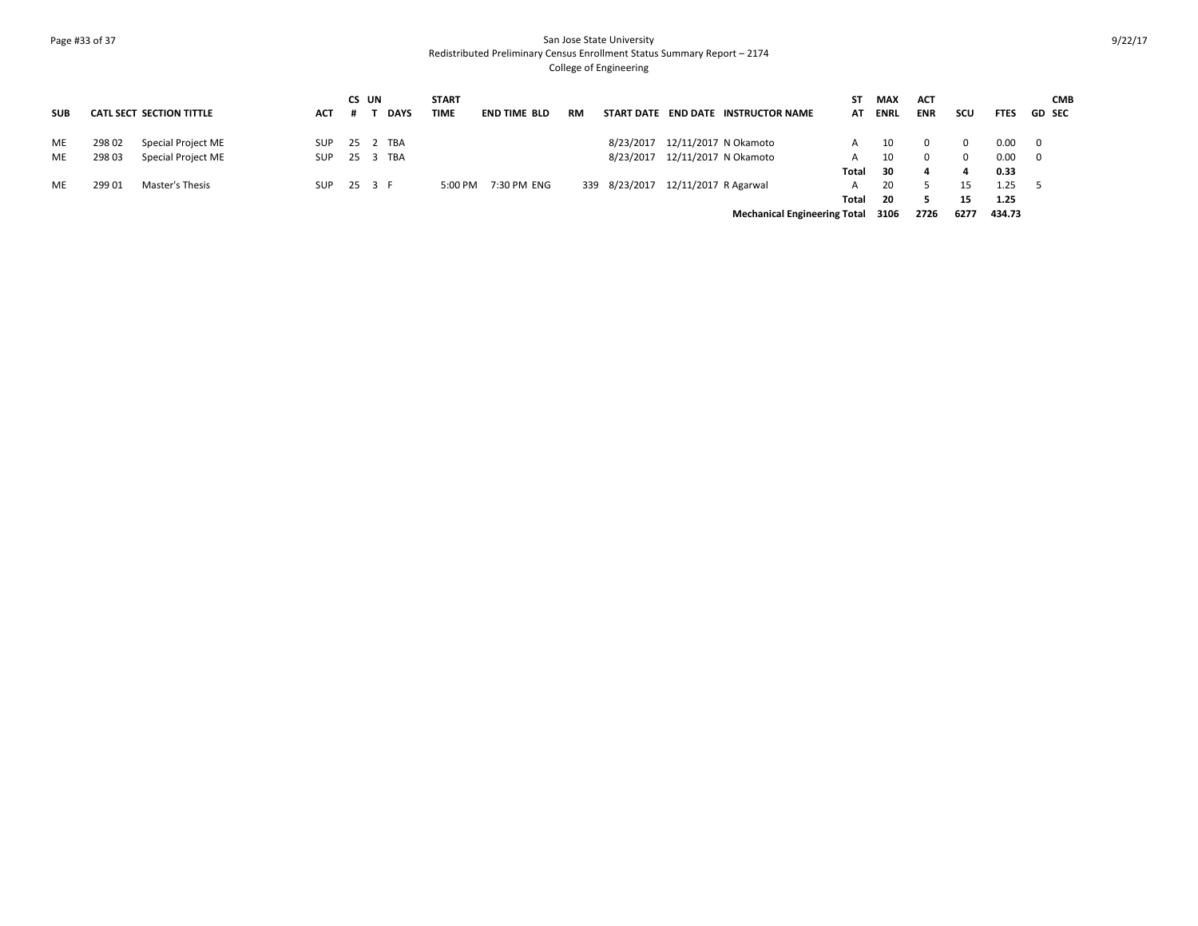San Jose State University
Redistributed Preliminary Census Enrollment Status Summary Report – 2174
College of Engineering

| SUB | CATL | SECT | SECTION TITTLE | ACT | CS # | UN T | DAYS | START TIME | END TIME | BLD | RM | START DATE | END DATE | INSTRUCTOR NAME | ST AT | MAX ENRL | ACT ENR | SCU | FTES | GD | CMB SEC |
|---|---|---|---|---|---|---|---|---|---|---|---|---|---|---|---|---|---|---|---|---|---|
| ME | 298 | 02 | Special Project ME | SUP | 25 | 2 | TBA | | | | | 8/23/2017 | 12/11/2017 | N Okamoto | A | 10 | 0 | 0 | 0.00 | 0 | |
| ME | 298 | 03 | Special Project ME | SUP | 25 | 3 | TBA | | | | | 8/23/2017 | 12/11/2017 | N Okamoto | A | 10 | 0 | 0 | 0.00 | 0 | |
| | | | | | | | | | | | | | | | **Total** | **30** | **4** | **4** | **0.33** | | |
| ME | 299 | 01 | Master's Thesis | SUP | 25 | 3 | F | 5:00 PM | 7:30 PM | ENG | 339 | 8/23/2017 | 12/11/2017 | R Agarwal | A | 20 | 5 | 15 | 1.25 | 5 | |
| | | | | | | | | | | | | | | | **Total** | **20** | **5** | **15** | **1.25** | | |
| | | | | | | | | | | | | | | **Mechanical Engineering Total** | | **3106** | **2726** | **6277** | **434.73** | | |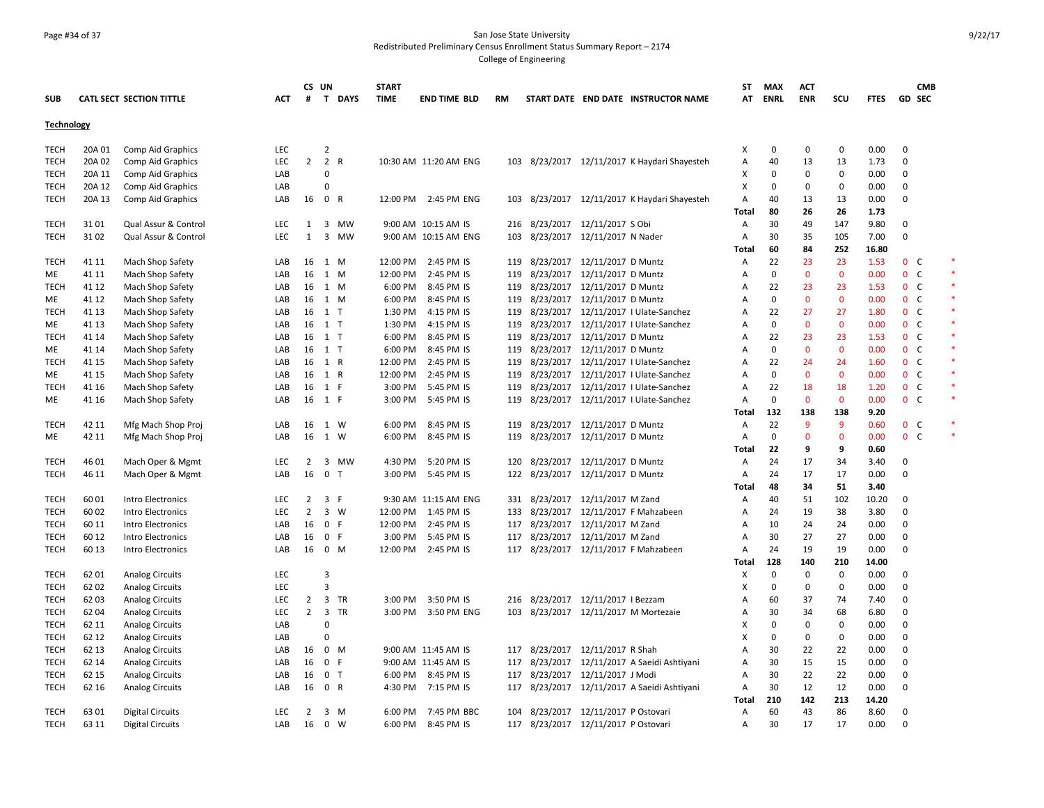San Jose State University
Redistributed Preliminary Census Enrollment Status Summary Report – 2174
College of Engineering

| SUB | CATL SECT | SECTION TITTLE | ACT | CS # | UN T | DAYS | START TIME | END TIME | BLD | RM | START DATE | END DATE | INSTRUCTOR NAME | ST AT | MAX ENRL | ACT ENR | SCU | FTES | GD | CMB SEC | |
|---|---|---|---|---|---|---|---|---|---|---|---|---|---|---|---|---|---|---|---|---|---|
| **Technology** | | | | | | | | | | | | | | | | | | | | | |
| TECH | 20A 01 | Comp Aid Graphics | LEC | | 2 | | | | | | | | | X | 0 | 0 | 0 | 0.00 | 0 | | |
| TECH | 20A 02 | Comp Aid Graphics | LEC | 2 | 2 | R | 10:30 AM | 11:20 AM | ENG | 103 | 8/23/2017 | 12/11/2017 | K Haydari Shayesteh | A | 40 | 13 | 13 | 1.73 | 0 | | |
| TECH | 20A 11 | Comp Aid Graphics | LAB | | 0 | | | | | | | | | X | 0 | 0 | 0 | 0.00 | 0 | | |
| TECH | 20A 12 | Comp Aid Graphics | LAB | | 0 | | | | | | | | | X | 0 | 0 | 0 | 0.00 | 0 | | |
| TECH | 20A 13 | Comp Aid Graphics | LAB | 16 | 0 | R | 12:00 PM | 2:45 PM | ENG | 103 | 8/23/2017 | 12/11/2017 | K Haydari Shayesteh | A | 40 | 13 | 13 | 0.00 | 0 | | |
| | | | | | | | | | | | | | | **Total** | **80** | **26** | **26** | **1.73** | | | |
| TECH | 31 01 | Qual Assur & Control | LEC | 1 | 3 | MW | 9:00 AM | 10:15 AM | IS | 216 | 8/23/2017 | 12/11/2017 | S Obi | A | 30 | 49 | 147 | 9.80 | 0 | | |
| TECH | 31 02 | Qual Assur & Control | LEC | 1 | 3 | MW | 9:00 AM | 10:15 AM | ENG | 103 | 8/23/2017 | 12/11/2017 | N Nader | A | 30 | 35 | 105 | 7.00 | 0 | | |
| | | | | | | | | | | | | | | **Total** | **60** | **84** | **252** | **16.80** | | | |
| TECH | 41 11 | Mach Shop Safety | LAB | 16 | 1 | M | 12:00 PM | 2:45 PM | IS | 119 | 8/23/2017 | 12/11/2017 | D Muntz | A | 22 | 23 | 23 | 1.53 | 0 | C | * |
| ME | 41 11 | Mach Shop Safety | LAB | 16 | 1 | M | 12:00 PM | 2:45 PM | IS | 119 | 8/23/2017 | 12/11/2017 | D Muntz | A | 0 | 0 | 0 | 0.00 | 0 | C | * |
| TECH | 41 12 | Mach Shop Safety | LAB | 16 | 1 | M | 6:00 PM | 8:45 PM | IS | 119 | 8/23/2017 | 12/11/2017 | D Muntz | A | 22 | 23 | 23 | 1.53 | 0 | C | * |
| ME | 41 12 | Mach Shop Safety | LAB | 16 | 1 | M | 6:00 PM | 8:45 PM | IS | 119 | 8/23/2017 | 12/11/2017 | D Muntz | A | 0 | 0 | 0 | 0.00 | 0 | C | * |
| TECH | 41 13 | Mach Shop Safety | LAB | 16 | 1 | T | 1:30 PM | 4:15 PM | IS | 119 | 8/23/2017 | 12/11/2017 | I Ulate-Sanchez | A | 22 | 27 | 27 | 1.80 | 0 | C | * |
| ME | 41 13 | Mach Shop Safety | LAB | 16 | 1 | T | 1:30 PM | 4:15 PM | IS | 119 | 8/23/2017 | 12/11/2017 | I Ulate-Sanchez | A | 0 | 0 | 0 | 0.00 | 0 | C | * |
| TECH | 41 14 | Mach Shop Safety | LAB | 16 | 1 | T | 6:00 PM | 8:45 PM | IS | 119 | 8/23/2017 | 12/11/2017 | D Muntz | A | 22 | 23 | 23 | 1.53 | 0 | C | * |
| ME | 41 14 | Mach Shop Safety | LAB | 16 | 1 | T | 6:00 PM | 8:45 PM | IS | 119 | 8/23/2017 | 12/11/2017 | D Muntz | A | 0 | 0 | 0 | 0.00 | 0 | C | * |
| TECH | 41 15 | Mach Shop Safety | LAB | 16 | 1 | R | 12:00 PM | 2:45 PM | IS | 119 | 8/23/2017 | 12/11/2017 | I Ulate-Sanchez | A | 22 | 24 | 24 | 1.60 | 0 | C | * |
| ME | 41 15 | Mach Shop Safety | LAB | 16 | 1 | R | 12:00 PM | 2:45 PM | IS | 119 | 8/23/2017 | 12/11/2017 | I Ulate-Sanchez | A | 0 | 0 | 0 | 0.00 | 0 | C | * |
| TECH | 41 16 | Mach Shop Safety | LAB | 16 | 1 | F | 3:00 PM | 5:45 PM | IS | 119 | 8/23/2017 | 12/11/2017 | I Ulate-Sanchez | A | 22 | 18 | 18 | 1.20 | 0 | C | * |
| ME | 41 16 | Mach Shop Safety | LAB | 16 | 1 | F | 3:00 PM | 5:45 PM | IS | 119 | 8/23/2017 | 12/11/2017 | I Ulate-Sanchez | A | 0 | 0 | 0 | 0.00 | 0 | C | * |
| | | | | | | | | | | | | | | **Total** | **132** | **138** | **138** | **9.20** | | | |
| TECH | 42 11 | Mfg Mach Shop Proj | LAB | 16 | 1 | W | 6:00 PM | 8:45 PM | IS | 119 | 8/23/2017 | 12/11/2017 | D Muntz | A | 22 | 9 | 9 | 0.60 | 0 | C | * |
| ME | 42 11 | Mfg Mach Shop Proj | LAB | 16 | 1 | W | 6:00 PM | 8:45 PM | IS | 119 | 8/23/2017 | 12/11/2017 | D Muntz | A | 0 | 0 | 0 | 0.00 | 0 | C | * |
| | | | | | | | | | | | | | | **Total** | **22** | **9** | **9** | **0.60** | | | |
| TECH | 46 01 | Mach Oper & Mgmt | LEC | 2 | 3 | MW | 4:30 PM | 5:20 PM | IS | 120 | 8/23/2017 | 12/11/2017 | D Muntz | A | 24 | 17 | 34 | 3.40 | 0 | | |
| TECH | 46 11 | Mach Oper & Mgmt | LAB | 16 | 0 | T | 3:00 PM | 5:45 PM | IS | 122 | 8/23/2017 | 12/11/2017 | D Muntz | A | 24 | 17 | 17 | 0.00 | 0 | | |
| | | | | | | | | | | | | | | **Total** | **48** | **34** | **51** | **3.40** | | | |
| TECH | 60 01 | Intro Electronics | LEC | 2 | 3 | F | 9:30 AM | 11:15 AM | ENG | 331 | 8/23/2017 | 12/11/2017 | M Zand | A | 40 | 51 | 102 | 10.20 | 0 | | |
| TECH | 60 02 | Intro Electronics | LEC | 2 | 3 | W | 12:00 PM | 1:45 PM | IS | 133 | 8/23/2017 | 12/11/2017 | F Mahzabeen | A | 24 | 19 | 38 | 3.80 | 0 | | |
| TECH | 60 11 | Intro Electronics | LAB | 16 | 0 | F | 12:00 PM | 2:45 PM | IS | 117 | 8/23/2017 | 12/11/2017 | M Zand | A | 10 | 24 | 24 | 0.00 | 0 | | |
| TECH | 60 12 | Intro Electronics | LAB | 16 | 0 | F | 3:00 PM | 5:45 PM | IS | 117 | 8/23/2017 | 12/11/2017 | M Zand | A | 30 | 27 | 27 | 0.00 | 0 | | |
| TECH | 60 13 | Intro Electronics | LAB | 16 | 0 | M | 12:00 PM | 2:45 PM | IS | 117 | 8/23/2017 | 12/11/2017 | F Mahzabeen | A | 24 | 19 | 19 | 0.00 | 0 | | |
| | | | | | | | | | | | | | | **Total** | **128** | **140** | **210** | **14.00** | | | |
| TECH | 62 01 | Analog Circuits | LEC | | 3 | | | | | | | | | X | 0 | 0 | 0 | 0.00 | 0 | | |
| TECH | 62 02 | Analog Circuits | LEC | | 3 | | | | | | | | | X | 0 | 0 | 0 | 0.00 | 0 | | |
| TECH | 62 03 | Analog Circuits | LEC | 2 | 3 | TR | 3:00 PM | 3:50 PM | IS | 216 | 8/23/2017 | 12/11/2017 | I Bezzam | A | 60 | 37 | 74 | 7.40 | 0 | | |
| TECH | 62 04 | Analog Circuits | LEC | 2 | 3 | TR | 3:00 PM | 3:50 PM | ENG | 103 | 8/23/2017 | 12/11/2017 | M Mortezaie | A | 30 | 34 | 68 | 6.80 | 0 | | |
| TECH | 62 11 | Analog Circuits | LAB | | 0 | | | | | | | | | X | 0 | 0 | 0 | 0.00 | 0 | | |
| TECH | 62 12 | Analog Circuits | LAB | | 0 | | | | | | | | | X | 0 | 0 | 0 | 0.00 | 0 | | |
| TECH | 62 13 | Analog Circuits | LAB | 16 | 0 | M | 9:00 AM | 11:45 AM | IS | 117 | 8/23/2017 | 12/11/2017 | R Shah | A | 30 | 22 | 22 | 0.00 | 0 | | |
| TECH | 62 14 | Analog Circuits | LAB | 16 | 0 | F | 9:00 AM | 11:45 AM | IS | 117 | 8/23/2017 | 12/11/2017 | A Saeidi Ashtiyani | A | 30 | 15 | 15 | 0.00 | 0 | | |
| TECH | 62 15 | Analog Circuits | LAB | 16 | 0 | T | 6:00 PM | 8:45 PM | IS | 117 | 8/23/2017 | 12/11/2017 | J Modi | A | 30 | 22 | 22 | 0.00 | 0 | | |
| TECH | 62 16 | Analog Circuits | LAB | 16 | 0 | R | 4:30 PM | 7:15 PM | IS | 117 | 8/23/2017 | 12/11/2017 | A Saeidi Ashtiyani | A | 30 | 12 | 12 | 0.00 | 0 | | |
| | | | | | | | | | | | | | | **Total** | **210** | **142** | **213** | **14.20** | | | |
| TECH | 63 01 | Digital Circuits | LEC | 2 | 3 | M | 6:00 PM | 7:45 PM | BBC | 104 | 8/23/2017 | 12/11/2017 | P Ostovari | A | 60 | 43 | 86 | 8.60 | 0 | | |
| TECH | 63 11 | Digital Circuits | LAB | 16 | 0 | W | 6:00 PM | 8:45 PM | IS | 117 | 8/23/2017 | 12/11/2017 | P Ostovari | A | 30 | 17 | 17 | 0.00 | 0 | | |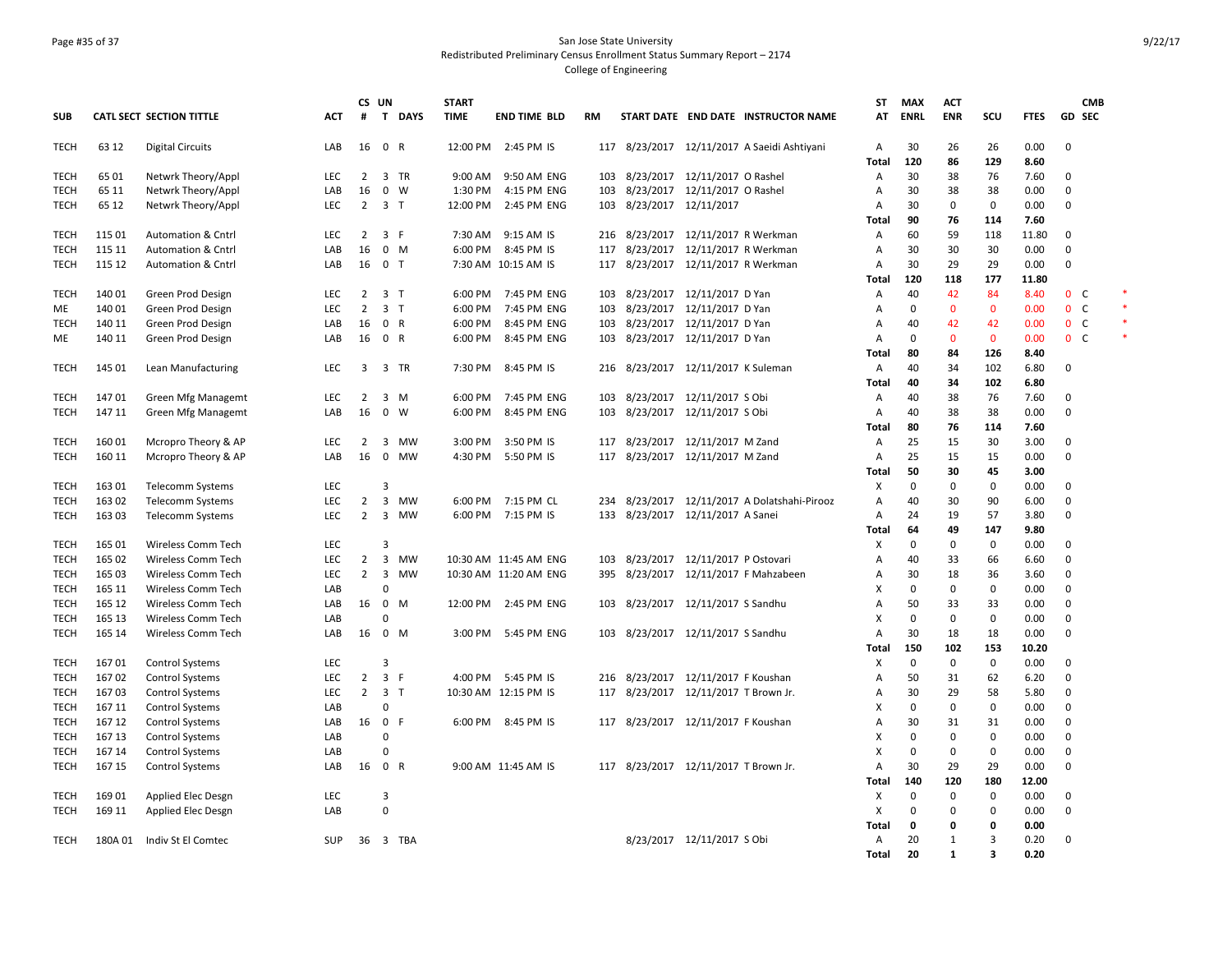San Jose State University
Redistributed Preliminary Census Enrollment Status Summary Report – 2174
College of Engineering

| SUB | CATL SECT | SECTION TITTLE | ACT | CS # | UN T | DAYS | START TIME | END TIME | BLD | RM | START DATE | END DATE | INSTRUCTOR NAME | ST AT | MAX ENRL | ACT ENR | SCU | FTES | GD | CMB SEC | |
|---|---|---|---|---|---|---|---|---|---|---|---|---|---|---|---|---|---|---|---|---|---|
| TECH | 63 12 | Digital Circuits | LAB | 16 | 0 | R | 12:00 PM | 2:45 PM | IS | 117 | 8/23/2017 | 12/11/2017 | A Saeidi Ashtiyani | A | 30 | 26 | 26 | 0.00 | 0 | | |
| | | | | | | | | | | | | | | **Total** | **120** | **86** | **129** | **8.60** | | | |
| TECH | 65 01 | Netwrk Theory/Appl | LEC | 2 | 3 | TR | 9:00 AM | 9:50 AM | ENG | 103 | 8/23/2017 | 12/11/2017 | O Rashel | A | 30 | 38 | 76 | 7.60 | 0 | | |
| TECH | 65 11 | Netwrk Theory/Appl | LAB | 16 | 0 | W | 1:30 PM | 4:15 PM | ENG | 103 | 8/23/2017 | 12/11/2017 | O Rashel | A | 30 | 38 | 38 | 0.00 | 0 | | |
| TECH | 65 12 | Netwrk Theory/Appl | LEC | 2 | 3 | T | 12:00 PM | 2:45 PM | ENG | 103 | 8/23/2017 | 12/11/2017 | | A | 30 | 0 | 0 | 0.00 | 0 | | |
| | | | | | | | | | | | | | | **Total** | **90** | **76** | **114** | **7.60** | | | |
| TECH | 115 01 | Automation & Cntrl | LEC | 2 | 3 | F | 7:30 AM | 9:15 AM | IS | 216 | 8/23/2017 | 12/11/2017 | R Werkman | A | 60 | 59 | 118 | 11.80 | 0 | | |
| TECH | 115 11 | Automation & Cntrl | LAB | 16 | 0 | M | 6:00 PM | 8:45 PM | IS | 117 | 8/23/2017 | 12/11/2017 | R Werkman | A | 30 | 30 | 30 | 0.00 | 0 | | |
| TECH | 115 12 | Automation & Cntrl | LAB | 16 | 0 | T | 7:30 AM | 10:15 AM | IS | 117 | 8/23/2017 | 12/11/2017 | R Werkman | A | 30 | 29 | 29 | 0.00 | 0 | | |
| | | | | | | | | | | | | | | **Total** | **120** | **118** | **177** | **11.80** | | | |
| TECH | 140 01 | Green Prod Design | LEC | 2 | 3 | T | 6:00 PM | 7:45 PM | ENG | 103 | 8/23/2017 | 12/11/2017 | D Yan | A | 40 | 42 | 84 | 8.40 | 0 | C | * |
| ME | 140 01 | Green Prod Design | LEC | 2 | 3 | T | 6:00 PM | 7:45 PM | ENG | 103 | 8/23/2017 | 12/11/2017 | D Yan | A | 0 | 0 | 0 | 0.00 | 0 | C | * |
| TECH | 140 11 | Green Prod Design | LAB | 16 | 0 | R | 6:00 PM | 8:45 PM | ENG | 103 | 8/23/2017 | 12/11/2017 | D Yan | A | 40 | 42 | 42 | 0.00 | 0 | C | * |
| ME | 140 11 | Green Prod Design | LAB | 16 | 0 | R | 6:00 PM | 8:45 PM | ENG | 103 | 8/23/2017 | 12/11/2017 | D Yan | A | 0 | 0 | 0 | 0.00 | 0 | C | * |
| | | | | | | | | | | | | | | **Total** | **80** | **84** | **126** | **8.40** | | | |
| TECH | 145 01 | Lean Manufacturing | LEC | 3 | 3 | TR | 7:30 PM | 8:45 PM | IS | 216 | 8/23/2017 | 12/11/2017 | K Suleman | A | 40 | 34 | 102 | 6.80 | 0 | | |
| | | | | | | | | | | | | | | **Total** | **40** | **34** | **102** | **6.80** | | | |
| TECH | 147 01 | Green Mfg Managemt | LEC | 2 | 3 | M | 6:00 PM | 7:45 PM | ENG | 103 | 8/23/2017 | 12/11/2017 | S Obi | A | 40 | 38 | 76 | 7.60 | 0 | | |
| TECH | 147 11 | Green Mfg Managemt | LAB | 16 | 0 | W | 6:00 PM | 8:45 PM | ENG | 103 | 8/23/2017 | 12/11/2017 | S Obi | A | 40 | 38 | 38 | 0.00 | 0 | | |
| | | | | | | | | | | | | | | **Total** | **80** | **76** | **114** | **7.60** | | | |
| TECH | 160 01 | Mcropro Theory & AP | LEC | 2 | 3 | MW | 3:00 PM | 3:50 PM | IS | 117 | 8/23/2017 | 12/11/2017 | M Zand | A | 25 | 15 | 30 | 3.00 | 0 | | |
| TECH | 160 11 | Mcropro Theory & AP | LAB | 16 | 0 | MW | 4:30 PM | 5:50 PM | IS | 117 | 8/23/2017 | 12/11/2017 | M Zand | A | 25 | 15 | 15 | 0.00 | 0 | | |
| | | | | | | | | | | | | | | **Total** | **50** | **30** | **45** | **3.00** | | | |
| TECH | 163 01 | Telecomm Systems | LEC | | 3 | | | | | | | | | X | 0 | 0 | 0 | 0.00 | 0 | | |
| TECH | 163 02 | Telecomm Systems | LEC | 2 | 3 | MW | 6:00 PM | 7:15 PM | CL | 234 | 8/23/2017 | 12/11/2017 | A Dolatshahi-Pirooz | A | 40 | 30 | 90 | 6.00 | 0 | | |
| TECH | 163 03 | Telecomm Systems | LEC | 2 | 3 | MW | 6:00 PM | 7:15 PM | IS | 133 | 8/23/2017 | 12/11/2017 | A Sanei | A | 24 | 19 | 57 | 3.80 | 0 | | |
| | | | | | | | | | | | | | | **Total** | **64** | **49** | **147** | **9.80** | | | |
| TECH | 165 01 | Wireless Comm Tech | LEC | | 3 | | | | | | | | | X | 0 | 0 | 0 | 0.00 | 0 | | |
| TECH | 165 02 | Wireless Comm Tech | LEC | 2 | 3 | MW | 10:30 AM | 11:45 AM | ENG | 103 | 8/23/2017 | 12/11/2017 | P Ostovari | A | 40 | 33 | 66 | 6.60 | 0 | | |
| TECH | 165 03 | Wireless Comm Tech | LEC | 2 | 3 | MW | 10:30 AM | 11:20 AM | ENG | 395 | 8/23/2017 | 12/11/2017 | F Mahzabeen | A | 30 | 18 | 36 | 3.60 | 0 | | |
| TECH | 165 11 | Wireless Comm Tech | LAB | | 0 | | | | | | | | | X | 0 | 0 | 0 | 0.00 | 0 | | |
| TECH | 165 12 | Wireless Comm Tech | LAB | 16 | 0 | M | 12:00 PM | 2:45 PM | ENG | 103 | 8/23/2017 | 12/11/2017 | S Sandhu | A | 50 | 33 | 33 | 0.00 | 0 | | |
| TECH | 165 13 | Wireless Comm Tech | LAB | | 0 | | | | | | | | | X | 0 | 0 | 0 | 0.00 | 0 | | |
| TECH | 165 14 | Wireless Comm Tech | LAB | 16 | 0 | M | 3:00 PM | 5:45 PM | ENG | 103 | 8/23/2017 | 12/11/2017 | S Sandhu | A | 30 | 18 | 18 | 0.00 | 0 | | |
| | | | | | | | | | | | | | | **Total** | **150** | **102** | **153** | **10.20** | | | |
| TECH | 167 01 | Control Systems | LEC | | 3 | | | | | | | | | X | 0 | 0 | 0 | 0.00 | 0 | | |
| TECH | 167 02 | Control Systems | LEC | 2 | 3 | F | 4:00 PM | 5:45 PM | IS | 216 | 8/23/2017 | 12/11/2017 | F Koushan | A | 50 | 31 | 62 | 6.20 | 0 | | |
| TECH | 167 03 | Control Systems | LEC | 2 | 3 | T | 10:30 AM | 12:15 PM | IS | 117 | 8/23/2017 | 12/11/2017 | T Brown Jr. | A | 30 | 29 | 58 | 5.80 | 0 | | |
| TECH | 167 11 | Control Systems | LAB | | 0 | | | | | | | | | X | 0 | 0 | 0 | 0.00 | 0 | | |
| TECH | 167 12 | Control Systems | LAB | 16 | 0 | F | 6:00 PM | 8:45 PM | IS | 117 | 8/23/2017 | 12/11/2017 | F Koushan | A | 30 | 31 | 31 | 0.00 | 0 | | |
| TECH | 167 13 | Control Systems | LAB | | 0 | | | | | | | | | X | 0 | 0 | 0 | 0.00 | 0 | | |
| TECH | 167 14 | Control Systems | LAB | | 0 | | | | | | | | | X | 0 | 0 | 0 | 0.00 | 0 | | |
| TECH | 167 15 | Control Systems | LAB | 16 | 0 | R | 9:00 AM | 11:45 AM | IS | 117 | 8/23/2017 | 12/11/2017 | T Brown Jr. | A | 30 | 29 | 29 | 0.00 | 0 | | |
| | | | | | | | | | | | | | | **Total** | **140** | **120** | **180** | **12.00** | | | |
| TECH | 169 01 | Applied Elec Desgn | LEC | | 3 | | | | | | | | | X | 0 | 0 | 0 | 0.00 | 0 | | |
| TECH | 169 11 | Applied Elec Desgn | LAB | | 0 | | | | | | | | | X | 0 | 0 | 0 | 0.00 | 0 | | |
| | | | | | | | | | | | | | | **Total** | **0** | **0** | **0** | **0.00** | | | |
| TECH | 180A 01 | Indiv St El Comtec | SUP | 36 | 3 | TBA | | | | | 8/23/2017 | 12/11/2017 | S Obi | A | 20 | 1 | 3 | 0.20 | 0 | | |
| | | | | | | | | | | | | | | **Total** | **20** | **1** | **3** | **0.20** | | | |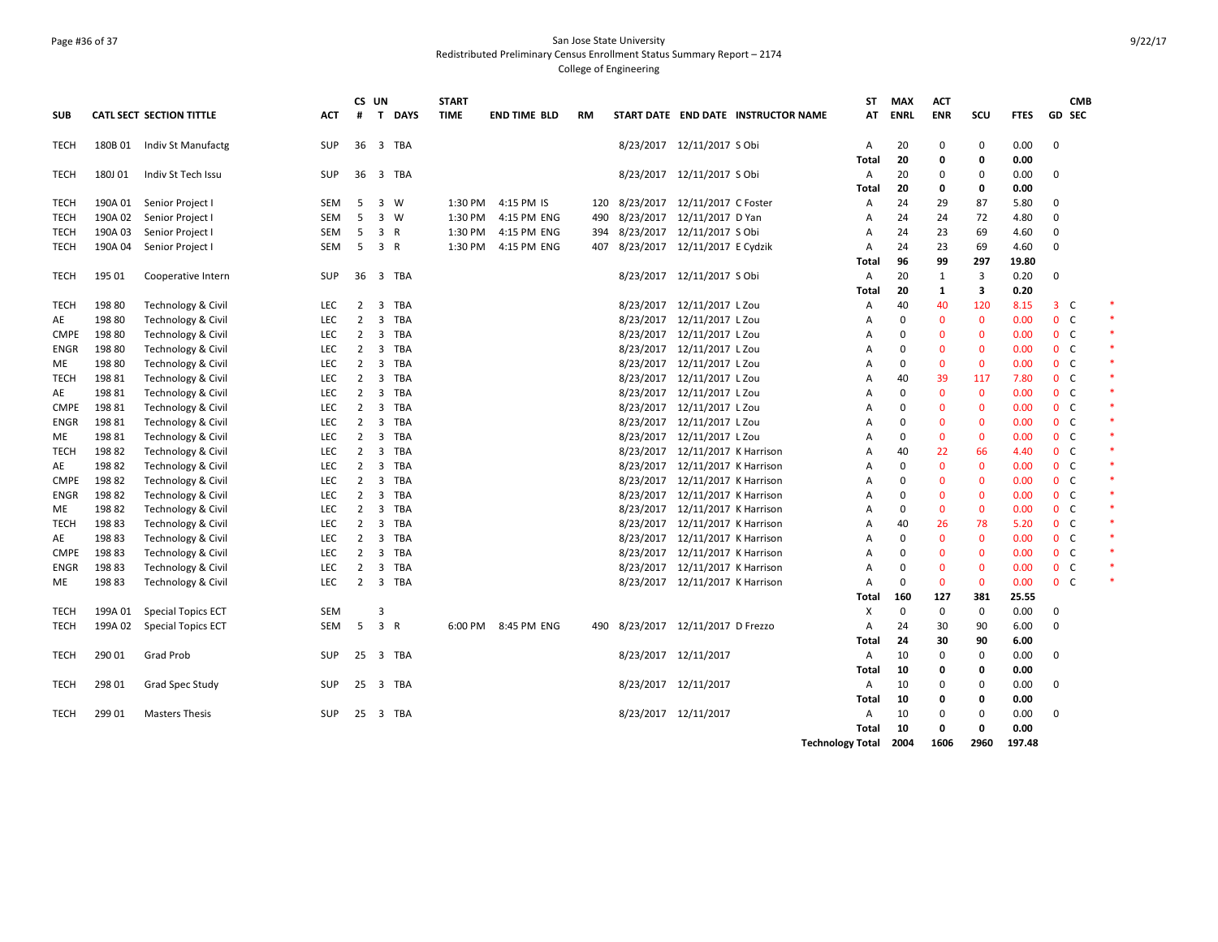San Jose State University
Redistributed Preliminary Census Enrollment Status Summary Report – 2174
College of Engineering

| SUB | CATL SECT | SECTION TITTLE | ACT | CS # | UN T | DAYS | START TIME | END TIME | BLD | RM | START DATE | END DATE | INSTRUCTOR NAME | ST AT | MAX ENRL | ACT ENR | SCU | FTES | GD | CMB SEC | |
|---|---|---|---|---|---|---|---|---|---|---|---|---|---|---|---|---|---|---|---|---|---|
| TECH | 180B 01 | Indiv St Manufactg | SUP | 36 | 3 | TBA | | | | | 8/23/2017 | 12/11/2017 | S Obi | A | 20 | 0 | 0 | 0.00 | 0 | | |
| | | | | | | | | | | | | | | Total | 20 | 0 | 0 | 0.00 | | | |
| TECH | 180J 01 | Indiv St Tech Issu | SUP | 36 | 3 | TBA | | | | | 8/23/2017 | 12/11/2017 | S Obi | A | 20 | 0 | 0 | 0.00 | 0 | | |
| | | | | | | | | | | | | | | Total | 20 | 0 | 0 | 0.00 | | | |
| TECH | 190A 01 | Senior Project I | SEM | 5 | 3 | W | 1:30 PM | 4:15 PM | IS | 120 | 8/23/2017 | 12/11/2017 | C Foster | A | 24 | 29 | 87 | 5.80 | 0 | | |
| TECH | 190A 02 | Senior Project I | SEM | 5 | 3 | W | 1:30 PM | 4:15 PM | ENG | 490 | 8/23/2017 | 12/11/2017 | D Yan | A | 24 | 24 | 72 | 4.80 | 0 | | |
| TECH | 190A 03 | Senior Project I | SEM | 5 | 3 | R | 1:30 PM | 4:15 PM | ENG | 394 | 8/23/2017 | 12/11/2017 | S Obi | A | 24 | 23 | 69 | 4.60 | 0 | | |
| TECH | 190A 04 | Senior Project I | SEM | 5 | 3 | R | 1:30 PM | 4:15 PM | ENG | 407 | 8/23/2017 | 12/11/2017 | E Cydzik | A | 24 | 23 | 69 | 4.60 | 0 | | |
| | | | | | | | | | | | | | | Total | 96 | 99 | 297 | 19.80 | | | |
| TECH | 195 01 | Cooperative Intern | SUP | 36 | 3 | TBA | | | | | 8/23/2017 | 12/11/2017 | S Obi | A | 20 | 1 | 3 | 0.20 | 0 | | |
| | | | | | | | | | | | | | | Total | 20 | 1 | 3 | 0.20 | | | |
| TECH | 198 80 | Technology & Civil | LEC | 2 | 3 | TBA | | | | | 8/23/2017 | 12/11/2017 | L Zou | A | 40 | 40 | 120 | 8.15 | 3 | C | * |
| AE | 198 80 | Technology & Civil | LEC | 2 | 3 | TBA | | | | | 8/23/2017 | 12/11/2017 | L Zou | A | 0 | 0 | 0 | 0.00 | 0 | C | * |
| CMPE | 198 80 | Technology & Civil | LEC | 2 | 3 | TBA | | | | | 8/23/2017 | 12/11/2017 | L Zou | A | 0 | 0 | 0 | 0.00 | 0 | C | * |
| ENGR | 198 80 | Technology & Civil | LEC | 2 | 3 | TBA | | | | | 8/23/2017 | 12/11/2017 | L Zou | A | 0 | 0 | 0 | 0.00 | 0 | C | * |
| ME | 198 80 | Technology & Civil | LEC | 2 | 3 | TBA | | | | | 8/23/2017 | 12/11/2017 | L Zou | A | 0 | 0 | 0 | 0.00 | 0 | C | * |
| TECH | 198 81 | Technology & Civil | LEC | 2 | 3 | TBA | | | | | 8/23/2017 | 12/11/2017 | L Zou | A | 40 | 39 | 117 | 7.80 | 0 | C | * |
| AE | 198 81 | Technology & Civil | LEC | 2 | 3 | TBA | | | | | 8/23/2017 | 12/11/2017 | L Zou | A | 0 | 0 | 0 | 0.00 | 0 | C | * |
| CMPE | 198 81 | Technology & Civil | LEC | 2 | 3 | TBA | | | | | 8/23/2017 | 12/11/2017 | L Zou | A | 0 | 0 | 0 | 0.00 | 0 | C | * |
| ENGR | 198 81 | Technology & Civil | LEC | 2 | 3 | TBA | | | | | 8/23/2017 | 12/11/2017 | L Zou | A | 0 | 0 | 0 | 0.00 | 0 | C | * |
| ME | 198 81 | Technology & Civil | LEC | 2 | 3 | TBA | | | | | 8/23/2017 | 12/11/2017 | L Zou | A | 0 | 0 | 0 | 0.00 | 0 | C | * |
| TECH | 198 82 | Technology & Civil | LEC | 2 | 3 | TBA | | | | | 8/23/2017 | 12/11/2017 | K Harrison | A | 40 | 22 | 66 | 4.40 | 0 | C | * |
| AE | 198 82 | Technology & Civil | LEC | 2 | 3 | TBA | | | | | 8/23/2017 | 12/11/2017 | K Harrison | A | 0 | 0 | 0 | 0.00 | 0 | C | * |
| CMPE | 198 82 | Technology & Civil | LEC | 2 | 3 | TBA | | | | | 8/23/2017 | 12/11/2017 | K Harrison | A | 0 | 0 | 0 | 0.00 | 0 | C | * |
| ENGR | 198 82 | Technology & Civil | LEC | 2 | 3 | TBA | | | | | 8/23/2017 | 12/11/2017 | K Harrison | A | 0 | 0 | 0 | 0.00 | 0 | C | * |
| ME | 198 82 | Technology & Civil | LEC | 2 | 3 | TBA | | | | | 8/23/2017 | 12/11/2017 | K Harrison | A | 0 | 0 | 0 | 0.00 | 0 | C | * |
| TECH | 198 83 | Technology & Civil | LEC | 2 | 3 | TBA | | | | | 8/23/2017 | 12/11/2017 | K Harrison | A | 40 | 26 | 78 | 5.20 | 0 | C | * |
| AE | 198 83 | Technology & Civil | LEC | 2 | 3 | TBA | | | | | 8/23/2017 | 12/11/2017 | K Harrison | A | 0 | 0 | 0 | 0.00 | 0 | C | * |
| CMPE | 198 83 | Technology & Civil | LEC | 2 | 3 | TBA | | | | | 8/23/2017 | 12/11/2017 | K Harrison | A | 0 | 0 | 0 | 0.00 | 0 | C | * |
| ENGR | 198 83 | Technology & Civil | LEC | 2 | 3 | TBA | | | | | 8/23/2017 | 12/11/2017 | K Harrison | A | 0 | 0 | 0 | 0.00 | 0 | C | * |
| ME | 198 83 | Technology & Civil | LEC | 2 | 3 | TBA | | | | | 8/23/2017 | 12/11/2017 | K Harrison | A | 0 | 0 | 0 | 0.00 | 0 | C | * |
| | | | | | | | | | | | | | | Total | 160 | 127 | 381 | 25.55 | | | |
| TECH | 199A 01 | Special Topics ECT | SEM | | 3 | | | | | | | | | X | 0 | 0 | 0 | 0.00 | 0 | | |
| TECH | 199A 02 | Special Topics ECT | SEM | 5 | 3 | R | 6:00 PM | 8:45 PM | ENG | 490 | 8/23/2017 | 12/11/2017 | D Frezzo | A | 24 | 30 | 90 | 6.00 | 0 | | |
| | | | | | | | | | | | | | | Total | 24 | 30 | 90 | 6.00 | | | |
| TECH | 290 01 | Grad Prob | SUP | 25 | 3 | TBA | | | | | 8/23/2017 | 12/11/2017 | | A | 10 | 0 | 0 | 0.00 | 0 | | |
| | | | | | | | | | | | | | | Total | 10 | 0 | 0 | 0.00 | | | |
| TECH | 298 01 | Grad Spec Study | SUP | 25 | 3 | TBA | | | | | 8/23/2017 | 12/11/2017 | | A | 10 | 0 | 0 | 0.00 | 0 | | |
| | | | | | | | | | | | | | | Total | 10 | 0 | 0 | 0.00 | | | |
| TECH | 299 01 | Masters Thesis | SUP | 25 | 3 | TBA | | | | | 8/23/2017 | 12/11/2017 | | A | 10 | 0 | 0 | 0.00 | 0 | | |
| | | | | | | | | | | | | | | Total | 10 | 0 | 0 | 0.00 | | | |
| | | | | | | | | | | | | | | Technology Total | 2004 | 1606 | 2960 | 197.48 | | | |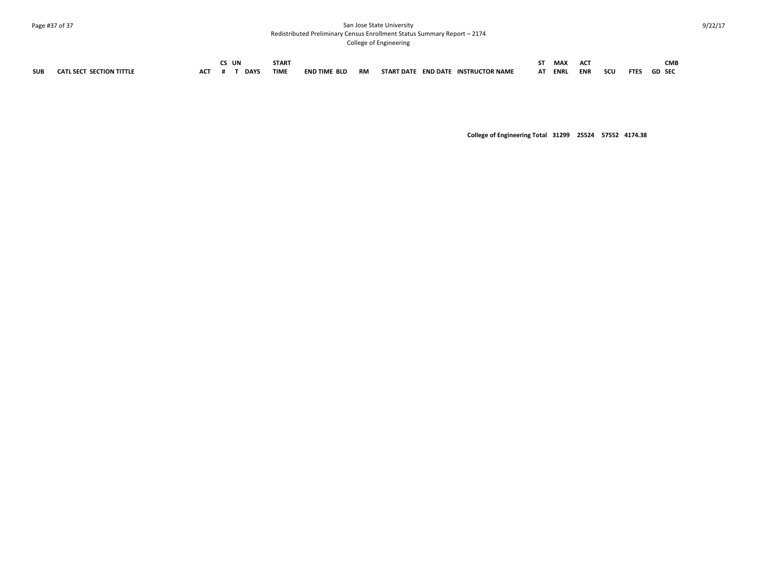| SUB | CATL | SECT | SECTION TITTLE | ACT | CS # | UNT | DAYS | START TIME | END TIME | BLD | RM | START DATE | END DATE | INSTRUCTOR NAME | STAT | MAX ENRL | ACT ENR | SCU | FTES | GD | CMB SEC |
|---|---|---|---|---|---|---|---|---|---|---|---|---|---|---|---|---|---|---|---|---|---|
| | | | | | | | | | | | | | | **College of Engineering Total** | | **31299** | **25524** | **57552** | **4174.38** | | |